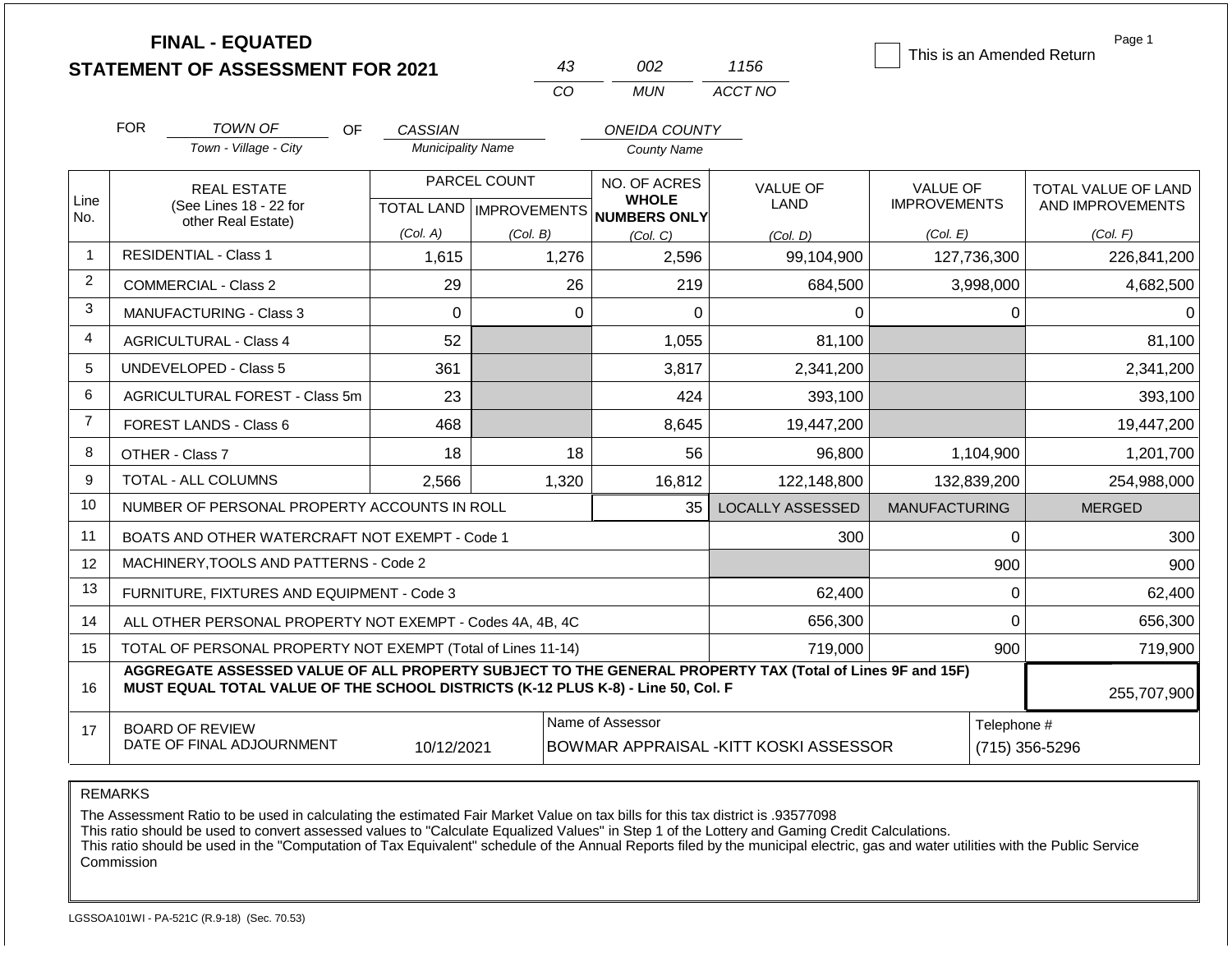# FINAL - EQUATED
## STATEMENT OF ASSESSMENT FOR 2021

43 — 002 — 1156
CO — MUN — ACCT NO

☐ This is an Amended Return

FOR TOWN OF (Town - Village - City) OF CASSIAN (Municipality Name) ONEIDA COUNTY (County Name)

| Line No. | REAL ESTATE (See Lines 18 - 22 for other Real Estate) | PARCEL COUNT TOTAL LAND (Col. A) | PARCEL COUNT IMPROVEMENTS (Col. B) | NO. OF ACRES WHOLE NUMBERS ONLY (Col. C) | VALUE OF LAND (Col. D) | VALUE OF IMPROVEMENTS (Col. E) | TOTAL VALUE OF LAND AND IMPROVEMENTS (Col. F) |
|---|---|---|---|---|---|---|---|
| 1 | RESIDENTIAL - Class 1 | 1,615 | 1,276 | 2,596 | 99,104,900 | 127,736,300 | 226,841,200 |
| 2 | COMMERCIAL - Class 2 | 29 | 26 | 219 | 684,500 | 3,998,000 | 4,682,500 |
| 3 | MANUFACTURING - Class 3 | 0 | 0 | 0 | 0 | 0 | 0 |
| 4 | AGRICULTURAL - Class 4 | 52 | | 1,055 | 81,100 | | 81,100 |
| 5 | UNDEVELOPED - Class 5 | 361 | | 3,817 | 2,341,200 | | 2,341,200 |
| 6 | AGRICULTURAL FOREST - Class 5m | 23 | | 424 | 393,100 | | 393,100 |
| 7 | FOREST LANDS - Class 6 | 468 | | 8,645 | 19,447,200 | | 19,447,200 |
| 8 | OTHER - Class 7 | 18 | 18 | 56 | 96,800 | 1,104,900 | 1,201,700 |
| 9 | TOTAL - ALL COLUMNS | 2,566 | 1,320 | 16,812 | 122,148,800 | 132,839,200 | 254,988,000 |
| 10 | NUMBER OF PERSONAL PROPERTY ACCOUNTS IN ROLL | | | 35 | LOCALLY ASSESSED | MANUFACTURING | MERGED |
| 11 | BOATS AND OTHER WATERCRAFT NOT EXEMPT - Code 1 | | | | 300 | 0 | 300 |
| 12 | MACHINERY,TOOLS AND PATTERNS - Code 2 | | | | | 900 | 900 |
| 13 | FURNITURE, FIXTURES AND EQUIPMENT - Code 3 | | | | 62,400 | 0 | 62,400 |
| 14 | ALL OTHER PERSONAL PROPERTY NOT EXEMPT - Codes 4A, 4B, 4C | | | | 656,300 | 0 | 656,300 |
| 15 | TOTAL OF PERSONAL PROPERTY NOT EXEMPT (Total of Lines 11-14) | | | | 719,000 | 900 | 719,900 |
| 16 | AGGREGATE ASSESSED VALUE OF ALL PROPERTY SUBJECT TO THE GENERAL PROPERTY TAX (Total of Lines 9F and 15F) MUST EQUAL TOTAL VALUE OF THE SCHOOL DISTRICTS (K-12 PLUS K-8) - Line 50, Col. F | | | | | | 255,707,900 |
| 17 | BOARD OF REVIEW DATE OF FINAL ADJOURNMENT | 10/12/2021 | | Name of Assessor: BOWMAR APPRAISAL -KITT KOSKI ASSESSOR | | | Telephone #: (715) 356-5296 |

REMARKS

The Assessment Ratio to be used in calculating the estimated Fair Market Value on tax bills for this tax district is .93577098
This ratio should be used to convert assessed values to "Calculate Equalized Values" in Step 1 of the Lottery and Gaming Credit Calculations.
This ratio should be used in the "Computation of Tax Equivalent" schedule of the Annual Reports filed by the municipal electric, gas and water utilities with the Public Service Commission

LGSSOA101WI - PA-521C (R.9-18) (Sec. 70.53)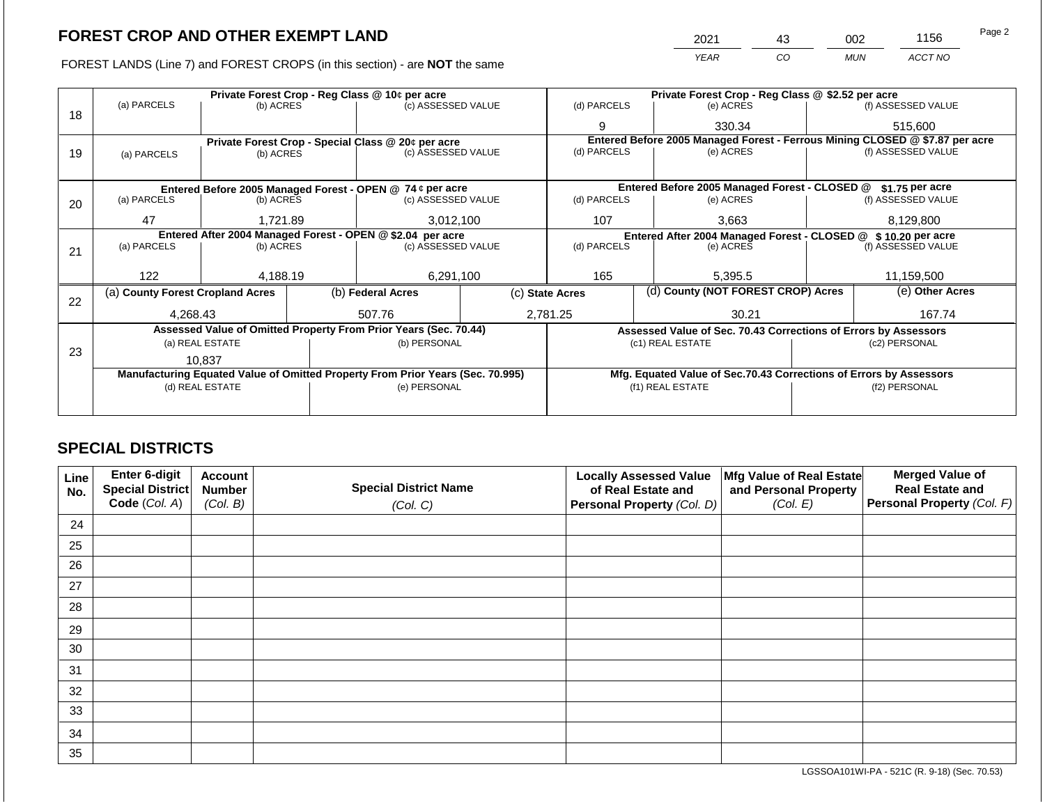# FOREST CROP AND OTHER EXEMPT LAND

| 2021 | 43 | 002 | 1156 |
|---|---|---|---|
| YEAR | CO | MUN | ACCT NO |

FOREST LANDS (Line 7) and FOREST CROPS (in this section) - are **NOT** the same

| Line | | | | | | |
|---|---|---|---|---|---|---|
| 18 | Private Forest Crop - Reg Class @ 10¢ per acre | | | Private Forest Crop - Reg Class @ $2.52 per acre | | |
| | (a) PARCELS | (b) ACRES | (c) ASSESSED VALUE | (d) PARCELS | (e) ACRES | (f) ASSESSED VALUE |
| | | | | 9 | 330.34 | 515,600 |
| 19 | Private Forest Crop - Special Class @ 20¢ per acre | | | Entered Before 2005 Managed Forest - Ferrous Mining CLOSED @ $7.87 per acre | | |
| | (a) PARCELS | (b) ACRES | (c) ASSESSED VALUE | (d) PARCELS | (e) ACRES | (f) ASSESSED VALUE |
| | | | | | | |
| 20 | Entered Before 2005 Managed Forest - OPEN @ 74 ¢ per acre | | | Entered Before 2005 Managed Forest - CLOSED @ $1.75 per acre | | |
| | (a) PARCELS | (b) ACRES | (c) ASSESSED VALUE | (d) PARCELS | (e) ACRES | (f) ASSESSED VALUE |
| | 47 | 1,721.89 | 3,012,100 | 107 | 3,663 | 8,129,800 |
| 21 | Entered After 2004 Managed Forest - OPEN @ $2.04 per acre | | | Entered After 2004 Managed Forest - CLOSED @ $ 10.20 per acre | | |
| | (a) PARCELS | (b) ACRES | (c) ASSESSED VALUE | (d) PARCELS | (e) ACRES | (f) ASSESSED VALUE |
| | 122 | 4,188.19 | 6,291,100 | 165 | 5,395.5 | 11,159,500 |

| Line | (a) County Forest Cropland Acres | (b) Federal Acres | (c) State Acres | (d) County (NOT FOREST CROP) Acres | (e) Other Acres |
|---|---|---|---|---|---|
| 22 | 4,268.43 | 507.76 | 2,781.25 | 30.21 | 167.74 |

| Line | Assessed Value of Omitted Property From Prior Years (Sec. 70.44) | | Assessed Value of Sec. 70.43 Corrections of Errors by Assessors | |
|---|---|---|---|---|
| 23 | (a) REAL ESTATE | (b) PERSONAL | (c1) REAL ESTATE | (c2) PERSONAL |
| | 10,837 | | | |
| | Manufacturing Equated Value of Omitted Property From Prior Years (Sec. 70.995) | | Mfg. Equated Value of Sec.70.43 Corrections of Errors by Assessors | |
| | (d) REAL ESTATE | (e) PERSONAL | (f1) REAL ESTATE | (f2) PERSONAL |
| | | | | |

## SPECIAL DISTRICTS

| Line No. | Enter 6-digit Special District Code (Col. A) | Account Number (Col. B) | Special District Name (Col. C) | Locally Assessed Value of Real Estate and Personal Property (Col. D) | Mfg Value of Real Estate and Personal Property (Col. E) | Merged Value of Real Estate and Personal Property (Col. F) |
|---|---|---|---|---|---|---|
| 24 | | | | | | |
| 25 | | | | | | |
| 26 | | | | | | |
| 27 | | | | | | |
| 28 | | | | | | |
| 29 | | | | | | |
| 30 | | | | | | |
| 31 | | | | | | |
| 32 | | | | | | |
| 33 | | | | | | |
| 34 | | | | | | |
| 35 | | | | | | |

LGSSOA101WI-PA - 521C (R. 9-18) (Sec. 70.53)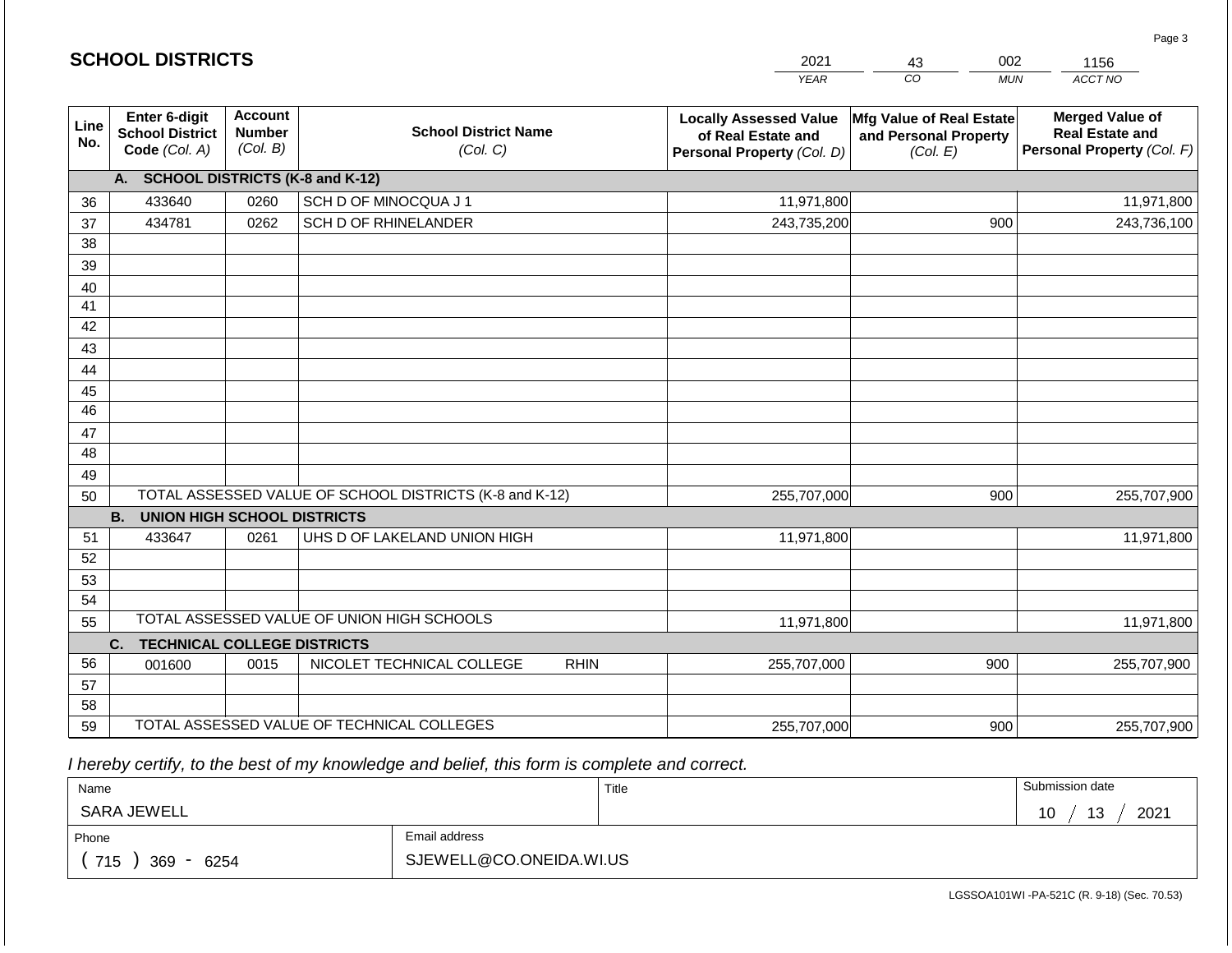## SCHOOL DISTRICTS

| 2021 | 43 | 002 | 1156 |
|---|---|---|---|
| YEAR | CO | MUN | ACCT NO |

| Line No. | Enter 6-digit School District Code *(Col. A)* | Account Number *(Col. B)* | School District Name *(Col. C)* | Locally Assessed Value of Real Estate and Personal Property *(Col. D)* | Mfg Value of Real Estate and Personal Property *(Col. E)* | Merged Value of Real Estate and Personal Property *(Col. F)* |
|---|---|---|---|---|---|---|
| | **A. SCHOOL DISTRICTS (K-8 and K-12)** | | | | | |
| 36 | 433640 | 0260 | SCH D OF MINOCQUA J 1 | 11,971,800 | | 11,971,800 |
| 37 | 434781 | 0262 | SCH D OF RHINELANDER | 243,735,200 | 900 | 243,736,100 |
| 38 | | | | | | |
| 39 | | | | | | |
| 40 | | | | | | |
| 41 | | | | | | |
| 42 | | | | | | |
| 43 | | | | | | |
| 44 | | | | | | |
| 45 | | | | | | |
| 46 | | | | | | |
| 47 | | | | | | |
| 48 | | | | | | |
| 49 | | | | | | |
| 50 | TOTAL ASSESSED VALUE OF SCHOOL DISTRICTS (K-8 and K-12) | | | 255,707,000 | 900 | 255,707,900 |
| | **B. UNION HIGH SCHOOL DISTRICTS** | | | | | |
| 51 | 433647 | 0261 | UHS D OF LAKELAND UNION HIGH | 11,971,800 | | 11,971,800 |
| 52 | | | | | | |
| 53 | | | | | | |
| 54 | | | | | | |
| 55 | TOTAL ASSESSED VALUE OF UNION HIGH SCHOOLS | | | 11,971,800 | | 11,971,800 |
| | **C. TECHNICAL COLLEGE DISTRICTS** | | | | | |
| 56 | 001600 | 0015 | NICOLET TECHNICAL COLLEGE RHIN | 255,707,000 | 900 | 255,707,900 |
| 57 | | | | | | |
| 58 | | | | | | |
| 59 | TOTAL ASSESSED VALUE OF TECHNICAL COLLEGES | | | 255,707,000 | 900 | 255,707,900 |

*I hereby certify, to the best of my knowledge and belief, this form is complete and correct.*

| Name | Title | Submission date |
|---|---|---|
| SARA JEWELL | | 10 / 13 / 2021 |

| Phone | Email address |
|---|---|
| ( 715 ) 369 - 6254 | SJEWELL@CO.ONEIDA.WI.US |

LGSSOA101WI -PA-521C (R. 9-18) (Sec. 70.53)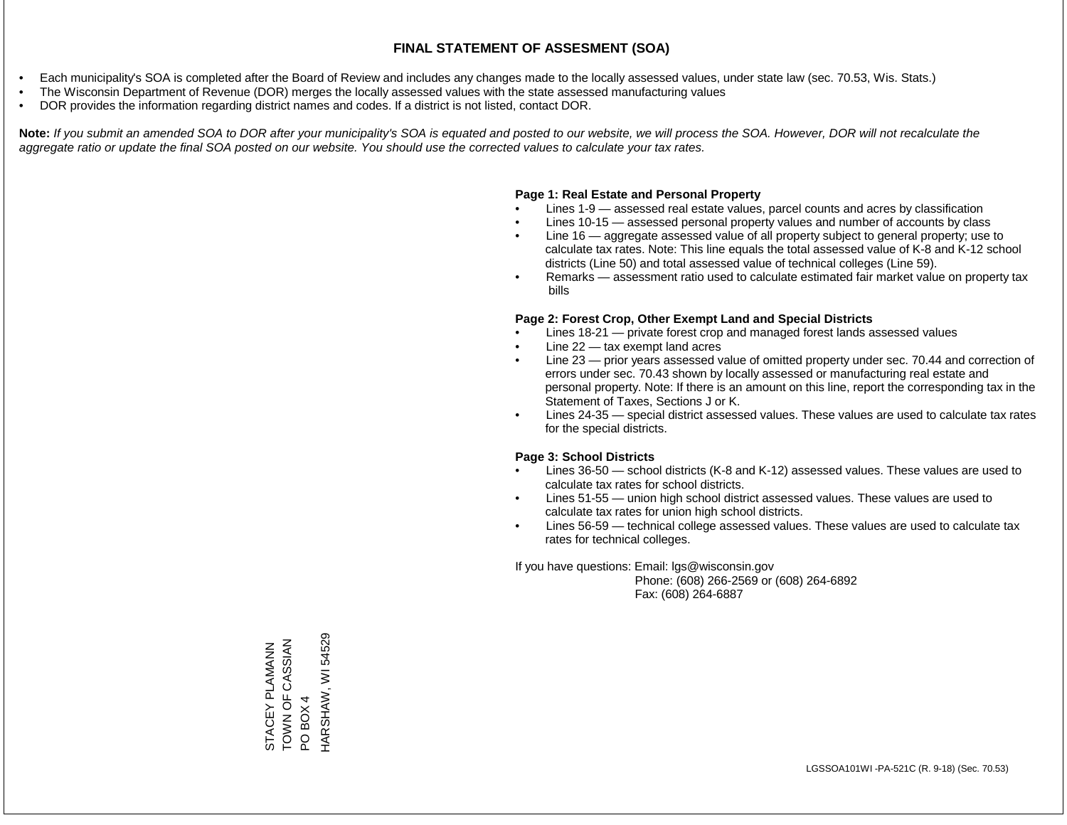# FINAL STATEMENT OF ASSESMENT (SOA)

- Each municipality's SOA is completed after the Board of Review and includes any changes made to the locally assessed values, under state law (sec. 70.53, Wis. Stats.)
- The Wisconsin Department of Revenue (DOR) merges the locally assessed values with the state assessed manufacturing values
- DOR provides the information regarding district names and codes. If a district is not listed, contact DOR.

**Note:** *If you submit an amended SOA to DOR after your municipality's SOA is equated and posted to our website, we will process the SOA. However, DOR will not recalculate the aggregate ratio or update the final SOA posted on our website. You should use the corrected values to calculate your tax rates.*

**Page 1: Real Estate and Personal Property**

- Lines 1-9 — assessed real estate values, parcel counts and acres by classification
- Lines 10-15 — assessed personal property values and number of accounts by class
- Line 16 — aggregate assessed value of all property subject to general property; use to calculate tax rates. Note: This line equals the total assessed value of K-8 and K-12 school districts (Line 50) and total assessed value of technical colleges (Line 59).
- Remarks — assessment ratio used to calculate estimated fair market value on property tax bills

**Page 2: Forest Crop, Other Exempt Land and Special Districts**

- Lines 18-21 — private forest crop and managed forest lands assessed values
- Line 22 — tax exempt land acres
- Line 23 — prior years assessed value of omitted property under sec. 70.44 and correction of errors under sec. 70.43 shown by locally assessed or manufacturing real estate and personal property. Note: If there is an amount on this line, report the corresponding tax in the Statement of Taxes, Sections J or K.
- Lines 24-35 — special district assessed values. These values are used to calculate tax rates for the special districts.

**Page 3: School Districts**

- Lines 36-50 — school districts (K-8 and K-12) assessed values. These values are used to calculate tax rates for school districts.
- Lines 51-55 — union high school district assessed values. These values are used to calculate tax rates for union high school districts.
- Lines 56-59 — technical college assessed values. These values are used to calculate tax rates for technical colleges.

If you have questions: Email: lgs@wisconsin.gov
Phone: (608) 266-2569 or (608) 264-6892
Fax: (608) 264-6887

STACEY PLAMANN
TOWN OF CASSIAN
PO BOX 4
HARSHAW, WI 54529

LGSSOA101WI -PA-521C (R. 9-18) (Sec. 70.53)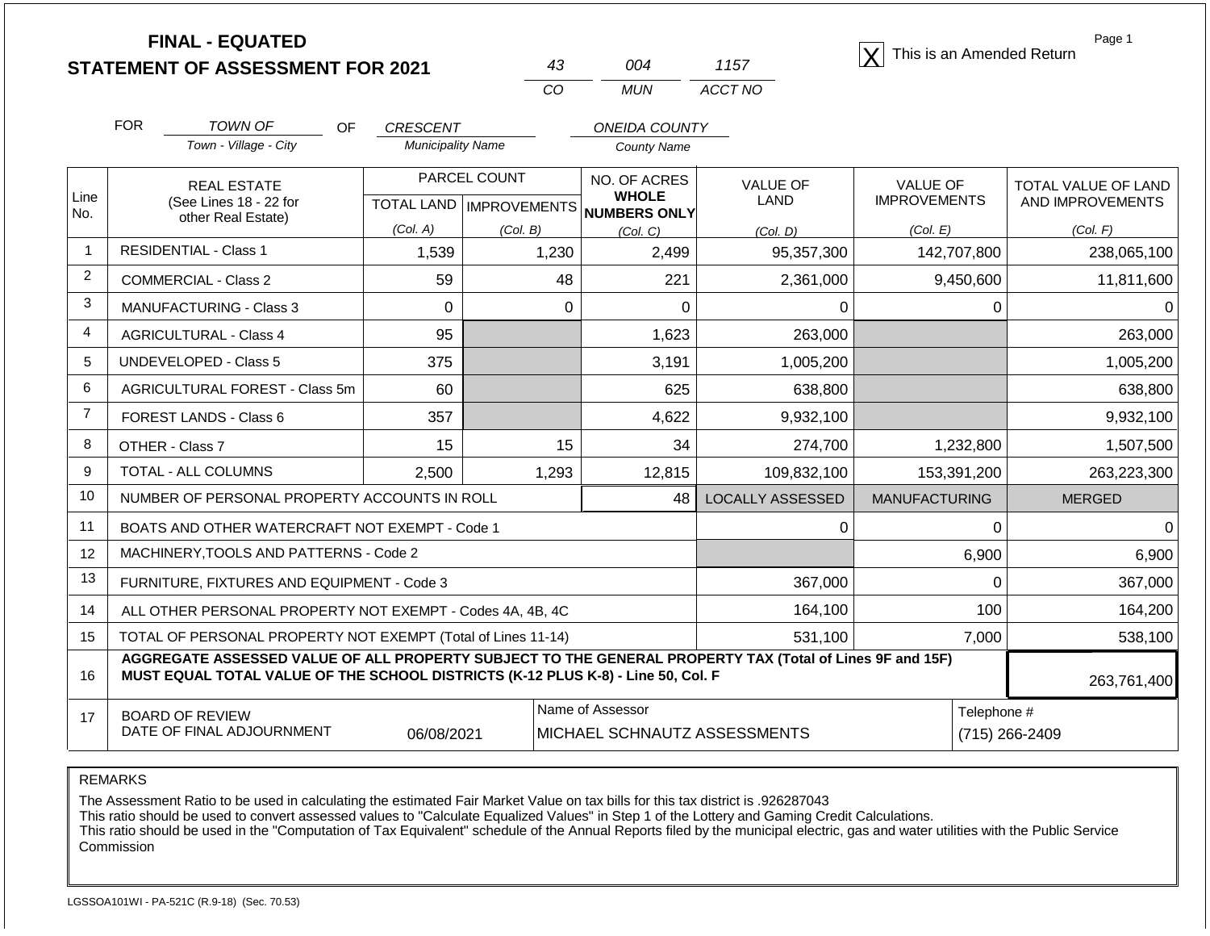# FINAL - EQUATED
## STATEMENT OF ASSESSMENT FOR 2021

| 43 | 004 | 1157 |
|---|---|---|
| CO | MUN | ACCT NO |

[X] This is an Amended Return

FOR *TOWN OF* (Town - Village - City) OF *CRESCENT* (Municipality Name) *ONEIDA COUNTY* (County Name)

| Line No. | REAL ESTATE (See Lines 18 - 22 for other Real Estate) | PARCEL COUNT | | NO. OF ACRES WHOLE NUMBERS ONLY | VALUE OF LAND | VALUE OF IMPROVEMENTS | TOTAL VALUE OF LAND AND IMPROVEMENTS |
|---|---|---|---|---|---|---|---|
| | | TOTAL LAND (Col. A) | IMPROVEMENTS (Col. B) | (Col. C) | (Col. D) | (Col. E) | (Col. F) |
| 1 | RESIDENTIAL - Class 1 | 1,539 | 1,230 | 2,499 | 95,357,300 | 142,707,800 | 238,065,100 |
| 2 | COMMERCIAL - Class 2 | 59 | 48 | 221 | 2,361,000 | 9,450,600 | 11,811,600 |
| 3 | MANUFACTURING - Class 3 | 0 | 0 | 0 | 0 | 0 | 0 |
| 4 | AGRICULTURAL - Class 4 | 95 | | 1,623 | 263,000 | | 263,000 |
| 5 | UNDEVELOPED - Class 5 | 375 | | 3,191 | 1,005,200 | | 1,005,200 |
| 6 | AGRICULTURAL FOREST - Class 5m | 60 | | 625 | 638,800 | | 638,800 |
| 7 | FOREST LANDS - Class 6 | 357 | | 4,622 | 9,932,100 | | 9,932,100 |
| 8 | OTHER - Class 7 | 15 | 15 | 34 | 274,700 | 1,232,800 | 1,507,500 |
| 9 | TOTAL - ALL COLUMNS | 2,500 | 1,293 | 12,815 | 109,832,100 | 153,391,200 | 263,223,300 |
| 10 | NUMBER OF PERSONAL PROPERTY ACCOUNTS IN ROLL | | | 48 | LOCALLY ASSESSED | MANUFACTURING | MERGED |
| 11 | BOATS AND OTHER WATERCRAFT NOT EXEMPT - Code 1 | | | | 0 | 0 | 0 |
| 12 | MACHINERY,TOOLS AND PATTERNS - Code 2 | | | | | 6,900 | 6,900 |
| 13 | FURNITURE, FIXTURES AND EQUIPMENT - Code 3 | | | | 367,000 | 0 | 367,000 |
| 14 | ALL OTHER PERSONAL PROPERTY NOT EXEMPT - Codes 4A, 4B, 4C | | | | 164,100 | 100 | 164,200 |
| 15 | TOTAL OF PERSONAL PROPERTY NOT EXEMPT (Total of Lines 11-14) | | | | 531,100 | 7,000 | 538,100 |
| 16 | **AGGREGATE ASSESSED VALUE OF ALL PROPERTY SUBJECT TO THE GENERAL PROPERTY TAX (Total of Lines 9F and 15F) MUST EQUAL TOTAL VALUE OF THE SCHOOL DISTRICTS (K-12 PLUS K-8) - Line 50, Col. F** | | | | | | 263,761,400 |
| 17 | BOARD OF REVIEW DATE OF FINAL ADJOURNMENT | 06/08/2021 | | Name of Assessor: MICHAEL SCHNAUTZ ASSESSMENTS | | | Telephone #: (715) 266-2409 |

REMARKS

The Assessment Ratio to be used in calculating the estimated Fair Market Value on tax bills for this tax district is .926287043
This ratio should be used to convert assessed values to "Calculate Equalized Values" in Step 1 of the Lottery and Gaming Credit Calculations.
This ratio should be used in the "Computation of Tax Equivalent" schedule of the Annual Reports filed by the municipal electric, gas and water utilities with the Public Service Commission

LGSSOA101WI - PA-521C (R.9-18) (Sec. 70.53)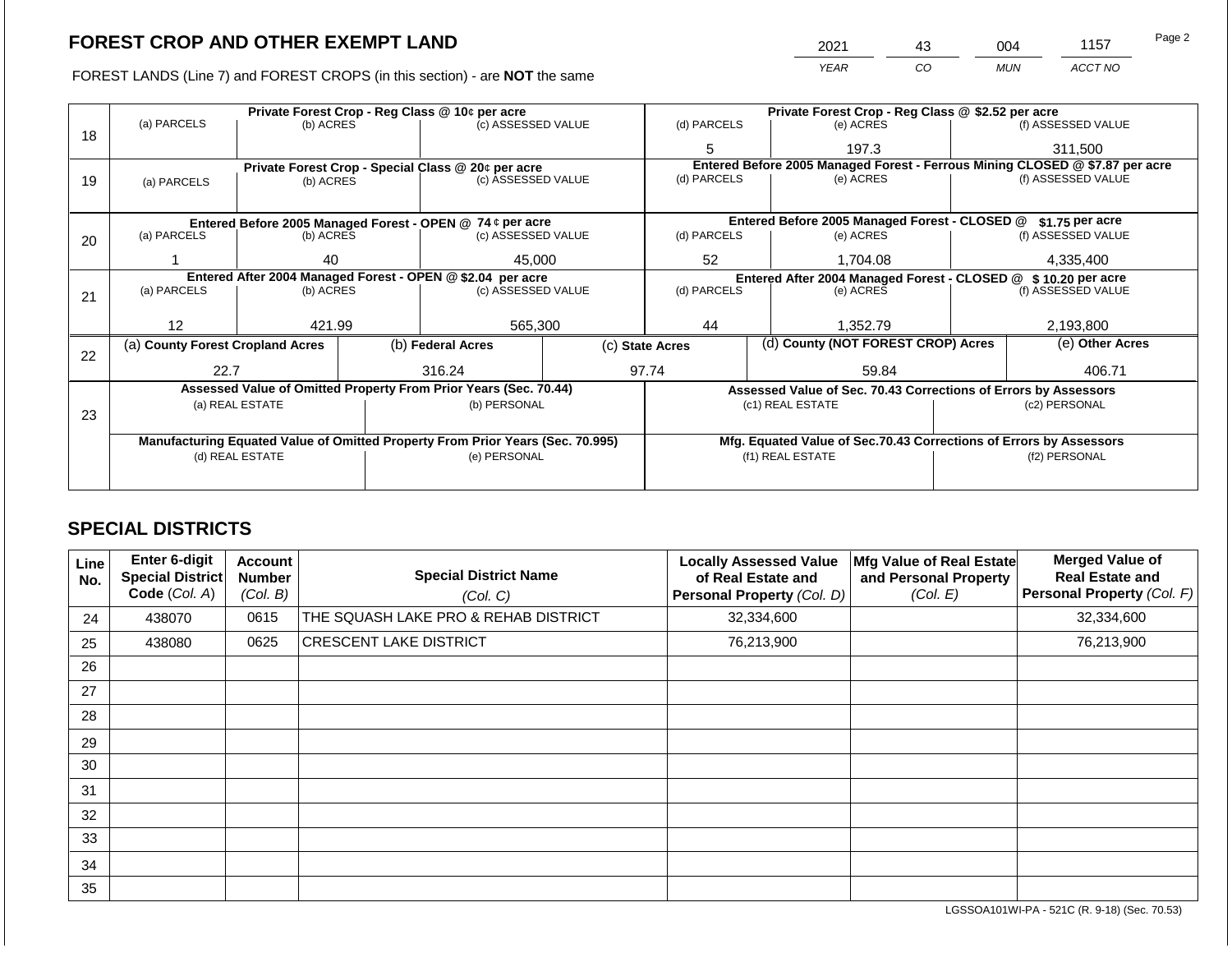# FOREST CROP AND OTHER EXEMPT LAND

FOREST LANDS (Line 7) and FOREST CROPS (in this section) - are **NOT** the same

| 2021 | 43 | 004 | 1157 |
|---|---|---|---|
| YEAR | CO | MUN | ACCT NO |

| Line | Private Forest Crop - Reg Class @ 10¢ per acre | | | Private Forest Crop - Reg Class @ $2.52 per acre | | |
|---|---|---|---|---|---|---|
| 18 | (a) PARCELS | (b) ACRES | (c) ASSESSED VALUE | (d) PARCELS | (e) ACRES | (f) ASSESSED VALUE |
| | | | | 5 | 197.3 | 311,500 |
| | **Private Forest Crop - Special Class @ 20¢ per acre** | | | **Entered Before 2005 Managed Forest - Ferrous Mining CLOSED @ $7.87 per acre** | | |
| 19 | (a) PARCELS | (b) ACRES | (c) ASSESSED VALUE | (d) PARCELS | (e) ACRES | (f) ASSESSED VALUE |
| | | | | | | |
| | **Entered Before 2005 Managed Forest - OPEN @ 74 ¢ per acre** | | | **Entered Before 2005 Managed Forest - CLOSED @ $1.75 per acre** | | |
| 20 | (a) PARCELS | (b) ACRES | (c) ASSESSED VALUE | (d) PARCELS | (e) ACRES | (f) ASSESSED VALUE |
| | 1 | 40 | 45,000 | 52 | 1,704.08 | 4,335,400 |
| | **Entered After 2004 Managed Forest - OPEN @ $2.04 per acre** | | | **Entered After 2004 Managed Forest - CLOSED @ $ 10.20 per acre** | | |
| 21 | (a) PARCELS | (b) ACRES | (c) ASSESSED VALUE | (d) PARCELS | (e) ACRES | (f) ASSESSED VALUE |
| | 12 | 421.99 | 565,300 | 44 | 1,352.79 | 2,193,800 |

| Line | (a) County Forest Cropland Acres | (b) Federal Acres | (c) State Acres | (d) County (NOT FOREST CROP) Acres | (e) Other Acres |
|---|---|---|---|---|---|
| 22 | 22.7 | 316.24 | 97.74 | 59.84 | 406.71 |

| Line | Assessed Value of Omitted Property From Prior Years (Sec. 70.44) | | Assessed Value of Sec. 70.43 Corrections of Errors by Assessors | |
|---|---|---|---|---|
| 23 | (a) REAL ESTATE | (b) PERSONAL | (c1) REAL ESTATE | (c2) PERSONAL |
| | | | | |
| | **Manufacturing Equated Value of Omitted Property From Prior Years (Sec. 70.995)** | | **Mfg. Equated Value of Sec.70.43 Corrections of Errors by Assessors** | |
| | (d) REAL ESTATE | (e) PERSONAL | (f1) REAL ESTATE | (f2) PERSONAL |
| | | | | |

## SPECIAL DISTRICTS

| Line No. | Enter 6-digit Special District Code (Col. A) | Account Number (Col. B) | Special District Name (Col. C) | Locally Assessed Value of Real Estate and Personal Property (Col. D) | Mfg Value of Real Estate and Personal Property (Col. E) | Merged Value of Real Estate and Personal Property (Col. F) |
|---|---|---|---|---|---|---|
| 24 | 438070 | 0615 | THE SQUASH LAKE PRO & REHAB DISTRICT | 32,334,600 | | 32,334,600 |
| 25 | 438080 | 0625 | CRESCENT LAKE DISTRICT | 76,213,900 | | 76,213,900 |
| 26 | | | | | | |
| 27 | | | | | | |
| 28 | | | | | | |
| 29 | | | | | | |
| 30 | | | | | | |
| 31 | | | | | | |
| 32 | | | | | | |
| 33 | | | | | | |
| 34 | | | | | | |
| 35 | | | | | | |

LGSSOA101WI-PA - 521C (R. 9-18) (Sec. 70.53)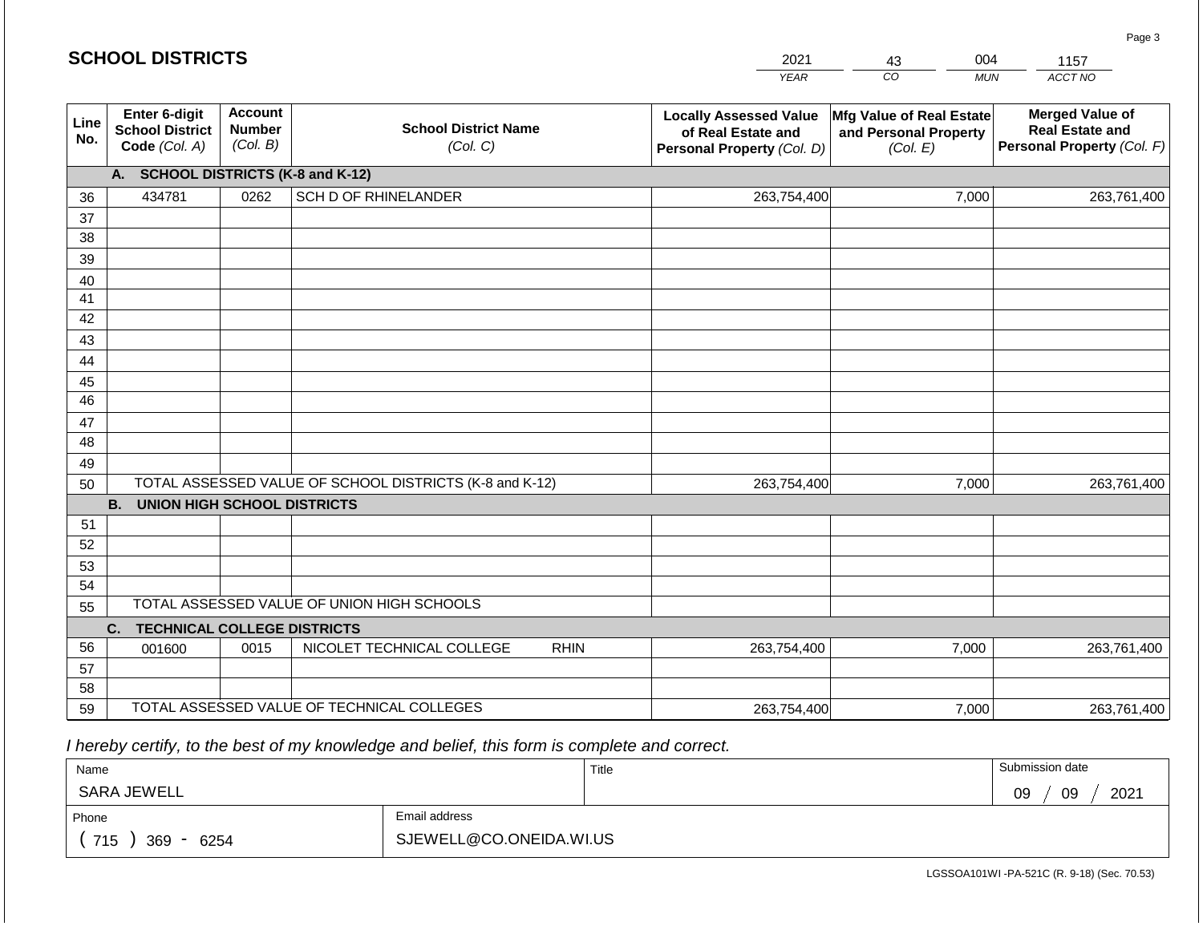## SCHOOL DISTRICTS

| 2021 | 43 | 004 | 1157 |
|---|---|---|---|
| *YEAR* | *CO* | *MUN* | *ACCT NO* |

| Line No. | Enter 6-digit School District Code *(Col. A)* | Account Number *(Col. B)* | School District Name *(Col. C)* | Locally Assessed Value of Real Estate and Personal Property *(Col. D)* | Mfg Value of Real Estate and Personal Property *(Col. E)* | Merged Value of Real Estate and Personal Property *(Col. F)* |
|---|---|---|---|---|---|---|
| | **A. SCHOOL DISTRICTS (K-8 and K-12)** | | | | | |
| 36 | 434781 | 0262 | SCH D OF RHINELANDER | 263,754,400 | 7,000 | 263,761,400 |
| 37 | | | | | | |
| 38 | | | | | | |
| 39 | | | | | | |
| 40 | | | | | | |
| 41 | | | | | | |
| 42 | | | | | | |
| 43 | | | | | | |
| 44 | | | | | | |
| 45 | | | | | | |
| 46 | | | | | | |
| 47 | | | | | | |
| 48 | | | | | | |
| 49 | | | | | | |
| 50 | TOTAL ASSESSED VALUE OF SCHOOL DISTRICTS (K-8 and K-12) | | | 263,754,400 | 7,000 | 263,761,400 |
| | **B. UNION HIGH SCHOOL DISTRICTS** | | | | | |
| 51 | | | | | | |
| 52 | | | | | | |
| 53 | | | | | | |
| 54 | | | | | | |
| 55 | TOTAL ASSESSED VALUE OF UNION HIGH SCHOOLS | | | | | |
| | **C. TECHNICAL COLLEGE DISTRICTS** | | | | | |
| 56 | 001600 | 0015 | NICOLET TECHNICAL COLLEGE RHIN | 263,754,400 | 7,000 | 263,761,400 |
| 57 | | | | | | |
| 58 | | | | | | |
| 59 | TOTAL ASSESSED VALUE OF TECHNICAL COLLEGES | | | 263,754,400 | 7,000 | 263,761,400 |

*I hereby certify, to the best of my knowledge and belief, this form is complete and correct.*

| Name | | Title | Submission date |
|---|---|---|---|
| SARA JEWELL | | | 09 / 09 / 2021 |
| Phone | Email address | | |
| ( 715 ) 369 - 6254 | SJEWELL@CO.ONEIDA.WI.US | | |

LGSSOA101WI -PA-521C (R. 9-18) (Sec. 70.53)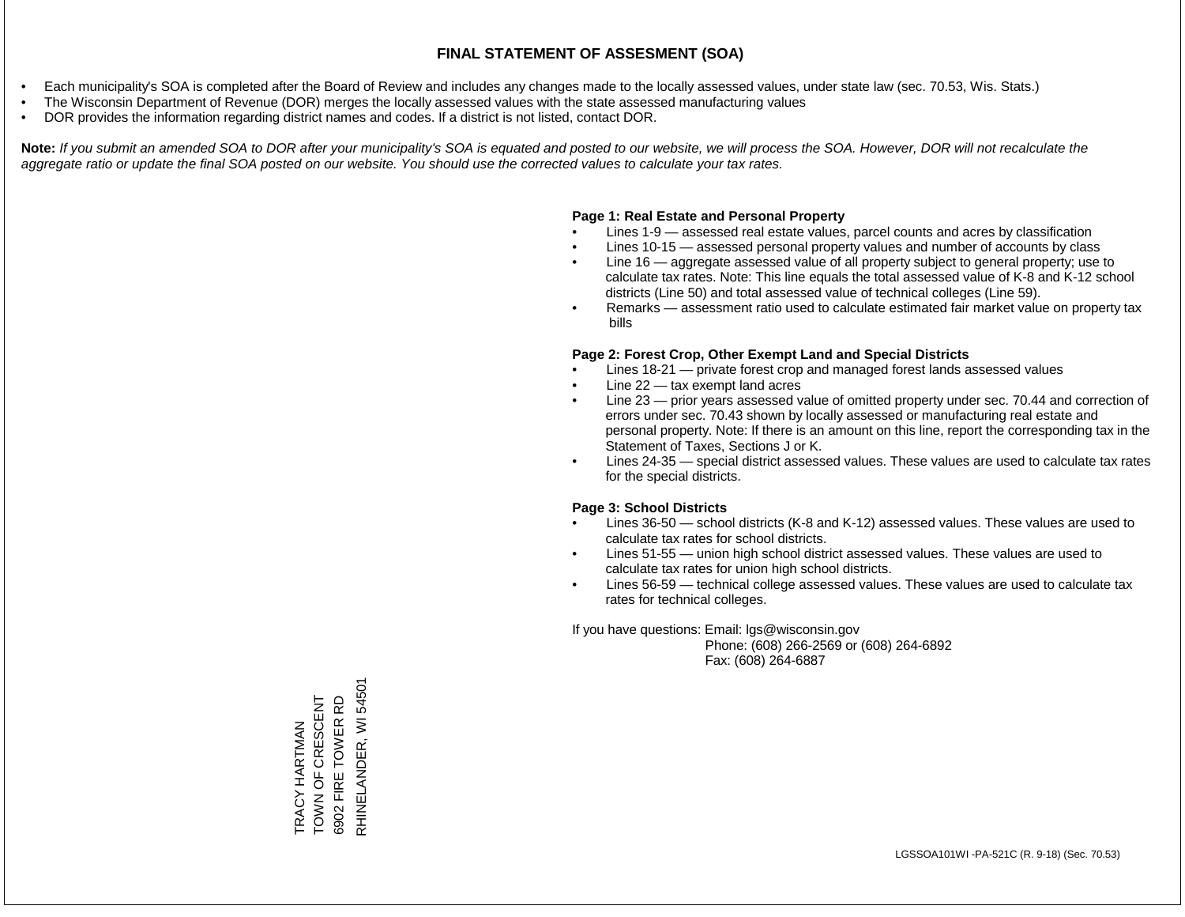# FINAL STATEMENT OF ASSESMENT (SOA)

- Each municipality's SOA is completed after the Board of Review and includes any changes made to the locally assessed values, under state law (sec. 70.53, Wis. Stats.)
- The Wisconsin Department of Revenue (DOR) merges the locally assessed values with the state assessed manufacturing values
- DOR provides the information regarding district names and codes. If a district is not listed, contact DOR.

**Note:** *If you submit an amended SOA to DOR after your municipality's SOA is equated and posted to our website, we will process the SOA. However, DOR will not recalculate the aggregate ratio or update the final SOA posted on our website. You should use the corrected values to calculate your tax rates.*

**Page 1: Real Estate and Personal Property**

- Lines 1-9 — assessed real estate values, parcel counts and acres by classification
- Lines 10-15 — assessed personal property values and number of accounts by class
- Line 16 — aggregate assessed value of all property subject to general property; use to calculate tax rates. Note: This line equals the total assessed value of K-8 and K-12 school districts (Line 50) and total assessed value of technical colleges (Line 59).
- Remarks — assessment ratio used to calculate estimated fair market value on property tax bills

**Page 2: Forest Crop, Other Exempt Land and Special Districts**

- Lines 18-21 — private forest crop and managed forest lands assessed values
- Line 22 — tax exempt land acres
- Line 23 — prior years assessed value of omitted property under sec. 70.44 and correction of errors under sec. 70.43 shown by locally assessed or manufacturing real estate and personal property. Note: If there is an amount on this line, report the corresponding tax in the Statement of Taxes, Sections J or K.
- Lines 24-35 — special district assessed values. These values are used to calculate tax rates for the special districts.

**Page 3: School Districts**

- Lines 36-50 — school districts (K-8 and K-12) assessed values. These values are used to calculate tax rates for school districts.
- Lines 51-55 — union high school district assessed values. These values are used to calculate tax rates for union high school districts.
- Lines 56-59 — technical college assessed values. These values are used to calculate tax rates for technical colleges.

If you have questions: Email: lgs@wisconsin.gov
Phone: (608) 266-2569 or (608) 264-6892
Fax: (608) 264-6887

TRACY HARTMAN
TOWN OF CRESCENT
6902 FIRE TOWER RD
RHINELANDER, WI 54501

LGSSOA101WI -PA-521C (R. 9-18) (Sec. 70.53)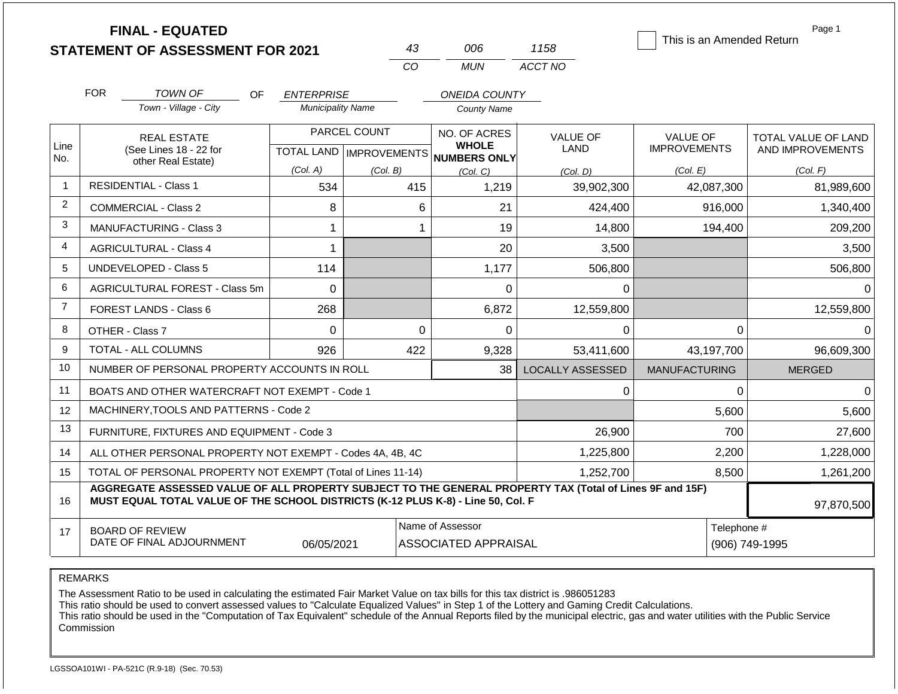# FINAL - EQUATED
## STATEMENT OF ASSESSMENT FOR 2021

| 43 | 006 | 1158 |
|---|---|---|
| CO | MUN | ACCT NO |

☐ This is an Amended Return

FOR *TOWN OF* (Town - Village - City) OF *ENTERPRISE* (Municipality Name) *ONEIDA COUNTY* (County Name)

| Line No. | REAL ESTATE (See Lines 18 - 22 for other Real Estate) | PARCEL COUNT TOTAL LAND (Col. A) | PARCEL COUNT IMPROVEMENTS (Col. B) | NO. OF ACRES WHOLE NUMBERS ONLY (Col. C) | VALUE OF LAND (Col. D) | VALUE OF IMPROVEMENTS (Col. E) | TOTAL VALUE OF LAND AND IMPROVEMENTS (Col. F) |
|---|---|---|---|---|---|---|---|
| 1 | RESIDENTIAL - Class 1 | 534 | 415 | 1,219 | 39,902,300 | 42,087,300 | 81,989,600 |
| 2 | COMMERCIAL - Class 2 | 8 | 6 | 21 | 424,400 | 916,000 | 1,340,400 |
| 3 | MANUFACTURING - Class 3 | 1 | 1 | 19 | 14,800 | 194,400 | 209,200 |
| 4 | AGRICULTURAL - Class 4 | 1 | | 20 | 3,500 | | 3,500 |
| 5 | UNDEVELOPED - Class 5 | 114 | | 1,177 | 506,800 | | 506,800 |
| 6 | AGRICULTURAL FOREST - Class 5m | 0 | | 0 | 0 | | 0 |
| 7 | FOREST LANDS - Class 6 | 268 | | 6,872 | 12,559,800 | | 12,559,800 |
| 8 | OTHER - Class 7 | 0 | 0 | 0 | 0 | 0 | 0 |
| 9 | TOTAL - ALL COLUMNS | 926 | 422 | 9,328 | 53,411,600 | 43,197,700 | 96,609,300 |
| 10 | NUMBER OF PERSONAL PROPERTY ACCOUNTS IN ROLL | | | 38 | LOCALLY ASSESSED | MANUFACTURING | MERGED |
| 11 | BOATS AND OTHER WATERCRAFT NOT EXEMPT - Code 1 | | | | 0 | 0 | 0 |
| 12 | MACHINERY,TOOLS AND PATTERNS - Code 2 | | | | | 5,600 | 5,600 |
| 13 | FURNITURE, FIXTURES AND EQUIPMENT - Code 3 | | | | 26,900 | 700 | 27,600 |
| 14 | ALL OTHER PERSONAL PROPERTY NOT EXEMPT - Codes 4A, 4B, 4C | | | | 1,225,800 | 2,200 | 1,228,000 |
| 15 | TOTAL OF PERSONAL PROPERTY NOT EXEMPT (Total of Lines 11-14) | | | | 1,252,700 | 8,500 | 1,261,200 |
| 16 | **AGGREGATE ASSESSED VALUE OF ALL PROPERTY SUBJECT TO THE GENERAL PROPERTY TAX (Total of Lines 9F and 15F) MUST EQUAL TOTAL VALUE OF THE SCHOOL DISTRICTS (K-12 PLUS K-8) - Line 50, Col. F** | | | | | | 97,870,500 |
| 17 | BOARD OF REVIEW DATE OF FINAL ADJOURNMENT | 06/05/2021 | | Name of Assessor: ASSOCIATED APPRAISAL | | | Telephone #: (906) 749-1995 |

REMARKS

The Assessment Ratio to be used in calculating the estimated Fair Market Value on tax bills for this tax district is .986051283
This ratio should be used to convert assessed values to "Calculate Equalized Values" in Step 1 of the Lottery and Gaming Credit Calculations.
This ratio should be used in the "Computation of Tax Equivalent" schedule of the Annual Reports filed by the municipal electric, gas and water utilities with the Public Service Commission

LGSSOA101WI - PA-521C (R.9-18) (Sec. 70.53)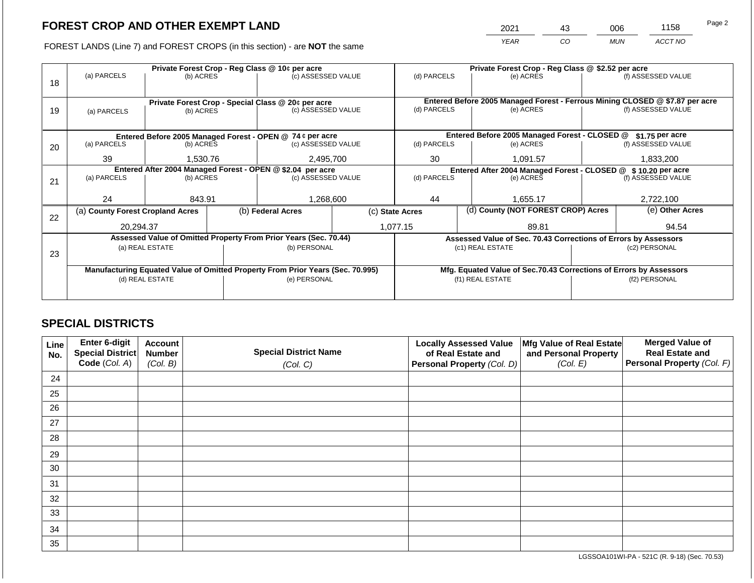# FOREST CROP AND OTHER EXEMPT LAND

| 2021 | 43 | 006 | 1158 |
|---|---|---|---|
| YEAR | CO | MUN | ACCT NO |

FOREST LANDS (Line 7) and FOREST CROPS (in this section) - are **NOT** the same

| Line | Private Forest Crop - Reg Class @ 10¢ per acre | | | Private Forest Crop - Reg Class @ $2.52 per acre | | |
|---|---|---|---|---|---|---|
| 18 | (a) PARCELS | (b) ACRES | (c) ASSESSED VALUE | (d) PARCELS | (e) ACRES | (f) ASSESSED VALUE |
| | | | | | | |
| | **Private Forest Crop - Special Class @ 20¢ per acre** | | | **Entered Before 2005 Managed Forest - Ferrous Mining CLOSED @ $7.87 per acre** | | |
| 19 | (a) PARCELS | (b) ACRES | (c) ASSESSED VALUE | (d) PARCELS | (e) ACRES | (f) ASSESSED VALUE |
| | | | | | | |
| | **Entered Before 2005 Managed Forest - OPEN @ 74 ¢ per acre** | | | **Entered Before 2005 Managed Forest - CLOSED @ $1.75 per acre** | | |
| 20 | (a) PARCELS | (b) ACRES | (c) ASSESSED VALUE | (d) PARCELS | (e) ACRES | (f) ASSESSED VALUE |
| | 39 | 1,530.76 | 2,495,700 | 30 | 1,091.57 | 1,833,200 |
| | **Entered After 2004 Managed Forest - OPEN @ $2.04 per acre** | | | **Entered After 2004 Managed Forest - CLOSED @ $ 10.20 per acre** | | |
| 21 | (a) PARCELS | (b) ACRES | (c) ASSESSED VALUE | (d) PARCELS | (e) ACRES | (f) ASSESSED VALUE |
| | 24 | 843.91 | 1,268,600 | 44 | 1,655.17 | 2,722,100 |

| Line | (a) County Forest Cropland Acres | (b) Federal Acres | (c) State Acres | (d) County (NOT FOREST CROP) Acres | (e) Other Acres |
|---|---|---|---|---|---|
| 22 | 20,294.37 | | 1,077.15 | 89.81 | 94.54 |

| Line | Assessed Value of Omitted Property From Prior Years (Sec. 70.44) | | Assessed Value of Sec. 70.43 Corrections of Errors by Assessors | |
|---|---|---|---|---|
| 23 | (a) REAL ESTATE | (b) PERSONAL | (c1) REAL ESTATE | (c2) PERSONAL |
| | | | | |
| | **Manufacturing Equated Value of Omitted Property From Prior Years (Sec. 70.995)** | | **Mfg. Equated Value of Sec.70.43 Corrections of Errors by Assessors** | |
| | (d) REAL ESTATE | (e) PERSONAL | (f1) REAL ESTATE | (f2) PERSONAL |
| | | | | |

## SPECIAL DISTRICTS

| Line No. | Enter 6-digit Special District Code (Col. A) | Account Number (Col. B) | Special District Name (Col. C) | Locally Assessed Value of Real Estate and Personal Property (Col. D) | Mfg Value of Real Estate and Personal Property (Col. E) | Merged Value of Real Estate and Personal Property (Col. F) |
|---|---|---|---|---|---|---|
| 24 | | | | | | |
| 25 | | | | | | |
| 26 | | | | | | |
| 27 | | | | | | |
| 28 | | | | | | |
| 29 | | | | | | |
| 30 | | | | | | |
| 31 | | | | | | |
| 32 | | | | | | |
| 33 | | | | | | |
| 34 | | | | | | |
| 35 | | | | | | |

LGSSOA101WI-PA - 521C (R. 9-18) (Sec. 70.53)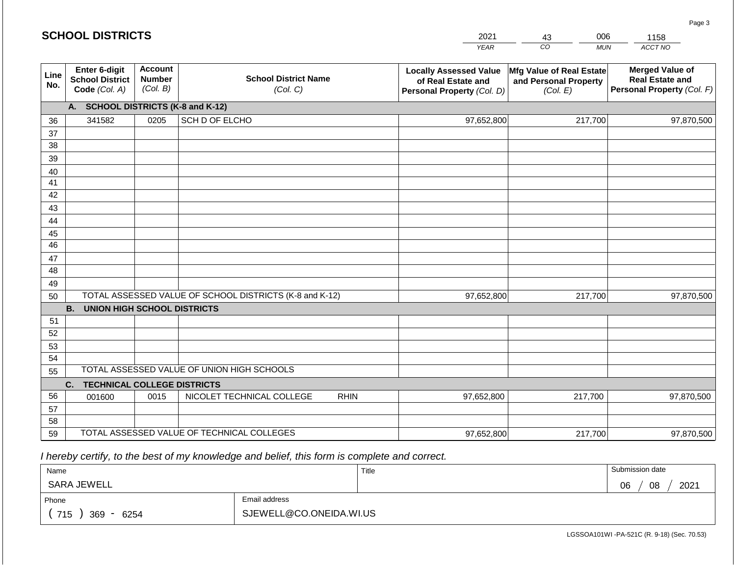## SCHOOL DISTRICTS

| 2021 | 43 | 006 | 1158 |
|---|---|---|---|
| YEAR | CO | MUN | ACCT NO |

| Line No. | Enter 6-digit School District Code (Col. A) | Account Number (Col. B) | School District Name (Col. C) | Locally Assessed Value of Real Estate and Personal Property (Col. D) | Mfg Value of Real Estate and Personal Property (Col. E) | Merged Value of Real Estate and Personal Property (Col. F) |
|---|---|---|---|---|---|---|
| | **A. SCHOOL DISTRICTS (K-8 and K-12)** | | | | | |
| 36 | 341582 | 0205 | SCH D OF ELCHO | 97,652,800 | 217,700 | 97,870,500 |
| 37 | | | | | | |
| 38 | | | | | | |
| 39 | | | | | | |
| 40 | | | | | | |
| 41 | | | | | | |
| 42 | | | | | | |
| 43 | | | | | | |
| 44 | | | | | | |
| 45 | | | | | | |
| 46 | | | | | | |
| 47 | | | | | | |
| 48 | | | | | | |
| 49 | | | | | | |
| 50 | TOTAL ASSESSED VALUE OF SCHOOL DISTRICTS (K-8 and K-12) | | | 97,652,800 | 217,700 | 97,870,500 |
| | **B. UNION HIGH SCHOOL DISTRICTS** | | | | | |
| 51 | | | | | | |
| 52 | | | | | | |
| 53 | | | | | | |
| 54 | | | | | | |
| 55 | TOTAL ASSESSED VALUE OF UNION HIGH SCHOOLS | | | | | |
| | **C. TECHNICAL COLLEGE DISTRICTS** | | | | | |
| 56 | 001600 | 0015 | NICOLET TECHNICAL COLLEGE RHIN | 97,652,800 | 217,700 | 97,870,500 |
| 57 | | | | | | |
| 58 | | | | | | |
| 59 | TOTAL ASSESSED VALUE OF TECHNICAL COLLEGES | | | 97,652,800 | 217,700 | 97,870,500 |

*I hereby certify, to the best of my knowledge and belief, this form is complete and correct.*

| Name | Title | Submission date |
|---|---|---|
| SARA JEWELL | | 06 / 08 / 2021 |
| Phone | Email address | |
| ( 715 ) 369 - 6254 | SJEWELL@CO.ONEIDA.WI.US | |

LGSSOA101WI -PA-521C (R. 9-18) (Sec. 70.53)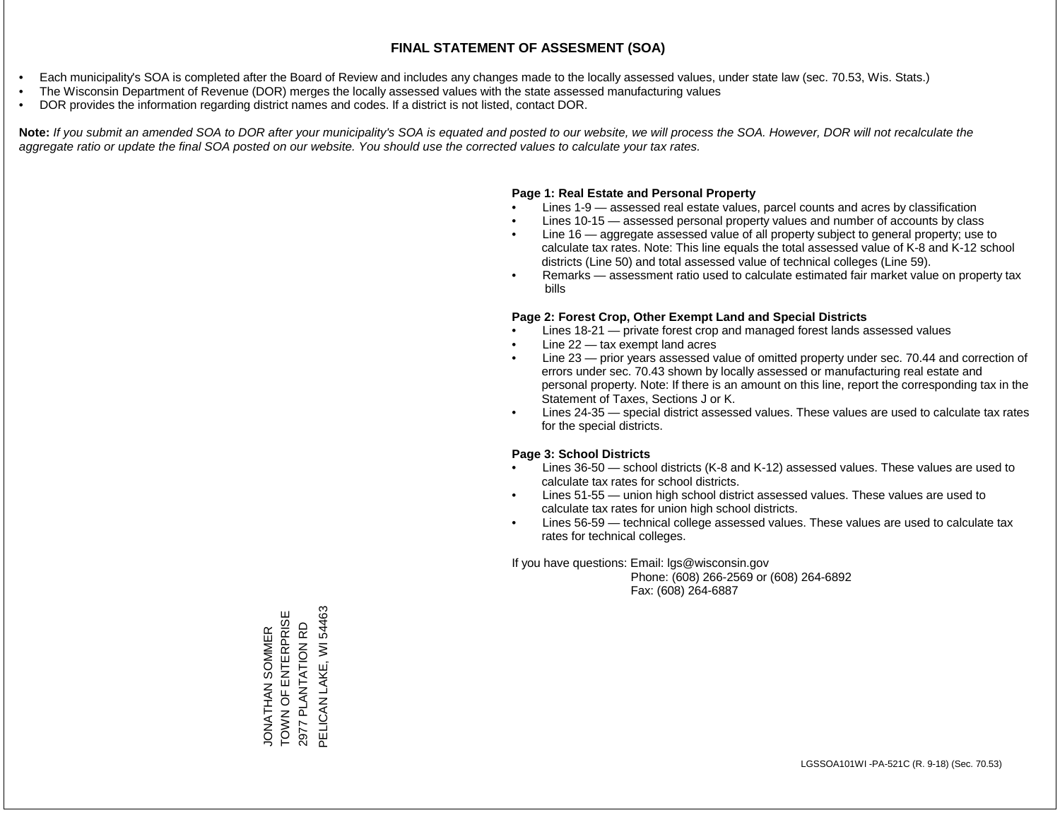# FINAL STATEMENT OF ASSESMENT (SOA)

- Each municipality's SOA is completed after the Board of Review and includes any changes made to the locally assessed values, under state law (sec. 70.53, Wis. Stats.)
- The Wisconsin Department of Revenue (DOR) merges the locally assessed values with the state assessed manufacturing values
- DOR provides the information regarding district names and codes. If a district is not listed, contact DOR.

**Note:** *If you submit an amended SOA to DOR after your municipality's SOA is equated and posted to our website, we will process the SOA. However, DOR will not recalculate the aggregate ratio or update the final SOA posted on our website. You should use the corrected values to calculate your tax rates.*

**Page 1: Real Estate and Personal Property**

- Lines 1-9 — assessed real estate values, parcel counts and acres by classification
- Lines 10-15 — assessed personal property values and number of accounts by class
- Line 16 — aggregate assessed value of all property subject to general property; use to calculate tax rates. Note: This line equals the total assessed value of K-8 and K-12 school districts (Line 50) and total assessed value of technical colleges (Line 59).
- Remarks — assessment ratio used to calculate estimated fair market value on property tax bills

**Page 2: Forest Crop, Other Exempt Land and Special Districts**

- Lines 18-21 — private forest crop and managed forest lands assessed values
- Line 22 — tax exempt land acres
- Line 23 — prior years assessed value of omitted property under sec. 70.44 and correction of errors under sec. 70.43 shown by locally assessed or manufacturing real estate and personal property. Note: If there is an amount on this line, report the corresponding tax in the Statement of Taxes, Sections J or K.
- Lines 24-35 — special district assessed values. These values are used to calculate tax rates for the special districts.

**Page 3: School Districts**

- Lines 36-50 — school districts (K-8 and K-12) assessed values. These values are used to calculate tax rates for school districts.
- Lines 51-55 — union high school district assessed values. These values are used to calculate tax rates for union high school districts.
- Lines 56-59 — technical college assessed values. These values are used to calculate tax rates for technical colleges.

If you have questions: Email: lgs@wisconsin.gov
Phone: (608) 266-2569 or (608) 264-6892
Fax: (608) 264-6887

JONATHAN SOMMER
TOWN OF ENTERPRISE
2977 PLANTATION RD
PELICAN LAKE, WI 54463

LGSSOA101WI -PA-521C (R. 9-18) (Sec. 70.53)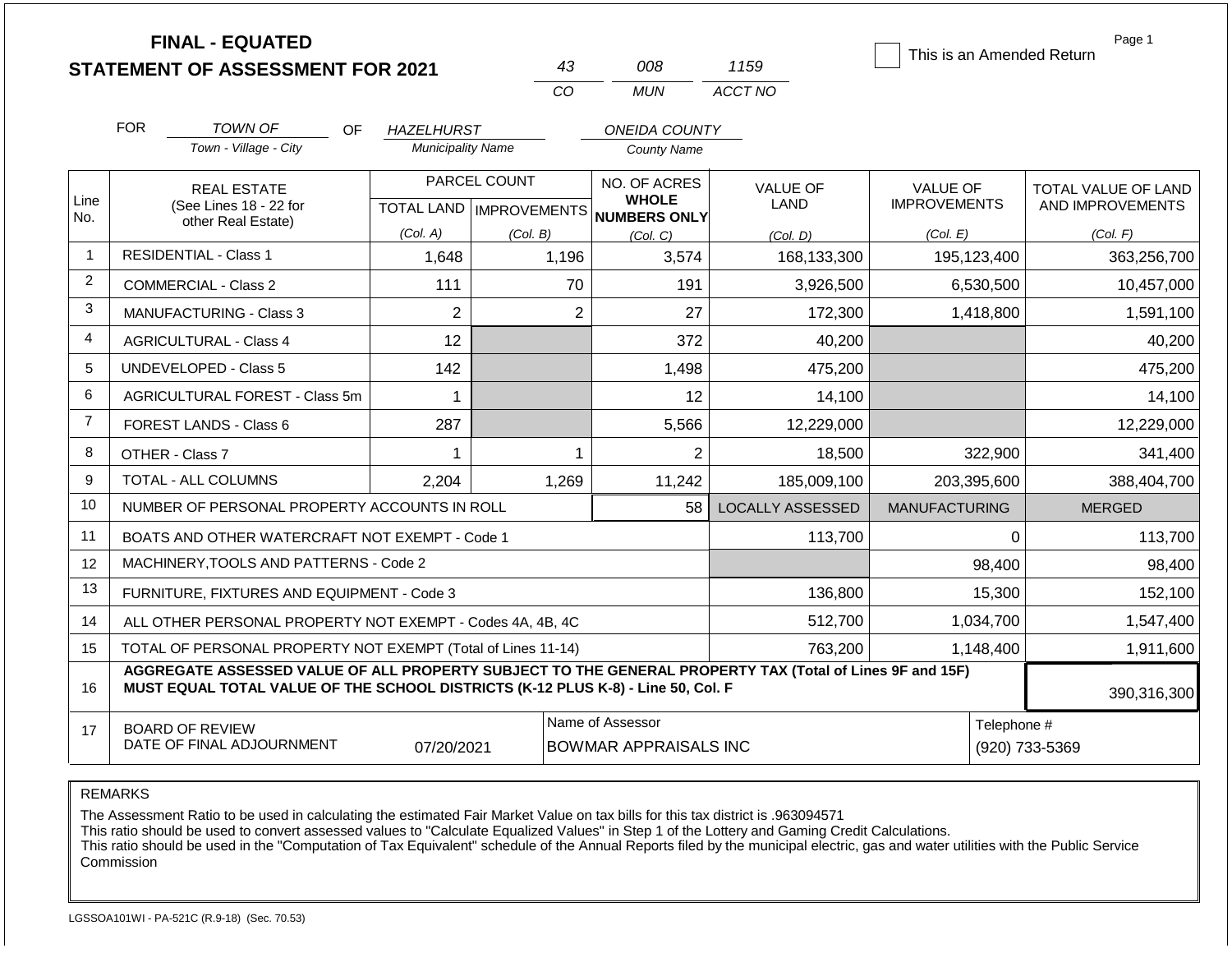**FINAL - EQUATED**
**STATEMENT OF ASSESSMENT FOR 2021**

| 43 | 008 | 1159 |
|---|---|---|
| CO | MUN | ACCT NO |

☐ This is an Amended Return

FOR *TOWN OF* (Town - Village - City) OF *HAZELHURST* (Municipality Name) *ONEIDA COUNTY* (County Name)

| Line No. | REAL ESTATE (See Lines 18 - 22 for other Real Estate) | PARCEL COUNT TOTAL LAND (Col. A) | PARCEL COUNT IMPROVEMENTS (Col. B) | NO. OF ACRES WHOLE NUMBERS ONLY (Col. C) | VALUE OF LAND (Col. D) | VALUE OF IMPROVEMENTS (Col. E) | TOTAL VALUE OF LAND AND IMPROVEMENTS (Col. F) |
|---|---|---|---|---|---|---|---|
| 1 | RESIDENTIAL - Class 1 | 1,648 | 1,196 | 3,574 | 168,133,300 | 195,123,400 | 363,256,700 |
| 2 | COMMERCIAL - Class 2 | 111 | 70 | 191 | 3,926,500 | 6,530,500 | 10,457,000 |
| 3 | MANUFACTURING - Class 3 | 2 | 2 | 27 | 172,300 | 1,418,800 | 1,591,100 |
| 4 | AGRICULTURAL - Class 4 | 12 | | 372 | 40,200 | | 40,200 |
| 5 | UNDEVELOPED - Class 5 | 142 | | 1,498 | 475,200 | | 475,200 |
| 6 | AGRICULTURAL FOREST - Class 5m | 1 | | 12 | 14,100 | | 14,100 |
| 7 | FOREST LANDS - Class 6 | 287 | | 5,566 | 12,229,000 | | 12,229,000 |
| 8 | OTHER - Class 7 | 1 | 1 | 2 | 18,500 | 322,900 | 341,400 |
| 9 | TOTAL - ALL COLUMNS | 2,204 | 1,269 | 11,242 | 185,009,100 | 203,395,600 | 388,404,700 |
| 10 | NUMBER OF PERSONAL PROPERTY ACCOUNTS IN ROLL | | | 58 | LOCALLY ASSESSED | MANUFACTURING | MERGED |
| 11 | BOATS AND OTHER WATERCRAFT NOT EXEMPT - Code 1 | | | | 113,700 | 0 | 113,700 |
| 12 | MACHINERY,TOOLS AND PATTERNS - Code 2 | | | | | 98,400 | 98,400 |
| 13 | FURNITURE, FIXTURES AND EQUIPMENT - Code 3 | | | | 136,800 | 15,300 | 152,100 |
| 14 | ALL OTHER PERSONAL PROPERTY NOT EXEMPT - Codes 4A, 4B, 4C | | | | 512,700 | 1,034,700 | 1,547,400 |
| 15 | TOTAL OF PERSONAL PROPERTY NOT EXEMPT (Total of Lines 11-14) | | | | 763,200 | 1,148,400 | 1,911,600 |
| 16 | **AGGREGATE ASSESSED VALUE OF ALL PROPERTY SUBJECT TO THE GENERAL PROPERTY TAX (Total of Lines 9F and 15F) MUST EQUAL TOTAL VALUE OF THE SCHOOL DISTRICTS (K-12 PLUS K-8) - Line 50, Col. F** | | | | | | 390,316,300 |
| 17 | BOARD OF REVIEW DATE OF FINAL ADJOURNMENT | 07/20/2021 | Name of Assessor: BOWMAR APPRAISALS INC | | | Telephone #: (920) 733-5369 | |

REMARKS

The Assessment Ratio to be used in calculating the estimated Fair Market Value on tax bills for this tax district is .963094571
This ratio should be used to convert assessed values to "Calculate Equalized Values" in Step 1 of the Lottery and Gaming Credit Calculations.
This ratio should be used in the "Computation of Tax Equivalent" schedule of the Annual Reports filed by the municipal electric, gas and water utilities with the Public Service Commission

LGSSOA101WI - PA-521C (R.9-18) (Sec. 70.53)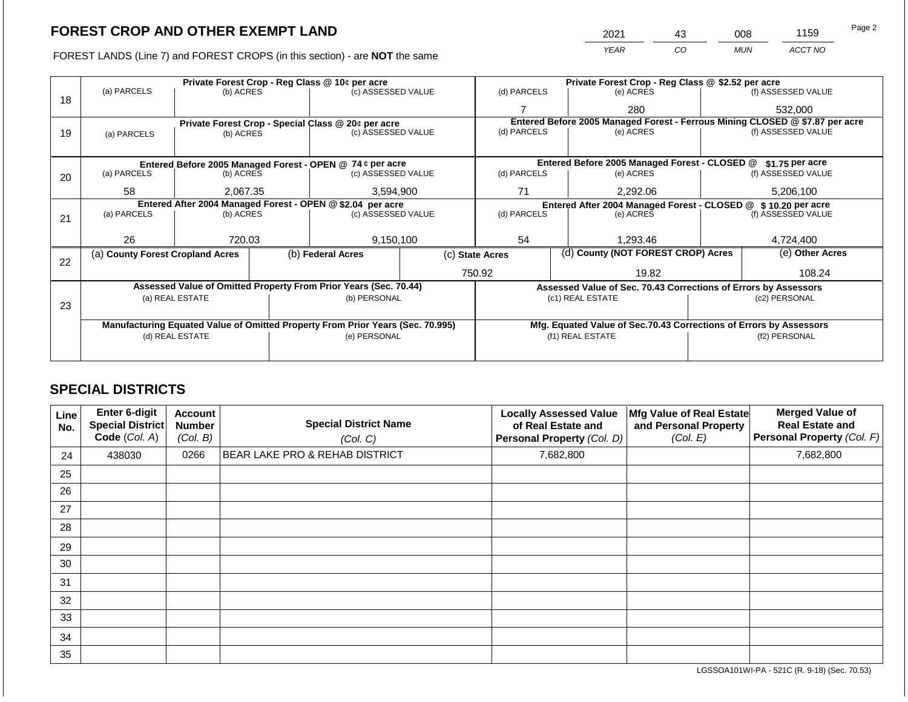# FOREST CROP AND OTHER EXEMPT LAND

FOREST LANDS (Line 7) and FOREST CROPS (in this section) - are **NOT** the same

| 2021 | 43 | 008 | 1159 |
|---|---|---|---|
| YEAR | CO | MUN | ACCT NO |

| Line | Private Forest Crop - Reg Class @ 10¢ per acre | | | Private Forest Crop - Reg Class @ $2.52 per acre | | |
|---|---|---|---|---|---|---|
| | (a) PARCELS | (b) ACRES | (c) ASSESSED VALUE | (d) PARCELS | (e) ACRES | (f) ASSESSED VALUE |
| 18 | | | | 7 | 280 | 532,000 |
| | **Private Forest Crop - Special Class @ 20¢ per acre** | | | **Entered Before 2005 Managed Forest - Ferrous Mining CLOSED @ $7.87 per acre** | | |
| | (a) PARCELS | (b) ACRES | (c) ASSESSED VALUE | (d) PARCELS | (e) ACRES | (f) ASSESSED VALUE |
| 19 | | | | | | |
| | **Entered Before 2005 Managed Forest - OPEN @ 74 ¢ per acre** | | | **Entered Before 2005 Managed Forest - CLOSED @ $1.75 per acre** | | |
| | (a) PARCELS | (b) ACRES | (c) ASSESSED VALUE | (d) PARCELS | (e) ACRES | (f) ASSESSED VALUE |
| 20 | 58 | 2,067.35 | 3,594,900 | 71 | 2,292.06 | 5,206,100 |
| | **Entered After 2004 Managed Forest - OPEN @ $2.04 per acre** | | | **Entered After 2004 Managed Forest - CLOSED @ $ 10.20 per acre** | | |
| | (a) PARCELS | (b) ACRES | (c) ASSESSED VALUE | (d) PARCELS | (e) ACRES | (f) ASSESSED VALUE |
| 21 | 26 | 720.03 | 9,150,100 | 54 | 1,293.46 | 4,724,400 |

| Line | (a) County Forest Cropland Acres | (b) Federal Acres | (c) State Acres | (d) County (NOT FOREST CROP) Acres | (e) Other Acres |
|---|---|---|---|---|---|
| 22 | | | 750.92 | 19.82 | 108.24 |

| Line | Assessed Value of Omitted Property From Prior Years (Sec. 70.44) | | Assessed Value of Sec. 70.43 Corrections of Errors by Assessors | |
|---|---|---|---|---|
| | (a) REAL ESTATE | (b) PERSONAL | (c1) REAL ESTATE | (c2) PERSONAL |
| 23 | | | | |
| | **Manufacturing Equated Value of Omitted Property From Prior Years (Sec. 70.995)** | | **Mfg. Equated Value of Sec.70.43 Corrections of Errors by Assessors** | |
| | (d) REAL ESTATE | (e) PERSONAL | (f1) REAL ESTATE | (f2) PERSONAL |
| | | | | |

## SPECIAL DISTRICTS

| Line No. | Enter 6-digit Special District Code (Col. A) | Account Number (Col. B) | Special District Name (Col. C) | Locally Assessed Value of Real Estate and Personal Property (Col. D) | Mfg Value of Real Estate and Personal Property (Col. E) | Merged Value of Real Estate and Personal Property (Col. F) |
|---|---|---|---|---|---|---|
| 24 | 438030 | 0266 | BEAR LAKE PRO & REHAB DISTRICT | 7,682,800 | | 7,682,800 |
| 25 | | | | | | |
| 26 | | | | | | |
| 27 | | | | | | |
| 28 | | | | | | |
| 29 | | | | | | |
| 30 | | | | | | |
| 31 | | | | | | |
| 32 | | | | | | |
| 33 | | | | | | |
| 34 | | | | | | |
| 35 | | | | | | |

LGSSOA101WI-PA - 521C (R. 9-18) (Sec. 70.53)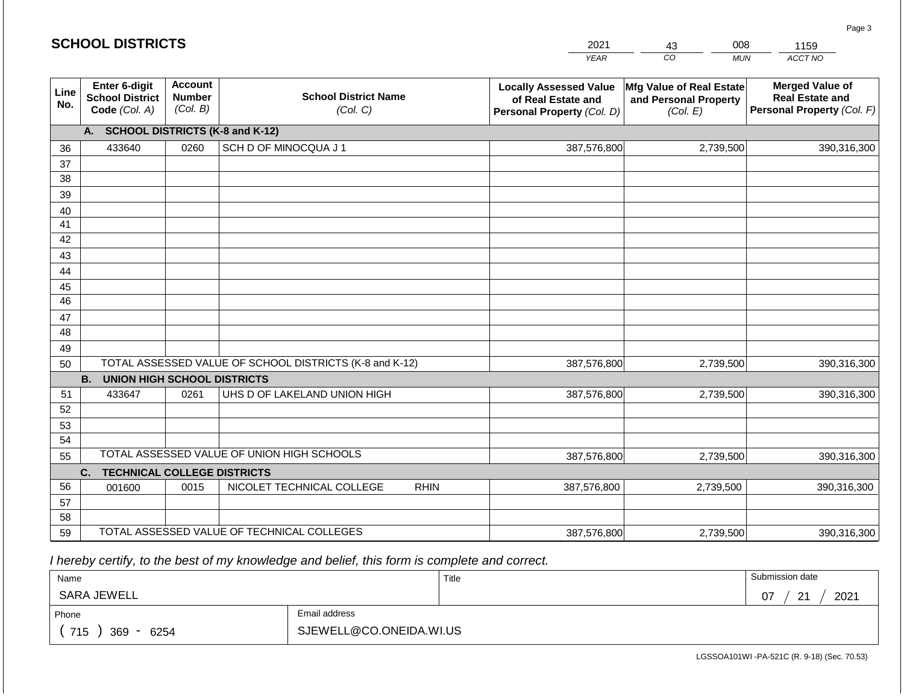## SCHOOL DISTRICTS

| 2021 | 43 | 008 | 1159 |
|---|---|---|---|
| *YEAR* | *CO* | *MUN* | *ACCT NO* |

| Line No. | Enter 6-digit School District Code *(Col. A)* | Account Number *(Col. B)* | School District Name *(Col. C)* | Locally Assessed Value of Real Estate and Personal Property *(Col. D)* | Mfg Value of Real Estate and Personal Property *(Col. E)* | Merged Value of Real Estate and Personal Property *(Col. F)* |
|---|---|---|---|---|---|---|
| | **A. SCHOOL DISTRICTS (K-8 and K-12)** | | | | | |
| 36 | 433640 | 0260 | SCH D OF MINOCQUA J 1 | 387,576,800 | 2,739,500 | 390,316,300 |
| 37 | | | | | | |
| 38 | | | | | | |
| 39 | | | | | | |
| 40 | | | | | | |
| 41 | | | | | | |
| 42 | | | | | | |
| 43 | | | | | | |
| 44 | | | | | | |
| 45 | | | | | | |
| 46 | | | | | | |
| 47 | | | | | | |
| 48 | | | | | | |
| 49 | | | | | | |
| 50 | TOTAL ASSESSED VALUE OF SCHOOL DISTRICTS (K-8 and K-12) | | | 387,576,800 | 2,739,500 | 390,316,300 |
| | **B. UNION HIGH SCHOOL DISTRICTS** | | | | | |
| 51 | 433647 | 0261 | UHS D OF LAKELAND UNION HIGH | 387,576,800 | 2,739,500 | 390,316,300 |
| 52 | | | | | | |
| 53 | | | | | | |
| 54 | | | | | | |
| 55 | TOTAL ASSESSED VALUE OF UNION HIGH SCHOOLS | | | 387,576,800 | 2,739,500 | 390,316,300 |
| | **C. TECHNICAL COLLEGE DISTRICTS** | | | | | |
| 56 | 001600 | 0015 | NICOLET TECHNICAL COLLEGE RHIN | 387,576,800 | 2,739,500 | 390,316,300 |
| 57 | | | | | | |
| 58 | | | | | | |
| 59 | TOTAL ASSESSED VALUE OF TECHNICAL COLLEGES | | | 387,576,800 | 2,739,500 | 390,316,300 |

*I hereby certify, to the best of my knowledge and belief, this form is complete and correct.*

| Name | Title | Submission date |
|---|---|---|
| SARA JEWELL | | 07 / 21 / 2021 |

| Phone | Email address |
|---|---|
| ( 715 ) 369 - 6254 | SJEWELL@CO.ONEIDA.WI.US |

LGSSOA101WI -PA-521C (R. 9-18) (Sec. 70.53)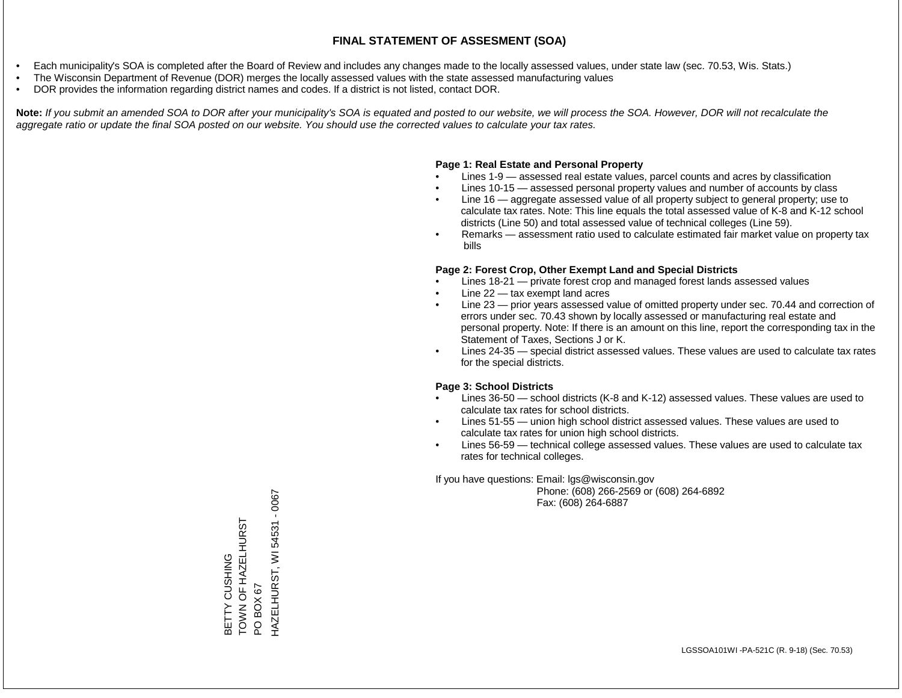# FINAL STATEMENT OF ASSESMENT (SOA)

- Each municipality's SOA is completed after the Board of Review and includes any changes made to the locally assessed values, under state law (sec. 70.53, Wis. Stats.)
- The Wisconsin Department of Revenue (DOR) merges the locally assessed values with the state assessed manufacturing values
- DOR provides the information regarding district names and codes. If a district is not listed, contact DOR.

**Note:** *If you submit an amended SOA to DOR after your municipality's SOA is equated and posted to our website, we will process the SOA. However, DOR will not recalculate the aggregate ratio or update the final SOA posted on our website. You should use the corrected values to calculate your tax rates.*

**Page 1: Real Estate and Personal Property**

- Lines 1-9 — assessed real estate values, parcel counts and acres by classification
- Lines 10-15 — assessed personal property values and number of accounts by class
- Line 16 — aggregate assessed value of all property subject to general property; use to calculate tax rates. Note: This line equals the total assessed value of K-8 and K-12 school districts (Line 50) and total assessed value of technical colleges (Line 59).
- Remarks — assessment ratio used to calculate estimated fair market value on property tax bills

**Page 2: Forest Crop, Other Exempt Land and Special Districts**

- Lines 18-21 — private forest crop and managed forest lands assessed values
- Line 22 — tax exempt land acres
- Line 23 — prior years assessed value of omitted property under sec. 70.44 and correction of errors under sec. 70.43 shown by locally assessed or manufacturing real estate and personal property. Note: If there is an amount on this line, report the corresponding tax in the Statement of Taxes, Sections J or K.
- Lines 24-35 — special district assessed values. These values are used to calculate tax rates for the special districts.

**Page 3: School Districts**

- Lines 36-50 — school districts (K-8 and K-12) assessed values. These values are used to calculate tax rates for school districts.
- Lines 51-55 — union high school district assessed values. These values are used to calculate tax rates for union high school districts.
- Lines 56-59 — technical college assessed values. These values are used to calculate tax rates for technical colleges.

If you have questions: Email: lgs@wisconsin.gov
Phone: (608) 266-2569 or (608) 264-6892
Fax: (608) 264-6887

BETTY CUSHING
TOWN OF HAZELHURST
PO BOX 67
HAZELHURST, WI 54531 - 0067

LGSSOA101WI -PA-521C (R. 9-18) (Sec. 70.53)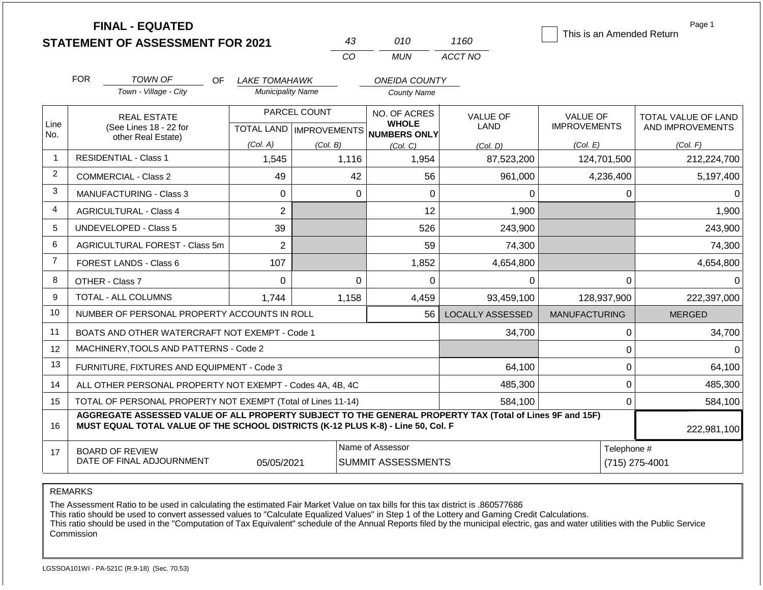# FINAL - EQUATED
# STATEMENT OF ASSESSMENT FOR 2021

| 43 | 010 | 1160 |
|---|---|---|
| CO | MUN | ACCT NO |

☐ This is an Amended Return

Page 1

FOR *TOWN OF* (Town - Village - City) OF *LAKE TOMAHAWK* (Municipality Name) *ONEIDA COUNTY* (County Name)

| Line No. | REAL ESTATE (See Lines 18 - 22 for other Real Estate) | PARCEL COUNT TOTAL LAND (Col. A) | PARCEL COUNT IMPROVEMENTS (Col. B) | NO. OF ACRES WHOLE NUMBERS ONLY (Col. C) | VALUE OF LAND (Col. D) | VALUE OF IMPROVEMENTS (Col. E) | TOTAL VALUE OF LAND AND IMPROVEMENTS (Col. F) |
|---|---|---|---|---|---|---|---|
| 1 | RESIDENTIAL - Class 1 | 1,545 | 1,116 | 1,954 | 87,523,200 | 124,701,500 | 212,224,700 |
| 2 | COMMERCIAL - Class 2 | 49 | 42 | 56 | 961,000 | 4,236,400 | 5,197,400 |
| 3 | MANUFACTURING - Class 3 | 0 | 0 | 0 | 0 | 0 | 0 |
| 4 | AGRICULTURAL - Class 4 | 2 | | 12 | 1,900 | | 1,900 |
| 5 | UNDEVELOPED - Class 5 | 39 | | 526 | 243,900 | | 243,900 |
| 6 | AGRICULTURAL FOREST - Class 5m | 2 | | 59 | 74,300 | | 74,300 |
| 7 | FOREST LANDS - Class 6 | 107 | | 1,852 | 4,654,800 | | 4,654,800 |
| 8 | OTHER - Class 7 | 0 | 0 | 0 | 0 | 0 | 0 |
| 9 | TOTAL - ALL COLUMNS | 1,744 | 1,158 | 4,459 | 93,459,100 | 128,937,900 | 222,397,000 |
| 10 | NUMBER OF PERSONAL PROPERTY ACCOUNTS IN ROLL | | | 56 | LOCALLY ASSESSED | MANUFACTURING | MERGED |
| 11 | BOATS AND OTHER WATERCRAFT NOT EXEMPT - Code 1 | | | | 34,700 | 0 | 34,700 |
| 12 | MACHINERY,TOOLS AND PATTERNS - Code 2 | | | | | 0 | 0 |
| 13 | FURNITURE, FIXTURES AND EQUIPMENT - Code 3 | | | | 64,100 | 0 | 64,100 |
| 14 | ALL OTHER PERSONAL PROPERTY NOT EXEMPT - Codes 4A, 4B, 4C | | | | 485,300 | 0 | 485,300 |
| 15 | TOTAL OF PERSONAL PROPERTY NOT EXEMPT (Total of Lines 11-14) | | | | 584,100 | 0 | 584,100 |
| 16 | **AGGREGATE ASSESSED VALUE OF ALL PROPERTY SUBJECT TO THE GENERAL PROPERTY TAX (Total of Lines 9F and 15F) MUST EQUAL TOTAL VALUE OF THE SCHOOL DISTRICTS (K-12 PLUS K-8) - Line 50, Col. F** | | | | | | 222,981,100 |
| 17 | BOARD OF REVIEW DATE OF FINAL ADJOURNMENT | 05/05/2021 | | Name of Assessor: SUMMIT ASSESSMENTS | | | Telephone #: (715) 275-4001 |

REMARKS

The Assessment Ratio to be used in calculating the estimated Fair Market Value on tax bills for this tax district is .860577686
This ratio should be used to convert assessed values to "Calculate Equalized Values" in Step 1 of the Lottery and Gaming Credit Calculations.
This ratio should be used in the "Computation of Tax Equivalent" schedule of the Annual Reports filed by the municipal electric, gas and water utilities with the Public Service Commission

LGSSOA101WI - PA-521C (R.9-18) (Sec. 70.53)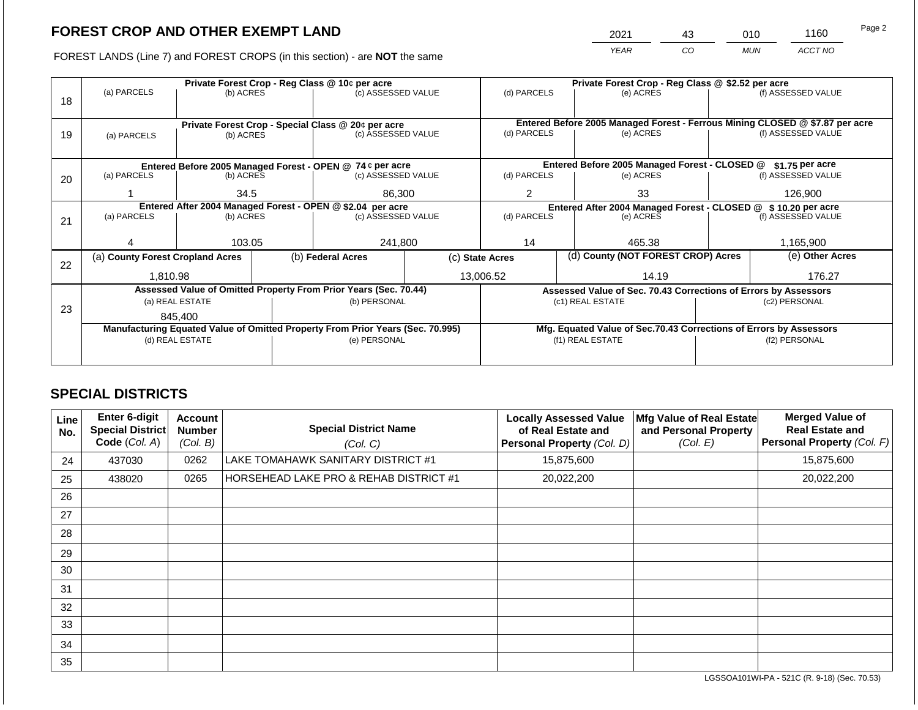# FOREST CROP AND OTHER EXEMPT LAND

| 2021 | 43 | 010 | 1160 |
|---|---|---|---|
| *YEAR* | *CO* | *MUN* | *ACCT NO* |

FOREST LANDS (Line 7) and FOREST CROPS (in this section) - are **NOT** the same

| Line | Private Forest Crop - Reg Class @ 10¢ per acre | | | Private Forest Crop - Reg Class @ $2.52 per acre | | |
|---|---|---|---|---|---|---|
| 18 | (a) PARCELS | (b) ACRES | (c) ASSESSED VALUE | (d) PARCELS | (e) ACRES | (f) ASSESSED VALUE |
| | | | | | | |
| | **Private Forest Crop - Special Class @ 20¢ per acre** | | | **Entered Before 2005 Managed Forest - Ferrous Mining CLOSED @ $7.87 per acre** | | |
| 19 | (a) PARCELS | (b) ACRES | (c) ASSESSED VALUE | (d) PARCELS | (e) ACRES | (f) ASSESSED VALUE |
| | | | | | | |
| | **Entered Before 2005 Managed Forest - OPEN @ 74 ¢ per acre** | | | **Entered Before 2005 Managed Forest - CLOSED @ $1.75 per acre** | | |
| 20 | (a) PARCELS | (b) ACRES | (c) ASSESSED VALUE | (d) PARCELS | (e) ACRES | (f) ASSESSED VALUE |
| | 1 | 34.5 | 86,300 | 2 | 33 | 126,900 |
| | **Entered After 2004 Managed Forest - OPEN @ $2.04 per acre** | | | **Entered After 2004 Managed Forest - CLOSED @ $ 10.20 per acre** | | |
| 21 | (a) PARCELS | (b) ACRES | (c) ASSESSED VALUE | (d) PARCELS | (e) ACRES | (f) ASSESSED VALUE |
| | 4 | 103.05 | 241,800 | 14 | 465.38 | 1,165,900 |

| Line | (a) County Forest Cropland Acres | (b) Federal Acres | (c) State Acres | (d) County (NOT FOREST CROP) Acres | (e) Other Acres |
|---|---|---|---|---|---|
| 22 | 1,810.98 | | 13,006.52 | 14.19 | 176.27 |

| Line | Assessed Value of Omitted Property From Prior Years (Sec. 70.44) | | Assessed Value of Sec. 70.43 Corrections of Errors by Assessors | |
|---|---|---|---|---|
| 23 | (a) REAL ESTATE | (b) PERSONAL | (c1) REAL ESTATE | (c2) PERSONAL |
| | 845,400 | | | |
| | **Manufacturing Equated Value of Omitted Property From Prior Years (Sec. 70.995)** | | **Mfg. Equated Value of Sec.70.43 Corrections of Errors by Assessors** | |
| | (d) REAL ESTATE | (e) PERSONAL | (f1) REAL ESTATE | (f2) PERSONAL |
| | | | | |

## SPECIAL DISTRICTS

| Line No. | Enter 6-digit Special District Code *(Col. A)* | Account Number *(Col. B)* | Special District Name *(Col. C)* | Locally Assessed Value of Real Estate and Personal Property *(Col. D)* | Mfg Value of Real Estate and Personal Property *(Col. E)* | Merged Value of Real Estate and Personal Property *(Col. F)* |
|---|---|---|---|---|---|---|
| 24 | 437030 | 0262 | LAKE TOMAHAWK SANITARY DISTRICT #1 | 15,875,600 | | 15,875,600 |
| 25 | 438020 | 0265 | HORSEHEAD LAKE PRO & REHAB DISTRICT #1 | 20,022,200 | | 20,022,200 |
| 26 | | | | | | |
| 27 | | | | | | |
| 28 | | | | | | |
| 29 | | | | | | |
| 30 | | | | | | |
| 31 | | | | | | |
| 32 | | | | | | |
| 33 | | | | | | |
| 34 | | | | | | |
| 35 | | | | | | |

LGSSOA101WI-PA - 521C (R. 9-18) (Sec. 70.53)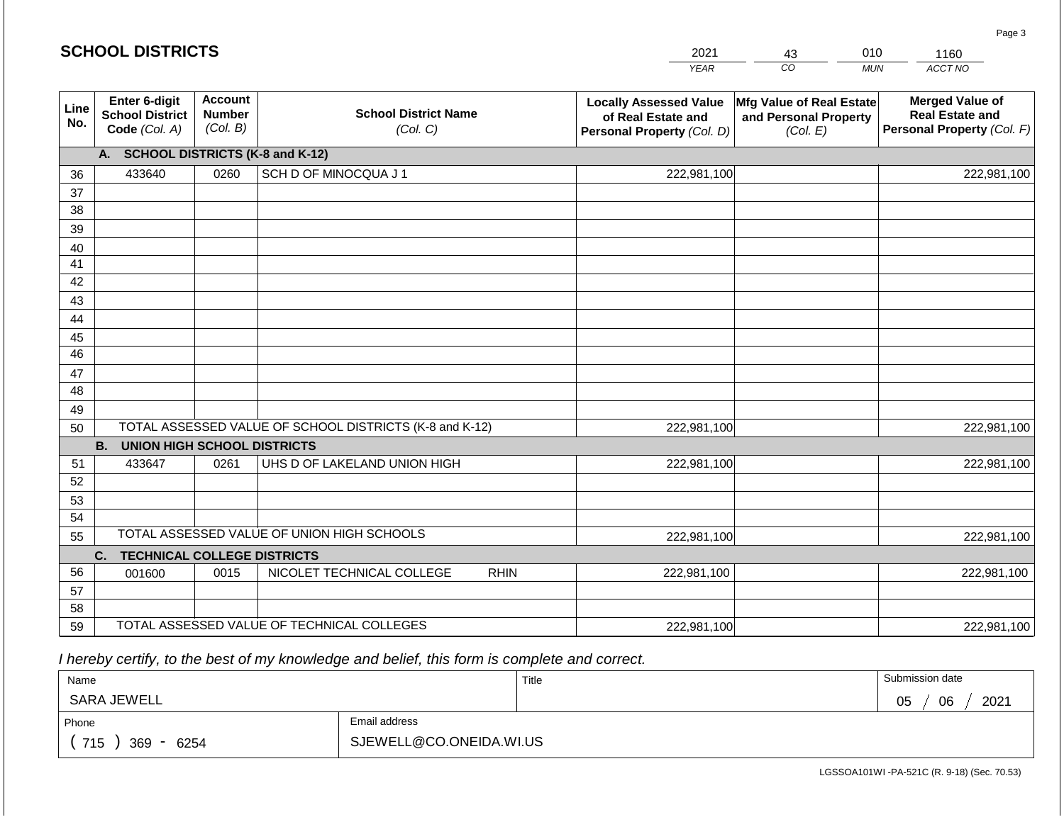## SCHOOL DISTRICTS

| 2021 | 43 | 010 | 1160 |
|---|---|---|---|
| YEAR | CO | MUN | ACCT NO |

| Line No. | Enter 6-digit School District Code (Col. A) | Account Number (Col. B) | School District Name (Col. C) | Locally Assessed Value of Real Estate and Personal Property (Col. D) | Mfg Value of Real Estate and Personal Property (Col. E) | Merged Value of Real Estate and Personal Property (Col. F) |
|---|---|---|---|---|---|---|
| | **A. SCHOOL DISTRICTS (K-8 and K-12)** | | | | | |
| 36 | 433640 | 0260 | SCH D OF MINOCQUA J 1 | 222,981,100 | | 222,981,100 |
| 37 | | | | | | |
| 38 | | | | | | |
| 39 | | | | | | |
| 40 | | | | | | |
| 41 | | | | | | |
| 42 | | | | | | |
| 43 | | | | | | |
| 44 | | | | | | |
| 45 | | | | | | |
| 46 | | | | | | |
| 47 | | | | | | |
| 48 | | | | | | |
| 49 | | | | | | |
| 50 | TOTAL ASSESSED VALUE OF SCHOOL DISTRICTS (K-8 and K-12) | | | 222,981,100 | | 222,981,100 |
| | **B. UNION HIGH SCHOOL DISTRICTS** | | | | | |
| 51 | 433647 | 0261 | UHS D OF LAKELAND UNION HIGH | 222,981,100 | | 222,981,100 |
| 52 | | | | | | |
| 53 | | | | | | |
| 54 | | | | | | |
| 55 | TOTAL ASSESSED VALUE OF UNION HIGH SCHOOLS | | | 222,981,100 | | 222,981,100 |
| | **C. TECHNICAL COLLEGE DISTRICTS** | | | | | |
| 56 | 001600 | 0015 | NICOLET TECHNICAL COLLEGE RHIN | 222,981,100 | | 222,981,100 |
| 57 | | | | | | |
| 58 | | | | | | |
| 59 | TOTAL ASSESSED VALUE OF TECHNICAL COLLEGES | | | 222,981,100 | | 222,981,100 |

*I hereby certify, to the best of my knowledge and belief, this form is complete and correct.*

| Name | Title | Submission date |
|---|---|---|
| SARA JEWELL | | 05 / 06 / 2021 |
| Phone | Email address | |
| ( 715 ) 369 - 6254 | SJEWELL@CO.ONEIDA.WI.US | |

LGSSOA101WI -PA-521C (R. 9-18) (Sec. 70.53)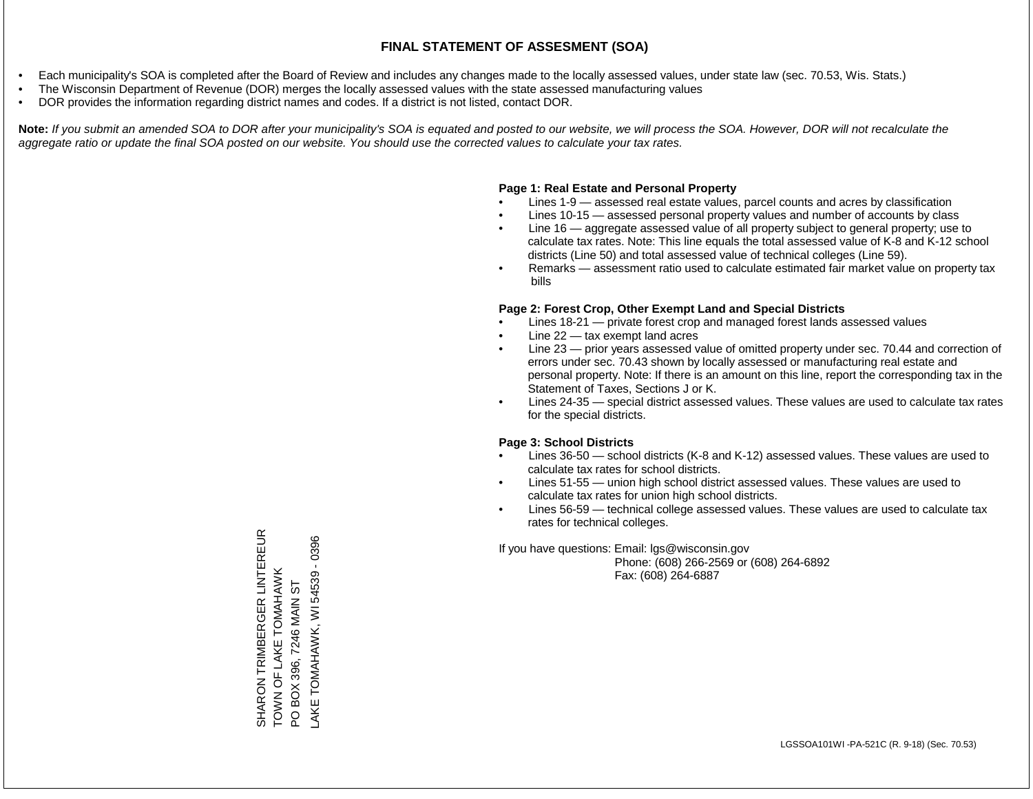# FINAL STATEMENT OF ASSESMENT (SOA)

- Each municipality's SOA is completed after the Board of Review and includes any changes made to the locally assessed values, under state law (sec. 70.53, Wis. Stats.)
- The Wisconsin Department of Revenue (DOR) merges the locally assessed values with the state assessed manufacturing values
- DOR provides the information regarding district names and codes. If a district is not listed, contact DOR.

**Note:** *If you submit an amended SOA to DOR after your municipality's SOA is equated and posted to our website, we will process the SOA. However, DOR will not recalculate the aggregate ratio or update the final SOA posted on our website. You should use the corrected values to calculate your tax rates.*

SHARON TRIMBERGER LINTEREUR
TOWN OF LAKE TOMAHAWK
PO BOX 396, 7246 MAIN ST
LAKE TOMAHAWK, WI 54539 - 0396

**Page 1: Real Estate and Personal Property**

- Lines 1-9 — assessed real estate values, parcel counts and acres by classification
- Lines 10-15 — assessed personal property values and number of accounts by class
- Line 16 — aggregate assessed value of all property subject to general property; use to calculate tax rates. Note: This line equals the total assessed value of K-8 and K-12 school districts (Line 50) and total assessed value of technical colleges (Line 59).
- Remarks — assessment ratio used to calculate estimated fair market value on property tax bills

**Page 2: Forest Crop, Other Exempt Land and Special Districts**

- Lines 18-21 — private forest crop and managed forest lands assessed values
- Line 22 — tax exempt land acres
- Line 23 — prior years assessed value of omitted property under sec. 70.44 and correction of errors under sec. 70.43 shown by locally assessed or manufacturing real estate and personal property. Note: If there is an amount on this line, report the corresponding tax in the Statement of Taxes, Sections J or K.
- Lines 24-35 — special district assessed values. These values are used to calculate tax rates for the special districts.

**Page 3: School Districts**

- Lines 36-50 — school districts (K-8 and K-12) assessed values. These values are used to calculate tax rates for school districts.
- Lines 51-55 — union high school district assessed values. These values are used to calculate tax rates for union high school districts.
- Lines 56-59 — technical college assessed values. These values are used to calculate tax rates for technical colleges.

If you have questions: Email: lgs@wisconsin.gov
Phone: (608) 266-2569 or (608) 264-6892
Fax: (608) 264-6887

LGSSOA101WI -PA-521C (R. 9-18) (Sec. 70.53)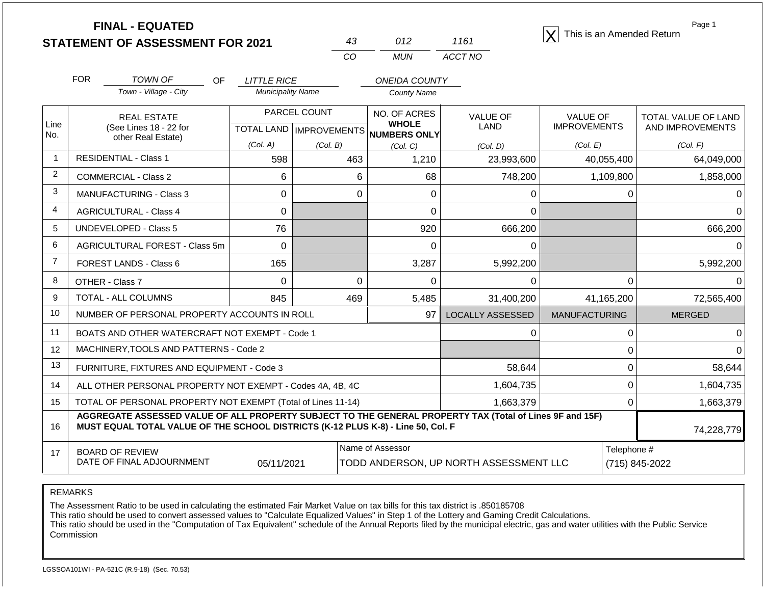**FINAL - EQUATED**
**STATEMENT OF ASSESSMENT FOR 2021**

| 43 | 012 | 1161 |
|---|---|---|
| CO | MUN | ACCT NO |

[X] This is an Amended Return

FOR TOWN OF (Town - Village - City) OF LITTLE RICE (Municipality Name) ONEIDA COUNTY (County Name)

| Line No. | REAL ESTATE (See Lines 18 - 22 for other Real Estate) | PARCEL COUNT TOTAL LAND (Col. A) | PARCEL COUNT IMPROVEMENTS (Col. B) | NO. OF ACRES WHOLE NUMBERS ONLY (Col. C) | VALUE OF LAND (Col. D) | VALUE OF IMPROVEMENTS (Col. E) | TOTAL VALUE OF LAND AND IMPROVEMENTS (Col. F) |
|---|---|---|---|---|---|---|---|
| 1 | RESIDENTIAL - Class 1 | 598 | 463 | 1,210 | 23,993,600 | 40,055,400 | 64,049,000 |
| 2 | COMMERCIAL - Class 2 | 6 | 6 | 68 | 748,200 | 1,109,800 | 1,858,000 |
| 3 | MANUFACTURING - Class 3 | 0 | 0 | 0 | 0 | 0 | 0 |
| 4 | AGRICULTURAL - Class 4 | 0 | | 0 | 0 | | 0 |
| 5 | UNDEVELOPED - Class 5 | 76 | | 920 | 666,200 | | 666,200 |
| 6 | AGRICULTURAL FOREST - Class 5m | 0 | | 0 | 0 | | 0 |
| 7 | FOREST LANDS - Class 6 | 165 | | 3,287 | 5,992,200 | | 5,992,200 |
| 8 | OTHER - Class 7 | 0 | 0 | 0 | 0 | 0 | 0 |
| 9 | TOTAL - ALL COLUMNS | 845 | 469 | 5,485 | 31,400,200 | 41,165,200 | 72,565,400 |
| 10 | NUMBER OF PERSONAL PROPERTY ACCOUNTS IN ROLL | | | 97 | LOCALLY ASSESSED | MANUFACTURING | MERGED |
| 11 | BOATS AND OTHER WATERCRAFT NOT EXEMPT - Code 1 | | | | 0 | 0 | 0 |
| 12 | MACHINERY,TOOLS AND PATTERNS - Code 2 | | | | | 0 | 0 |
| 13 | FURNITURE, FIXTURES AND EQUIPMENT - Code 3 | | | | 58,644 | 0 | 58,644 |
| 14 | ALL OTHER PERSONAL PROPERTY NOT EXEMPT - Codes 4A, 4B, 4C | | | | 1,604,735 | 0 | 1,604,735 |
| 15 | TOTAL OF PERSONAL PROPERTY NOT EXEMPT (Total of Lines 11-14) | | | | 1,663,379 | 0 | 1,663,379 |
| 16 | **AGGREGATE ASSESSED VALUE OF ALL PROPERTY SUBJECT TO THE GENERAL PROPERTY TAX (Total of Lines 9F and 15F) MUST EQUAL TOTAL VALUE OF THE SCHOOL DISTRICTS (K-12 PLUS K-8) - Line 50, Col. F** | | | | | | 74,228,779 |
| 17 | BOARD OF REVIEW DATE OF FINAL ADJOURNMENT | 05/11/2021 | | Name of Assessor: TODD ANDERSON, UP NORTH ASSESSMENT LLC | | | Telephone #: (715) 845-2022 |

REMARKS

The Assessment Ratio to be used in calculating the estimated Fair Market Value on tax bills for this tax district is .850185708
This ratio should be used to convert assessed values to "Calculate Equalized Values" in Step 1 of the Lottery and Gaming Credit Calculations.
This ratio should be used in the "Computation of Tax Equivalent" schedule of the Annual Reports filed by the municipal electric, gas and water utilities with the Public Service Commission

LGSSOA101WI - PA-521C (R.9-18) (Sec. 70.53)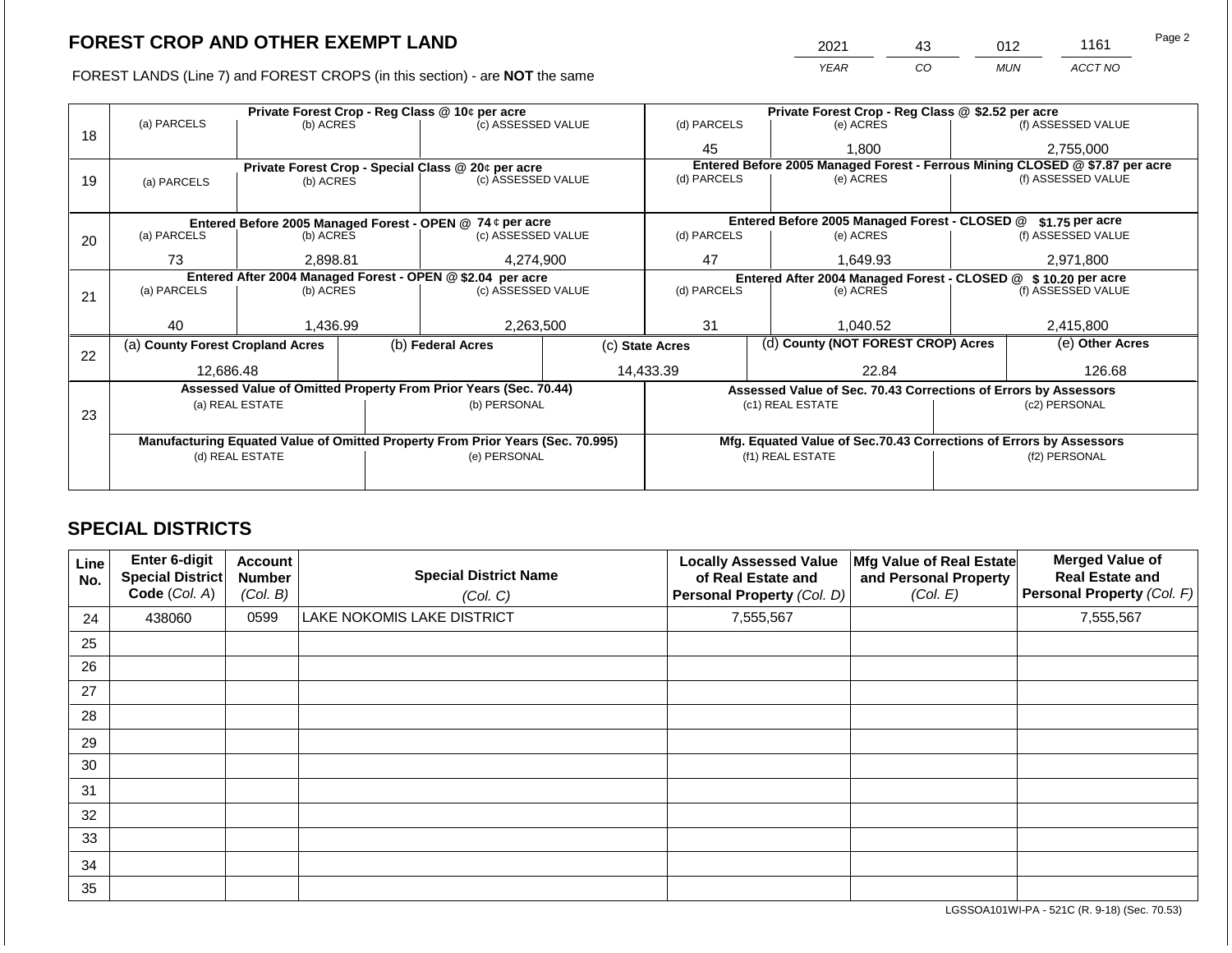# FOREST CROP AND OTHER EXEMPT LAND

| 2021 | 43 | 012 | 1161 |
|---|---|---|---|
| YEAR | CO | MUN | ACCT NO |

FOREST LANDS (Line 7) and FOREST CROPS (in this section) - are **NOT** the same

| Line | Private Forest Crop - Reg Class @ 10¢ per acre | | | Private Forest Crop - Reg Class @ $2.52 per acre | | |
|---|---|---|---|---|---|---|
| | (a) PARCELS | (b) ACRES | (c) ASSESSED VALUE | (d) PARCELS | (e) ACRES | (f) ASSESSED VALUE |
| 18 | | | | 45 | 1,800 | 2,755,000 |
| | **Private Forest Crop - Special Class @ 20¢ per acre** | | | **Entered Before 2005 Managed Forest - Ferrous Mining CLOSED @ $7.87 per acre** | | |
| | (a) PARCELS | (b) ACRES | (c) ASSESSED VALUE | (d) PARCELS | (e) ACRES | (f) ASSESSED VALUE |
| 19 | | | | | | |
| | **Entered Before 2005 Managed Forest - OPEN @ 74 ¢ per acre** | | | **Entered Before 2005 Managed Forest - CLOSED @ $1.75 per acre** | | |
| | (a) PARCELS | (b) ACRES | (c) ASSESSED VALUE | (d) PARCELS | (e) ACRES | (f) ASSESSED VALUE |
| 20 | 73 | 2,898.81 | 4,274,900 | 47 | 1,649.93 | 2,971,800 |
| | **Entered After 2004 Managed Forest - OPEN @ $2.04 per acre** | | | **Entered After 2004 Managed Forest - CLOSED @ $ 10.20 per acre** | | |
| | (a) PARCELS | (b) ACRES | (c) ASSESSED VALUE | (d) PARCELS | (e) ACRES | (f) ASSESSED VALUE |
| 21 | 40 | 1,436.99 | 2,263,500 | 31 | 1,040.52 | 2,415,800 |

| Line | (a) County Forest Cropland Acres | (b) Federal Acres | (c) State Acres | (d) County (NOT FOREST CROP) Acres | (e) Other Acres |
|---|---|---|---|---|---|
| 22 | 12,686.48 | | 14,433.39 | 22.84 | 126.68 |

| Line | Assessed Value of Omitted Property From Prior Years (Sec. 70.44) | | Assessed Value of Sec. 70.43 Corrections of Errors by Assessors | |
|---|---|---|---|---|
| | (a) REAL ESTATE | (b) PERSONAL | (c1) REAL ESTATE | (c2) PERSONAL |
| 23 | | | | |
| | **Manufacturing Equated Value of Omitted Property From Prior Years (Sec. 70.995)** | | **Mfg. Equated Value of Sec.70.43 Corrections of Errors by Assessors** | |
| | (d) REAL ESTATE | (e) PERSONAL | (f1) REAL ESTATE | (f2) PERSONAL |
| | | | | |

## SPECIAL DISTRICTS

| Line No. | Enter 6-digit Special District Code (Col. A) | Account Number (Col. B) | Special District Name (Col. C) | Locally Assessed Value of Real Estate and Personal Property (Col. D) | Mfg Value of Real Estate and Personal Property (Col. E) | Merged Value of Real Estate and Personal Property (Col. F) |
|---|---|---|---|---|---|---|
| 24 | 438060 | 0599 | LAKE NOKOMIS LAKE DISTRICT | 7,555,567 | | 7,555,567 |
| 25 | | | | | | |
| 26 | | | | | | |
| 27 | | | | | | |
| 28 | | | | | | |
| 29 | | | | | | |
| 30 | | | | | | |
| 31 | | | | | | |
| 32 | | | | | | |
| 33 | | | | | | |
| 34 | | | | | | |
| 35 | | | | | | |

LGSSOA101WI-PA - 521C (R. 9-18) (Sec. 70.53)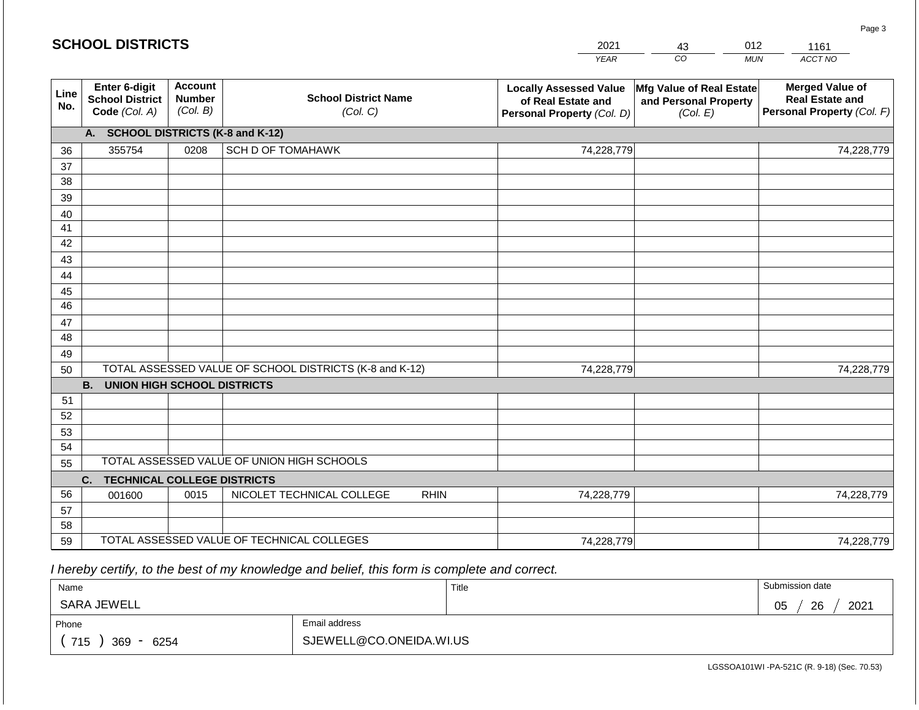# SCHOOL DISTRICTS

| YEAR | CO | MUN | ACCT NO |
|---|---|---|---|
| 2021 | 43 | 012 | 1161 |

| Line No. | Enter 6-digit School District Code *(Col. A)* | Account Number *(Col. B)* | School District Name *(Col. C)* | Locally Assessed Value of Real Estate and Personal Property *(Col. D)* | Mfg Value of Real Estate and Personal Property *(Col. E)* | Merged Value of Real Estate and Personal Property *(Col. F)* |
|---|---|---|---|---|---|---|
| | **A. SCHOOL DISTRICTS (K-8 and K-12)** | | | | | |
| 36 | 355754 | 0208 | SCH D OF TOMAHAWK | 74,228,779 | | 74,228,779 |
| 37 | | | | | | |
| 38 | | | | | | |
| 39 | | | | | | |
| 40 | | | | | | |
| 41 | | | | | | |
| 42 | | | | | | |
| 43 | | | | | | |
| 44 | | | | | | |
| 45 | | | | | | |
| 46 | | | | | | |
| 47 | | | | | | |
| 48 | | | | | | |
| 49 | | | | | | |
| 50 | TOTAL ASSESSED VALUE OF SCHOOL DISTRICTS (K-8 and K-12) | | | 74,228,779 | | 74,228,779 |
| | **B. UNION HIGH SCHOOL DISTRICTS** | | | | | |
| 51 | | | | | | |
| 52 | | | | | | |
| 53 | | | | | | |
| 54 | | | | | | |
| 55 | TOTAL ASSESSED VALUE OF UNION HIGH SCHOOLS | | | | | |
| | **C. TECHNICAL COLLEGE DISTRICTS** | | | | | |
| 56 | 001600 | 0015 | NICOLET TECHNICAL COLLEGE RHIN | 74,228,779 | | 74,228,779 |
| 57 | | | | | | |
| 58 | | | | | | |
| 59 | TOTAL ASSESSED VALUE OF TECHNICAL COLLEGES | | | 74,228,779 | | 74,228,779 |

*I hereby certify, to the best of my knowledge and belief, this form is complete and correct.*

| Name | Title | Submission date |
|---|---|---|
| SARA JEWELL | | 05 / 26 / 2021 |

| Phone | Email address |
|---|---|
| ( 715 ) 369 - 6254 | SJEWELL@CO.ONEIDA.WI.US |

LGSSOA101WI -PA-521C (R. 9-18) (Sec. 70.53)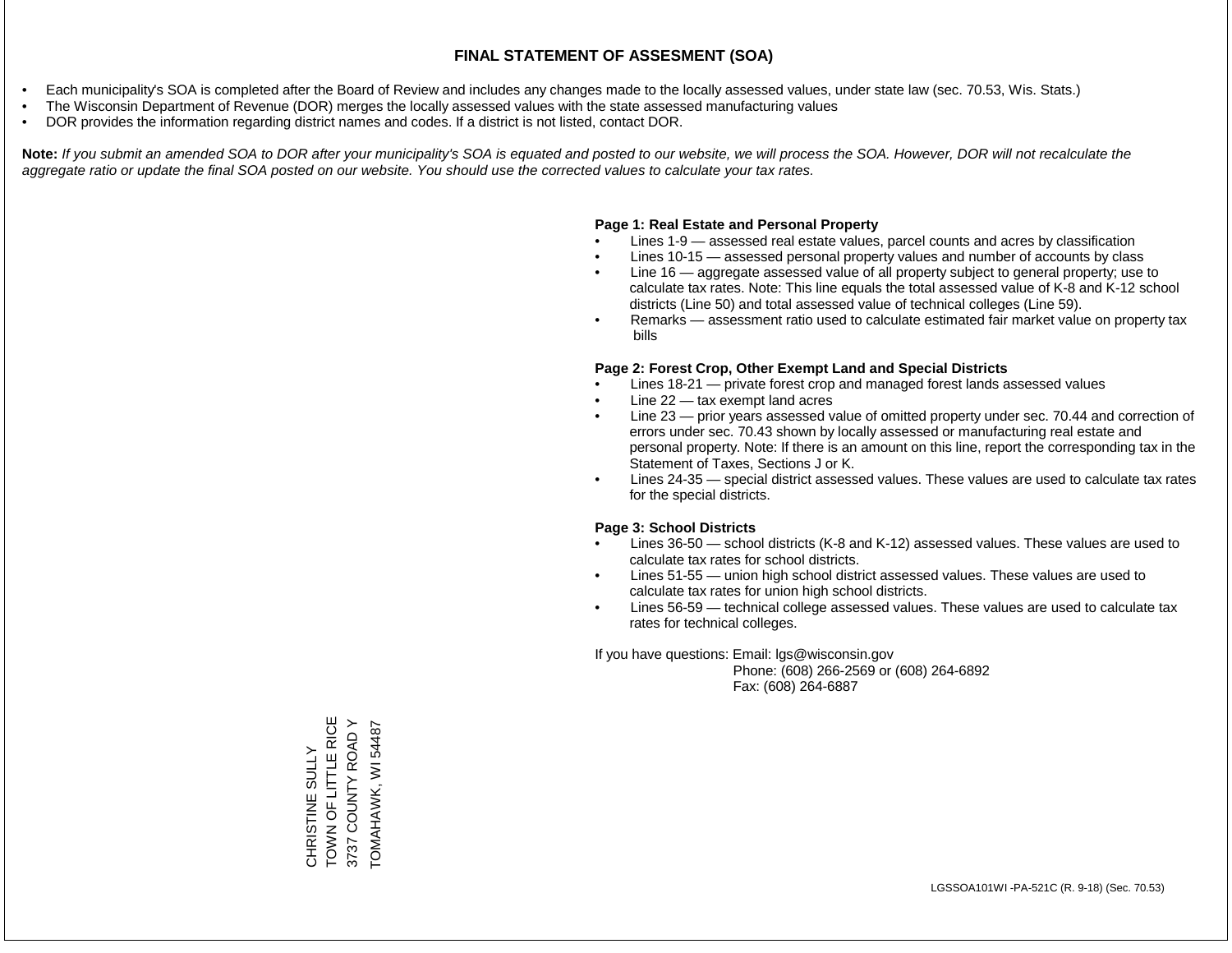# FINAL STATEMENT OF ASSESMENT (SOA)

- Each municipality's SOA is completed after the Board of Review and includes any changes made to the locally assessed values, under state law (sec. 70.53, Wis. Stats.)
- The Wisconsin Department of Revenue (DOR) merges the locally assessed values with the state assessed manufacturing values
- DOR provides the information regarding district names and codes. If a district is not listed, contact DOR.

**Note:** *If you submit an amended SOA to DOR after your municipality's SOA is equated and posted to our website, we will process the SOA. However, DOR will not recalculate the aggregate ratio or update the final SOA posted on our website. You should use the corrected values to calculate your tax rates.*

**Page 1: Real Estate and Personal Property**

- Lines 1-9 — assessed real estate values, parcel counts and acres by classification
- Lines 10-15 — assessed personal property values and number of accounts by class
- Line 16 — aggregate assessed value of all property subject to general property; use to calculate tax rates. Note: This line equals the total assessed value of K-8 and K-12 school districts (Line 50) and total assessed value of technical colleges (Line 59).
- Remarks — assessment ratio used to calculate estimated fair market value on property tax bills

**Page 2: Forest Crop, Other Exempt Land and Special Districts**

- Lines 18-21 — private forest crop and managed forest lands assessed values
- Line 22 — tax exempt land acres
- Line 23 — prior years assessed value of omitted property under sec. 70.44 and correction of errors under sec. 70.43 shown by locally assessed or manufacturing real estate and personal property. Note: If there is an amount on this line, report the corresponding tax in the Statement of Taxes, Sections J or K.
- Lines 24-35 — special district assessed values. These values are used to calculate tax rates for the special districts.

**Page 3: School Districts**

- Lines 36-50 — school districts (K-8 and K-12) assessed values. These values are used to calculate tax rates for school districts.
- Lines 51-55 — union high school district assessed values. These values are used to calculate tax rates for union high school districts.
- Lines 56-59 — technical college assessed values. These values are used to calculate tax rates for technical colleges.

If you have questions: Email: lgs@wisconsin.gov
Phone: (608) 266-2569 or (608) 264-6892
Fax: (608) 264-6887

CHRISTINE SULLY
TOWN OF LITTLE RICE
3737 COUNTY ROAD Y
TOMAHAWK, WI 54487

LGSSOA101WI -PA-521C (R. 9-18) (Sec. 70.53)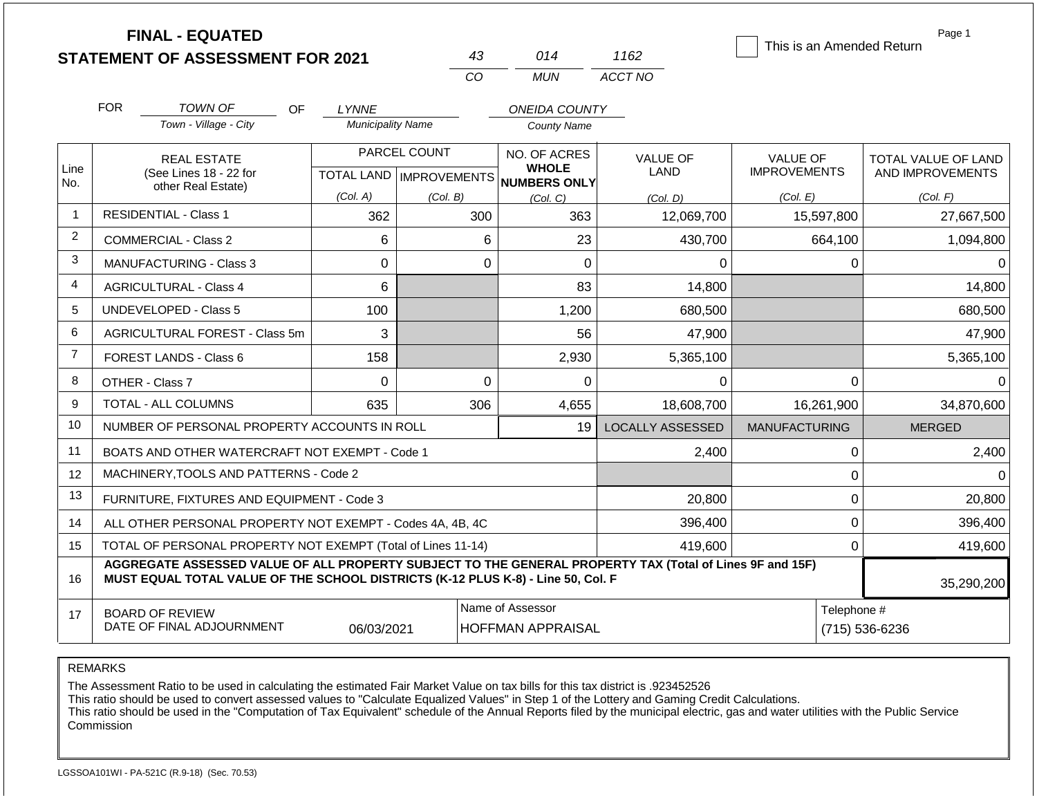# FINAL - EQUATED
## STATEMENT OF ASSESSMENT FOR 2021

| 43 | 014 | 1162 |
|---|---|---|
| CO | MUN | ACCT NO |

☐ This is an Amended Return

FOR *TOWN OF* (Town - Village - City) OF *LYNNE* (Municipality Name) *ONEIDA COUNTY* (County Name)

| Line No. | REAL ESTATE (See Lines 18 - 22 for other Real Estate) | PARCEL COUNT TOTAL LAND (Col. A) | PARCEL COUNT IMPROVEMENTS (Col. B) | NO. OF ACRES WHOLE NUMBERS ONLY (Col. C) | VALUE OF LAND (Col. D) | VALUE OF IMPROVEMENTS (Col. E) | TOTAL VALUE OF LAND AND IMPROVEMENTS (Col. F) |
|---|---|---|---|---|---|---|---|
| 1 | RESIDENTIAL - Class 1 | 362 | 300 | 363 | 12,069,700 | 15,597,800 | 27,667,500 |
| 2 | COMMERCIAL - Class 2 | 6 | 6 | 23 | 430,700 | 664,100 | 1,094,800 |
| 3 | MANUFACTURING - Class 3 | 0 | 0 | 0 | 0 | 0 | 0 |
| 4 | AGRICULTURAL - Class 4 | 6 | | 83 | 14,800 | | 14,800 |
| 5 | UNDEVELOPED - Class 5 | 100 | | 1,200 | 680,500 | | 680,500 |
| 6 | AGRICULTURAL FOREST - Class 5m | 3 | | 56 | 47,900 | | 47,900 |
| 7 | FOREST LANDS - Class 6 | 158 | | 2,930 | 5,365,100 | | 5,365,100 |
| 8 | OTHER - Class 7 | 0 | 0 | 0 | 0 | 0 | 0 |
| 9 | TOTAL - ALL COLUMNS | 635 | 306 | 4,655 | 18,608,700 | 16,261,900 | 34,870,600 |
| 10 | NUMBER OF PERSONAL PROPERTY ACCOUNTS IN ROLL | | | 19 | LOCALLY ASSESSED | MANUFACTURING | MERGED |
| 11 | BOATS AND OTHER WATERCRAFT NOT EXEMPT - Code 1 | | | | 2,400 | 0 | 2,400 |
| 12 | MACHINERY,TOOLS AND PATTERNS - Code 2 | | | | | 0 | 0 |
| 13 | FURNITURE, FIXTURES AND EQUIPMENT - Code 3 | | | | 20,800 | 0 | 20,800 |
| 14 | ALL OTHER PERSONAL PROPERTY NOT EXEMPT - Codes 4A, 4B, 4C | | | | 396,400 | 0 | 396,400 |
| 15 | TOTAL OF PERSONAL PROPERTY NOT EXEMPT (Total of Lines 11-14) | | | | 419,600 | 0 | 419,600 |
| 16 | **AGGREGATE ASSESSED VALUE OF ALL PROPERTY SUBJECT TO THE GENERAL PROPERTY TAX (Total of Lines 9F and 15F) MUST EQUAL TOTAL VALUE OF THE SCHOOL DISTRICTS (K-12 PLUS K-8) - Line 50, Col. F** | | | | | | 35,290,200 |
| 17 | BOARD OF REVIEW DATE OF FINAL ADJOURNMENT | 06/03/2021 | | Name of Assessor: HOFFMAN APPRAISAL | | | Telephone #: (715) 536-6236 |

REMARKS

The Assessment Ratio to be used in calculating the estimated Fair Market Value on tax bills for this tax district is .923452526
This ratio should be used to convert assessed values to "Calculate Equalized Values" in Step 1 of the Lottery and Gaming Credit Calculations.
This ratio should be used in the "Computation of Tax Equivalent" schedule of the Annual Reports filed by the municipal electric, gas and water utilities with the Public Service Commission

LGSSOA101WI - PA-521C (R.9-18) (Sec. 70.53)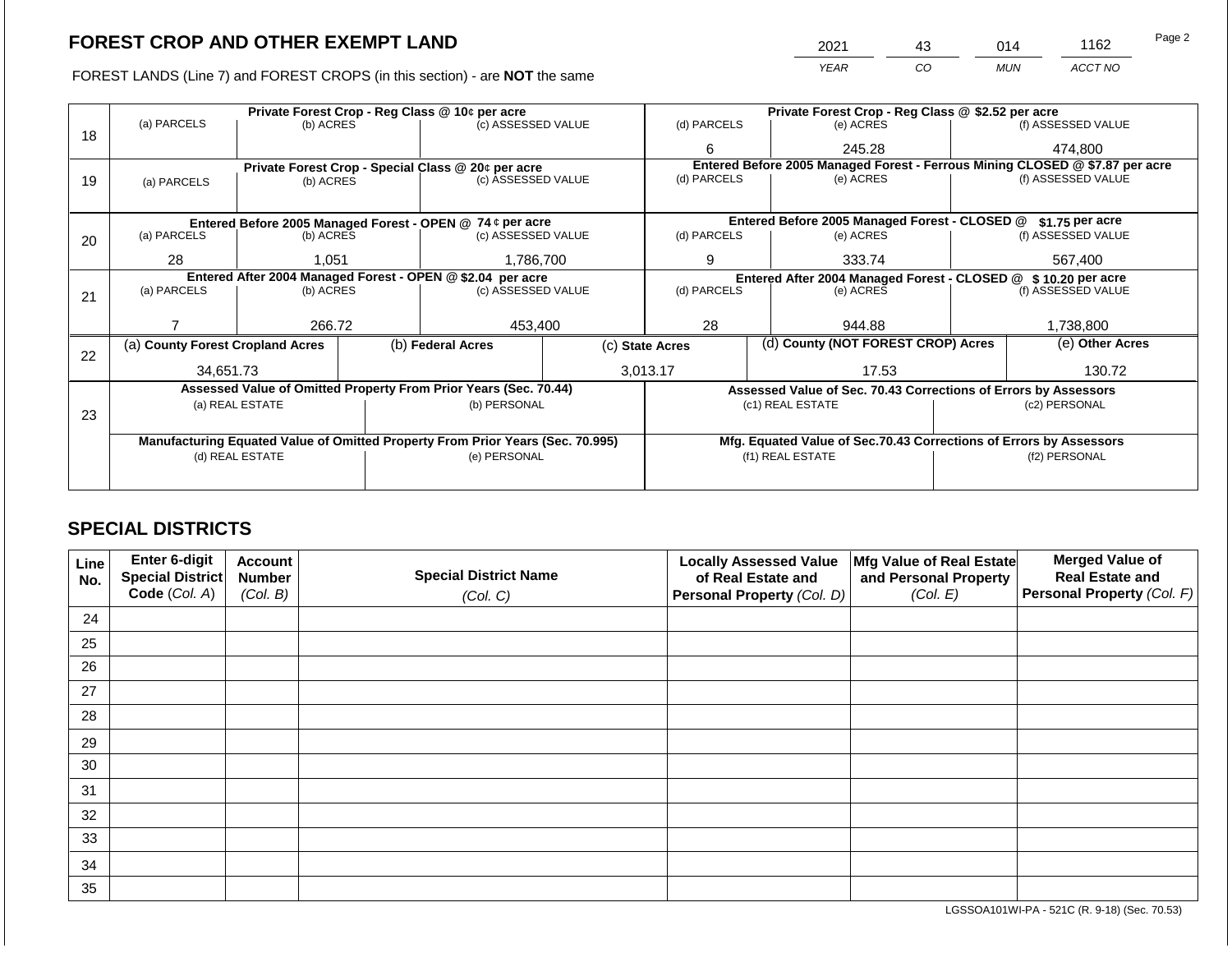# FOREST CROP AND OTHER EXEMPT LAND

| 2021 | 43 | 014 | 1162 |
|---|---|---|---|
| YEAR | CO | MUN | ACCT NO |

FOREST LANDS (Line 7) and FOREST CROPS (in this section) - are **NOT** the same

| Line | Private Forest Crop - Reg Class @ 10¢ per acre | | | Private Forest Crop - Reg Class @ $2.52 per acre | | |
|---|---|---|---|---|---|---|
| 18 | (a) PARCELS | (b) ACRES | (c) ASSESSED VALUE | (d) PARCELS | (e) ACRES | (f) ASSESSED VALUE |
| | | | | 6 | 245.28 | 474,800 |
| | **Private Forest Crop - Special Class @ 20¢ per acre** | | | **Entered Before 2005 Managed Forest - Ferrous Mining CLOSED @ $7.87 per acre** | | |
| 19 | (a) PARCELS | (b) ACRES | (c) ASSESSED VALUE | (d) PARCELS | (e) ACRES | (f) ASSESSED VALUE |
| | | | | | | |
| | **Entered Before 2005 Managed Forest - OPEN @ 74 ¢ per acre** | | | **Entered Before 2005 Managed Forest - CLOSED @ $1.75 per acre** | | |
| 20 | (a) PARCELS | (b) ACRES | (c) ASSESSED VALUE | (d) PARCELS | (e) ACRES | (f) ASSESSED VALUE |
| | 28 | 1,051 | 1,786,700 | 9 | 333.74 | 567,400 |
| | **Entered After 2004 Managed Forest - OPEN @ $2.04 per acre** | | | **Entered After 2004 Managed Forest - CLOSED @ $ 10.20 per acre** | | |
| 21 | (a) PARCELS | (b) ACRES | (c) ASSESSED VALUE | (d) PARCELS | (e) ACRES | (f) ASSESSED VALUE |
| | 7 | 266.72 | 453,400 | 28 | 944.88 | 1,738,800 |

| Line | (a) County Forest Cropland Acres | (b) Federal Acres | (c) State Acres | (d) County (NOT FOREST CROP) Acres | (e) Other Acres |
|---|---|---|---|---|---|
| 22 | 34,651.73 | | 3,013.17 | 17.53 | 130.72 |

| Line | Assessed Value of Omitted Property From Prior Years (Sec. 70.44) | | Assessed Value of Sec. 70.43 Corrections of Errors by Assessors | |
|---|---|---|---|---|
| 23 | (a) REAL ESTATE | (b) PERSONAL | (c1) REAL ESTATE | (c2) PERSONAL |
| | | | | |
| | **Manufacturing Equated Value of Omitted Property From Prior Years (Sec. 70.995)** | | **Mfg. Equated Value of Sec.70.43 Corrections of Errors by Assessors** | |
| | (d) REAL ESTATE | (e) PERSONAL | (f1) REAL ESTATE | (f2) PERSONAL |
| | | | | |

## SPECIAL DISTRICTS

| Line No. | Enter 6-digit Special District Code (Col. A) | Account Number (Col. B) | Special District Name (Col. C) | Locally Assessed Value of Real Estate and Personal Property (Col. D) | Mfg Value of Real Estate and Personal Property (Col. E) | Merged Value of Real Estate and Personal Property (Col. F) |
|---|---|---|---|---|---|---|
| 24 | | | | | | |
| 25 | | | | | | |
| 26 | | | | | | |
| 27 | | | | | | |
| 28 | | | | | | |
| 29 | | | | | | |
| 30 | | | | | | |
| 31 | | | | | | |
| 32 | | | | | | |
| 33 | | | | | | |
| 34 | | | | | | |
| 35 | | | | | | |

LGSSOA101WI-PA - 521C (R. 9-18) (Sec. 70.53)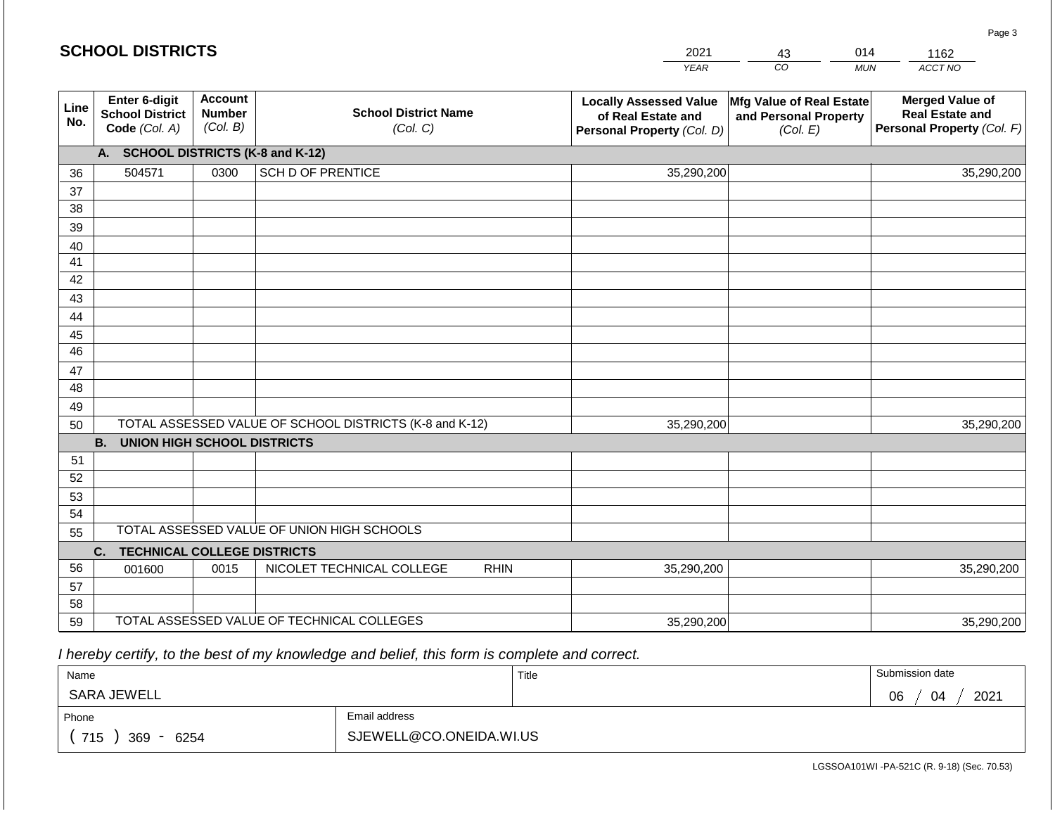## SCHOOL DISTRICTS

| 2021 | 43 | 014 | 1162 |
|---|---|---|---|
| *YEAR* | *CO* | *MUN* | *ACCT NO* |

| Line No. | Enter 6-digit School District Code *(Col. A)* | Account Number *(Col. B)* | School District Name *(Col. C)* | Locally Assessed Value of Real Estate and Personal Property *(Col. D)* | Mfg Value of Real Estate and Personal Property *(Col. E)* | Merged Value of Real Estate and Personal Property *(Col. F)* |
|---|---|---|---|---|---|---|
| | **A. SCHOOL DISTRICTS (K-8 and K-12)** | | | | | |
| 36 | 504571 | 0300 | SCH D OF PRENTICE | 35,290,200 | | 35,290,200 |
| 37 | | | | | | |
| 38 | | | | | | |
| 39 | | | | | | |
| 40 | | | | | | |
| 41 | | | | | | |
| 42 | | | | | | |
| 43 | | | | | | |
| 44 | | | | | | |
| 45 | | | | | | |
| 46 | | | | | | |
| 47 | | | | | | |
| 48 | | | | | | |
| 49 | | | | | | |
| 50 | TOTAL ASSESSED VALUE OF SCHOOL DISTRICTS (K-8 and K-12) | | | 35,290,200 | | 35,290,200 |
| | **B. UNION HIGH SCHOOL DISTRICTS** | | | | | |
| 51 | | | | | | |
| 52 | | | | | | |
| 53 | | | | | | |
| 54 | | | | | | |
| 55 | TOTAL ASSESSED VALUE OF UNION HIGH SCHOOLS | | | | | |
| | **C. TECHNICAL COLLEGE DISTRICTS** | | | | | |
| 56 | 001600 | 0015 | NICOLET TECHNICAL COLLEGE RHIN | 35,290,200 | | 35,290,200 |
| 57 | | | | | | |
| 58 | | | | | | |
| 59 | TOTAL ASSESSED VALUE OF TECHNICAL COLLEGES | | | 35,290,200 | | 35,290,200 |

*I hereby certify, to the best of my knowledge and belief, this form is complete and correct.*

| Name | Title | Submission date |
|---|---|---|
| SARA JEWELL | | 06 / 04 / 2021 |

| Phone | Email address |
|---|---|
| ( 715 ) 369 - 6254 | SJEWELL@CO.ONEIDA.WI.US |

LGSSOA101WI -PA-521C (R. 9-18) (Sec. 70.53)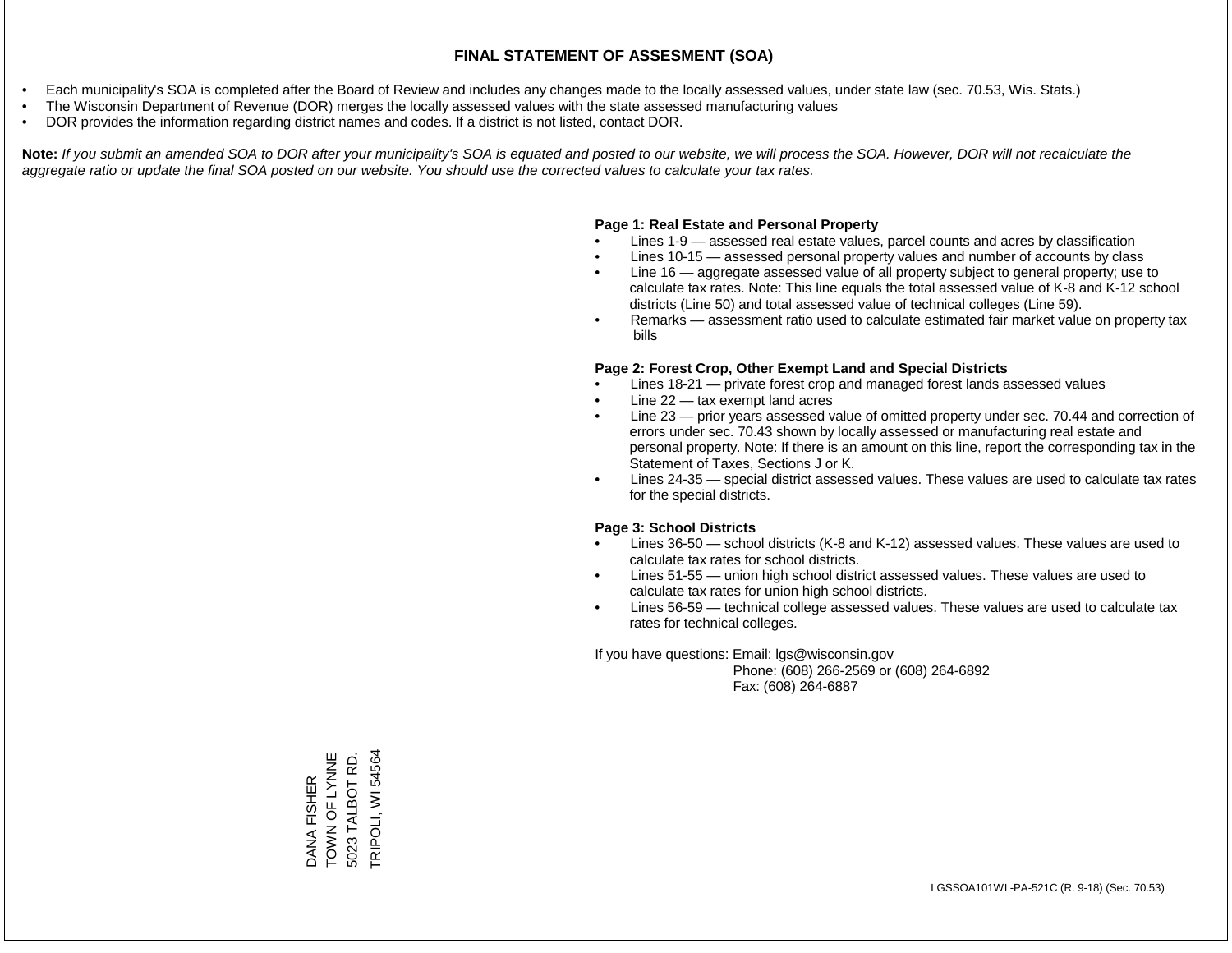# FINAL STATEMENT OF ASSESMENT (SOA)

- Each municipality's SOA is completed after the Board of Review and includes any changes made to the locally assessed values, under state law (sec. 70.53, Wis. Stats.)
- The Wisconsin Department of Revenue (DOR) merges the locally assessed values with the state assessed manufacturing values
- DOR provides the information regarding district names and codes. If a district is not listed, contact DOR.

**Note:** *If you submit an amended SOA to DOR after your municipality's SOA is equated and posted to our website, we will process the SOA. However, DOR will not recalculate the aggregate ratio or update the final SOA posted on our website. You should use the corrected values to calculate your tax rates.*

**Page 1: Real Estate and Personal Property**

- Lines 1-9 — assessed real estate values, parcel counts and acres by classification
- Lines 10-15 — assessed personal property values and number of accounts by class
- Line 16 — aggregate assessed value of all property subject to general property; use to calculate tax rates. Note: This line equals the total assessed value of K-8 and K-12 school districts (Line 50) and total assessed value of technical colleges (Line 59).
- Remarks — assessment ratio used to calculate estimated fair market value on property tax bills

**Page 2: Forest Crop, Other Exempt Land and Special Districts**

- Lines 18-21 — private forest crop and managed forest lands assessed values
- Line 22 — tax exempt land acres
- Line 23 — prior years assessed value of omitted property under sec. 70.44 and correction of errors under sec. 70.43 shown by locally assessed or manufacturing real estate and personal property. Note: If there is an amount on this line, report the corresponding tax in the Statement of Taxes, Sections J or K.
- Lines 24-35 — special district assessed values. These values are used to calculate tax rates for the special districts.

**Page 3: School Districts**

- Lines 36-50 — school districts (K-8 and K-12) assessed values. These values are used to calculate tax rates for school districts.
- Lines 51-55 — union high school district assessed values. These values are used to calculate tax rates for union high school districts.
- Lines 56-59 — technical college assessed values. These values are used to calculate tax rates for technical colleges.

If you have questions: Email: lgs@wisconsin.gov
Phone: (608) 266-2569 or (608) 264-6892
Fax: (608) 264-6887

DANA FISHER
TOWN OF LYNNE
5023 TALBOT RD.
TRIPOLI, WI 54564

LGSSOA101WI -PA-521C (R. 9-18) (Sec. 70.53)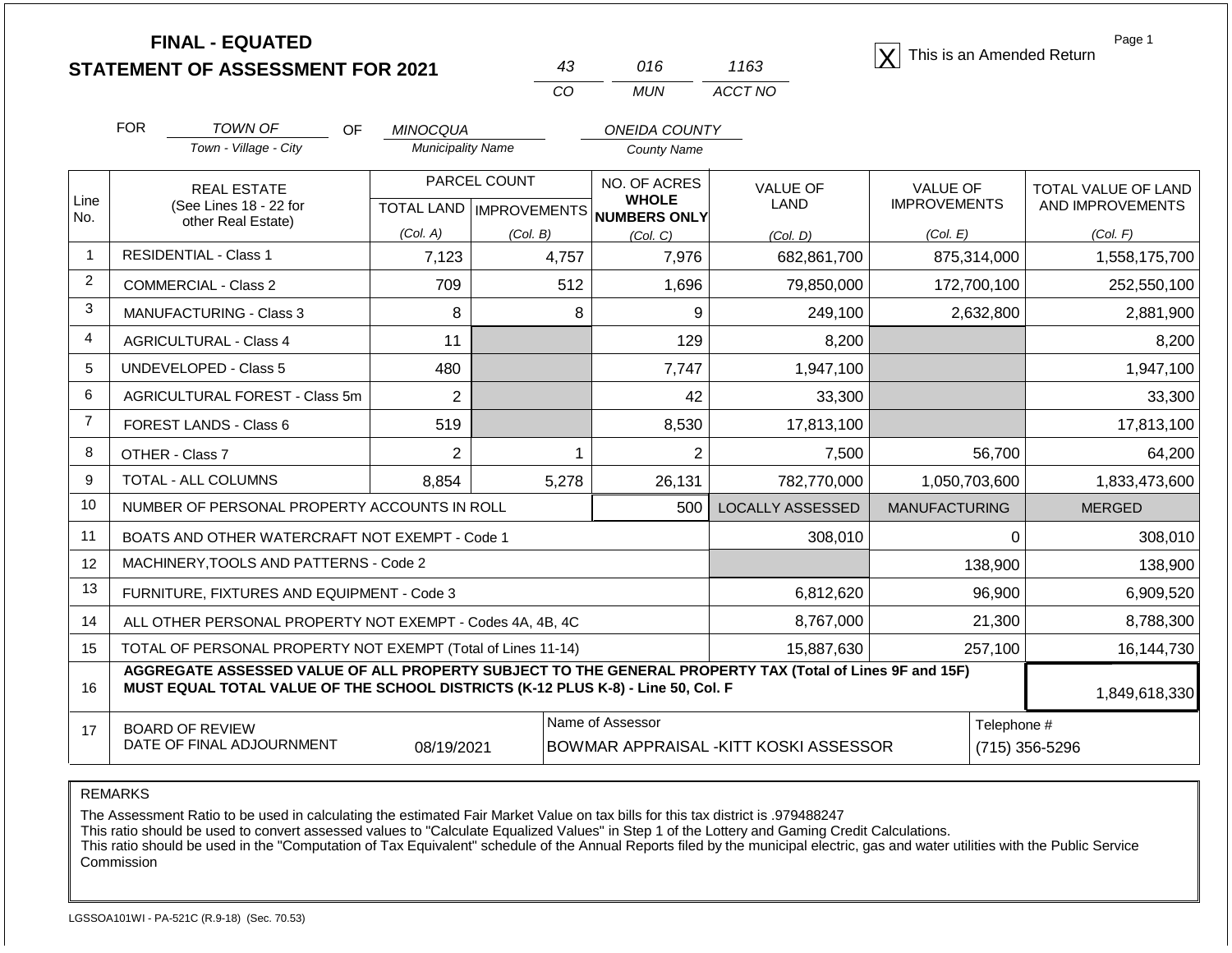# FINAL - EQUATED
# STATEMENT OF ASSESSMENT FOR 2021

| 43 | 016 | 1163 |
|---|---|---|
| CO | MUN | ACCT NO |

[X] This is an Amended Return

FOR TOWN OF (Town - Village - City) OF MINOCQUA (Municipality Name) ONEIDA COUNTY (County Name)

| Line No. | REAL ESTATE (See Lines 18 - 22 for other Real Estate) | PARCEL COUNT | | NO. OF ACRES WHOLE NUMBERS ONLY | VALUE OF LAND | VALUE OF IMPROVEMENTS | TOTAL VALUE OF LAND AND IMPROVEMENTS |
|---|---|---|---|---|---|---|---|
| | | TOTAL LAND (Col. A) | IMPROVEMENTS (Col. B) | (Col. C) | (Col. D) | (Col. E) | (Col. F) |
| 1 | RESIDENTIAL - Class 1 | 7,123 | 4,757 | 7,976 | 682,861,700 | 875,314,000 | 1,558,175,700 |
| 2 | COMMERCIAL - Class 2 | 709 | 512 | 1,696 | 79,850,000 | 172,700,100 | 252,550,100 |
| 3 | MANUFACTURING - Class 3 | 8 | 8 | 9 | 249,100 | 2,632,800 | 2,881,900 |
| 4 | AGRICULTURAL - Class 4 | 11 | | 129 | 8,200 | | 8,200 |
| 5 | UNDEVELOPED - Class 5 | 480 | | 7,747 | 1,947,100 | | 1,947,100 |
| 6 | AGRICULTURAL FOREST - Class 5m | 2 | | 42 | 33,300 | | 33,300 |
| 7 | FOREST LANDS - Class 6 | 519 | | 8,530 | 17,813,100 | | 17,813,100 |
| 8 | OTHER - Class 7 | 2 | 1 | 2 | 7,500 | 56,700 | 64,200 |
| 9 | TOTAL - ALL COLUMNS | 8,854 | 5,278 | 26,131 | 782,770,000 | 1,050,703,600 | 1,833,473,600 |
| 10 | NUMBER OF PERSONAL PROPERTY ACCOUNTS IN ROLL | | | 500 | LOCALLY ASSESSED | MANUFACTURING | MERGED |
| 11 | BOATS AND OTHER WATERCRAFT NOT EXEMPT - Code 1 | | | | 308,010 | 0 | 308,010 |
| 12 | MACHINERY,TOOLS AND PATTERNS - Code 2 | | | | | 138,900 | 138,900 |
| 13 | FURNITURE, FIXTURES AND EQUIPMENT - Code 3 | | | | 6,812,620 | 96,900 | 6,909,520 |
| 14 | ALL OTHER PERSONAL PROPERTY NOT EXEMPT - Codes 4A, 4B, 4C | | | | 8,767,000 | 21,300 | 8,788,300 |
| 15 | TOTAL OF PERSONAL PROPERTY NOT EXEMPT (Total of Lines 11-14) | | | | 15,887,630 | 257,100 | 16,144,730 |
| 16 | **AGGREGATE ASSESSED VALUE OF ALL PROPERTY SUBJECT TO THE GENERAL PROPERTY TAX (Total of Lines 9F and 15F) MUST EQUAL TOTAL VALUE OF THE SCHOOL DISTRICTS (K-12 PLUS K-8) - Line 50, Col. F** | | | | | | 1,849,618,330 |
| 17 | BOARD OF REVIEW DATE OF FINAL ADJOURNMENT | 08/19/2021 | | Name of Assessor: BOWMAR APPRAISAL -KITT KOSKI ASSESSOR | | | Telephone #: (715) 356-5296 |

REMARKS

The Assessment Ratio to be used in calculating the estimated Fair Market Value on tax bills for this tax district is .979488247
This ratio should be used to convert assessed values to "Calculate Equalized Values" in Step 1 of the Lottery and Gaming Credit Calculations.
This ratio should be used in the "Computation of Tax Equivalent" schedule of the Annual Reports filed by the municipal electric, gas and water utilities with the Public Service Commission

LGSSOA101WI - PA-521C (R.9-18) (Sec. 70.53)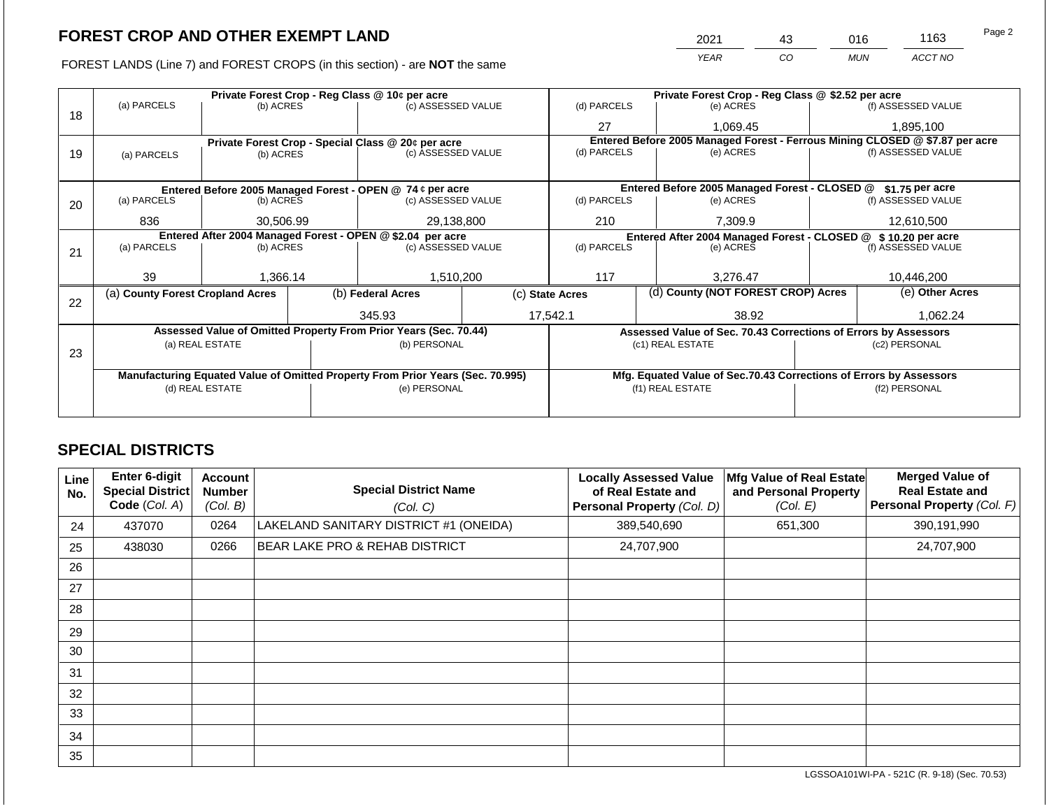## FOREST CROP AND OTHER EXEMPT LAND

FOREST LANDS (Line 7) and FOREST CROPS (in this section) - are **NOT** the same

| YEAR | CO | MUN | ACCT NO |
|---|---|---|---|
| 2021 | 43 | 016 | 1163 |

| Line | Private Forest Crop - Reg Class @ 10¢ per acre | | | Private Forest Crop - Reg Class @ $2.52 per acre | | |
|---|---|---|---|---|---|---|
| 18 | (a) PARCELS | (b) ACRES | (c) ASSESSED VALUE | (d) PARCELS | (e) ACRES | (f) ASSESSED VALUE |
| | | | | 27 | 1,069.45 | 1,895,100 |
| | **Private Forest Crop - Special Class @ 20¢ per acre** | | | **Entered Before 2005 Managed Forest - Ferrous Mining CLOSED @ $7.87 per acre** | | |
| 19 | (a) PARCELS | (b) ACRES | (c) ASSESSED VALUE | (d) PARCELS | (e) ACRES | (f) ASSESSED VALUE |
| | | | | | | |
| | **Entered Before 2005 Managed Forest - OPEN @ 74 ¢ per acre** | | | **Entered Before 2005 Managed Forest - CLOSED @ $1.75 per acre** | | |
| 20 | (a) PARCELS | (b) ACRES | (c) ASSESSED VALUE | (d) PARCELS | (e) ACRES | (f) ASSESSED VALUE |
| | 836 | 30,506.99 | 29,138,800 | 210 | 7,309.9 | 12,610,500 |
| | **Entered After 2004 Managed Forest - OPEN @ $2.04 per acre** | | | **Entered After 2004 Managed Forest - CLOSED @ $ 10.20 per acre** | | |
| 21 | (a) PARCELS | (b) ACRES | (c) ASSESSED VALUE | (d) PARCELS | (e) ACRES | (f) ASSESSED VALUE |
| | 39 | 1,366.14 | 1,510,200 | 117 | 3,276.47 | 10,446,200 |

| Line | (a) County Forest Cropland Acres | (b) Federal Acres | (c) State Acres | (d) County (NOT FOREST CROP) Acres | (e) Other Acres |
|---|---|---|---|---|---|
| 22 | | 345.93 | 17,542.1 | 38.92 | 1,062.24 |

| Line | Assessed Value of Omitted Property From Prior Years (Sec. 70.44) | | Assessed Value of Sec. 70.43 Corrections of Errors by Assessors | |
|---|---|---|---|---|
| 23 | (a) REAL ESTATE | (b) PERSONAL | (c1) REAL ESTATE | (c2) PERSONAL |
| | | | | |
| | **Manufacturing Equated Value of Omitted Property From Prior Years (Sec. 70.995)** | | **Mfg. Equated Value of Sec.70.43 Corrections of Errors by Assessors** | |
| | (d) REAL ESTATE | (e) PERSONAL | (f1) REAL ESTATE | (f2) PERSONAL |
| | | | | |

## SPECIAL DISTRICTS

| Line No. | Enter 6-digit Special District Code (Col. A) | Account Number (Col. B) | Special District Name (Col. C) | Locally Assessed Value of Real Estate and Personal Property (Col. D) | Mfg Value of Real Estate and Personal Property (Col. E) | Merged Value of Real Estate and Personal Property (Col. F) |
|---|---|---|---|---|---|---|
| 24 | 437070 | 0264 | LAKELAND SANITARY DISTRICT #1 (ONEIDA) | 389,540,690 | 651,300 | 390,191,990 |
| 25 | 438030 | 0266 | BEAR LAKE PRO & REHAB DISTRICT | 24,707,900 | | 24,707,900 |
| 26 | | | | | | |
| 27 | | | | | | |
| 28 | | | | | | |
| 29 | | | | | | |
| 30 | | | | | | |
| 31 | | | | | | |
| 32 | | | | | | |
| 33 | | | | | | |
| 34 | | | | | | |
| 35 | | | | | | |

LGSSOA101WI-PA - 521C (R. 9-18) (Sec. 70.53)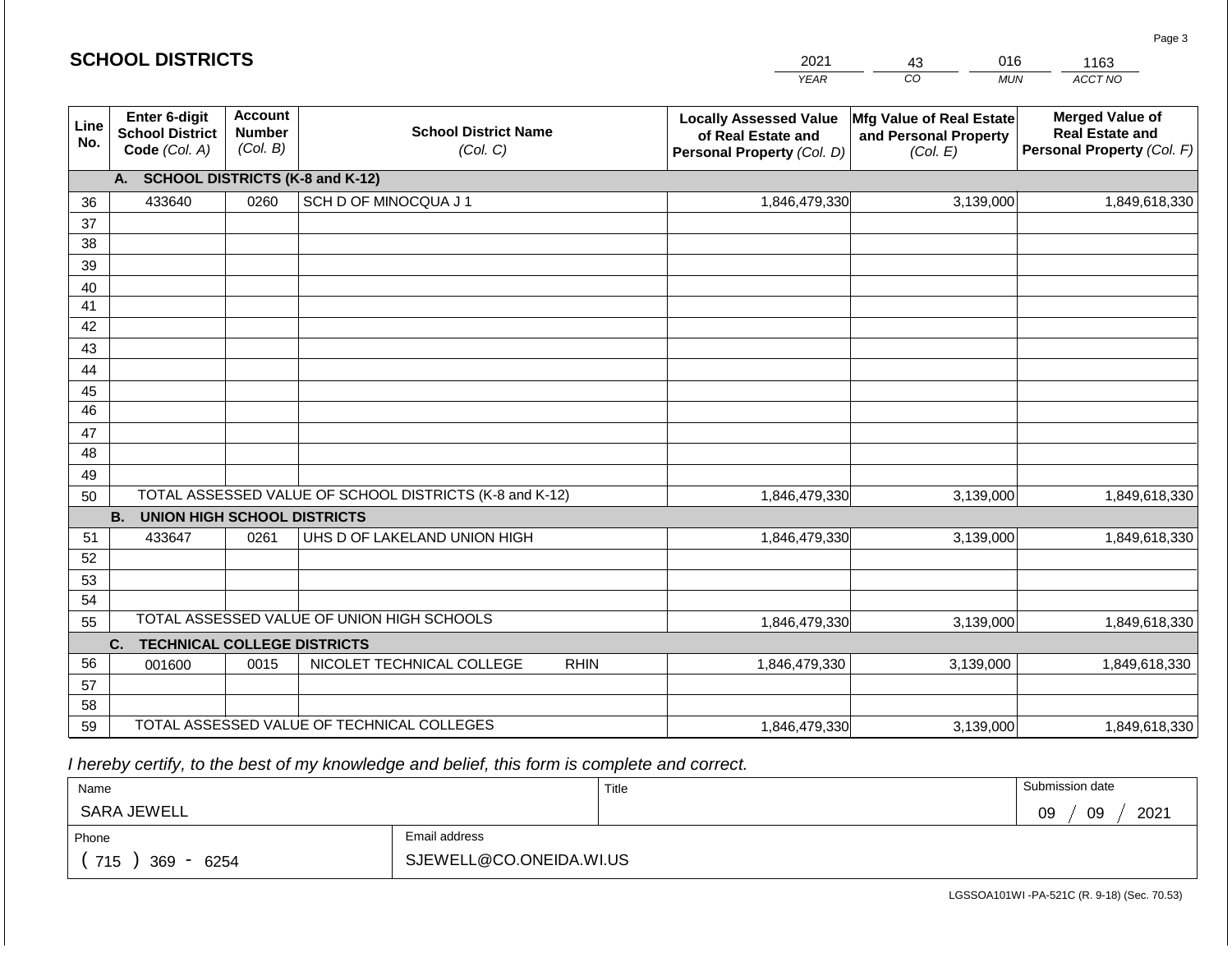## SCHOOL DISTRICTS

| YEAR | CO | MUN | ACCT NO |
|---|---|---|---|
| 2021 | 43 | 016 | 1163 |

| Line No. | Enter 6-digit School District Code (Col. A) | Account Number (Col. B) | School District Name (Col. C) | Locally Assessed Value of Real Estate and Personal Property (Col. D) | Mfg Value of Real Estate and Personal Property (Col. E) | Merged Value of Real Estate and Personal Property (Col. F) |
|---|---|---|---|---|---|---|
| | **A. SCHOOL DISTRICTS (K-8 and K-12)** | | | | | |
| 36 | 433640 | 0260 | SCH D OF MINOCQUA J 1 | 1,846,479,330 | 3,139,000 | 1,849,618,330 |
| 37 | | | | | | |
| 38 | | | | | | |
| 39 | | | | | | |
| 40 | | | | | | |
| 41 | | | | | | |
| 42 | | | | | | |
| 43 | | | | | | |
| 44 | | | | | | |
| 45 | | | | | | |
| 46 | | | | | | |
| 47 | | | | | | |
| 48 | | | | | | |
| 49 | | | | | | |
| 50 | TOTAL ASSESSED VALUE OF SCHOOL DISTRICTS (K-8 and K-12) | | | 1,846,479,330 | 3,139,000 | 1,849,618,330 |
| | **B. UNION HIGH SCHOOL DISTRICTS** | | | | | |
| 51 | 433647 | 0261 | UHS D OF LAKELAND UNION HIGH | 1,846,479,330 | 3,139,000 | 1,849,618,330 |
| 52 | | | | | | |
| 53 | | | | | | |
| 54 | | | | | | |
| 55 | TOTAL ASSESSED VALUE OF UNION HIGH SCHOOLS | | | 1,846,479,330 | 3,139,000 | 1,849,618,330 |
| | **C. TECHNICAL COLLEGE DISTRICTS** | | | | | |
| 56 | 001600 | 0015 | NICOLET TECHNICAL COLLEGE RHIN | 1,846,479,330 | 3,139,000 | 1,849,618,330 |
| 57 | | | | | | |
| 58 | | | | | | |
| 59 | TOTAL ASSESSED VALUE OF TECHNICAL COLLEGES | | | 1,846,479,330 | 3,139,000 | 1,849,618,330 |

*I hereby certify, to the best of my knowledge and belief, this form is complete and correct.*

| Name | Title | Submission date |
|---|---|---|
| SARA JEWELL | | 09 / 09 / 2021 |

| Phone | Email address |
|---|---|
| ( 715 ) 369 - 6254 | SJEWELL@CO.ONEIDA.WI.US |

LGSSOA101WI -PA-521C (R. 9-18) (Sec. 70.53)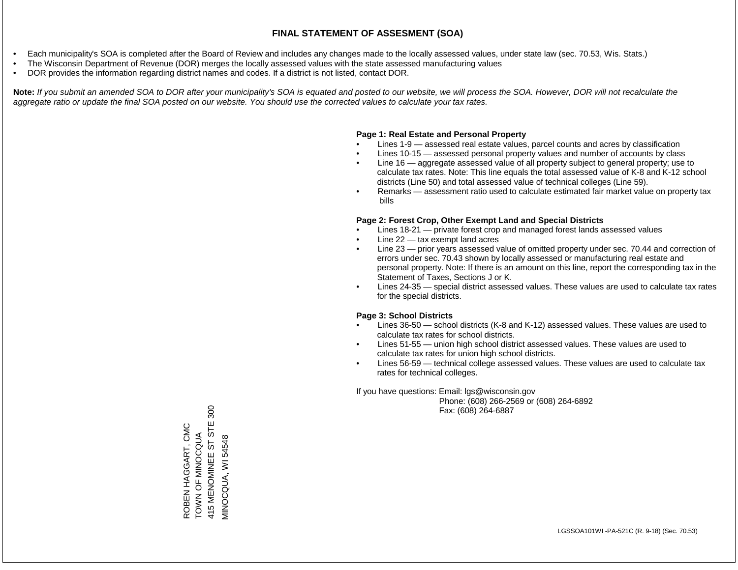# FINAL STATEMENT OF ASSESMENT (SOA)

- Each municipality's SOA is completed after the Board of Review and includes any changes made to the locally assessed values, under state law (sec. 70.53, Wis. Stats.)
- The Wisconsin Department of Revenue (DOR) merges the locally assessed values with the state assessed manufacturing values
- DOR provides the information regarding district names and codes. If a district is not listed, contact DOR.

**Note:** *If you submit an amended SOA to DOR after your municipality's SOA is equated and posted to our website, we will process the SOA. However, DOR will not recalculate the aggregate ratio or update the final SOA posted on our website. You should use the corrected values to calculate your tax rates.*

**Page 1: Real Estate and Personal Property**

- Lines 1-9 — assessed real estate values, parcel counts and acres by classification
- Lines 10-15 — assessed personal property values and number of accounts by class
- Line 16 — aggregate assessed value of all property subject to general property; use to calculate tax rates. Note: This line equals the total assessed value of K-8 and K-12 school districts (Line 50) and total assessed value of technical colleges (Line 59).
- Remarks — assessment ratio used to calculate estimated fair market value on property tax bills

**Page 2: Forest Crop, Other Exempt Land and Special Districts**

- Lines 18-21 — private forest crop and managed forest lands assessed values
- Line 22 — tax exempt land acres
- Line 23 — prior years assessed value of omitted property under sec. 70.44 and correction of errors under sec. 70.43 shown by locally assessed or manufacturing real estate and personal property. Note: If there is an amount on this line, report the corresponding tax in the Statement of Taxes, Sections J or K.
- Lines 24-35 — special district assessed values. These values are used to calculate tax rates for the special districts.

**Page 3: School Districts**

- Lines 36-50 — school districts (K-8 and K-12) assessed values. These values are used to calculate tax rates for school districts.
- Lines 51-55 — union high school district assessed values. These values are used to calculate tax rates for union high school districts.
- Lines 56-59 — technical college assessed values. These values are used to calculate tax rates for technical colleges.

If you have questions: Email: lgs@wisconsin.gov
Phone: (608) 266-2569 or (608) 264-6892
Fax: (608) 264-6887

ROBEN HAGGART, CMC
TOWN OF MINOCQUA
415 MENOMINEE ST STE 300
MINOCQUA, WI 54548

LGSSOA101WI -PA-521C (R. 9-18) (Sec. 70.53)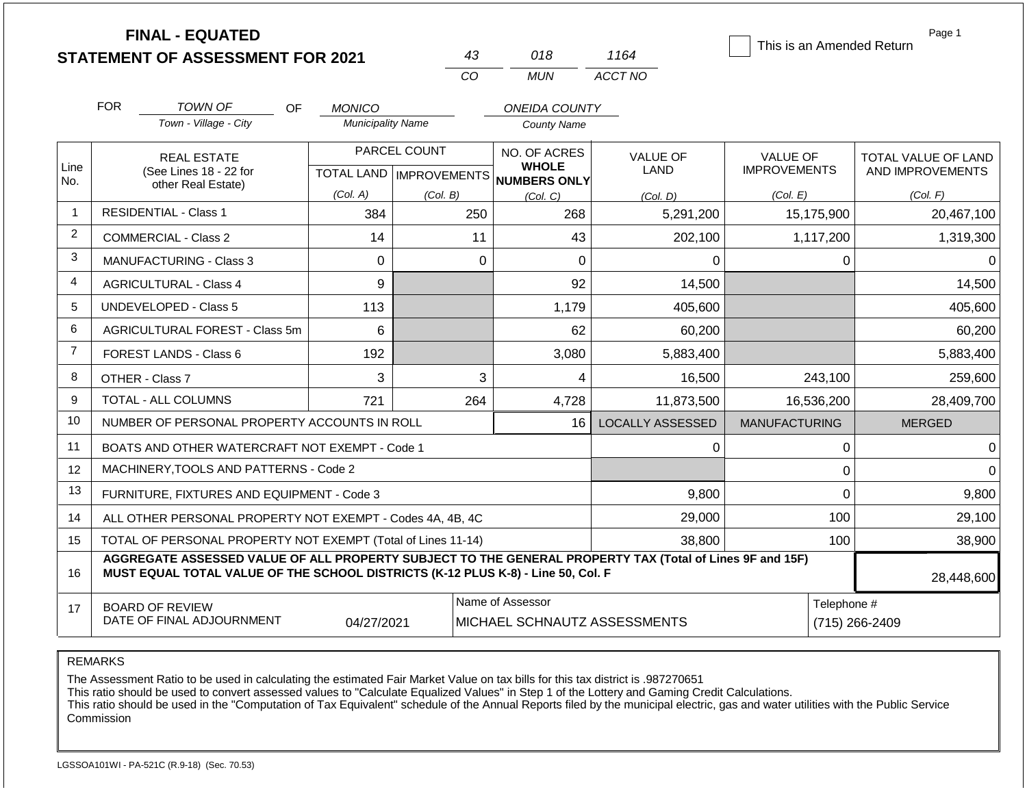**FINAL - EQUATED**
**STATEMENT OF ASSESSMENT FOR 2021**

| 43 | 018 | 1164 |
|---|---|---|
| CO | MUN | ACCT NO |

☐ This is an Amended Return

Page 1

FOR *TOWN OF* (Town - Village - City) OF *MONICO* (Municipality Name) *ONEIDA COUNTY* (County Name)

| Line No. | REAL ESTATE (See Lines 18 - 22 for other Real Estate) | PARCEL COUNT TOTAL LAND (Col. A) | IMPROVEMENTS (Col. B) | NO. OF ACRES WHOLE NUMBERS ONLY (Col. C) | VALUE OF LAND (Col. D) | VALUE OF IMPROVEMENTS (Col. E) | TOTAL VALUE OF LAND AND IMPROVEMENTS (Col. F) |
|---|---|---|---|---|---|---|---|
| 1 | RESIDENTIAL - Class 1 | 384 | 250 | 268 | 5,291,200 | 15,175,900 | 20,467,100 |
| 2 | COMMERCIAL - Class 2 | 14 | 11 | 43 | 202,100 | 1,117,200 | 1,319,300 |
| 3 | MANUFACTURING - Class 3 | 0 | 0 | 0 | 0 | 0 | 0 |
| 4 | AGRICULTURAL - Class 4 | 9 | | 92 | 14,500 | | 14,500 |
| 5 | UNDEVELOPED - Class 5 | 113 | | 1,179 | 405,600 | | 405,600 |
| 6 | AGRICULTURAL FOREST - Class 5m | 6 | | 62 | 60,200 | | 60,200 |
| 7 | FOREST LANDS - Class 6 | 192 | | 3,080 | 5,883,400 | | 5,883,400 |
| 8 | OTHER - Class 7 | 3 | 3 | 4 | 16,500 | 243,100 | 259,600 |
| 9 | TOTAL - ALL COLUMNS | 721 | 264 | 4,728 | 11,873,500 | 16,536,200 | 28,409,700 |
| 10 | NUMBER OF PERSONAL PROPERTY ACCOUNTS IN ROLL | | | 16 | LOCALLY ASSESSED | MANUFACTURING | MERGED |
| 11 | BOATS AND OTHER WATERCRAFT NOT EXEMPT - Code 1 | | | | 0 | 0 | 0 |
| 12 | MACHINERY,TOOLS AND PATTERNS - Code 2 | | | | | 0 | 0 |
| 13 | FURNITURE, FIXTURES AND EQUIPMENT - Code 3 | | | | 9,800 | 0 | 9,800 |
| 14 | ALL OTHER PERSONAL PROPERTY NOT EXEMPT - Codes 4A, 4B, 4C | | | | 29,000 | 100 | 29,100 |
| 15 | TOTAL OF PERSONAL PROPERTY NOT EXEMPT (Total of Lines 11-14) | | | | 38,800 | 100 | 38,900 |
| 16 | **AGGREGATE ASSESSED VALUE OF ALL PROPERTY SUBJECT TO THE GENERAL PROPERTY TAX (Total of Lines 9F and 15F) MUST EQUAL TOTAL VALUE OF THE SCHOOL DISTRICTS (K-12 PLUS K-8) - Line 50, Col. F** | | | | | | 28,448,600 |
| 17 | BOARD OF REVIEW DATE OF FINAL ADJOURNMENT | 04/27/2021 | | Name of Assessor: MICHAEL SCHNAUTZ ASSESSMENTS | | | Telephone #: (715) 266-2409 |

REMARKS

The Assessment Ratio to be used in calculating the estimated Fair Market Value on tax bills for this tax district is .987270651
This ratio should be used to convert assessed values to "Calculate Equalized Values" in Step 1 of the Lottery and Gaming Credit Calculations.
This ratio should be used in the "Computation of Tax Equivalent" schedule of the Annual Reports filed by the municipal electric, gas and water utilities with the Public Service Commission

LGSSOA101WI - PA-521C (R.9-18) (Sec. 70.53)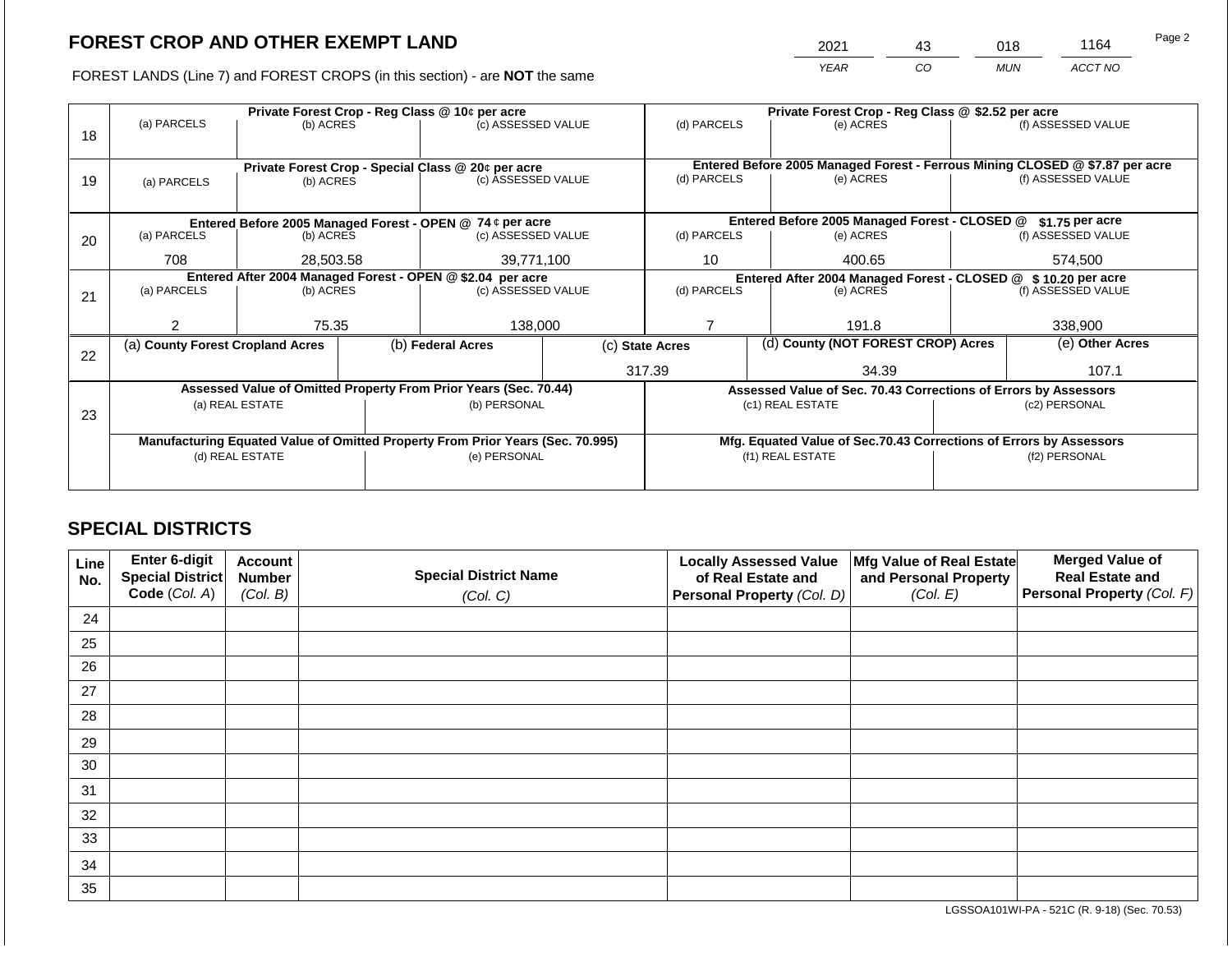# FOREST CROP AND OTHER EXEMPT LAND

FOREST LANDS (Line 7) and FOREST CROPS (in this section) - are **NOT** the same

| YEAR | CO | MUN | ACCT NO |
|---|---|---|---|
| 2021 | 43 | 018 | 1164 |

Page 2

| Line | | | | | | |
|---|---|---|---|---|---|---|
| 18 | **Private Forest Crop - Reg Class @ 10¢ per acre** | | | **Private Forest Crop - Reg Class @ $2.52 per acre** | | |
| | (a) PARCELS | (b) ACRES | (c) ASSESSED VALUE | (d) PARCELS | (e) ACRES | (f) ASSESSED VALUE |
| | | | | | | |
| 19 | **Private Forest Crop - Special Class @ 20¢ per acre** | | | **Entered Before 2005 Managed Forest - Ferrous Mining CLOSED @ $7.87 per acre** | | |
| | (a) PARCELS | (b) ACRES | (c) ASSESSED VALUE | (d) PARCELS | (e) ACRES | (f) ASSESSED VALUE |
| | | | | | | |
| 20 | **Entered Before 2005 Managed Forest - OPEN @ 74 ¢ per acre** | | | **Entered Before 2005 Managed Forest - CLOSED @ $1.75 per acre** | | |
| | (a) PARCELS | (b) ACRES | (c) ASSESSED VALUE | (d) PARCELS | (e) ACRES | (f) ASSESSED VALUE |
| | 708 | 28,503.58 | 39,771,100 | 10 | 400.65 | 574,500 |
| 21 | **Entered After 2004 Managed Forest - OPEN @ $2.04 per acre** | | | **Entered After 2004 Managed Forest - CLOSED @ $ 10.20 per acre** | | |
| | (a) PARCELS | (b) ACRES | (c) ASSESSED VALUE | (d) PARCELS | (e) ACRES | (f) ASSESSED VALUE |
| | 2 | 75.35 | 138,000 | 7 | 191.8 | 338,900 |

| Line | (a) County Forest Cropland Acres | (b) Federal Acres | (c) State Acres | (d) County (NOT FOREST CROP) Acres | (e) Other Acres |
|---|---|---|---|---|---|
| 22 | | | 317.39 | 34.39 | 107.1 |

| Line | **Assessed Value of Omitted Property From Prior Years (Sec. 70.44)** | | **Assessed Value of Sec. 70.43 Corrections of Errors by Assessors** | |
|---|---|---|---|---|
| 23 | (a) REAL ESTATE | (b) PERSONAL | (c1) REAL ESTATE | (c2) PERSONAL |
| | | | | |
| | **Manufacturing Equated Value of Omitted Property From Prior Years (Sec. 70.995)** | | **Mfg. Equated Value of Sec.70.43 Corrections of Errors by Assessors** | |
| | (d) REAL ESTATE | (e) PERSONAL | (f1) REAL ESTATE | (f2) PERSONAL |
| | | | | |

## SPECIAL DISTRICTS

| Line No. | Enter 6-digit Special District Code (Col. A) | Account Number (Col. B) | Special District Name (Col. C) | Locally Assessed Value of Real Estate and Personal Property (Col. D) | Mfg Value of Real Estate and Personal Property (Col. E) | Merged Value of Real Estate and Personal Property (Col. F) |
|---|---|---|---|---|---|---|
| 24 | | | | | | |
| 25 | | | | | | |
| 26 | | | | | | |
| 27 | | | | | | |
| 28 | | | | | | |
| 29 | | | | | | |
| 30 | | | | | | |
| 31 | | | | | | |
| 32 | | | | | | |
| 33 | | | | | | |
| 34 | | | | | | |
| 35 | | | | | | |

LGSSOA101WI-PA - 521C (R. 9-18) (Sec. 70.53)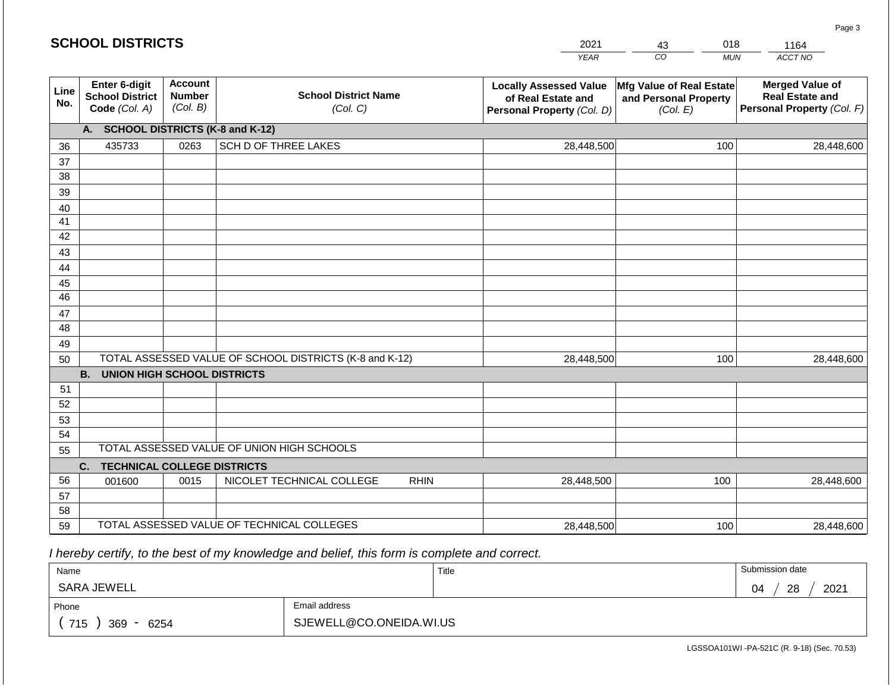## SCHOOL DISTRICTS

| 2021 | 43 | 018 | 1164 |
|---|---|---|---|
| YEAR | CO | MUN | ACCT NO |

| Line No. | Enter 6-digit School District Code (Col. A) | Account Number (Col. B) | School District Name (Col. C) | Locally Assessed Value of Real Estate and Personal Property (Col. D) | Mfg Value of Real Estate and Personal Property (Col. E) | Merged Value of Real Estate and Personal Property (Col. F) |
|---|---|---|---|---|---|---|
| | **A. SCHOOL DISTRICTS (K-8 and K-12)** | | | | | |
| 36 | 435733 | 0263 | SCH D OF THREE LAKES | 28,448,500 | 100 | 28,448,600 |
| 37 | | | | | | |
| 38 | | | | | | |
| 39 | | | | | | |
| 40 | | | | | | |
| 41 | | | | | | |
| 42 | | | | | | |
| 43 | | | | | | |
| 44 | | | | | | |
| 45 | | | | | | |
| 46 | | | | | | |
| 47 | | | | | | |
| 48 | | | | | | |
| 49 | | | | | | |
| 50 | TOTAL ASSESSED VALUE OF SCHOOL DISTRICTS (K-8 and K-12) | | | 28,448,500 | 100 | 28,448,600 |
| | **B. UNION HIGH SCHOOL DISTRICTS** | | | | | |
| 51 | | | | | | |
| 52 | | | | | | |
| 53 | | | | | | |
| 54 | | | | | | |
| 55 | TOTAL ASSESSED VALUE OF UNION HIGH SCHOOLS | | | | | |
| | **C. TECHNICAL COLLEGE DISTRICTS** | | | | | |
| 56 | 001600 | 0015 | NICOLET TECHNICAL COLLEGE RHIN | 28,448,500 | 100 | 28,448,600 |
| 57 | | | | | | |
| 58 | | | | | | |
| 59 | TOTAL ASSESSED VALUE OF TECHNICAL COLLEGES | | | 28,448,500 | 100 | 28,448,600 |

*I hereby certify, to the best of my knowledge and belief, this form is complete and correct.*

| Name | Title | Submission date |
|---|---|---|
| SARA JEWELL | | 04 / 28 / 2021 |

| Phone | Email address |
|---|---|
| ( 715 ) 369 - 6254 | SJEWELL@CO.ONEIDA.WI.US |

LGSSOA101WI -PA-521C (R. 9-18) (Sec. 70.53)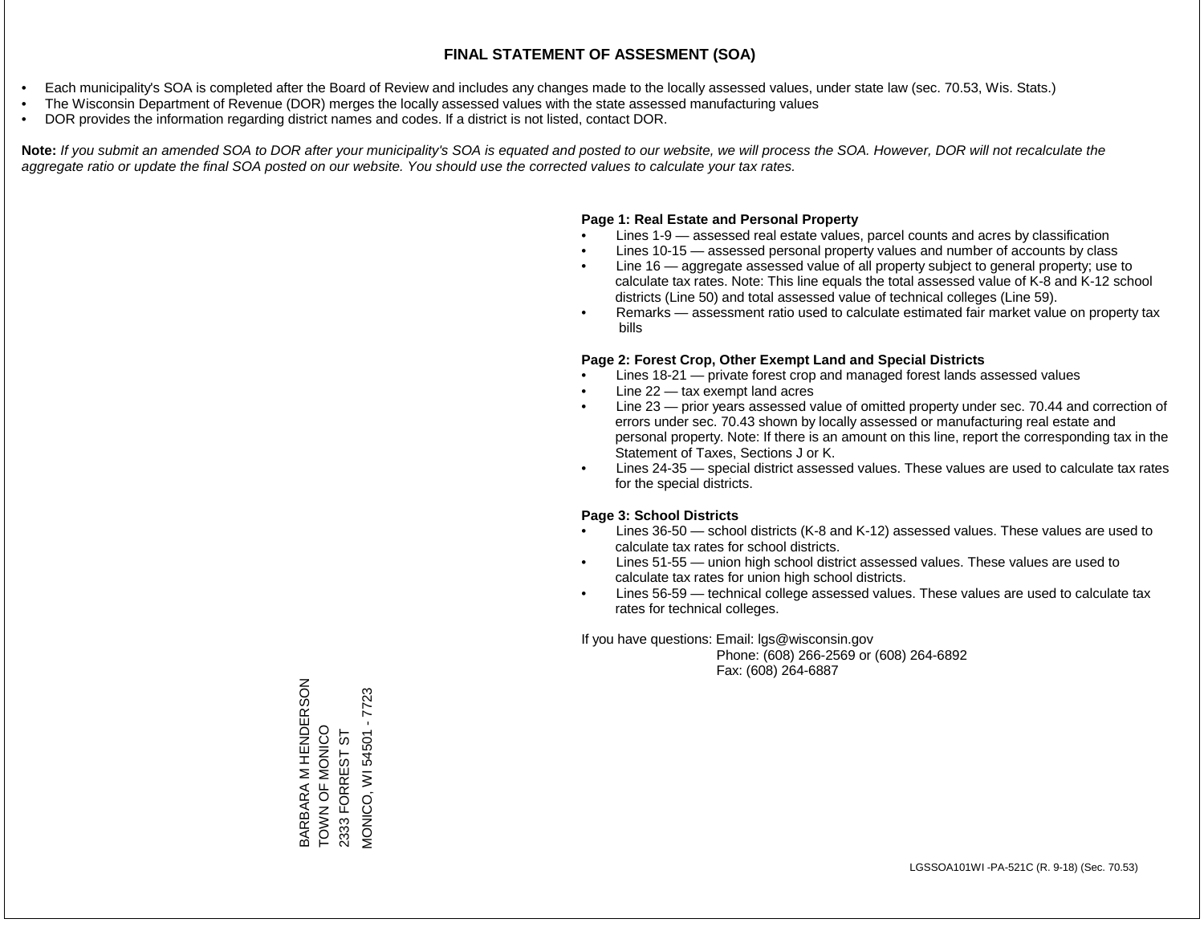# FINAL STATEMENT OF ASSESMENT (SOA)

- Each municipality's SOA is completed after the Board of Review and includes any changes made to the locally assessed values, under state law (sec. 70.53, Wis. Stats.)
- The Wisconsin Department of Revenue (DOR) merges the locally assessed values with the state assessed manufacturing values
- DOR provides the information regarding district names and codes. If a district is not listed, contact DOR.

**Note:** *If you submit an amended SOA to DOR after your municipality's SOA is equated and posted to our website, we will process the SOA. However, DOR will not recalculate the aggregate ratio or update the final SOA posted on our website. You should use the corrected values to calculate your tax rates.*

**Page 1: Real Estate and Personal Property**

- Lines 1-9 — assessed real estate values, parcel counts and acres by classification
- Lines 10-15 — assessed personal property values and number of accounts by class
- Line 16 — aggregate assessed value of all property subject to general property; use to calculate tax rates. Note: This line equals the total assessed value of K-8 and K-12 school districts (Line 50) and total assessed value of technical colleges (Line 59).
- Remarks — assessment ratio used to calculate estimated fair market value on property tax bills

**Page 2: Forest Crop, Other Exempt Land and Special Districts**

- Lines 18-21 — private forest crop and managed forest lands assessed values
- Line 22 — tax exempt land acres
- Line 23 — prior years assessed value of omitted property under sec. 70.44 and correction of errors under sec. 70.43 shown by locally assessed or manufacturing real estate and personal property. Note: If there is an amount on this line, report the corresponding tax in the Statement of Taxes, Sections J or K.
- Lines 24-35 — special district assessed values. These values are used to calculate tax rates for the special districts.

**Page 3: School Districts**

- Lines 36-50 — school districts (K-8 and K-12) assessed values. These values are used to calculate tax rates for school districts.
- Lines 51-55 — union high school district assessed values. These values are used to calculate tax rates for union high school districts.
- Lines 56-59 — technical college assessed values. These values are used to calculate tax rates for technical colleges.

If you have questions: Email: lgs@wisconsin.gov
Phone: (608) 266-2569 or (608) 264-6892
Fax: (608) 264-6887

BARBARA M HENDERSON
TOWN OF MONICO
2333 FORREST ST
MONICO, WI 54501 - 7723

LGSSOA101WI -PA-521C (R. 9-18) (Sec. 70.53)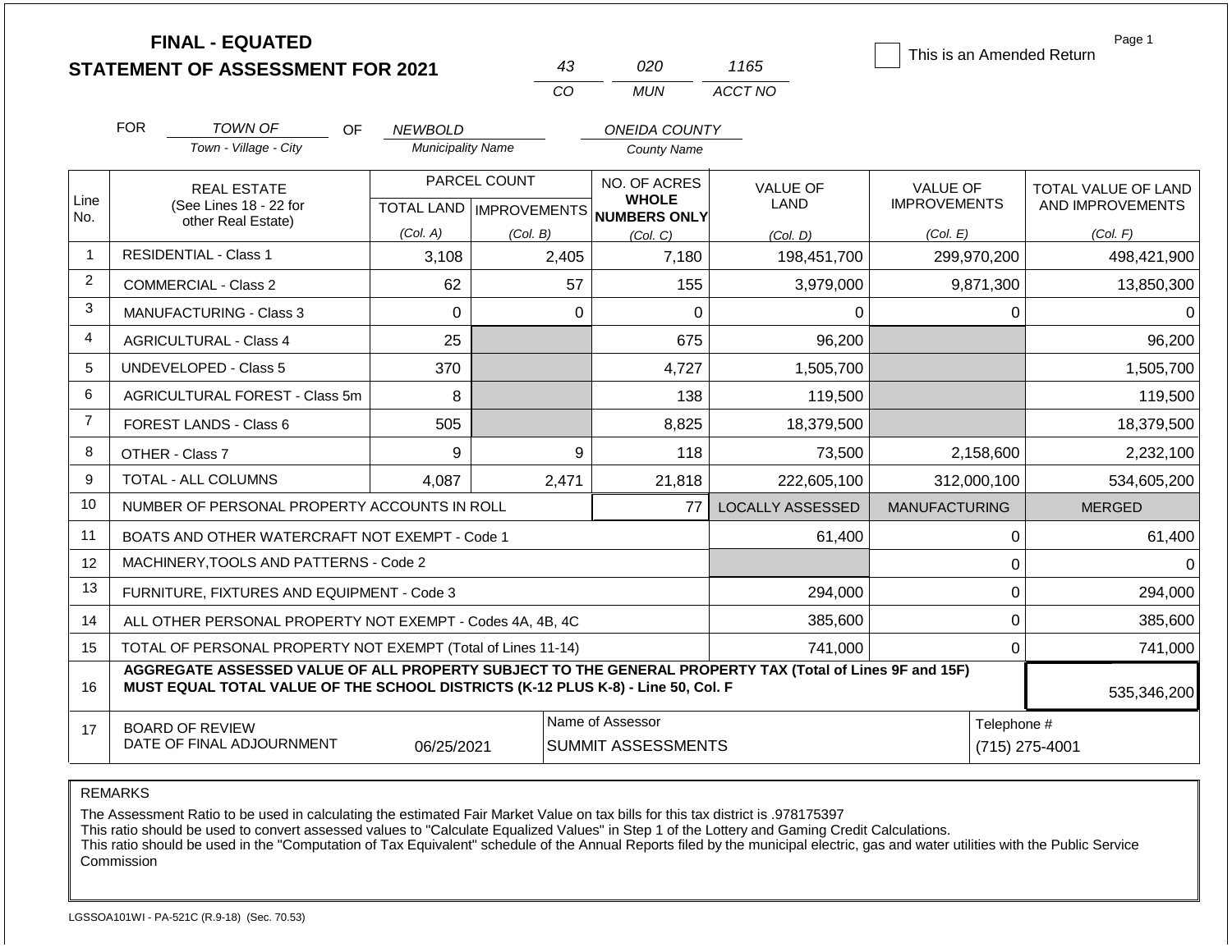# FINAL - EQUATED
# STATEMENT OF ASSESSMENT FOR 2021

| 43 | 020 | 1165 |
|---|---|---|
| CO | MUN | ACCT NO |

☐ This is an Amended Return

Page 1

FOR *TOWN OF* (Town - Village - City) OF *NEWBOLD* (Municipality Name) *ONEIDA COUNTY* (County Name)

| Line No. | REAL ESTATE (See Lines 18 - 22 for other Real Estate) | PARCEL COUNT TOTAL LAND (Col. A) | PARCEL COUNT IMPROVEMENTS (Col. B) | NO. OF ACRES WHOLE NUMBERS ONLY (Col. C) | VALUE OF LAND (Col. D) | VALUE OF IMPROVEMENTS (Col. E) | TOTAL VALUE OF LAND AND IMPROVEMENTS (Col. F) |
|---|---|---|---|---|---|---|---|
| 1 | RESIDENTIAL - Class 1 | 3,108 | 2,405 | 7,180 | 198,451,700 | 299,970,200 | 498,421,900 |
| 2 | COMMERCIAL - Class 2 | 62 | 57 | 155 | 3,979,000 | 9,871,300 | 13,850,300 |
| 3 | MANUFACTURING - Class 3 | 0 | 0 | 0 | 0 | 0 | 0 |
| 4 | AGRICULTURAL - Class 4 | 25 | | 675 | 96,200 | | 96,200 |
| 5 | UNDEVELOPED - Class 5 | 370 | | 4,727 | 1,505,700 | | 1,505,700 |
| 6 | AGRICULTURAL FOREST - Class 5m | 8 | | 138 | 119,500 | | 119,500 |
| 7 | FOREST LANDS - Class 6 | 505 | | 8,825 | 18,379,500 | | 18,379,500 |
| 8 | OTHER - Class 7 | 9 | 9 | 118 | 73,500 | 2,158,600 | 2,232,100 |
| 9 | TOTAL - ALL COLUMNS | 4,087 | 2,471 | 21,818 | 222,605,100 | 312,000,100 | 534,605,200 |
| 10 | NUMBER OF PERSONAL PROPERTY ACCOUNTS IN ROLL | | | 77 | LOCALLY ASSESSED | MANUFACTURING | MERGED |
| 11 | BOATS AND OTHER WATERCRAFT NOT EXEMPT - Code 1 | | | | 61,400 | 0 | 61,400 |
| 12 | MACHINERY,TOOLS AND PATTERNS - Code 2 | | | | | 0 | 0 |
| 13 | FURNITURE, FIXTURES AND EQUIPMENT - Code 3 | | | | 294,000 | 0 | 294,000 |
| 14 | ALL OTHER PERSONAL PROPERTY NOT EXEMPT - Codes 4A, 4B, 4C | | | | 385,600 | 0 | 385,600 |
| 15 | TOTAL OF PERSONAL PROPERTY NOT EXEMPT (Total of Lines 11-14) | | | | 741,000 | 0 | 741,000 |
| 16 | **AGGREGATE ASSESSED VALUE OF ALL PROPERTY SUBJECT TO THE GENERAL PROPERTY TAX (Total of Lines 9F and 15F) MUST EQUAL TOTAL VALUE OF THE SCHOOL DISTRICTS (K-12 PLUS K-8) - Line 50, Col. F** | | | | | | 535,346,200 |
| 17 | BOARD OF REVIEW DATE OF FINAL ADJOURNMENT | 06/25/2021 | Name of Assessor: SUMMIT ASSESSMENTS | | | Telephone #: (715) 275-4001 | |

REMARKS

The Assessment Ratio to be used in calculating the estimated Fair Market Value on tax bills for this tax district is .978175397
This ratio should be used to convert assessed values to "Calculate Equalized Values" in Step 1 of the Lottery and Gaming Credit Calculations.
This ratio should be used in the "Computation of Tax Equivalent" schedule of the Annual Reports filed by the municipal electric, gas and water utilities with the Public Service Commission

LGSSOA101WI - PA-521C (R.9-18) (Sec. 70.53)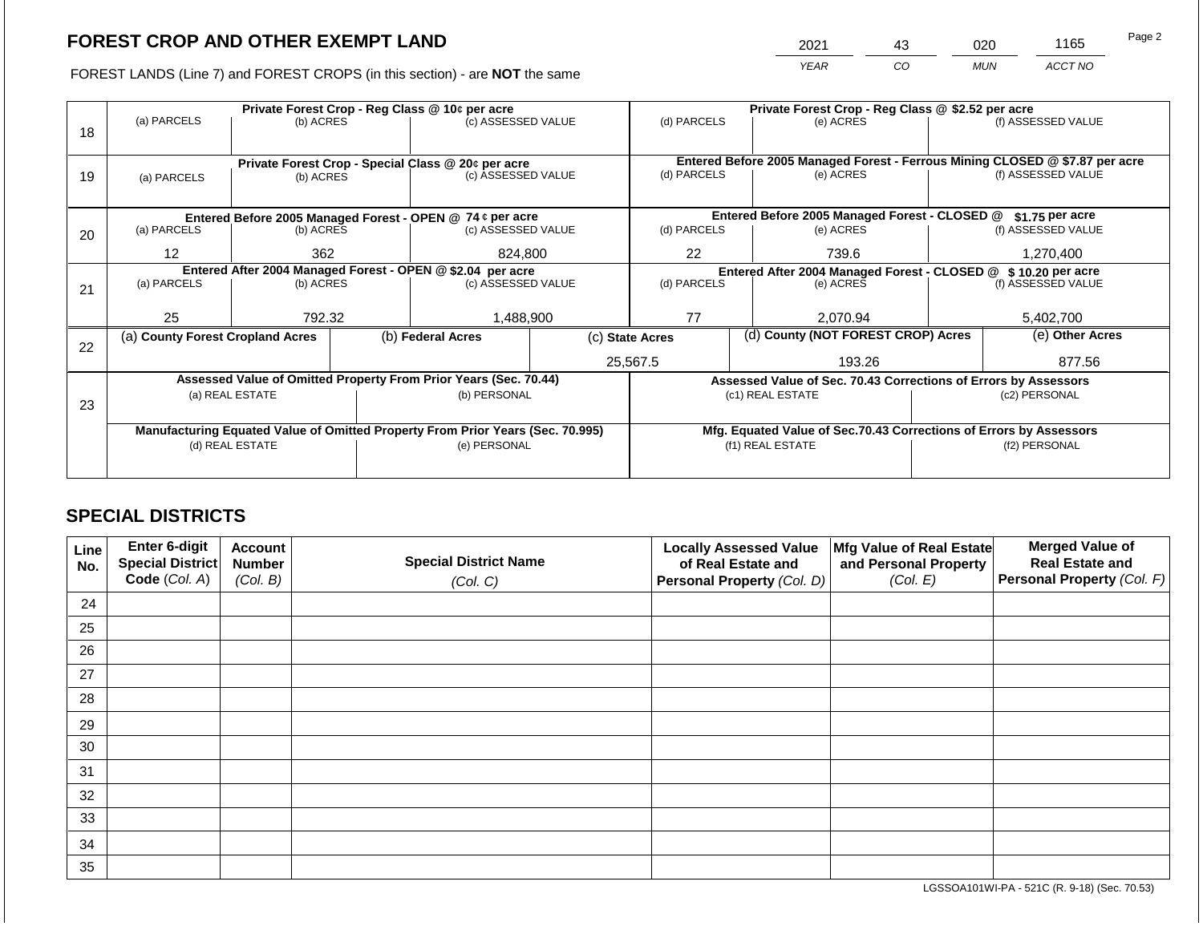## FOREST CROP AND OTHER EXEMPT LAND

FOREST LANDS (Line 7) and FOREST CROPS (in this section) - are **NOT** the same

| 2021 | 43 | 020 | 1165 |
|---|---|---|---|
| *YEAR* | *CO* | *MUN* | *ACCT NO* |

Page 2

| Line | Private Forest Crop - Reg Class @ 10¢ per acre | | | Private Forest Crop - Reg Class @ $2.52 per acre | | |
|---|---|---|---|---|---|---|
| | (a) PARCELS | (b) ACRES | (c) ASSESSED VALUE | (d) PARCELS | (e) ACRES | (f) ASSESSED VALUE |
| 18 | | | | | | |
| | **Private Forest Crop - Special Class @ 20¢ per acre** | | | **Entered Before 2005 Managed Forest - Ferrous Mining CLOSED @ $7.87 per acre** | | |
| | (a) PARCELS | (b) ACRES | (c) ASSESSED VALUE | (d) PARCELS | (e) ACRES | (f) ASSESSED VALUE |
| 19 | | | | | | |
| | **Entered Before 2005 Managed Forest - OPEN @ 74 ¢ per acre** | | | **Entered Before 2005 Managed Forest - CLOSED @ $1.75 per acre** | | |
| | (a) PARCELS | (b) ACRES | (c) ASSESSED VALUE | (d) PARCELS | (e) ACRES | (f) ASSESSED VALUE |
| 20 | 12 | 362 | 824,800 | 22 | 739.6 | 1,270,400 |
| | **Entered After 2004 Managed Forest - OPEN @ $2.04 per acre** | | | **Entered After 2004 Managed Forest - CLOSED @ $ 10.20 per acre** | | |
| | (a) PARCELS | (b) ACRES | (c) ASSESSED VALUE | (d) PARCELS | (e) ACRES | (f) ASSESSED VALUE |
| 21 | 25 | 792.32 | 1,488,900 | 77 | 2,070.94 | 5,402,700 |

| Line | (a) County Forest Cropland Acres | (b) Federal Acres | (c) State Acres | (d) County (NOT FOREST CROP) Acres | (e) Other Acres |
|---|---|---|---|---|---|
| 22 | | | 25,567.5 | 193.26 | 877.56 |

| Line | Assessed Value of Omitted Property From Prior Years (Sec. 70.44) | | Assessed Value of Sec. 70.43 Corrections of Errors by Assessors | |
|---|---|---|---|---|
| | (a) REAL ESTATE | (b) PERSONAL | (c1) REAL ESTATE | (c2) PERSONAL |
| 23 | | | | |
| | **Manufacturing Equated Value of Omitted Property From Prior Years (Sec. 70.995)** | | **Mfg. Equated Value of Sec.70.43 Corrections of Errors by Assessors** | |
| | (d) REAL ESTATE | (e) PERSONAL | (f1) REAL ESTATE | (f2) PERSONAL |
| | | | | |

## SPECIAL DISTRICTS

| Line No. | Enter 6-digit Special District Code (*Col. A*) | Account Number (*Col. B*) | Special District Name (*Col. C*) | Locally Assessed Value of Real Estate and Personal Property (*Col. D*) | Mfg Value of Real Estate and Personal Property (*Col. E*) | Merged Value of Real Estate and Personal Property (*Col. F*) |
|---|---|---|---|---|---|---|
| 24 | | | | | | |
| 25 | | | | | | |
| 26 | | | | | | |
| 27 | | | | | | |
| 28 | | | | | | |
| 29 | | | | | | |
| 30 | | | | | | |
| 31 | | | | | | |
| 32 | | | | | | |
| 33 | | | | | | |
| 34 | | | | | | |
| 35 | | | | | | |

LGSSOA101WI-PA - 521C (R. 9-18) (Sec. 70.53)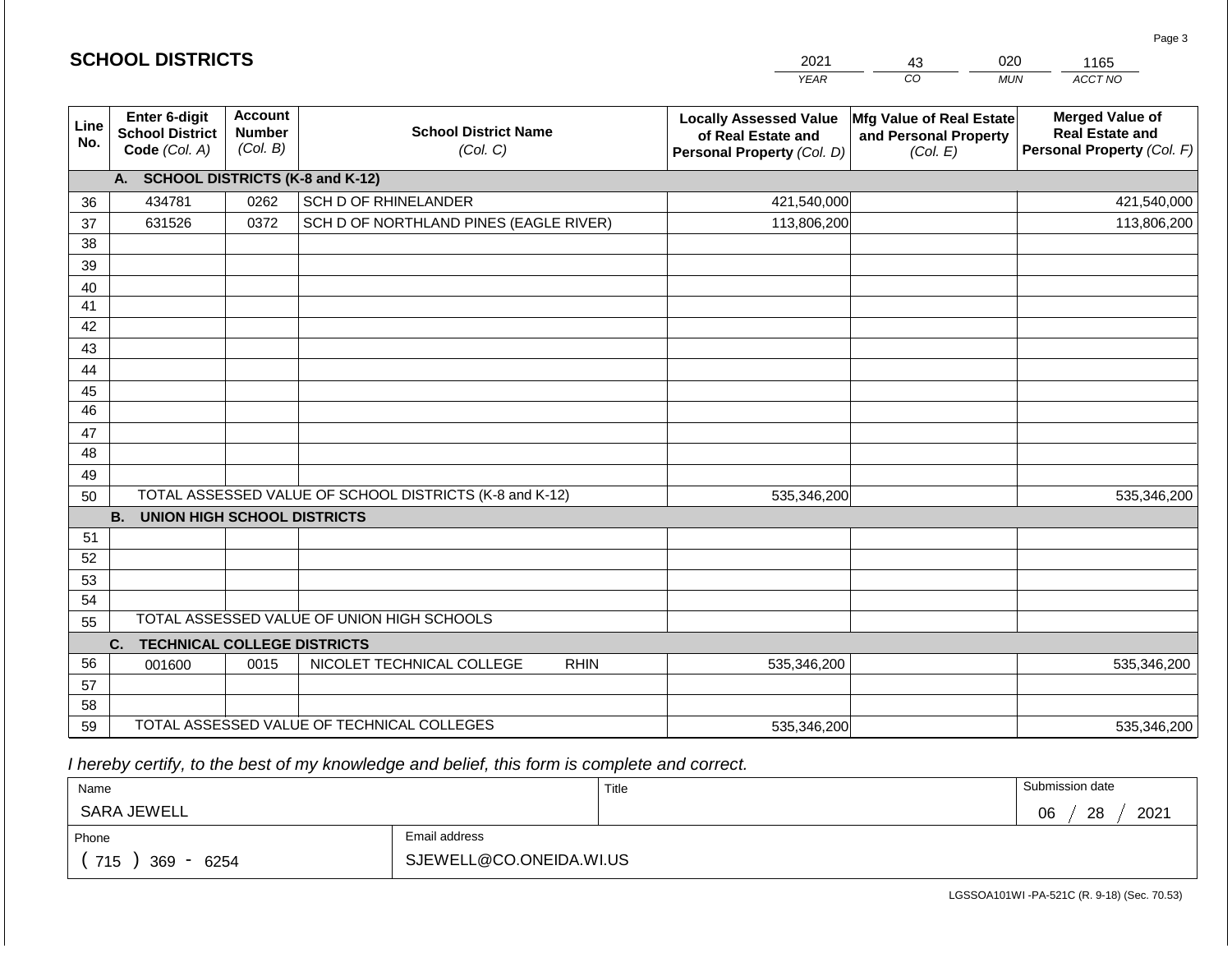## SCHOOL DISTRICTS

| 2021 | 43 | 020 | 1165 |
|---|---|---|---|
| *YEAR* | *CO* | *MUN* | *ACCT NO* |

| Line No. | Enter 6-digit School District Code (Col. A) | Account Number (Col. B) | School District Name (Col. C) | Locally Assessed Value of Real Estate and Personal Property (Col. D) | Mfg Value of Real Estate and Personal Property (Col. E) | Merged Value of Real Estate and Personal Property (Col. F) |
|---|---|---|---|---|---|---|
| | **A. SCHOOL DISTRICTS (K-8 and K-12)** | | | | | |
| 36 | 434781 | 0262 | SCH D OF RHINELANDER | 421,540,000 | | 421,540,000 |
| 37 | 631526 | 0372 | SCH D OF NORTHLAND PINES (EAGLE RIVER) | 113,806,200 | | 113,806,200 |
| 38 | | | | | | |
| 39 | | | | | | |
| 40 | | | | | | |
| 41 | | | | | | |
| 42 | | | | | | |
| 43 | | | | | | |
| 44 | | | | | | |
| 45 | | | | | | |
| 46 | | | | | | |
| 47 | | | | | | |
| 48 | | | | | | |
| 49 | | | | | | |
| 50 | TOTAL ASSESSED VALUE OF SCHOOL DISTRICTS (K-8 and K-12) | | | 535,346,200 | | 535,346,200 |
| | **B. UNION HIGH SCHOOL DISTRICTS** | | | | | |
| 51 | | | | | | |
| 52 | | | | | | |
| 53 | | | | | | |
| 54 | | | | | | |
| 55 | TOTAL ASSESSED VALUE OF UNION HIGH SCHOOLS | | | | | |
| | **C. TECHNICAL COLLEGE DISTRICTS** | | | | | |
| 56 | 001600 | 0015 | NICOLET TECHNICAL COLLEGE RHIN | 535,346,200 | | 535,346,200 |
| 57 | | | | | | |
| 58 | | | | | | |
| 59 | TOTAL ASSESSED VALUE OF TECHNICAL COLLEGES | | | 535,346,200 | | 535,346,200 |

*I hereby certify, to the best of my knowledge and belief, this form is complete and correct.*

| Name | Title | Submission date |
|---|---|---|
| SARA JEWELL | | 06 / 28 / 2021 |

| Phone | Email address |
|---|---|
| ( 715 ) 369 - 6254 | SJEWELL@CO.ONEIDA.WI.US |

LGSSOA101WI -PA-521C (R. 9-18) (Sec. 70.53)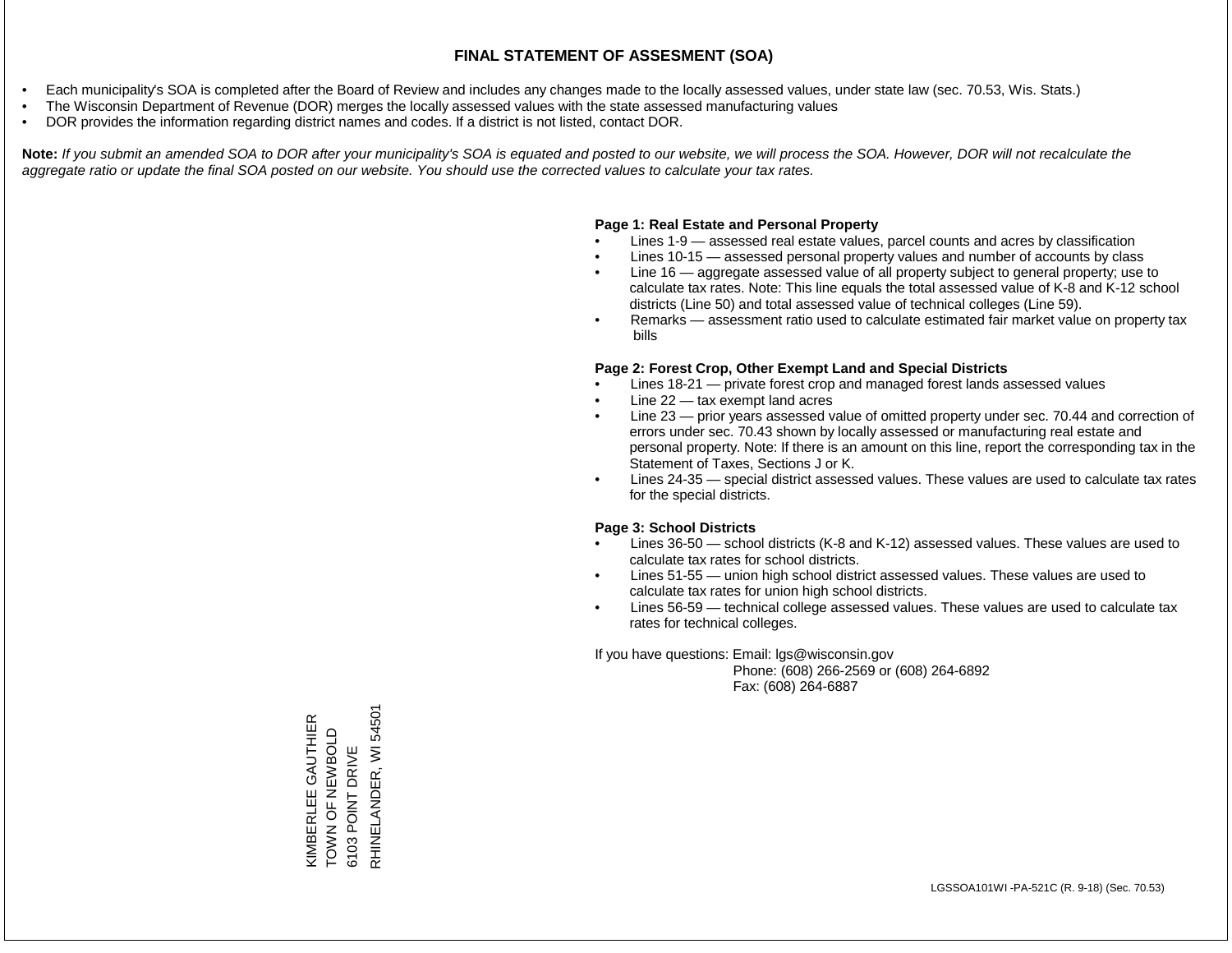# FINAL STATEMENT OF ASSESMENT (SOA)

- Each municipality's SOA is completed after the Board of Review and includes any changes made to the locally assessed values, under state law (sec. 70.53, Wis. Stats.)
- The Wisconsin Department of Revenue (DOR) merges the locally assessed values with the state assessed manufacturing values
- DOR provides the information regarding district names and codes. If a district is not listed, contact DOR.

**Note:** *If you submit an amended SOA to DOR after your municipality's SOA is equated and posted to our website, we will process the SOA. However, DOR will not recalculate the aggregate ratio or update the final SOA posted on our website. You should use the corrected values to calculate your tax rates.*

**Page 1: Real Estate and Personal Property**

- Lines 1-9 — assessed real estate values, parcel counts and acres by classification
- Lines 10-15 — assessed personal property values and number of accounts by class
- Line 16 — aggregate assessed value of all property subject to general property; use to calculate tax rates. Note: This line equals the total assessed value of K-8 and K-12 school districts (Line 50) and total assessed value of technical colleges (Line 59).
- Remarks — assessment ratio used to calculate estimated fair market value on property tax bills

**Page 2: Forest Crop, Other Exempt Land and Special Districts**

- Lines 18-21 — private forest crop and managed forest lands assessed values
- Line 22 — tax exempt land acres
- Line 23 — prior years assessed value of omitted property under sec. 70.44 and correction of errors under sec. 70.43 shown by locally assessed or manufacturing real estate and personal property. Note: If there is an amount on this line, report the corresponding tax in the Statement of Taxes, Sections J or K.
- Lines 24-35 — special district assessed values. These values are used to calculate tax rates for the special districts.

**Page 3: School Districts**

- Lines 36-50 — school districts (K-8 and K-12) assessed values. These values are used to calculate tax rates for school districts.
- Lines 51-55 — union high school district assessed values. These values are used to calculate tax rates for union high school districts.
- Lines 56-59 — technical college assessed values. These values are used to calculate tax rates for technical colleges.

If you have questions: Email: lgs@wisconsin.gov
Phone: (608) 266-2569 or (608) 264-6892
Fax: (608) 264-6887

KIMBERLEE GAUTHIER
TOWN OF NEWBOLD
6103 POINT DRIVE
RHINELANDER, WI 54501

LGSSOA101WI -PA-521C (R. 9-18) (Sec. 70.53)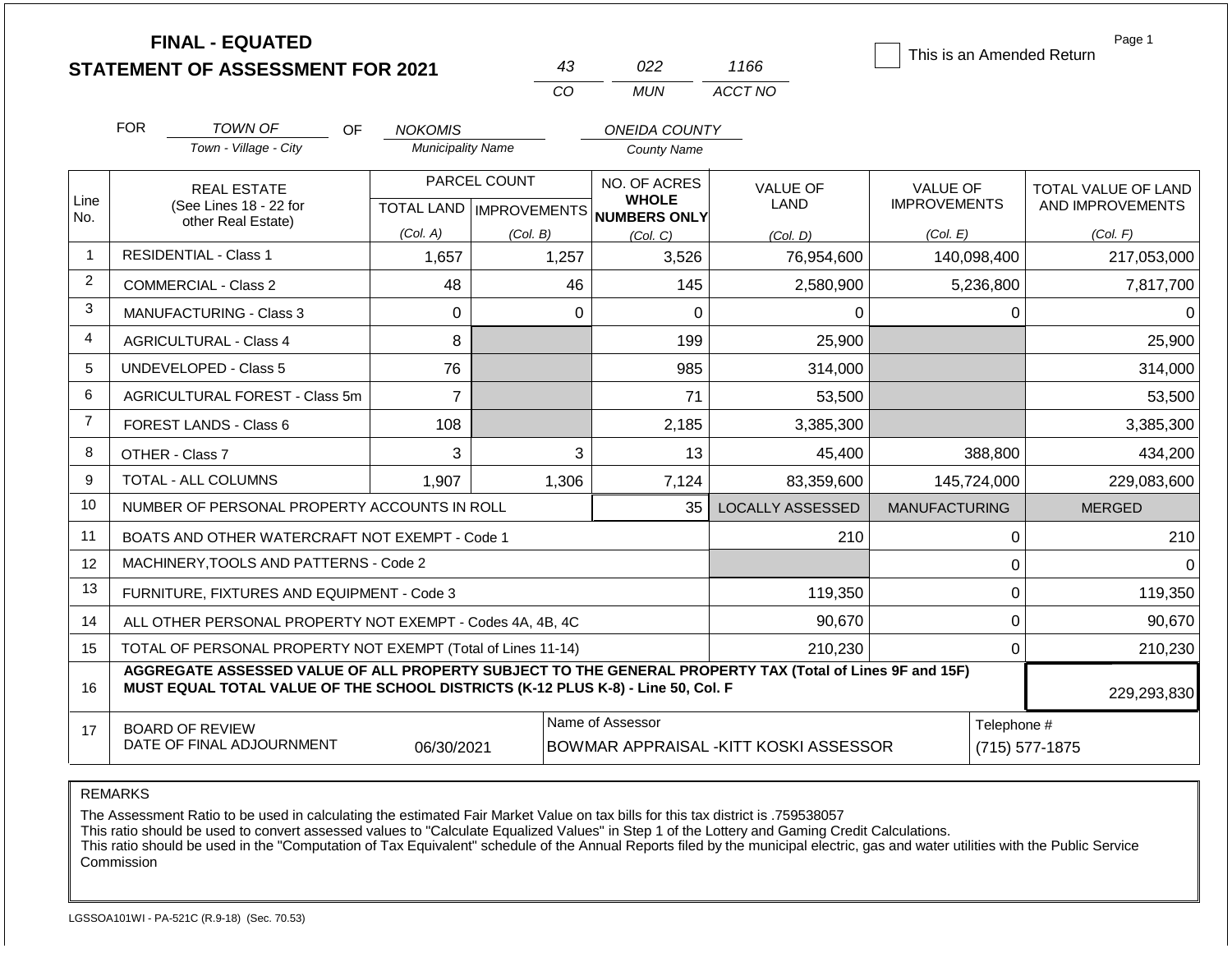# FINAL - EQUATED
## STATEMENT OF ASSESSMENT FOR 2021

| 43 | 022 | 1166 |
|---|---|---|
| CO | MUN | ACCT NO |

☐ This is an Amended Return

FOR *TOWN OF* (Town - Village - City) OF *NOKOMIS* (Municipality Name) *ONEIDA COUNTY* (County Name)

| Line No. | REAL ESTATE (See Lines 18 - 22 for other Real Estate) | PARCEL COUNT TOTAL LAND (Col. A) | PARCEL COUNT IMPROVEMENTS (Col. B) | NO. OF ACRES WHOLE NUMBERS ONLY (Col. C) | VALUE OF LAND (Col. D) | VALUE OF IMPROVEMENTS (Col. E) | TOTAL VALUE OF LAND AND IMPROVEMENTS (Col. F) |
|---|---|---|---|---|---|---|---|
| 1 | RESIDENTIAL - Class 1 | 1,657 | 1,257 | 3,526 | 76,954,600 | 140,098,400 | 217,053,000 |
| 2 | COMMERCIAL - Class 2 | 48 | 46 | 145 | 2,580,900 | 5,236,800 | 7,817,700 |
| 3 | MANUFACTURING - Class 3 | 0 | 0 | 0 | 0 | 0 | 0 |
| 4 | AGRICULTURAL - Class 4 | 8 | | 199 | 25,900 | | 25,900 |
| 5 | UNDEVELOPED - Class 5 | 76 | | 985 | 314,000 | | 314,000 |
| 6 | AGRICULTURAL FOREST - Class 5m | 7 | | 71 | 53,500 | | 53,500 |
| 7 | FOREST LANDS - Class 6 | 108 | | 2,185 | 3,385,300 | | 3,385,300 |
| 8 | OTHER - Class 7 | 3 | 3 | 13 | 45,400 | 388,800 | 434,200 |
| 9 | TOTAL - ALL COLUMNS | 1,907 | 1,306 | 7,124 | 83,359,600 | 145,724,000 | 229,083,600 |
| 10 | NUMBER OF PERSONAL PROPERTY ACCOUNTS IN ROLL | | | 35 | LOCALLY ASSESSED | MANUFACTURING | MERGED |
| 11 | BOATS AND OTHER WATERCRAFT NOT EXEMPT - Code 1 | | | | 210 | 0 | 210 |
| 12 | MACHINERY,TOOLS AND PATTERNS - Code 2 | | | | | 0 | 0 |
| 13 | FURNITURE, FIXTURES AND EQUIPMENT - Code 3 | | | | 119,350 | 0 | 119,350 |
| 14 | ALL OTHER PERSONAL PROPERTY NOT EXEMPT - Codes 4A, 4B, 4C | | | | 90,670 | 0 | 90,670 |
| 15 | TOTAL OF PERSONAL PROPERTY NOT EXEMPT (Total of Lines 11-14) | | | | 210,230 | 0 | 210,230 |
| 16 | **AGGREGATE ASSESSED VALUE OF ALL PROPERTY SUBJECT TO THE GENERAL PROPERTY TAX (Total of Lines 9F and 15F) MUST EQUAL TOTAL VALUE OF THE SCHOOL DISTRICTS (K-12 PLUS K-8) - Line 50, Col. F** | | | | | | 229,293,830 |
| 17 | BOARD OF REVIEW DATE OF FINAL ADJOURNMENT | 06/30/2021 | | Name of Assessor: BOWMAR APPRAISAL -KITT KOSKI ASSESSOR | | | Telephone #: (715) 577-1875 |

REMARKS

The Assessment Ratio to be used in calculating the estimated Fair Market Value on tax bills for this tax district is .759538057
This ratio should be used to convert assessed values to "Calculate Equalized Values" in Step 1 of the Lottery and Gaming Credit Calculations.
This ratio should be used in the "Computation of Tax Equivalent" schedule of the Annual Reports filed by the municipal electric, gas and water utilities with the Public Service Commission

LGSSOA101WI - PA-521C (R.9-18) (Sec. 70.53)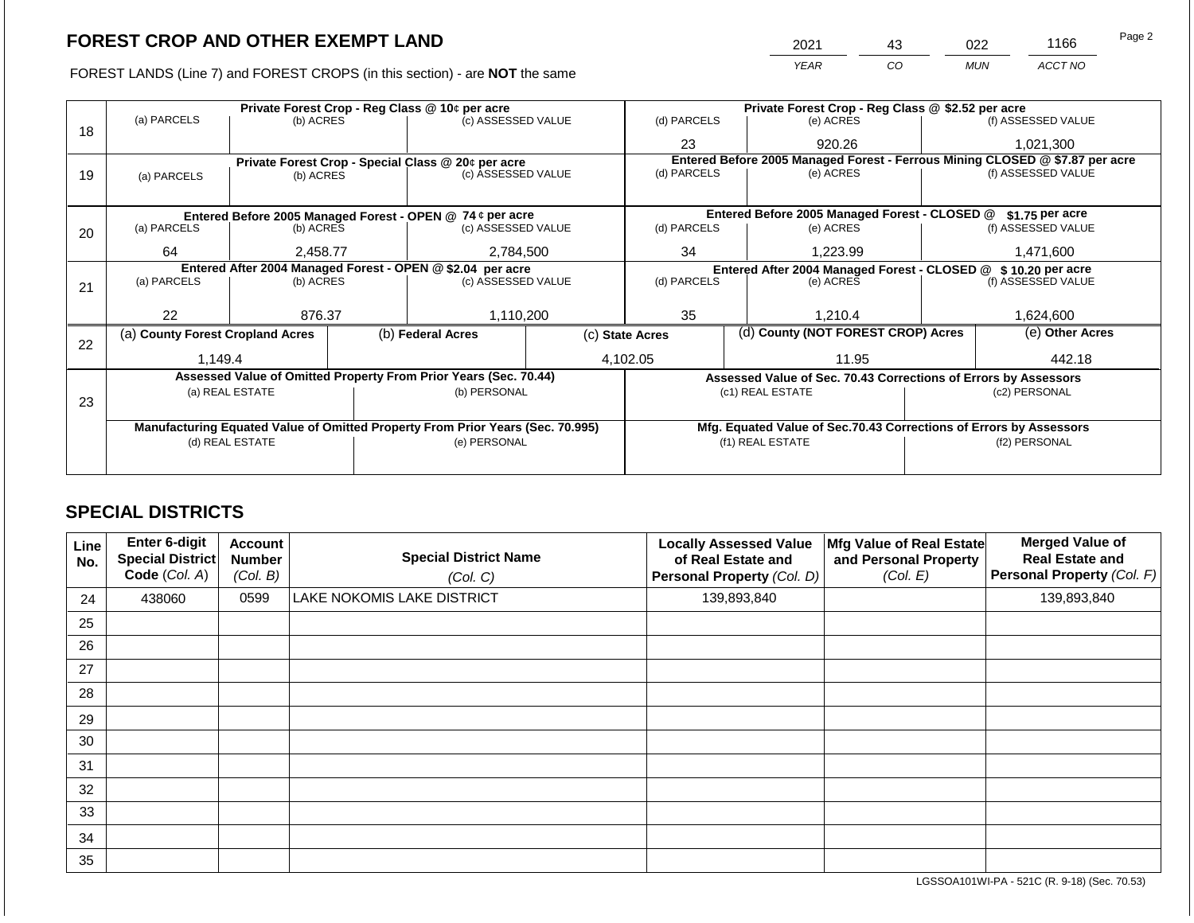# FOREST CROP AND OTHER EXEMPT LAND

FOREST LANDS (Line 7) and FOREST CROPS (in this section) - are **NOT** the same

| YEAR | CO | MUN | ACCT NO |
|---|---|---|---|
| 2021 | 43 | 022 | 1166 |

| Line | Private Forest Crop - Reg Class @ 10¢ per acre | | | Private Forest Crop - Reg Class @ $2.52 per acre | | |
|---|---|---|---|---|---|---|
| 18 | (a) PARCELS | (b) ACRES | (c) ASSESSED VALUE | (d) PARCELS | (e) ACRES | (f) ASSESSED VALUE |
| | | | | 23 | 920.26 | 1,021,300 |
| | **Private Forest Crop - Special Class @ 20¢ per acre** | | | **Entered Before 2005 Managed Forest - Ferrous Mining CLOSED @ $7.87 per acre** | | |
| 19 | (a) PARCELS | (b) ACRES | (c) ASSESSED VALUE | (d) PARCELS | (e) ACRES | (f) ASSESSED VALUE |
| | | | | | | |
| | **Entered Before 2005 Managed Forest - OPEN @ 74 ¢ per acre** | | | **Entered Before 2005 Managed Forest - CLOSED @ $1.75 per acre** | | |
| 20 | (a) PARCELS | (b) ACRES | (c) ASSESSED VALUE | (d) PARCELS | (e) ACRES | (f) ASSESSED VALUE |
| | 64 | 2,458.77 | 2,784,500 | 34 | 1,223.99 | 1,471,600 |
| | **Entered After 2004 Managed Forest - OPEN @ $2.04 per acre** | | | **Entered After 2004 Managed Forest - CLOSED @ $ 10.20 per acre** | | |
| 21 | (a) PARCELS | (b) ACRES | (c) ASSESSED VALUE | (d) PARCELS | (e) ACRES | (f) ASSESSED VALUE |
| | 22 | 876.37 | 1,110,200 | 35 | 1,210.4 | 1,624,600 |

| Line | (a) County Forest Cropland Acres | (b) Federal Acres | (c) State Acres | (d) County (NOT FOREST CROP) Acres | (e) Other Acres |
|---|---|---|---|---|---|
| 22 | 1,149.4 | | 4,102.05 | 11.95 | 442.18 |

| Line | Assessed Value of Omitted Property From Prior Years (Sec. 70.44) | | Assessed Value of Sec. 70.43 Corrections of Errors by Assessors | |
|---|---|---|---|---|
| 23 | (a) REAL ESTATE | (b) PERSONAL | (c1) REAL ESTATE | (c2) PERSONAL |
| | | | | |
| | **Manufacturing Equated Value of Omitted Property From Prior Years (Sec. 70.995)** | | **Mfg. Equated Value of Sec.70.43 Corrections of Errors by Assessors** | |
| | (d) REAL ESTATE | (e) PERSONAL | (f1) REAL ESTATE | (f2) PERSONAL |
| | | | | |

## SPECIAL DISTRICTS

| Line No. | Enter 6-digit Special District Code (Col. A) | Account Number (Col. B) | Special District Name (Col. C) | Locally Assessed Value of Real Estate and Personal Property (Col. D) | Mfg Value of Real Estate and Personal Property (Col. E) | Merged Value of Real Estate and Personal Property (Col. F) |
|---|---|---|---|---|---|---|
| 24 | 438060 | 0599 | LAKE NOKOMIS LAKE DISTRICT | 139,893,840 | | 139,893,840 |
| 25 | | | | | | |
| 26 | | | | | | |
| 27 | | | | | | |
| 28 | | | | | | |
| 29 | | | | | | |
| 30 | | | | | | |
| 31 | | | | | | |
| 32 | | | | | | |
| 33 | | | | | | |
| 34 | | | | | | |
| 35 | | | | | | |

LGSSOA101WI-PA - 521C (R. 9-18) (Sec. 70.53)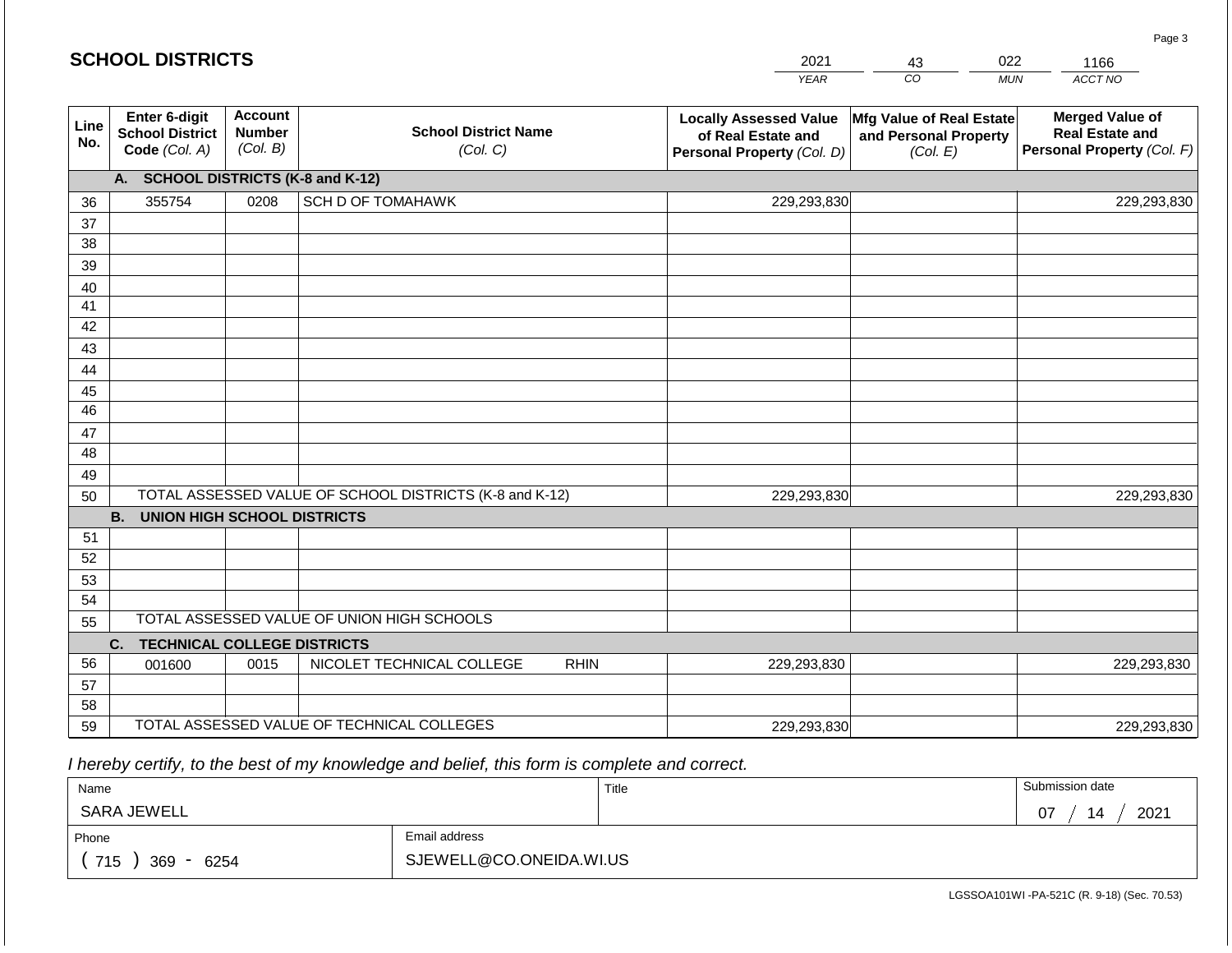## SCHOOL DISTRICTS

| 2021 | 43 | 022 | 1166 |
|---|---|---|---|
| YEAR | CO | MUN | ACCT NO |

| Line No. | Enter 6-digit School District Code (Col. A) | Account Number (Col. B) | School District Name (Col. C) | Locally Assessed Value of Real Estate and Personal Property (Col. D) | Mfg Value of Real Estate and Personal Property (Col. E) | Merged Value of Real Estate and Personal Property (Col. F) |
|---|---|---|---|---|---|---|
| | **A. SCHOOL DISTRICTS (K-8 and K-12)** | | | | | |
| 36 | 355754 | 0208 | SCH D OF TOMAHAWK | 229,293,830 | | 229,293,830 |
| 37 | | | | | | |
| 38 | | | | | | |
| 39 | | | | | | |
| 40 | | | | | | |
| 41 | | | | | | |
| 42 | | | | | | |
| 43 | | | | | | |
| 44 | | | | | | |
| 45 | | | | | | |
| 46 | | | | | | |
| 47 | | | | | | |
| 48 | | | | | | |
| 49 | | | | | | |
| 50 | TOTAL ASSESSED VALUE OF SCHOOL DISTRICTS (K-8 and K-12) | | | 229,293,830 | | 229,293,830 |
| | **B. UNION HIGH SCHOOL DISTRICTS** | | | | | |
| 51 | | | | | | |
| 52 | | | | | | |
| 53 | | | | | | |
| 54 | | | | | | |
| 55 | TOTAL ASSESSED VALUE OF UNION HIGH SCHOOLS | | | | | |
| | **C. TECHNICAL COLLEGE DISTRICTS** | | | | | |
| 56 | 001600 | 0015 | NICOLET TECHNICAL COLLEGE RHIN | 229,293,830 | | 229,293,830 |
| 57 | | | | | | |
| 58 | | | | | | |
| 59 | TOTAL ASSESSED VALUE OF TECHNICAL COLLEGES | | | 229,293,830 | | 229,293,830 |

*I hereby certify, to the best of my knowledge and belief, this form is complete and correct.*

| Name | Title | Submission date |
|---|---|---|
| SARA JEWELL | | 07 / 14 / 2021 |
| Phone | Email address | |
| ( 715 ) 369 - 6254 | SJEWELL@CO.ONEIDA.WI.US | |

LGSSOA101WI -PA-521C (R. 9-18) (Sec. 70.53)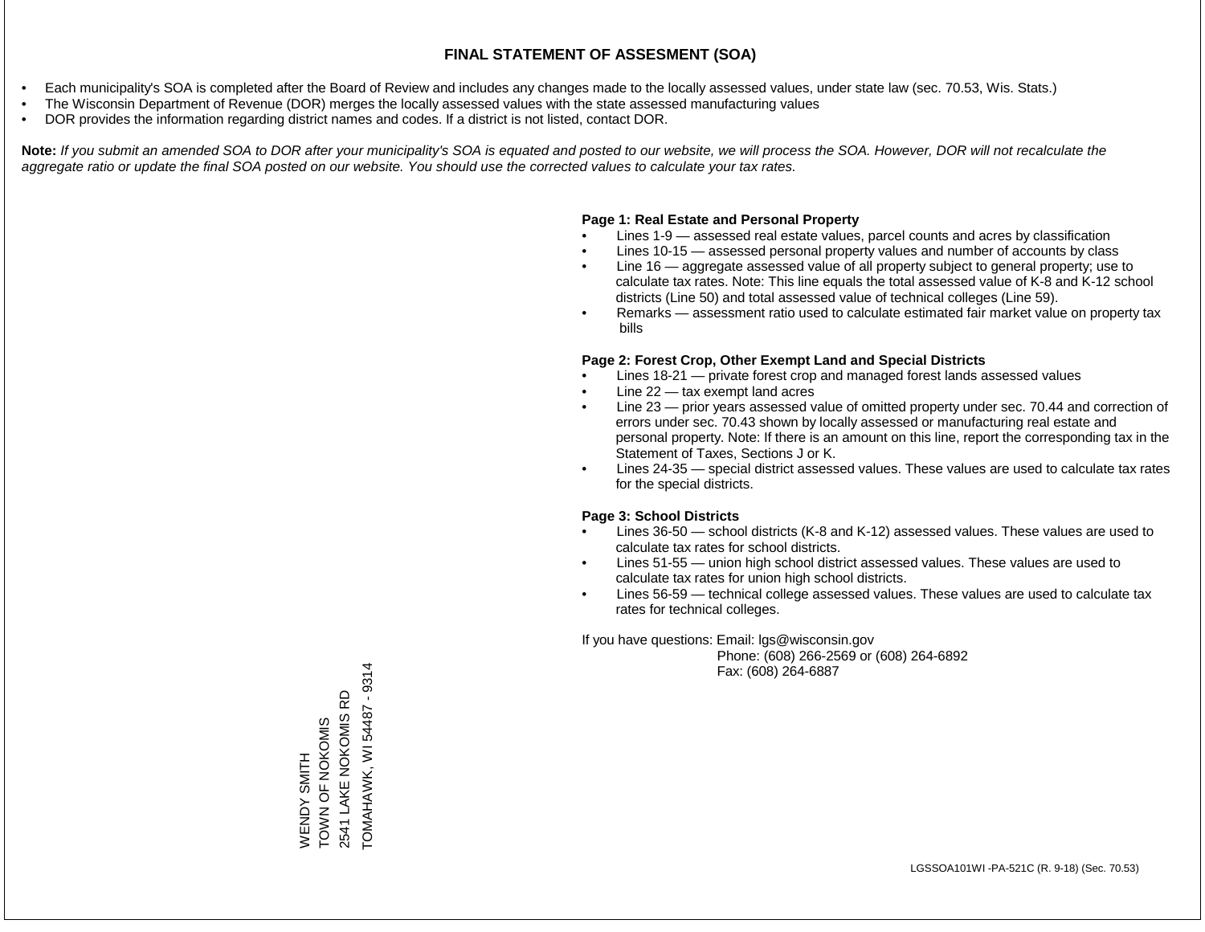# FINAL STATEMENT OF ASSESMENT (SOA)

- Each municipality's SOA is completed after the Board of Review and includes any changes made to the locally assessed values, under state law (sec. 70.53, Wis. Stats.)
- The Wisconsin Department of Revenue (DOR) merges the locally assessed values with the state assessed manufacturing values
- DOR provides the information regarding district names and codes. If a district is not listed, contact DOR.

**Note:** *If you submit an amended SOA to DOR after your municipality's SOA is equated and posted to our website, we will process the SOA. However, DOR will not recalculate the aggregate ratio or update the final SOA posted on our website. You should use the corrected values to calculate your tax rates.*

**Page 1: Real Estate and Personal Property**

- Lines 1-9 — assessed real estate values, parcel counts and acres by classification
- Lines 10-15 — assessed personal property values and number of accounts by class
- Line 16 — aggregate assessed value of all property subject to general property; use to calculate tax rates. Note: This line equals the total assessed value of K-8 and K-12 school districts (Line 50) and total assessed value of technical colleges (Line 59).
- Remarks — assessment ratio used to calculate estimated fair market value on property tax bills

**Page 2: Forest Crop, Other Exempt Land and Special Districts**

- Lines 18-21 — private forest crop and managed forest lands assessed values
- Line 22 — tax exempt land acres
- Line 23 — prior years assessed value of omitted property under sec. 70.44 and correction of errors under sec. 70.43 shown by locally assessed or manufacturing real estate and personal property. Note: If there is an amount on this line, report the corresponding tax in the Statement of Taxes, Sections J or K.
- Lines 24-35 — special district assessed values. These values are used to calculate tax rates for the special districts.

**Page 3: School Districts**

- Lines 36-50 — school districts (K-8 and K-12) assessed values. These values are used to calculate tax rates for school districts.
- Lines 51-55 — union high school district assessed values. These values are used to calculate tax rates for union high school districts.
- Lines 56-59 — technical college assessed values. These values are used to calculate tax rates for technical colleges.

If you have questions: Email: lgs@wisconsin.gov
Phone: (608) 266-2569 or (608) 264-6892
Fax: (608) 264-6887

WENDY SMITH
TOWN OF NOKOMIS
2541 LAKE NOKOMIS RD
TOMAHAWK, WI 54487 - 9314

LGSSOA101WI -PA-521C (R. 9-18) (Sec. 70.53)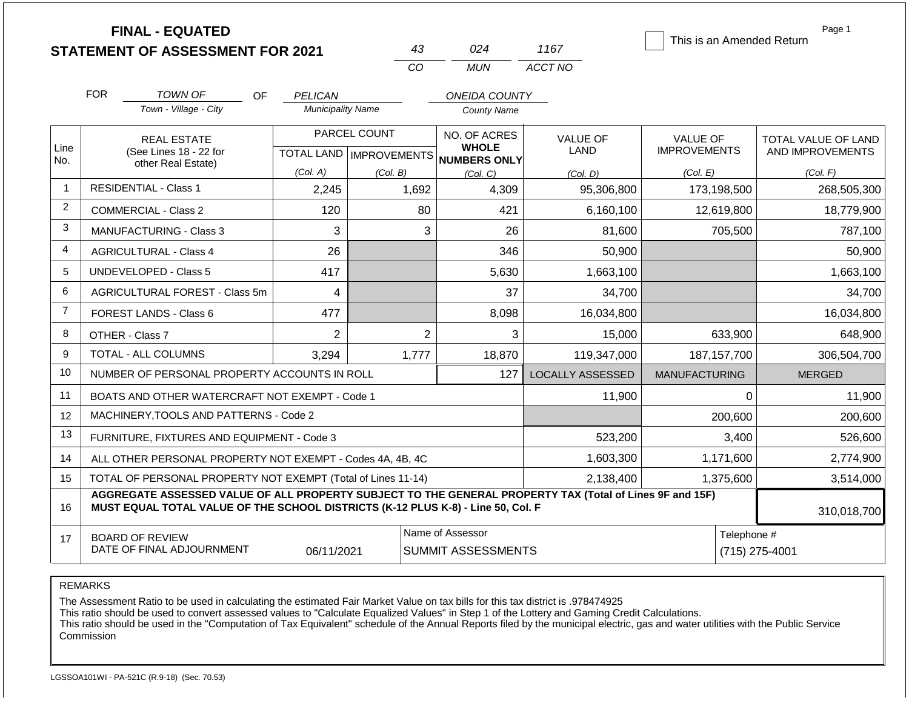# FINAL - EQUATED
## STATEMENT OF ASSESSMENT FOR 2021

| 43 | 024 | 1167 |
|---|---|---|
| CO | MUN | ACCT NO |

☐ This is an Amended Return

FOR TOWN OF (Town - Village - City) OF PELICAN (Municipality Name) ONEIDA COUNTY (County Name)

| Line No. | REAL ESTATE (See Lines 18 - 22 for other Real Estate) | PARCEL COUNT | | NO. OF ACRES WHOLE NUMBERS ONLY | VALUE OF LAND | VALUE OF IMPROVEMENTS | TOTAL VALUE OF LAND AND IMPROVEMENTS |
|---|---|---|---|---|---|---|---|
| | | TOTAL LAND (Col. A) | IMPROVEMENTS (Col. B) | (Col. C) | (Col. D) | (Col. E) | (Col. F) |
| 1 | RESIDENTIAL - Class 1 | 2,245 | 1,692 | 4,309 | 95,306,800 | 173,198,500 | 268,505,300 |
| 2 | COMMERCIAL - Class 2 | 120 | 80 | 421 | 6,160,100 | 12,619,800 | 18,779,900 |
| 3 | MANUFACTURING - Class 3 | 3 | 3 | 26 | 81,600 | 705,500 | 787,100 |
| 4 | AGRICULTURAL - Class 4 | 26 | | 346 | 50,900 | | 50,900 |
| 5 | UNDEVELOPED - Class 5 | 417 | | 5,630 | 1,663,100 | | 1,663,100 |
| 6 | AGRICULTURAL FOREST - Class 5m | 4 | | 37 | 34,700 | | 34,700 |
| 7 | FOREST LANDS - Class 6 | 477 | | 8,098 | 16,034,800 | | 16,034,800 |
| 8 | OTHER - Class 7 | 2 | 2 | 3 | 15,000 | 633,900 | 648,900 |
| 9 | TOTAL - ALL COLUMNS | 3,294 | 1,777 | 18,870 | 119,347,000 | 187,157,700 | 306,504,700 |
| 10 | NUMBER OF PERSONAL PROPERTY ACCOUNTS IN ROLL | | | 127 | LOCALLY ASSESSED | MANUFACTURING | MERGED |
| 11 | BOATS AND OTHER WATERCRAFT NOT EXEMPT - Code 1 | | | | 11,900 | 0 | 11,900 |
| 12 | MACHINERY,TOOLS AND PATTERNS - Code 2 | | | | | 200,600 | 200,600 |
| 13 | FURNITURE, FIXTURES AND EQUIPMENT - Code 3 | | | | 523,200 | 3,400 | 526,600 |
| 14 | ALL OTHER PERSONAL PROPERTY NOT EXEMPT - Codes 4A, 4B, 4C | | | | 1,603,300 | 1,171,600 | 2,774,900 |
| 15 | TOTAL OF PERSONAL PROPERTY NOT EXEMPT (Total of Lines 11-14) | | | | 2,138,400 | 1,375,600 | 3,514,000 |
| 16 | **AGGREGATE ASSESSED VALUE OF ALL PROPERTY SUBJECT TO THE GENERAL PROPERTY TAX (Total of Lines 9F and 15F) MUST EQUAL TOTAL VALUE OF THE SCHOOL DISTRICTS (K-12 PLUS K-8) - Line 50, Col. F** | | | | | | 310,018,700 |
| 17 | BOARD OF REVIEW DATE OF FINAL ADJOURNMENT | 06/11/2021 | | Name of Assessor: SUMMIT ASSESSMENTS | | | Telephone #: (715) 275-4001 |

REMARKS

The Assessment Ratio to be used in calculating the estimated Fair Market Value on tax bills for this tax district is .978474925
This ratio should be used to convert assessed values to "Calculate Equalized Values" in Step 1 of the Lottery and Gaming Credit Calculations.
This ratio should be used in the "Computation of Tax Equivalent" schedule of the Annual Reports filed by the municipal electric, gas and water utilities with the Public Service Commission

LGSSOA101WI - PA-521C (R.9-18) (Sec. 70.53)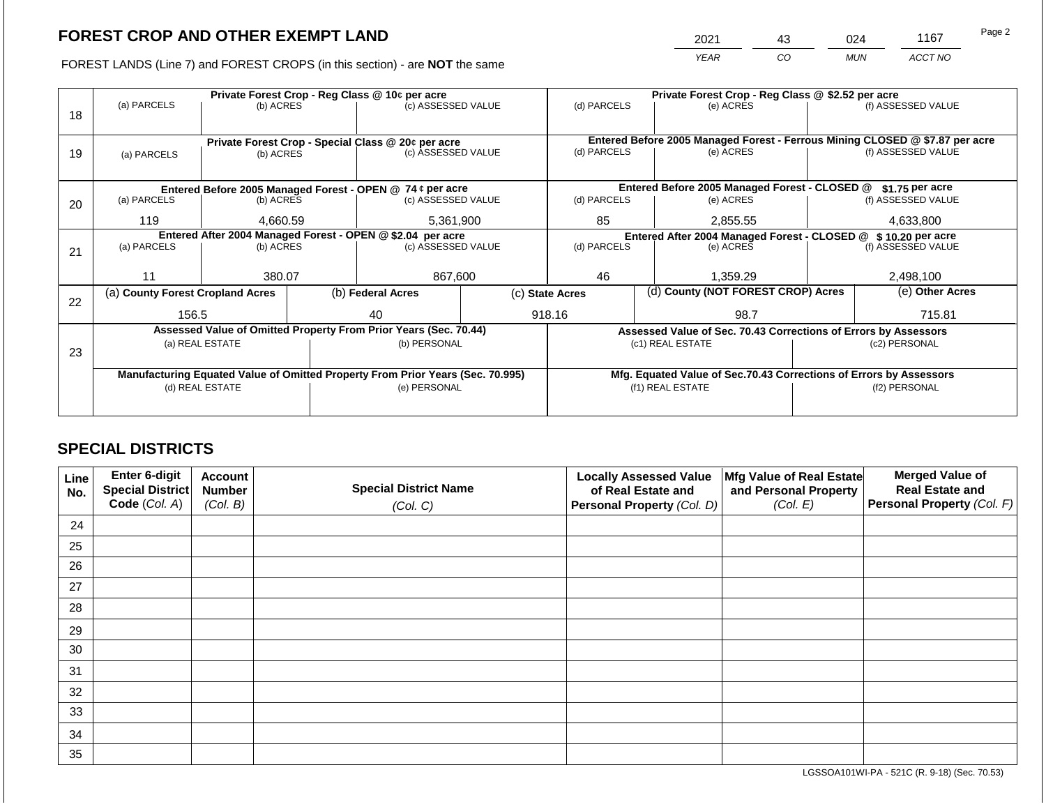# FOREST CROP AND OTHER EXEMPT LAND

| 2021 | 43 | 024 | 1167 |
|---|---|---|---|
| YEAR | CO | MUN | ACCT NO |

FOREST LANDS (Line 7) and FOREST CROPS (in this section) - are **NOT** the same

| Line | (a) PARCELS | (b) ACRES | (c) ASSESSED VALUE | (d) PARCELS | (e) ACRES | (f) ASSESSED VALUE |
|---|---|---|---|---|---|---|
| 18 | Private Forest Crop - Reg Class @ 10¢ per acre | | | Private Forest Crop - Reg Class @ $2.52 per acre | | |
| 18 | | | | | | |
| 19 | Private Forest Crop - Special Class @ 20¢ per acre | | | Entered Before 2005 Managed Forest - Ferrous Mining CLOSED @ $7.87 per acre | | |
| 19 | | | | | | |
| 20 | Entered Before 2005 Managed Forest - OPEN @ 74 ¢ per acre | | | Entered Before 2005 Managed Forest - CLOSED @ $1.75 per acre | | |
| 20 | 119 | 4,660.59 | 5,361,900 | 85 | 2,855.55 | 4,633,800 |
| 21 | Entered After 2004 Managed Forest - OPEN @ $2.04 per acre | | | Entered After 2004 Managed Forest - CLOSED @ $ 10.20 per acre | | |
| 21 | 11 | 380.07 | 867,600 | 46 | 1,359.29 | 2,498,100 |

| Line | (a) County Forest Cropland Acres | (b) Federal Acres | (c) State Acres | (d) County (NOT FOREST CROP) Acres | (e) Other Acres |
|---|---|---|---|---|---|
| 22 | 156.5 | 40 | 918.16 | 98.7 | 715.81 |

| Line | Assessed Value of Omitted Property From Prior Years (Sec. 70.44) | | Assessed Value of Sec. 70.43 Corrections of Errors by Assessors | |
|---|---|---|---|---|
| 23 | (a) REAL ESTATE | (b) PERSONAL | (c1) REAL ESTATE | (c2) PERSONAL |
| | | | | |
| | **Manufacturing Equated Value of Omitted Property From Prior Years (Sec. 70.995)** | | **Mfg. Equated Value of Sec.70.43 Corrections of Errors by Assessors** | |
| | (d) REAL ESTATE | (e) PERSONAL | (f1) REAL ESTATE | (f2) PERSONAL |
| | | | | |

## SPECIAL DISTRICTS

| Line No. | Enter 6-digit Special District Code (Col. A) | Account Number (Col. B) | Special District Name (Col. C) | Locally Assessed Value of Real Estate and Personal Property (Col. D) | Mfg Value of Real Estate and Personal Property (Col. E) | Merged Value of Real Estate and Personal Property (Col. F) |
|---|---|---|---|---|---|---|
| 24 | | | | | | |
| 25 | | | | | | |
| 26 | | | | | | |
| 27 | | | | | | |
| 28 | | | | | | |
| 29 | | | | | | |
| 30 | | | | | | |
| 31 | | | | | | |
| 32 | | | | | | |
| 33 | | | | | | |
| 34 | | | | | | |
| 35 | | | | | | |

LGSSOA101WI-PA - 521C (R. 9-18) (Sec. 70.53)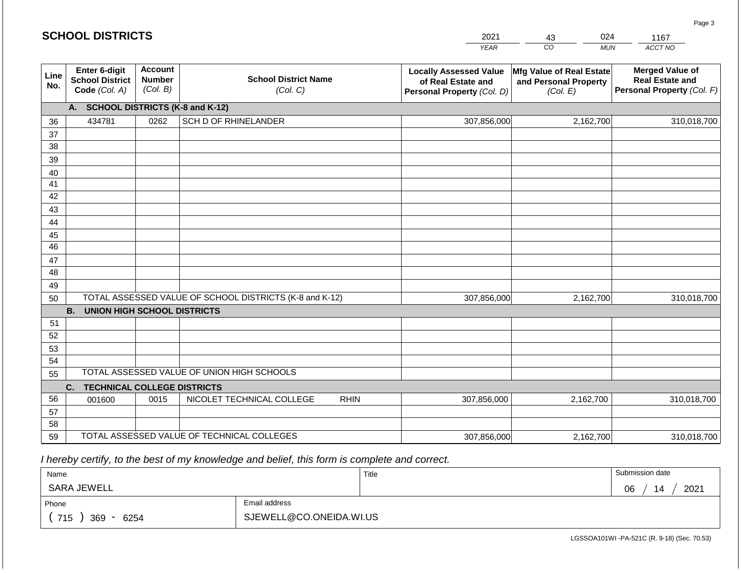## SCHOOL DISTRICTS

| 2021 | 43 | 024 | 1167 |
|---|---|---|---|
| *YEAR* | *CO* | *MUN* | *ACCT NO* |

| Line No. | Enter 6-digit School District Code *(Col. A)* | Account Number *(Col. B)* | School District Name *(Col. C)* | Locally Assessed Value of Real Estate and Personal Property *(Col. D)* | Mfg Value of Real Estate and Personal Property *(Col. E)* | Merged Value of Real Estate and Personal Property *(Col. F)* |
|---|---|---|---|---|---|---|
| | **A. SCHOOL DISTRICTS (K-8 and K-12)** | | | | | |
| 36 | 434781 | 0262 | SCH D OF RHINELANDER | 307,856,000 | 2,162,700 | 310,018,700 |
| 37 | | | | | | |
| 38 | | | | | | |
| 39 | | | | | | |
| 40 | | | | | | |
| 41 | | | | | | |
| 42 | | | | | | |
| 43 | | | | | | |
| 44 | | | | | | |
| 45 | | | | | | |
| 46 | | | | | | |
| 47 | | | | | | |
| 48 | | | | | | |
| 49 | | | | | | |
| 50 | TOTAL ASSESSED VALUE OF SCHOOL DISTRICTS (K-8 and K-12) | | | 307,856,000 | 2,162,700 | 310,018,700 |
| | **B. UNION HIGH SCHOOL DISTRICTS** | | | | | |
| 51 | | | | | | |
| 52 | | | | | | |
| 53 | | | | | | |
| 54 | | | | | | |
| 55 | TOTAL ASSESSED VALUE OF UNION HIGH SCHOOLS | | | | | |
| | **C. TECHNICAL COLLEGE DISTRICTS** | | | | | |
| 56 | 001600 | 0015 | NICOLET TECHNICAL COLLEGE RHIN | 307,856,000 | 2,162,700 | 310,018,700 |
| 57 | | | | | | |
| 58 | | | | | | |
| 59 | TOTAL ASSESSED VALUE OF TECHNICAL COLLEGES | | | 307,856,000 | 2,162,700 | 310,018,700 |

*I hereby certify, to the best of my knowledge and belief, this form is complete and correct.*

| Name | Title | Submission date |
|---|---|---|
| SARA JEWELL | | 06 / 14 / 2021 |

| Phone | Email address |
|---|---|
| ( 715 ) 369 - 6254 | SJEWELL@CO.ONEIDA.WI.US |

LGSSOA101WI -PA-521C (R. 9-18) (Sec. 70.53)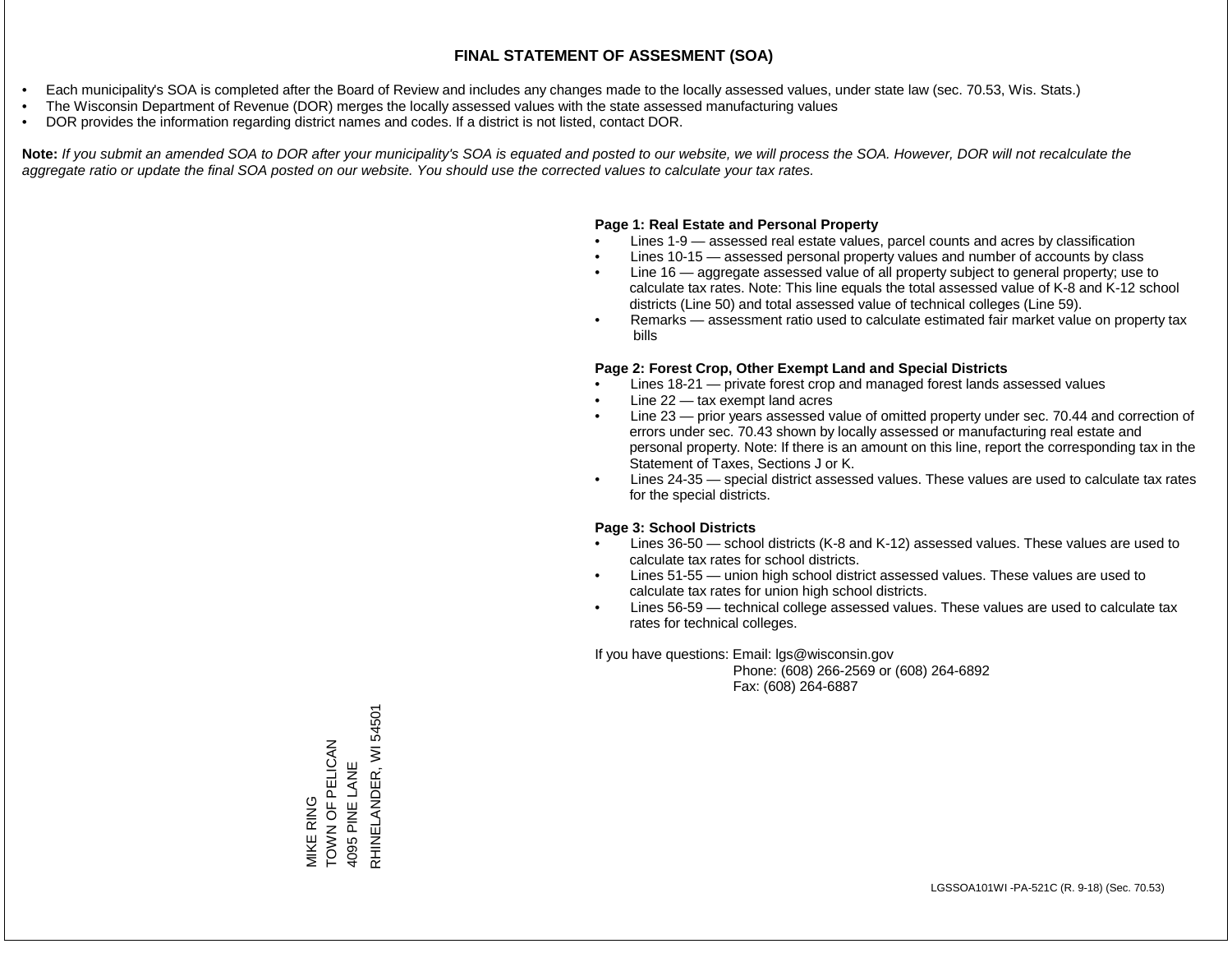# FINAL STATEMENT OF ASSESMENT (SOA)

- Each municipality's SOA is completed after the Board of Review and includes any changes made to the locally assessed values, under state law (sec. 70.53, Wis. Stats.)
- The Wisconsin Department of Revenue (DOR) merges the locally assessed values with the state assessed manufacturing values
- DOR provides the information regarding district names and codes. If a district is not listed, contact DOR.

**Note:** *If you submit an amended SOA to DOR after your municipality's SOA is equated and posted to our website, we will process the SOA. However, DOR will not recalculate the aggregate ratio or update the final SOA posted on our website. You should use the corrected values to calculate your tax rates.*

**Page 1: Real Estate and Personal Property**

- Lines 1-9 — assessed real estate values, parcel counts and acres by classification
- Lines 10-15 — assessed personal property values and number of accounts by class
- Line 16 — aggregate assessed value of all property subject to general property; use to calculate tax rates. Note: This line equals the total assessed value of K-8 and K-12 school districts (Line 50) and total assessed value of technical colleges (Line 59).
- Remarks — assessment ratio used to calculate estimated fair market value on property tax bills

**Page 2: Forest Crop, Other Exempt Land and Special Districts**

- Lines 18-21 — private forest crop and managed forest lands assessed values
- Line 22 — tax exempt land acres
- Line 23 — prior years assessed value of omitted property under sec. 70.44 and correction of errors under sec. 70.43 shown by locally assessed or manufacturing real estate and personal property. Note: If there is an amount on this line, report the corresponding tax in the Statement of Taxes, Sections J or K.
- Lines 24-35 — special district assessed values. These values are used to calculate tax rates for the special districts.

**Page 3: School Districts**

- Lines 36-50 — school districts (K-8 and K-12) assessed values. These values are used to calculate tax rates for school districts.
- Lines 51-55 — union high school district assessed values. These values are used to calculate tax rates for union high school districts.
- Lines 56-59 — technical college assessed values. These values are used to calculate tax rates for technical colleges.

If you have questions: Email: lgs@wisconsin.gov
Phone: (608) 266-2569 or (608) 264-6892
Fax: (608) 264-6887

MIKE RING
TOWN OF PELICAN
4095 PINE LANE
RHINELANDER, WI 54501

LGSSOA101WI -PA-521C (R. 9-18) (Sec. 70.53)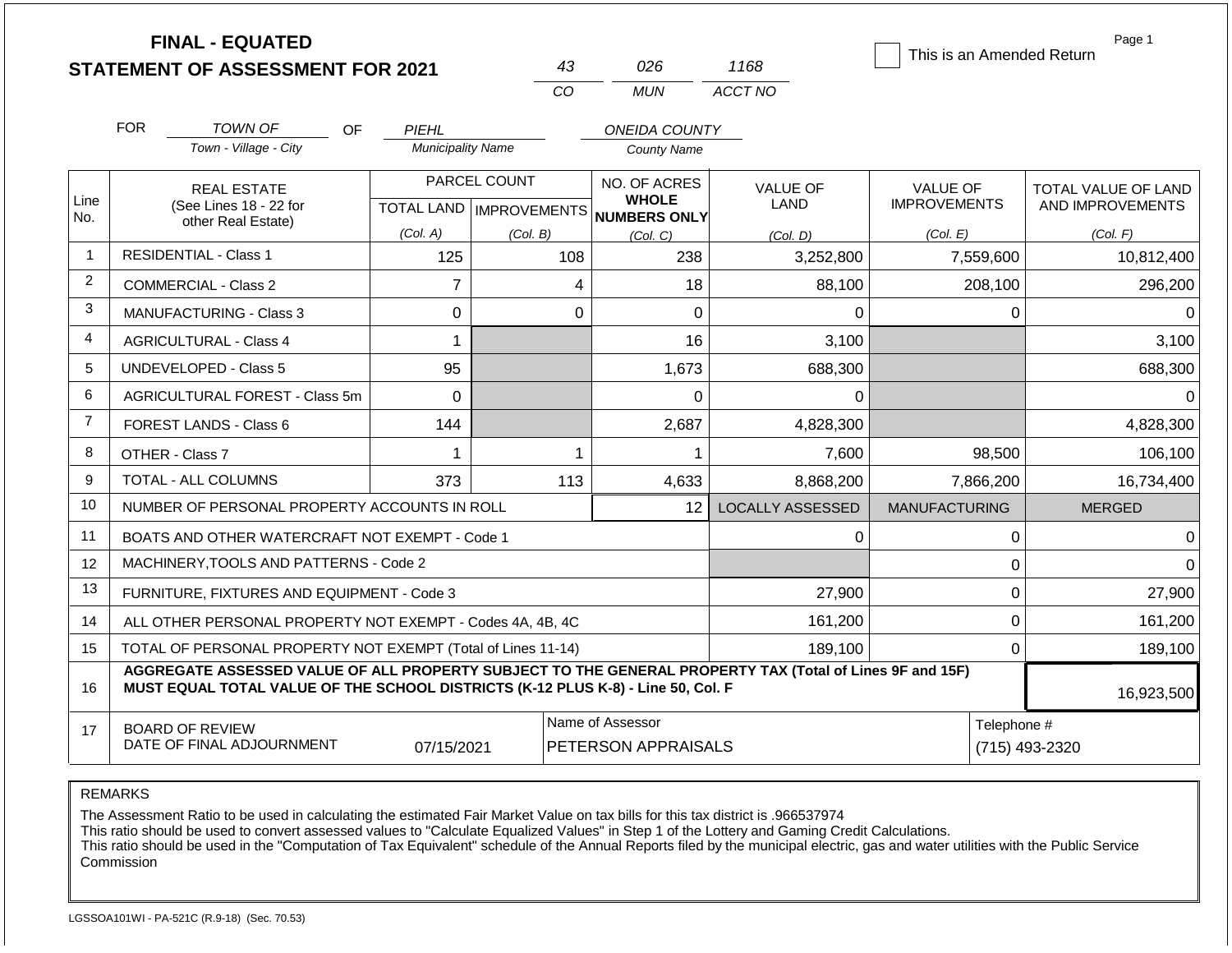# FINAL - EQUATED
## STATEMENT OF ASSESSMENT FOR 2021

| 43 | 026 | 1168 |
|---|---|---|
| CO | MUN | ACCT NO |

☐ This is an Amended Return

Page 1

FOR *TOWN OF* (Town - Village - City) OF *PIEHL* (Municipality Name) *ONEIDA COUNTY* (County Name)

| Line No. | REAL ESTATE (See Lines 18 - 22 for other Real Estate) | PARCEL COUNT TOTAL LAND (Col. A) | PARCEL COUNT IMPROVEMENTS (Col. B) | NO. OF ACRES WHOLE NUMBERS ONLY (Col. C) | VALUE OF LAND (Col. D) | VALUE OF IMPROVEMENTS (Col. E) | TOTAL VALUE OF LAND AND IMPROVEMENTS (Col. F) |
|---|---|---|---|---|---|---|---|
| 1 | RESIDENTIAL - Class 1 | 125 | 108 | 238 | 3,252,800 | 7,559,600 | 10,812,400 |
| 2 | COMMERCIAL - Class 2 | 7 | 4 | 18 | 88,100 | 208,100 | 296,200 |
| 3 | MANUFACTURING - Class 3 | 0 | 0 | 0 | 0 | 0 | 0 |
| 4 | AGRICULTURAL - Class 4 | 1 | | 16 | 3,100 | | 3,100 |
| 5 | UNDEVELOPED - Class 5 | 95 | | 1,673 | 688,300 | | 688,300 |
| 6 | AGRICULTURAL FOREST - Class 5m | 0 | | 0 | 0 | | 0 |
| 7 | FOREST LANDS - Class 6 | 144 | | 2,687 | 4,828,300 | | 4,828,300 |
| 8 | OTHER - Class 7 | 1 | 1 | 1 | 7,600 | 98,500 | 106,100 |
| 9 | TOTAL - ALL COLUMNS | 373 | 113 | 4,633 | 8,868,200 | 7,866,200 | 16,734,400 |
| 10 | NUMBER OF PERSONAL PROPERTY ACCOUNTS IN ROLL | | | 12 | LOCALLY ASSESSED | MANUFACTURING | MERGED |
| 11 | BOATS AND OTHER WATERCRAFT NOT EXEMPT - Code 1 | | | | 0 | 0 | 0 |
| 12 | MACHINERY,TOOLS AND PATTERNS - Code 2 | | | | | 0 | 0 |
| 13 | FURNITURE, FIXTURES AND EQUIPMENT - Code 3 | | | | 27,900 | 0 | 27,900 |
| 14 | ALL OTHER PERSONAL PROPERTY NOT EXEMPT - Codes 4A, 4B, 4C | | | | 161,200 | 0 | 161,200 |
| 15 | TOTAL OF PERSONAL PROPERTY NOT EXEMPT (Total of Lines 11-14) | | | | 189,100 | 0 | 189,100 |
| 16 | **AGGREGATE ASSESSED VALUE OF ALL PROPERTY SUBJECT TO THE GENERAL PROPERTY TAX (Total of Lines 9F and 15F) MUST EQUAL TOTAL VALUE OF THE SCHOOL DISTRICTS (K-12 PLUS K-8) - Line 50, Col. F** | | | | | | 16,923,500 |
| 17 | BOARD OF REVIEW DATE OF FINAL ADJOURNMENT | 07/15/2021 | | Name of Assessor: PETERSON APPRAISALS | | Telephone #: (715) 493-2320 | |

REMARKS

The Assessment Ratio to be used in calculating the estimated Fair Market Value on tax bills for this tax district is .966537974
This ratio should be used to convert assessed values to "Calculate Equalized Values" in Step 1 of the Lottery and Gaming Credit Calculations.
This ratio should be used in the "Computation of Tax Equivalent" schedule of the Annual Reports filed by the municipal electric, gas and water utilities with the Public Service Commission

LGSSOA101WI - PA-521C (R.9-18) (Sec. 70.53)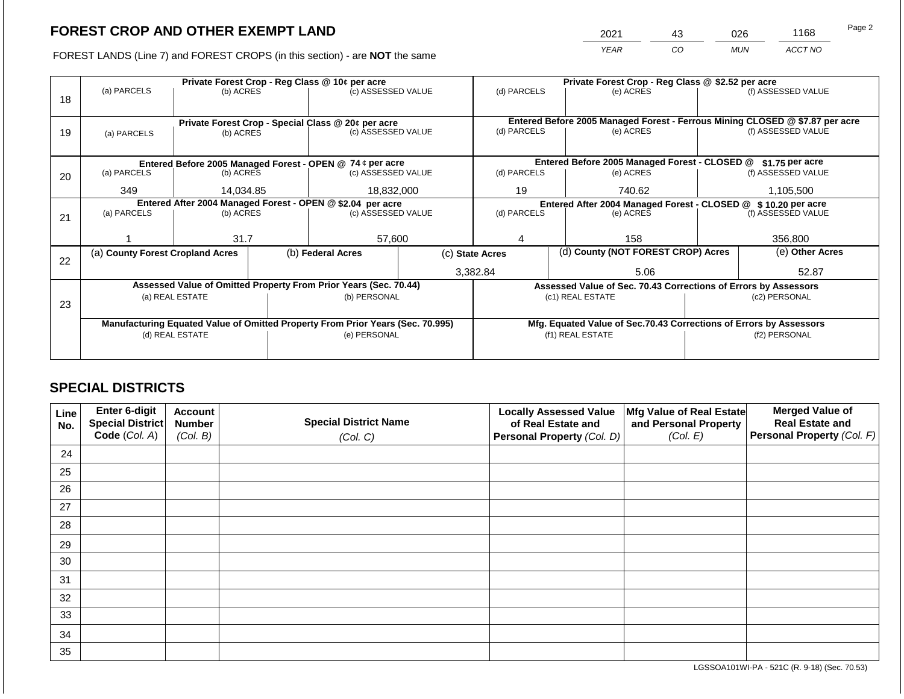# FOREST CROP AND OTHER EXEMPT LAND

FOREST LANDS (Line 7) and FOREST CROPS (in this section) - are **NOT** the same

| YEAR | CO | MUN | ACCT NO |
|---|---|---|---|
| 2021 | 43 | 026 | 1168 |

| Line | Private Forest Crop - Reg Class @ 10¢ per acre (a) PARCELS | (b) ACRES | (c) ASSESSED VALUE | Private Forest Crop - Reg Class @ $2.52 per acre (d) PARCELS | (e) ACRES | (f) ASSESSED VALUE |
|---|---|---|---|---|---|---|
| 18 | | | | | | |
| | **Private Forest Crop - Special Class @ 20¢ per acre** (a) PARCELS | (b) ACRES | (c) ASSESSED VALUE | **Entered Before 2005 Managed Forest - Ferrous Mining CLOSED @ $7.87 per acre** (d) PARCELS | (e) ACRES | (f) ASSESSED VALUE |
| 19 | | | | | | |
| | **Entered Before 2005 Managed Forest - OPEN @ 74 ¢ per acre** (a) PARCELS | (b) ACRES | (c) ASSESSED VALUE | **Entered Before 2005 Managed Forest - CLOSED @ $1.75 per acre** (d) PARCELS | (e) ACRES | (f) ASSESSED VALUE |
| 20 | 349 | 14,034.85 | 18,832,000 | 19 | 740.62 | 1,105,500 |
| | **Entered After 2004 Managed Forest - OPEN @ $2.04 per acre** (a) PARCELS | (b) ACRES | (c) ASSESSED VALUE | **Entered After 2004 Managed Forest - CLOSED @ $ 10.20 per acre** (d) PARCELS | (e) ACRES | (f) ASSESSED VALUE |
| 21 | 1 | 31.7 | 57,600 | 4 | 158 | 356,800 |

| Line | (a) County Forest Cropland Acres | (b) Federal Acres | (c) State Acres | (d) County (NOT FOREST CROP) Acres | (e) Other Acres |
|---|---|---|---|---|---|
| 22 | | | 3,382.84 | 5.06 | 52.87 |

| Line | Assessed Value of Omitted Property From Prior Years (Sec. 70.44) (a) REAL ESTATE | (b) PERSONAL | Assessed Value of Sec. 70.43 Corrections of Errors by Assessors (c1) REAL ESTATE | (c2) PERSONAL |
|---|---|---|---|---|
| 23 | | | | |
| | **Manufacturing Equated Value of Omitted Property From Prior Years (Sec. 70.995)** (d) REAL ESTATE | (e) PERSONAL | **Mfg. Equated Value of Sec.70.43 Corrections of Errors by Assessors** (f1) REAL ESTATE | (f2) PERSONAL |
| | | | | |

## SPECIAL DISTRICTS

| Line No. | Enter 6-digit Special District Code (Col. A) | Account Number (Col. B) | Special District Name (Col. C) | Locally Assessed Value of Real Estate and Personal Property (Col. D) | Mfg Value of Real Estate and Personal Property (Col. E) | Merged Value of Real Estate and Personal Property (Col. F) |
|---|---|---|---|---|---|---|
| 24 | | | | | | |
| 25 | | | | | | |
| 26 | | | | | | |
| 27 | | | | | | |
| 28 | | | | | | |
| 29 | | | | | | |
| 30 | | | | | | |
| 31 | | | | | | |
| 32 | | | | | | |
| 33 | | | | | | |
| 34 | | | | | | |
| 35 | | | | | | |

LGSSOA101WI-PA - 521C (R. 9-18) (Sec. 70.53)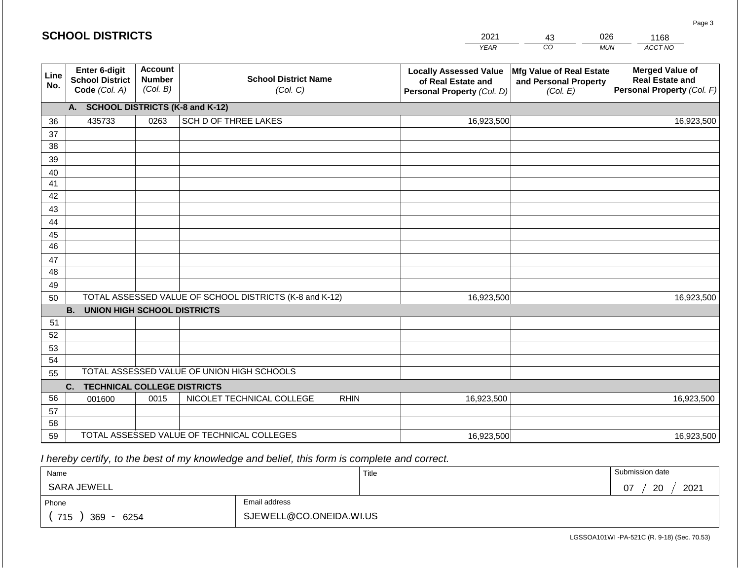## SCHOOL DISTRICTS

| 2021 | 43 | 026 | 1168 |
|---|---|---|---|
| *YEAR* | *CO* | *MUN* | *ACCT NO* |

| Line No. | Enter 6-digit School District Code *(Col. A)* | Account Number *(Col. B)* | School District Name *(Col. C)* | Locally Assessed Value of Real Estate and Personal Property *(Col. D)* | Mfg Value of Real Estate and Personal Property *(Col. E)* | Merged Value of Real Estate and Personal Property *(Col. F)* |
|---|---|---|---|---|---|---|
| | **A. SCHOOL DISTRICTS (K-8 and K-12)** | | | | | |
| 36 | 435733 | 0263 | SCH D OF THREE LAKES | 16,923,500 | | 16,923,500 |
| 37 | | | | | | |
| 38 | | | | | | |
| 39 | | | | | | |
| 40 | | | | | | |
| 41 | | | | | | |
| 42 | | | | | | |
| 43 | | | | | | |
| 44 | | | | | | |
| 45 | | | | | | |
| 46 | | | | | | |
| 47 | | | | | | |
| 48 | | | | | | |
| 49 | | | | | | |
| 50 | TOTAL ASSESSED VALUE OF SCHOOL DISTRICTS (K-8 and K-12) | | | 16,923,500 | | 16,923,500 |
| | **B. UNION HIGH SCHOOL DISTRICTS** | | | | | |
| 51 | | | | | | |
| 52 | | | | | | |
| 53 | | | | | | |
| 54 | | | | | | |
| 55 | TOTAL ASSESSED VALUE OF UNION HIGH SCHOOLS | | | | | |
| | **C. TECHNICAL COLLEGE DISTRICTS** | | | | | |
| 56 | 001600 | 0015 | NICOLET TECHNICAL COLLEGE RHIN | 16,923,500 | | 16,923,500 |
| 57 | | | | | | |
| 58 | | | | | | |
| 59 | TOTAL ASSESSED VALUE OF TECHNICAL COLLEGES | | | 16,923,500 | | 16,923,500 |

*I hereby certify, to the best of my knowledge and belief, this form is complete and correct.*

| Name | Title | Submission date |
|---|---|---|
| SARA JEWELL | | 07 / 20 / 2021 |
| **Phone** | **Email address** | |
| ( 715 ) 369 - 6254 | SJEWELL@CO.ONEIDA.WI.US | |

LGSSOA101WI -PA-521C (R. 9-18) (Sec. 70.53)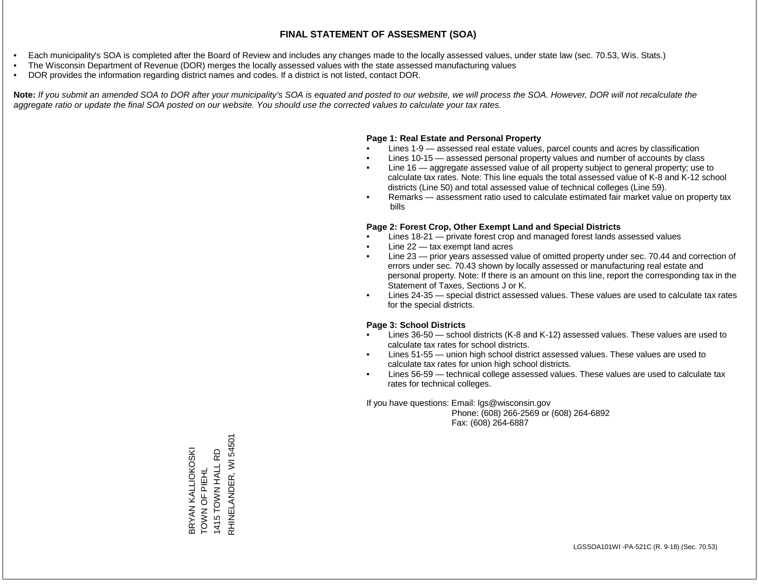# FINAL STATEMENT OF ASSESMENT (SOA)

- Each municipality's SOA is completed after the Board of Review and includes any changes made to the locally assessed values, under state law (sec. 70.53, Wis. Stats.)
- The Wisconsin Department of Revenue (DOR) merges the locally assessed values with the state assessed manufacturing values
- DOR provides the information regarding district names and codes. If a district is not listed, contact DOR.

**Note:** *If you submit an amended SOA to DOR after your municipality's SOA is equated and posted to our website, we will process the SOA. However, DOR will not recalculate the aggregate ratio or update the final SOA posted on our website. You should use the corrected values to calculate your tax rates.*

**Page 1: Real Estate and Personal Property**

- Lines 1-9 — assessed real estate values, parcel counts and acres by classification
- Lines 10-15 — assessed personal property values and number of accounts by class
- Line 16 — aggregate assessed value of all property subject to general property; use to calculate tax rates. Note: This line equals the total assessed value of K-8 and K-12 school districts (Line 50) and total assessed value of technical colleges (Line 59).
- Remarks — assessment ratio used to calculate estimated fair market value on property tax bills

**Page 2: Forest Crop, Other Exempt Land and Special Districts**

- Lines 18-21 — private forest crop and managed forest lands assessed values
- Line 22 — tax exempt land acres
- Line 23 — prior years assessed value of omitted property under sec. 70.44 and correction of errors under sec. 70.43 shown by locally assessed or manufacturing real estate and personal property. Note: If there is an amount on this line, report the corresponding tax in the Statement of Taxes, Sections J or K.
- Lines 24-35 — special district assessed values. These values are used to calculate tax rates for the special districts.

**Page 3: School Districts**

- Lines 36-50 — school districts (K-8 and K-12) assessed values. These values are used to calculate tax rates for school districts.
- Lines 51-55 — union high school district assessed values. These values are used to calculate tax rates for union high school districts.
- Lines 56-59 — technical college assessed values. These values are used to calculate tax rates for technical colleges.

If you have questions: Email: lgs@wisconsin.gov
Phone: (608) 266-2569 or (608) 264-6892
Fax: (608) 264-6887

BRYAN KALLIOKOSKI
TOWN OF PIEHL
1415 TOWN HALL RD
RHINELANDER, WI 54501

LGSSOA101WI -PA-521C (R. 9-18) (Sec. 70.53)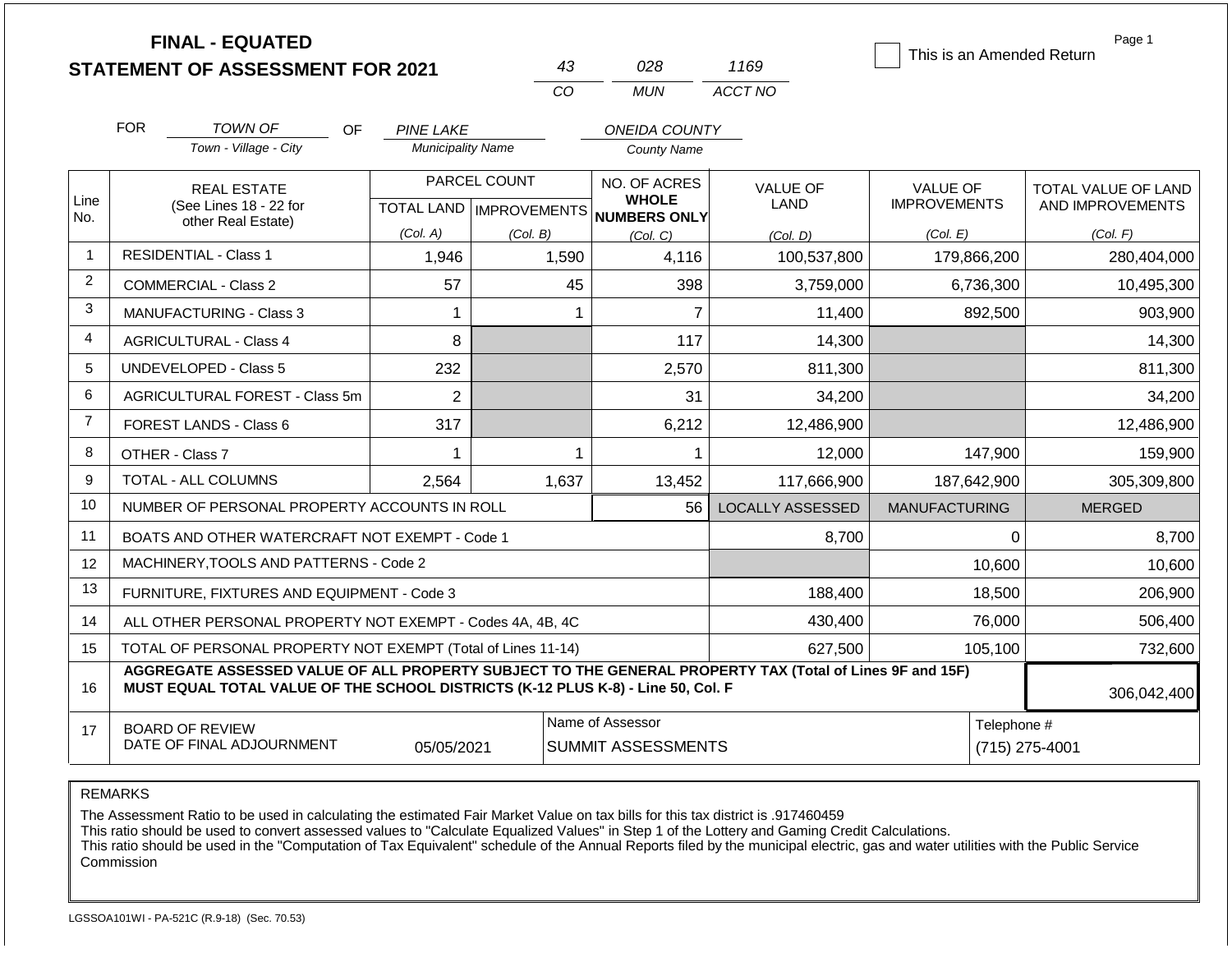# FINAL - EQUATED
## STATEMENT OF ASSESSMENT FOR 2021

| 43 | 028 | 1169 |
|---|---|---|
| CO | MUN | ACCT NO |

☐ This is an Amended Return

Page 1

FOR *TOWN OF* (Town - Village - City) OF *PINE LAKE* (Municipality Name) *ONEIDA COUNTY* (County Name)

| Line No. | REAL ESTATE (See Lines 18 - 22 for other Real Estate) | PARCEL COUNT TOTAL LAND (Col. A) | PARCEL COUNT IMPROVEMENTS (Col. B) | NO. OF ACRES WHOLE NUMBERS ONLY (Col. C) | VALUE OF LAND (Col. D) | VALUE OF IMPROVEMENTS (Col. E) | TOTAL VALUE OF LAND AND IMPROVEMENTS (Col. F) |
|---|---|---|---|---|---|---|---|
| 1 | RESIDENTIAL - Class 1 | 1,946 | 1,590 | 4,116 | 100,537,800 | 179,866,200 | 280,404,000 |
| 2 | COMMERCIAL - Class 2 | 57 | 45 | 398 | 3,759,000 | 6,736,300 | 10,495,300 |
| 3 | MANUFACTURING - Class 3 | 1 | 1 | 7 | 11,400 | 892,500 | 903,900 |
| 4 | AGRICULTURAL - Class 4 | 8 | | 117 | 14,300 | | 14,300 |
| 5 | UNDEVELOPED - Class 5 | 232 | | 2,570 | 811,300 | | 811,300 |
| 6 | AGRICULTURAL FOREST - Class 5m | 2 | | 31 | 34,200 | | 34,200 |
| 7 | FOREST LANDS - Class 6 | 317 | | 6,212 | 12,486,900 | | 12,486,900 |
| 8 | OTHER - Class 7 | 1 | 1 | 1 | 12,000 | 147,900 | 159,900 |
| 9 | TOTAL - ALL COLUMNS | 2,564 | 1,637 | 13,452 | 117,666,900 | 187,642,900 | 305,309,800 |
| 10 | NUMBER OF PERSONAL PROPERTY ACCOUNTS IN ROLL | | | 56 | LOCALLY ASSESSED | MANUFACTURING | MERGED |
| 11 | BOATS AND OTHER WATERCRAFT NOT EXEMPT - Code 1 | | | | 8,700 | 0 | 8,700 |
| 12 | MACHINERY,TOOLS AND PATTERNS - Code 2 | | | | | 10,600 | 10,600 |
| 13 | FURNITURE, FIXTURES AND EQUIPMENT - Code 3 | | | | 188,400 | 18,500 | 206,900 |
| 14 | ALL OTHER PERSONAL PROPERTY NOT EXEMPT - Codes 4A, 4B, 4C | | | | 430,400 | 76,000 | 506,400 |
| 15 | TOTAL OF PERSONAL PROPERTY NOT EXEMPT (Total of Lines 11-14) | | | | 627,500 | 105,100 | 732,600 |
| 16 | AGGREGATE ASSESSED VALUE OF ALL PROPERTY SUBJECT TO THE GENERAL PROPERTY TAX (Total of Lines 9F and 15F) MUST EQUAL TOTAL VALUE OF THE SCHOOL DISTRICTS (K-12 PLUS K-8) - Line 50, Col. F | | | | | | 306,042,400 |
| 17 | BOARD OF REVIEW DATE OF FINAL ADJOURNMENT | 05/05/2021 | | Name of Assessor: SUMMIT ASSESSMENTS | | | Telephone #: (715) 275-4001 |

REMARKS

The Assessment Ratio to be used in calculating the estimated Fair Market Value on tax bills for this tax district is .917460459
This ratio should be used to convert assessed values to "Calculate Equalized Values" in Step 1 of the Lottery and Gaming Credit Calculations.
This ratio should be used in the "Computation of Tax Equivalent" schedule of the Annual Reports filed by the municipal electric, gas and water utilities with the Public Service Commission

LGSSOA101WI - PA-521C (R.9-18) (Sec. 70.53)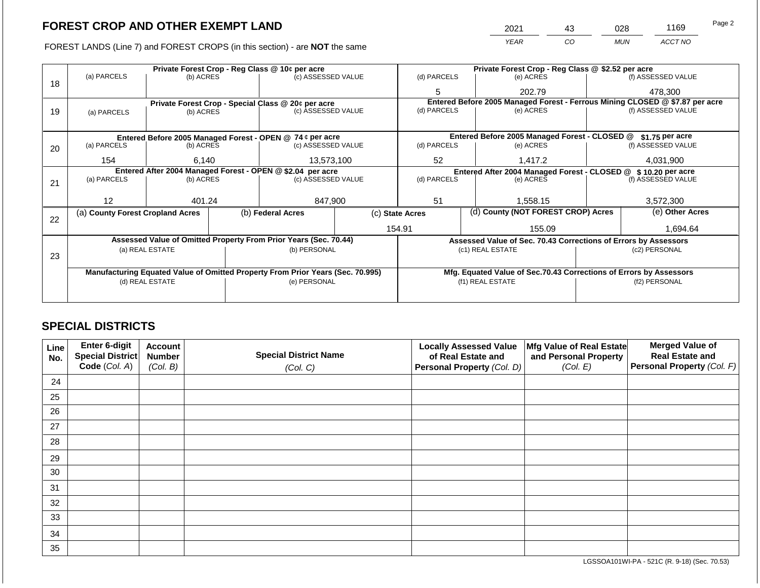# FOREST CROP AND OTHER EXEMPT LAND

FOREST LANDS (Line 7) and FOREST CROPS (in this section) - are **NOT** the same

| YEAR | CO | MUN | ACCT NO |
|---|---|---|---|
| 2021 | 43 | 028 | 1169 |

| Line | Private Forest Crop - Reg Class @ 10¢ per acre | | | Private Forest Crop - Reg Class @ $2.52 per acre | | |
|---|---|---|---|---|---|---|
| | (a) PARCELS | (b) ACRES | (c) ASSESSED VALUE | (d) PARCELS | (e) ACRES | (f) ASSESSED VALUE |
| 18 | | | | 5 | 202.79 | 478,300 |
| | **Private Forest Crop - Special Class @ 20¢ per acre** | | | **Entered Before 2005 Managed Forest - Ferrous Mining CLOSED @ $7.87 per acre** | | |
| | (a) PARCELS | (b) ACRES | (c) ASSESSED VALUE | (d) PARCELS | (e) ACRES | (f) ASSESSED VALUE |
| 19 | | | | | | |
| | **Entered Before 2005 Managed Forest - OPEN @ 74 ¢ per acre** | | | **Entered Before 2005 Managed Forest - CLOSED @ $1.75 per acre** | | |
| | (a) PARCELS | (b) ACRES | (c) ASSESSED VALUE | (d) PARCELS | (e) ACRES | (f) ASSESSED VALUE |
| 20 | 154 | 6,140 | 13,573,100 | 52 | 1,417.2 | 4,031,900 |
| | **Entered After 2004 Managed Forest - OPEN @ $2.04 per acre** | | | **Entered After 2004 Managed Forest - CLOSED @ $ 10.20 per acre** | | |
| | (a) PARCELS | (b) ACRES | (c) ASSESSED VALUE | (d) PARCELS | (e) ACRES | (f) ASSESSED VALUE |
| 21 | 12 | 401.24 | 847,900 | 51 | 1,558.15 | 3,572,300 |

| Line | (a) County Forest Cropland Acres | (b) Federal Acres | (c) State Acres | (d) County (NOT FOREST CROP) Acres | (e) Other Acres |
|---|---|---|---|---|---|
| 22 | | | 154.91 | 155.09 | 1,694.64 |

| Line | Assessed Value of Omitted Property From Prior Years (Sec. 70.44) | | Assessed Value of Sec. 70.43 Corrections of Errors by Assessors | |
|---|---|---|---|---|
| | (a) REAL ESTATE | (b) PERSONAL | (c1) REAL ESTATE | (c2) PERSONAL |
| 23 | | | | |
| | **Manufacturing Equated Value of Omitted Property From Prior Years (Sec. 70.995)** | | **Mfg. Equated Value of Sec.70.43 Corrections of Errors by Assessors** | |
| | (d) REAL ESTATE | (e) PERSONAL | (f1) REAL ESTATE | (f2) PERSONAL |
| | | | | |

## SPECIAL DISTRICTS

| Line No. | Enter 6-digit Special District Code (Col. A) | Account Number (Col. B) | Special District Name (Col. C) | Locally Assessed Value of Real Estate and Personal Property (Col. D) | Mfg Value of Real Estate and Personal Property (Col. E) | Merged Value of Real Estate and Personal Property (Col. F) |
|---|---|---|---|---|---|---|
| 24 | | | | | | |
| 25 | | | | | | |
| 26 | | | | | | |
| 27 | | | | | | |
| 28 | | | | | | |
| 29 | | | | | | |
| 30 | | | | | | |
| 31 | | | | | | |
| 32 | | | | | | |
| 33 | | | | | | |
| 34 | | | | | | |
| 35 | | | | | | |

LGSSOA101WI-PA - 521C (R. 9-18) (Sec. 70.53)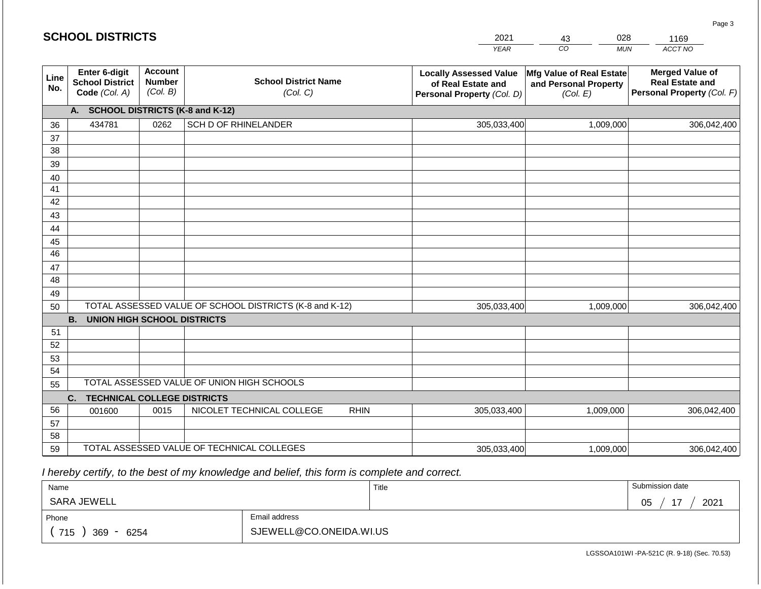## SCHOOL DISTRICTS

| 2021 | 43 | 028 | 1169 |
|---|---|---|---|
| *YEAR* | *CO* | *MUN* | *ACCT NO* |

| Line No. | Enter 6-digit School District Code *(Col. A)* | Account Number *(Col. B)* | School District Name *(Col. C)* | Locally Assessed Value of Real Estate and Personal Property *(Col. D)* | Mfg Value of Real Estate and Personal Property *(Col. E)* | Merged Value of Real Estate and Personal Property *(Col. F)* |
|---|---|---|---|---|---|---|
| | **A. SCHOOL DISTRICTS (K-8 and K-12)** | | | | | |
| 36 | 434781 | 0262 | SCH D OF RHINELANDER | 305,033,400 | 1,009,000 | 306,042,400 |
| 37 | | | | | | |
| 38 | | | | | | |
| 39 | | | | | | |
| 40 | | | | | | |
| 41 | | | | | | |
| 42 | | | | | | |
| 43 | | | | | | |
| 44 | | | | | | |
| 45 | | | | | | |
| 46 | | | | | | |
| 47 | | | | | | |
| 48 | | | | | | |
| 49 | | | | | | |
| 50 | TOTAL ASSESSED VALUE OF SCHOOL DISTRICTS (K-8 and K-12) | | | 305,033,400 | 1,009,000 | 306,042,400 |
| | **B. UNION HIGH SCHOOL DISTRICTS** | | | | | |
| 51 | | | | | | |
| 52 | | | | | | |
| 53 | | | | | | |
| 54 | | | | | | |
| 55 | TOTAL ASSESSED VALUE OF UNION HIGH SCHOOLS | | | | | |
| | **C. TECHNICAL COLLEGE DISTRICTS** | | | | | |
| 56 | 001600 | 0015 | NICOLET TECHNICAL COLLEGE RHIN | 305,033,400 | 1,009,000 | 306,042,400 |
| 57 | | | | | | |
| 58 | | | | | | |
| 59 | TOTAL ASSESSED VALUE OF TECHNICAL COLLEGES | | | 305,033,400 | 1,009,000 | 306,042,400 |

*I hereby certify, to the best of my knowledge and belief, this form is complete and correct.*

| Name | Title | Submission date |
|---|---|---|
| SARA JEWELL | | 05 / 17 / 2021 |

| Phone | Email address |
|---|---|
| ( 715 ) 369 - 6254 | SJEWELL@CO.ONEIDA.WI.US |

LGSSOA101WI -PA-521C (R. 9-18) (Sec. 70.53)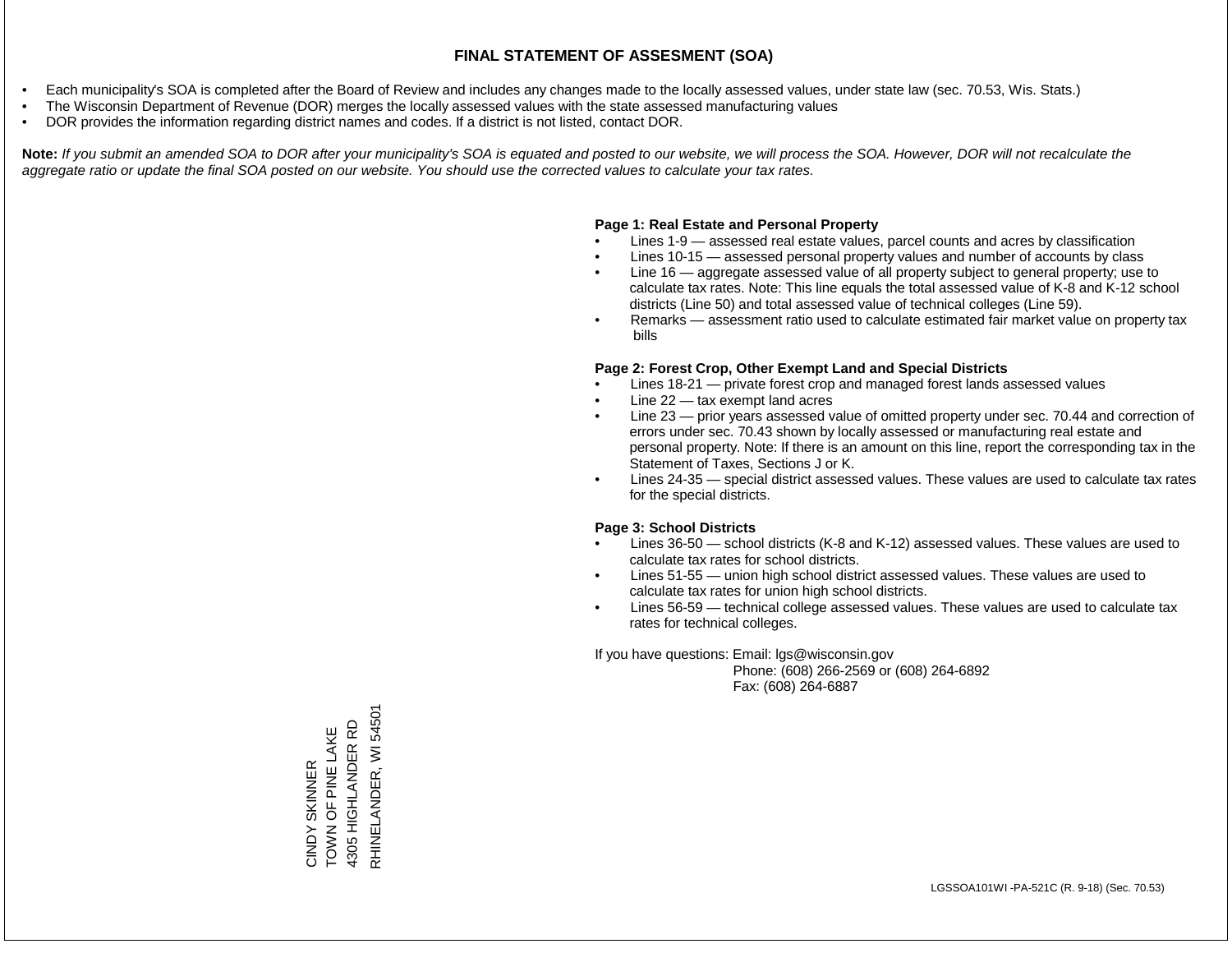# FINAL STATEMENT OF ASSESMENT (SOA)

- Each municipality's SOA is completed after the Board of Review and includes any changes made to the locally assessed values, under state law (sec. 70.53, Wis. Stats.)
- The Wisconsin Department of Revenue (DOR) merges the locally assessed values with the state assessed manufacturing values
- DOR provides the information regarding district names and codes. If a district is not listed, contact DOR.

**Note:** *If you submit an amended SOA to DOR after your municipality's SOA is equated and posted to our website, we will process the SOA. However, DOR will not recalculate the aggregate ratio or update the final SOA posted on our website. You should use the corrected values to calculate your tax rates.*

**Page 1: Real Estate and Personal Property**

- Lines 1-9 — assessed real estate values, parcel counts and acres by classification
- Lines 10-15 — assessed personal property values and number of accounts by class
- Line 16 — aggregate assessed value of all property subject to general property; use to calculate tax rates. Note: This line equals the total assessed value of K-8 and K-12 school districts (Line 50) and total assessed value of technical colleges (Line 59).
- Remarks — assessment ratio used to calculate estimated fair market value on property tax bills

**Page 2: Forest Crop, Other Exempt Land and Special Districts**

- Lines 18-21 — private forest crop and managed forest lands assessed values
- Line 22 — tax exempt land acres
- Line 23 — prior years assessed value of omitted property under sec. 70.44 and correction of errors under sec. 70.43 shown by locally assessed or manufacturing real estate and personal property. Note: If there is an amount on this line, report the corresponding tax in the Statement of Taxes, Sections J or K.
- Lines 24-35 — special district assessed values. These values are used to calculate tax rates for the special districts.

**Page 3: School Districts**

- Lines 36-50 — school districts (K-8 and K-12) assessed values. These values are used to calculate tax rates for school districts.
- Lines 51-55 — union high school district assessed values. These values are used to calculate tax rates for union high school districts.
- Lines 56-59 — technical college assessed values. These values are used to calculate tax rates for technical colleges.

If you have questions: Email: lgs@wisconsin.gov
Phone: (608) 266-2569 or (608) 264-6892
Fax: (608) 264-6887

CINDY SKINNER
TOWN OF PINE LAKE
4305 HIGHLANDER RD
RHINELANDER, WI 54501

LGSSOA101WI -PA-521C (R. 9-18) (Sec. 70.53)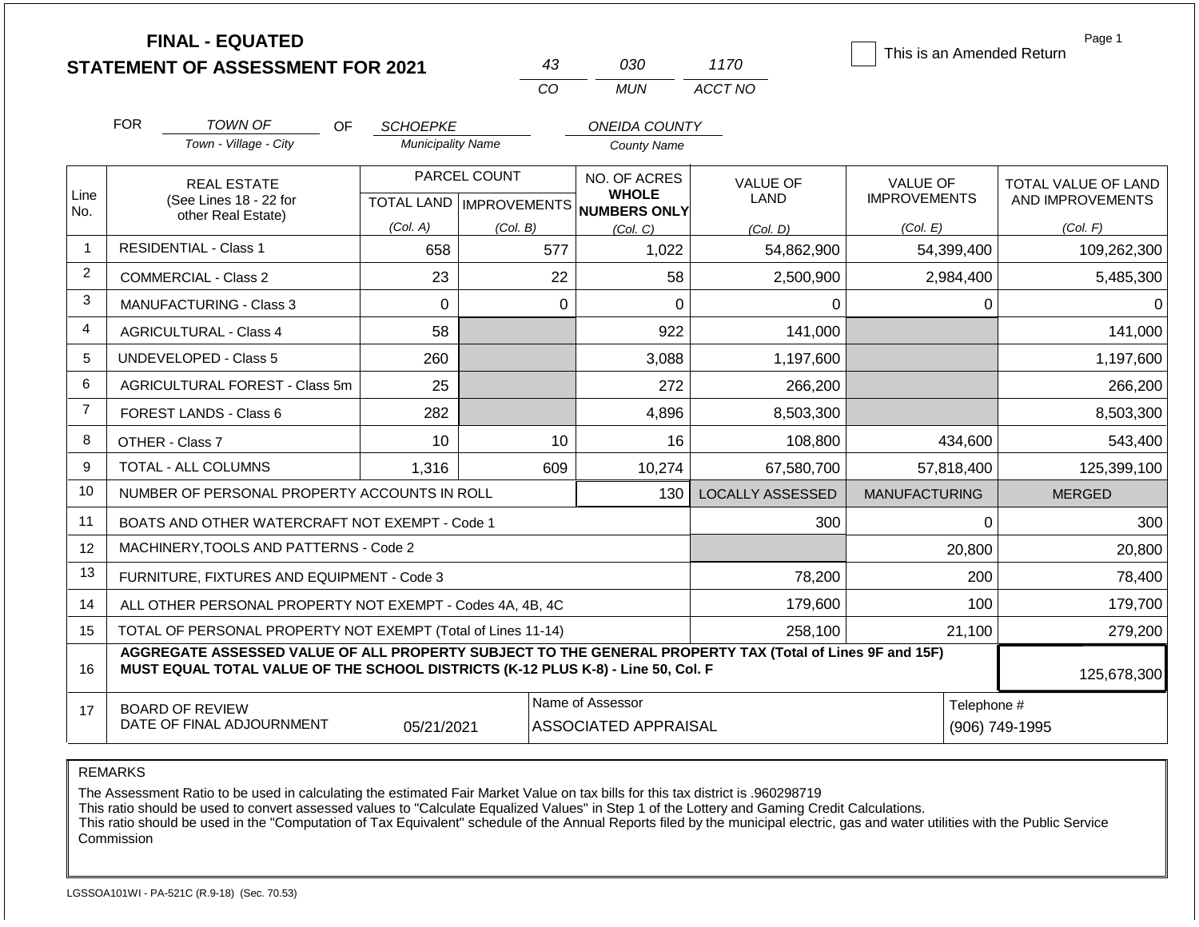# FINAL - EQUATED
## STATEMENT OF ASSESSMENT FOR 2021

| 43 | 030 | 1170 |
|---|---|---|
| CO | MUN | ACCT NO |

☐ This is an Amended Return

Page 1

FOR TOWN OF (Town - Village - City) OF SCHOEPKE (Municipality Name) ONEIDA COUNTY (County Name)

| Line No. | REAL ESTATE (See Lines 18 - 22 for other Real Estate) | PARCEL COUNT TOTAL LAND (Col. A) | PARCEL COUNT IMPROVEMENTS (Col. B) | NO. OF ACRES WHOLE NUMBERS ONLY (Col. C) | VALUE OF LAND (Col. D) | VALUE OF IMPROVEMENTS (Col. E) | TOTAL VALUE OF LAND AND IMPROVEMENTS (Col. F) |
|---|---|---|---|---|---|---|---|
| 1 | RESIDENTIAL - Class 1 | 658 | 577 | 1,022 | 54,862,900 | 54,399,400 | 109,262,300 |
| 2 | COMMERCIAL - Class 2 | 23 | 22 | 58 | 2,500,900 | 2,984,400 | 5,485,300 |
| 3 | MANUFACTURING - Class 3 | 0 | 0 | 0 | 0 | 0 | 0 |
| 4 | AGRICULTURAL - Class 4 | 58 | | 922 | 141,000 | | 141,000 |
| 5 | UNDEVELOPED - Class 5 | 260 | | 3,088 | 1,197,600 | | 1,197,600 |
| 6 | AGRICULTURAL FOREST - Class 5m | 25 | | 272 | 266,200 | | 266,200 |
| 7 | FOREST LANDS - Class 6 | 282 | | 4,896 | 8,503,300 | | 8,503,300 |
| 8 | OTHER - Class 7 | 10 | 10 | 16 | 108,800 | 434,600 | 543,400 |
| 9 | TOTAL - ALL COLUMNS | 1,316 | 609 | 10,274 | 67,580,700 | 57,818,400 | 125,399,100 |
| 10 | NUMBER OF PERSONAL PROPERTY ACCOUNTS IN ROLL | | | 130 | LOCALLY ASSESSED | MANUFACTURING | MERGED |
| 11 | BOATS AND OTHER WATERCRAFT NOT EXEMPT - Code 1 | | | | 300 | 0 | 300 |
| 12 | MACHINERY,TOOLS AND PATTERNS - Code 2 | | | | | 20,800 | 20,800 |
| 13 | FURNITURE, FIXTURES AND EQUIPMENT - Code 3 | | | | 78,200 | 200 | 78,400 |
| 14 | ALL OTHER PERSONAL PROPERTY NOT EXEMPT - Codes 4A, 4B, 4C | | | | 179,600 | 100 | 179,700 |
| 15 | TOTAL OF PERSONAL PROPERTY NOT EXEMPT (Total of Lines 11-14) | | | | 258,100 | 21,100 | 279,200 |
| 16 | **AGGREGATE ASSESSED VALUE OF ALL PROPERTY SUBJECT TO THE GENERAL PROPERTY TAX (Total of Lines 9F and 15F) MUST EQUAL TOTAL VALUE OF THE SCHOOL DISTRICTS (K-12 PLUS K-8) - Line 50, Col. F** | | | | | | 125,678,300 |
| 17 | BOARD OF REVIEW DATE OF FINAL ADJOURNMENT | 05/21/2021 | | Name of Assessor: ASSOCIATED APPRAISAL | | | Telephone #: (906) 749-1995 |

REMARKS

The Assessment Ratio to be used in calculating the estimated Fair Market Value on tax bills for this tax district is .960298719
This ratio should be used to convert assessed values to "Calculate Equalized Values" in Step 1 of the Lottery and Gaming Credit Calculations.
This ratio should be used in the "Computation of Tax Equivalent" schedule of the Annual Reports filed by the municipal electric, gas and water utilities with the Public Service Commission

LGSSOA101WI - PA-521C (R.9-18) (Sec. 70.53)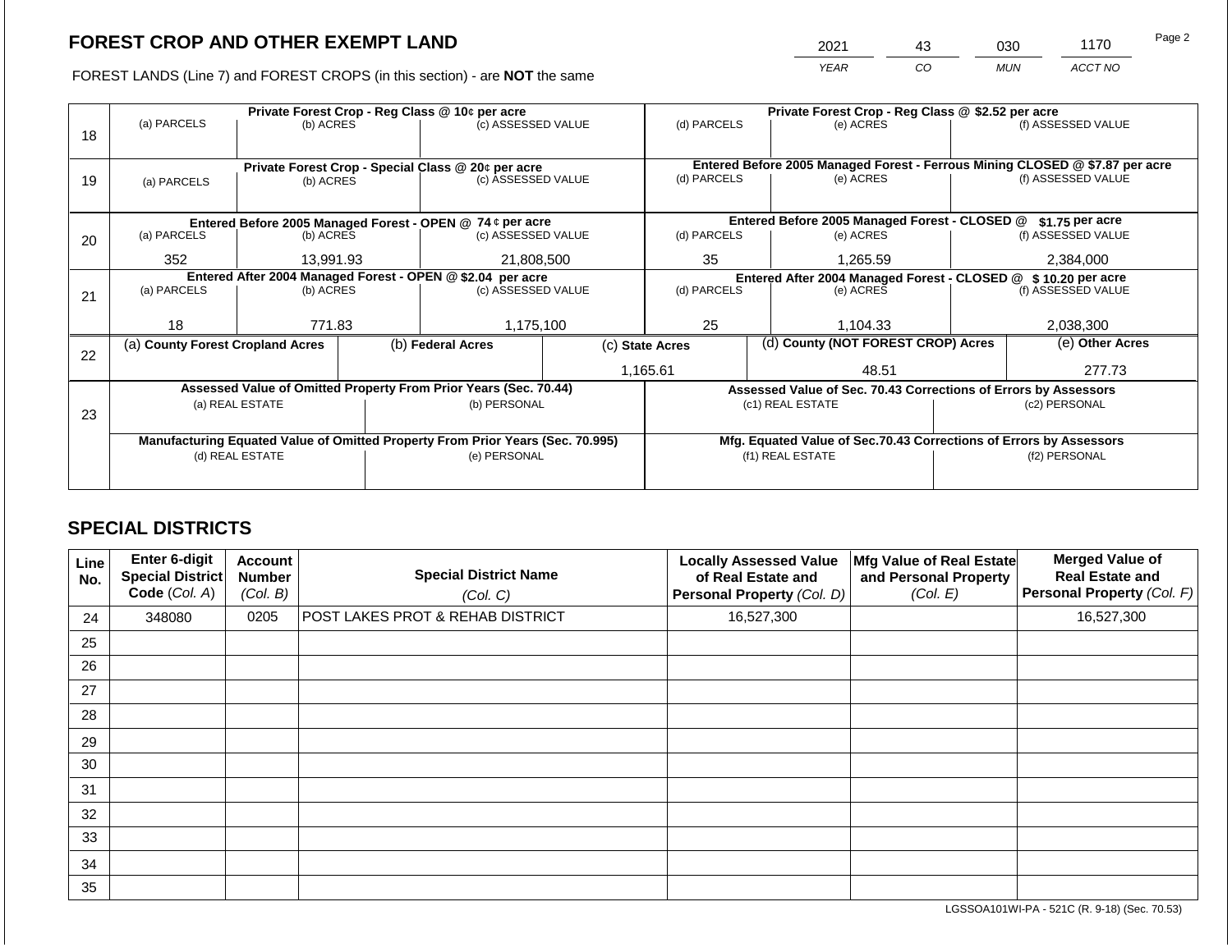## FOREST CROP AND OTHER EXEMPT LAND

FOREST LANDS (Line 7) and FOREST CROPS (in this section) - are **NOT** the same

| YEAR | CO | MUN | ACCT NO |
|---|---|---|---|
| 2021 | 43 | 030 | 1170 |

| Line | Private Forest Crop - Reg Class @ 10¢ per acre | | | Private Forest Crop - Reg Class @ $2.52 per acre | | |
|---|---|---|---|---|---|---|
| | (a) PARCELS | (b) ACRES | (c) ASSESSED VALUE | (d) PARCELS | (e) ACRES | (f) ASSESSED VALUE |
| 18 | | | | | | |
| | **Private Forest Crop - Special Class @ 20¢ per acre** | | | **Entered Before 2005 Managed Forest - Ferrous Mining CLOSED @ $7.87 per acre** | | |
| | (a) PARCELS | (b) ACRES | (c) ASSESSED VALUE | (d) PARCELS | (e) ACRES | (f) ASSESSED VALUE |
| 19 | | | | | | |
| | **Entered Before 2005 Managed Forest - OPEN @ 74 ¢ per acre** | | | **Entered Before 2005 Managed Forest - CLOSED @ $1.75 per acre** | | |
| | (a) PARCELS | (b) ACRES | (c) ASSESSED VALUE | (d) PARCELS | (e) ACRES | (f) ASSESSED VALUE |
| 20 | 352 | 13,991.93 | 21,808,500 | 35 | 1,265.59 | 2,384,000 |
| | **Entered After 2004 Managed Forest - OPEN @ $2.04 per acre** | | | **Entered After 2004 Managed Forest - CLOSED @ $ 10.20 per acre** | | |
| | (a) PARCELS | (b) ACRES | (c) ASSESSED VALUE | (d) PARCELS | (e) ACRES | (f) ASSESSED VALUE |
| 21 | 18 | 771.83 | 1,175,100 | 25 | 1,104.33 | 2,038,300 |

| Line | (a) County Forest Cropland Acres | (b) Federal Acres | (c) State Acres | (d) County (NOT FOREST CROP) Acres | (e) Other Acres |
|---|---|---|---|---|---|
| 22 | | | 1,165.61 | 48.51 | 277.73 |

| Line | Assessed Value of Omitted Property From Prior Years (Sec. 70.44) | | Assessed Value of Sec. 70.43 Corrections of Errors by Assessors | |
|---|---|---|---|---|
| | (a) REAL ESTATE | (b) PERSONAL | (c1) REAL ESTATE | (c2) PERSONAL |
| 23 | | | | |
| | **Manufacturing Equated Value of Omitted Property From Prior Years (Sec. 70.995)** | | **Mfg. Equated Value of Sec.70.43 Corrections of Errors by Assessors** | |
| | (d) REAL ESTATE | (e) PERSONAL | (f1) REAL ESTATE | (f2) PERSONAL |
| | | | | |

## SPECIAL DISTRICTS

| Line No. | Enter 6-digit Special District Code (Col. A) | Account Number (Col. B) | Special District Name (Col. C) | Locally Assessed Value of Real Estate and Personal Property (Col. D) | Mfg Value of Real Estate and Personal Property (Col. E) | Merged Value of Real Estate and Personal Property (Col. F) |
|---|---|---|---|---|---|---|
| 24 | 348080 | 0205 | POST LAKES PROT & REHAB DISTRICT | 16,527,300 | | 16,527,300 |
| 25 | | | | | | |
| 26 | | | | | | |
| 27 | | | | | | |
| 28 | | | | | | |
| 29 | | | | | | |
| 30 | | | | | | |
| 31 | | | | | | |
| 32 | | | | | | |
| 33 | | | | | | |
| 34 | | | | | | |
| 35 | | | | | | |

LGSSOA101WI-PA - 521C (R. 9-18) (Sec. 70.53)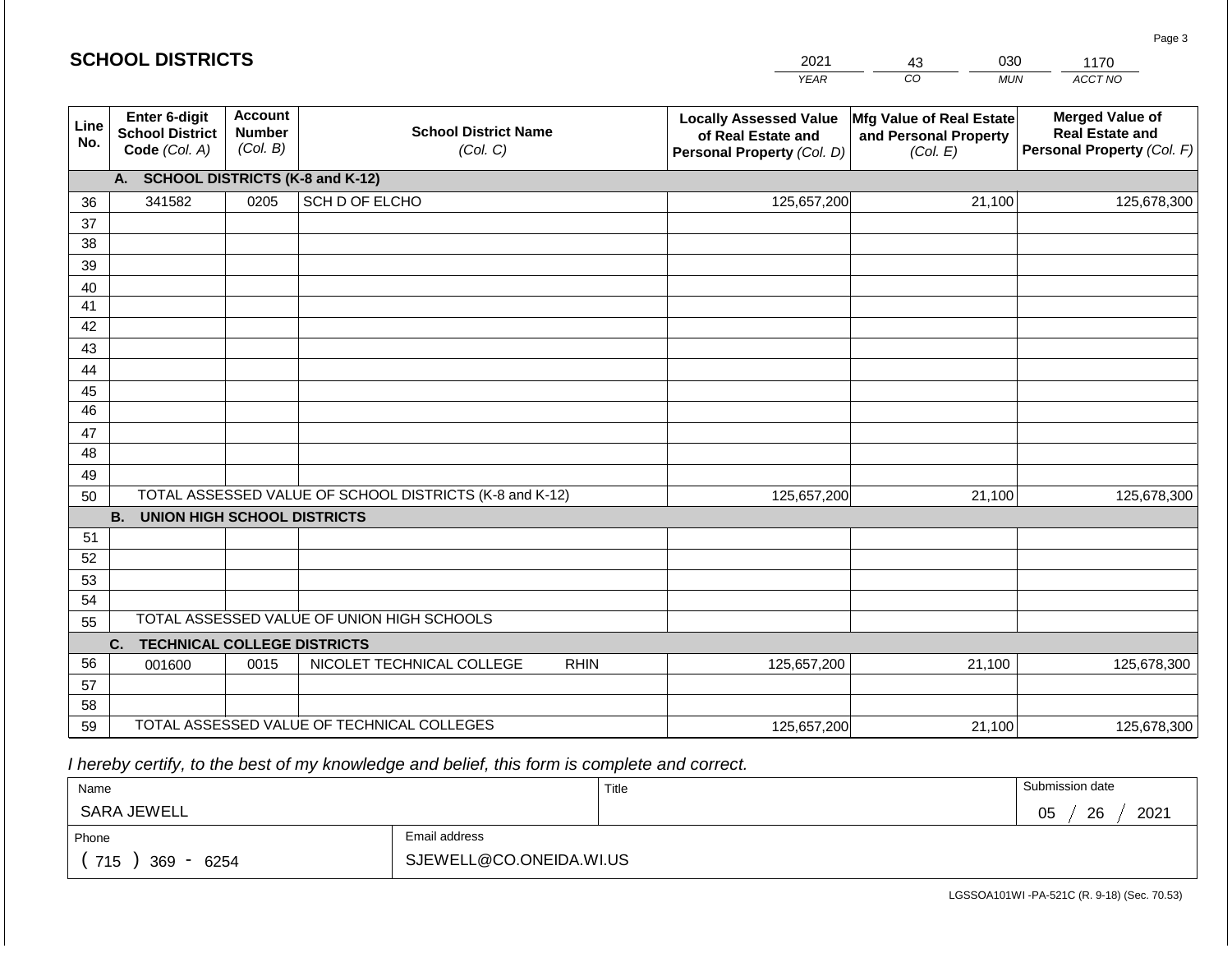## SCHOOL DISTRICTS

| 2021 | 43 | 030 | 1170 |
|---|---|---|---|
| *YEAR* | *CO* | *MUN* | *ACCT NO* |

| Line No. | Enter 6-digit School District Code *(Col. A)* | Account Number *(Col. B)* | School District Name *(Col. C)* | Locally Assessed Value of Real Estate and Personal Property *(Col. D)* | Mfg Value of Real Estate and Personal Property *(Col. E)* | Merged Value of Real Estate and Personal Property *(Col. F)* |
|---|---|---|---|---|---|---|
| | **A. SCHOOL DISTRICTS (K-8 and K-12)** | | | | | |
| 36 | 341582 | 0205 | SCH D OF ELCHO | 125,657,200 | 21,100 | 125,678,300 |
| 37 | | | | | | |
| 38 | | | | | | |
| 39 | | | | | | |
| 40 | | | | | | |
| 41 | | | | | | |
| 42 | | | | | | |
| 43 | | | | | | |
| 44 | | | | | | |
| 45 | | | | | | |
| 46 | | | | | | |
| 47 | | | | | | |
| 48 | | | | | | |
| 49 | | | | | | |
| 50 | TOTAL ASSESSED VALUE OF SCHOOL DISTRICTS (K-8 and K-12) | | | 125,657,200 | 21,100 | 125,678,300 |
| | **B. UNION HIGH SCHOOL DISTRICTS** | | | | | |
| 51 | | | | | | |
| 52 | | | | | | |
| 53 | | | | | | |
| 54 | | | | | | |
| 55 | TOTAL ASSESSED VALUE OF UNION HIGH SCHOOLS | | | | | |
| | **C. TECHNICAL COLLEGE DISTRICTS** | | | | | |
| 56 | 001600 | 0015 | NICOLET TECHNICAL COLLEGE RHIN | 125,657,200 | 21,100 | 125,678,300 |
| 57 | | | | | | |
| 58 | | | | | | |
| 59 | TOTAL ASSESSED VALUE OF TECHNICAL COLLEGES | | | 125,657,200 | 21,100 | 125,678,300 |

*I hereby certify, to the best of my knowledge and belief, this form is complete and correct.*

| Name | | Title | Submission date |
|---|---|---|---|
| SARA JEWELL | | | 05 / 26 / 2021 |
| Phone | Email address | | |
| ( 715 ) 369 - 6254 | SJEWELL@CO.ONEIDA.WI.US | | |

LGSSOA101WI -PA-521C (R. 9-18) (Sec. 70.53)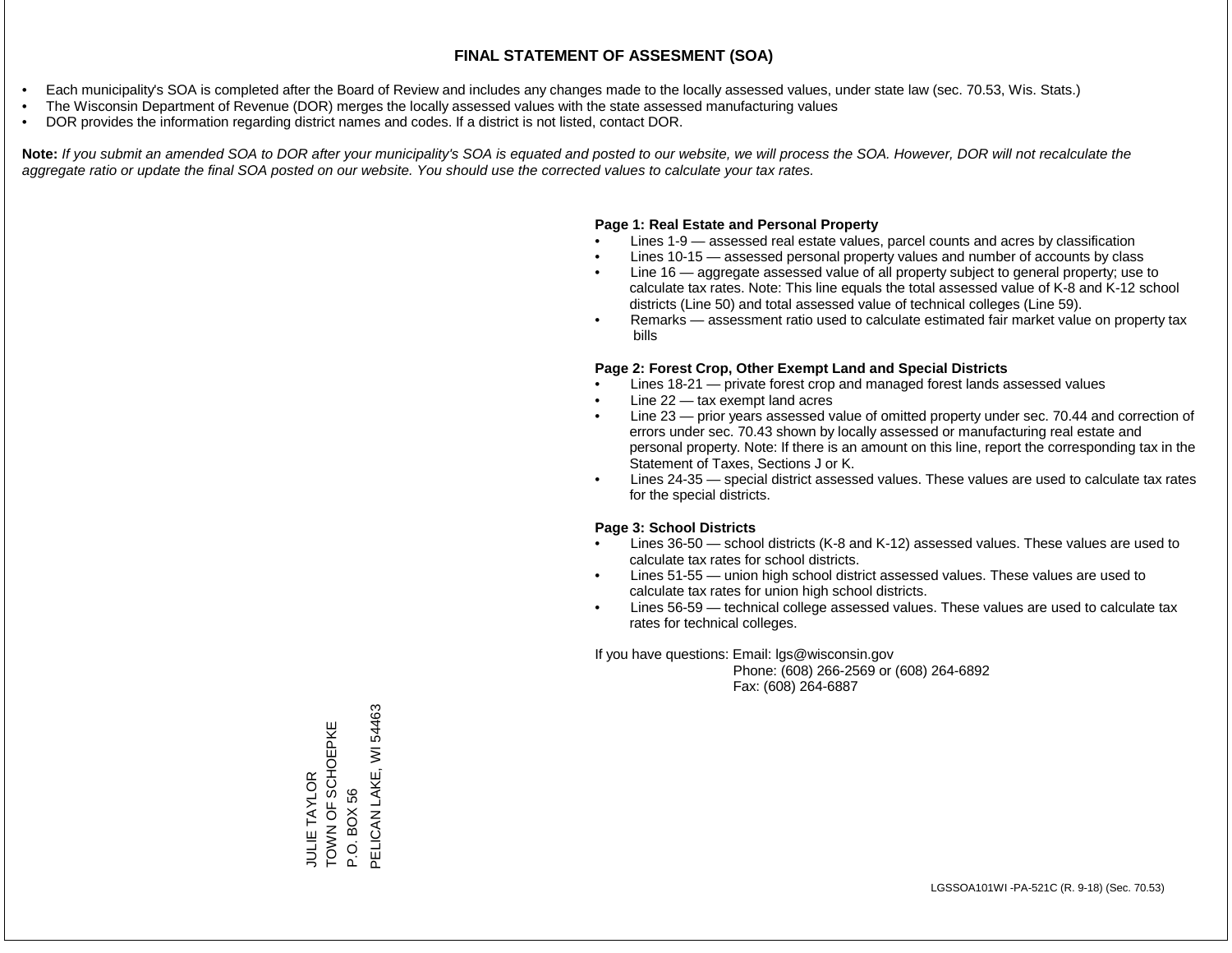# FINAL STATEMENT OF ASSESMENT (SOA)

- Each municipality's SOA is completed after the Board of Review and includes any changes made to the locally assessed values, under state law (sec. 70.53, Wis. Stats.)
- The Wisconsin Department of Revenue (DOR) merges the locally assessed values with the state assessed manufacturing values
- DOR provides the information regarding district names and codes. If a district is not listed, contact DOR.

**Note:** *If you submit an amended SOA to DOR after your municipality's SOA is equated and posted to our website, we will process the SOA. However, DOR will not recalculate the aggregate ratio or update the final SOA posted on our website. You should use the corrected values to calculate your tax rates.*

**Page 1: Real Estate and Personal Property**

- Lines 1-9 — assessed real estate values, parcel counts and acres by classification
- Lines 10-15 — assessed personal property values and number of accounts by class
- Line 16 — aggregate assessed value of all property subject to general property; use to calculate tax rates. Note: This line equals the total assessed value of K-8 and K-12 school districts (Line 50) and total assessed value of technical colleges (Line 59).
- Remarks — assessment ratio used to calculate estimated fair market value on property tax bills

**Page 2: Forest Crop, Other Exempt Land and Special Districts**

- Lines 18-21 — private forest crop and managed forest lands assessed values
- Line 22 — tax exempt land acres
- Line 23 — prior years assessed value of omitted property under sec. 70.44 and correction of errors under sec. 70.43 shown by locally assessed or manufacturing real estate and personal property. Note: If there is an amount on this line, report the corresponding tax in the Statement of Taxes, Sections J or K.
- Lines 24-35 — special district assessed values. These values are used to calculate tax rates for the special districts.

**Page 3: School Districts**

- Lines 36-50 — school districts (K-8 and K-12) assessed values. These values are used to calculate tax rates for school districts.
- Lines 51-55 — union high school district assessed values. These values are used to calculate tax rates for union high school districts.
- Lines 56-59 — technical college assessed values. These values are used to calculate tax rates for technical colleges.

If you have questions: Email: lgs@wisconsin.gov
Phone: (608) 266-2569 or (608) 264-6892
Fax: (608) 264-6887

JULIE TAYLOR
TOWN OF SCHOEPKE
P.O. BOX 56
PELICAN LAKE, WI 54463

LGSSOA101WI -PA-521C (R. 9-18) (Sec. 70.53)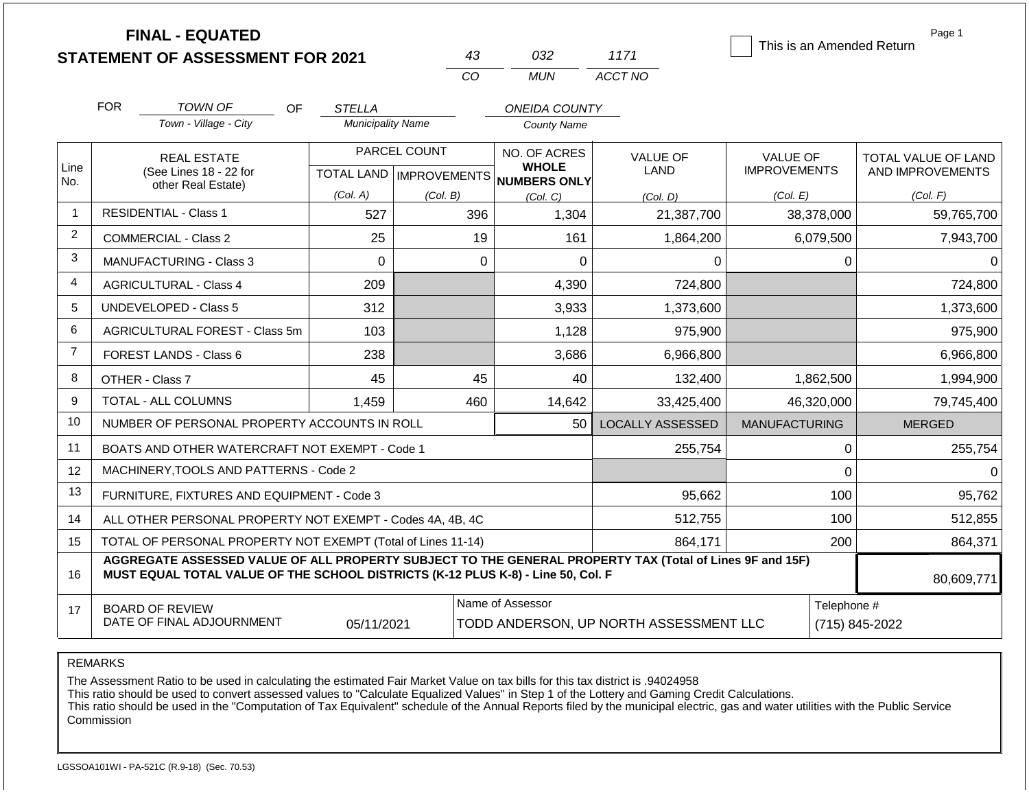# FINAL - EQUATED
## STATEMENT OF ASSESSMENT FOR 2021

| 43 | 032 | 1171 |
|---|---|---|
| CO | MUN | ACCT NO |

☐ This is an Amended Return

FOR *TOWN OF* (Town - Village - City) OF *STELLA* (Municipality Name) *ONEIDA COUNTY* (County Name)

| Line No. | REAL ESTATE (See Lines 18 - 22 for other Real Estate) | PARCEL COUNT | | NO. OF ACRES WHOLE NUMBERS ONLY | VALUE OF LAND | VALUE OF IMPROVEMENTS | TOTAL VALUE OF LAND AND IMPROVEMENTS |
|---|---|---|---|---|---|---|---|
| | | TOTAL LAND (Col. A) | IMPROVEMENTS (Col. B) | (Col. C) | (Col. D) | (Col. E) | (Col. F) |
| 1 | RESIDENTIAL - Class 1 | 527 | 396 | 1,304 | 21,387,700 | 38,378,000 | 59,765,700 |
| 2 | COMMERCIAL - Class 2 | 25 | 19 | 161 | 1,864,200 | 6,079,500 | 7,943,700 |
| 3 | MANUFACTURING - Class 3 | 0 | 0 | 0 | 0 | 0 | 0 |
| 4 | AGRICULTURAL - Class 4 | 209 | | 4,390 | 724,800 | | 724,800 |
| 5 | UNDEVELOPED - Class 5 | 312 | | 3,933 | 1,373,600 | | 1,373,600 |
| 6 | AGRICULTURAL FOREST - Class 5m | 103 | | 1,128 | 975,900 | | 975,900 |
| 7 | FOREST LANDS - Class 6 | 238 | | 3,686 | 6,966,800 | | 6,966,800 |
| 8 | OTHER - Class 7 | 45 | 45 | 40 | 132,400 | 1,862,500 | 1,994,900 |
| 9 | TOTAL - ALL COLUMNS | 1,459 | 460 | 14,642 | 33,425,400 | 46,320,000 | 79,745,400 |
| 10 | NUMBER OF PERSONAL PROPERTY ACCOUNTS IN ROLL | | | 50 | LOCALLY ASSESSED | MANUFACTURING | MERGED |
| 11 | BOATS AND OTHER WATERCRAFT NOT EXEMPT - Code 1 | | | | 255,754 | 0 | 255,754 |
| 12 | MACHINERY,TOOLS AND PATTERNS - Code 2 | | | | | 0 | 0 |
| 13 | FURNITURE, FIXTURES AND EQUIPMENT - Code 3 | | | | 95,662 | 100 | 95,762 |
| 14 | ALL OTHER PERSONAL PROPERTY NOT EXEMPT - Codes 4A, 4B, 4C | | | | 512,755 | 100 | 512,855 |
| 15 | TOTAL OF PERSONAL PROPERTY NOT EXEMPT (Total of Lines 11-14) | | | | 864,171 | 200 | 864,371 |
| 16 | **AGGREGATE ASSESSED VALUE OF ALL PROPERTY SUBJECT TO THE GENERAL PROPERTY TAX (Total of Lines 9F and 15F) MUST EQUAL TOTAL VALUE OF THE SCHOOL DISTRICTS (K-12 PLUS K-8) - Line 50, Col. F** | | | | | | 80,609,771 |
| 17 | BOARD OF REVIEW DATE OF FINAL ADJOURNMENT | 05/11/2021 | | Name of Assessor: TODD ANDERSON, UP NORTH ASSESSMENT LLC | | | Telephone #: (715) 845-2022 |

REMARKS

The Assessment Ratio to be used in calculating the estimated Fair Market Value on tax bills for this tax district is .94024958
This ratio should be used to convert assessed values to "Calculate Equalized Values" in Step 1 of the Lottery and Gaming Credit Calculations.
This ratio should be used in the "Computation of Tax Equivalent" schedule of the Annual Reports filed by the municipal electric, gas and water utilities with the Public Service Commission

LGSSOA101WI - PA-521C (R.9-18) (Sec. 70.53)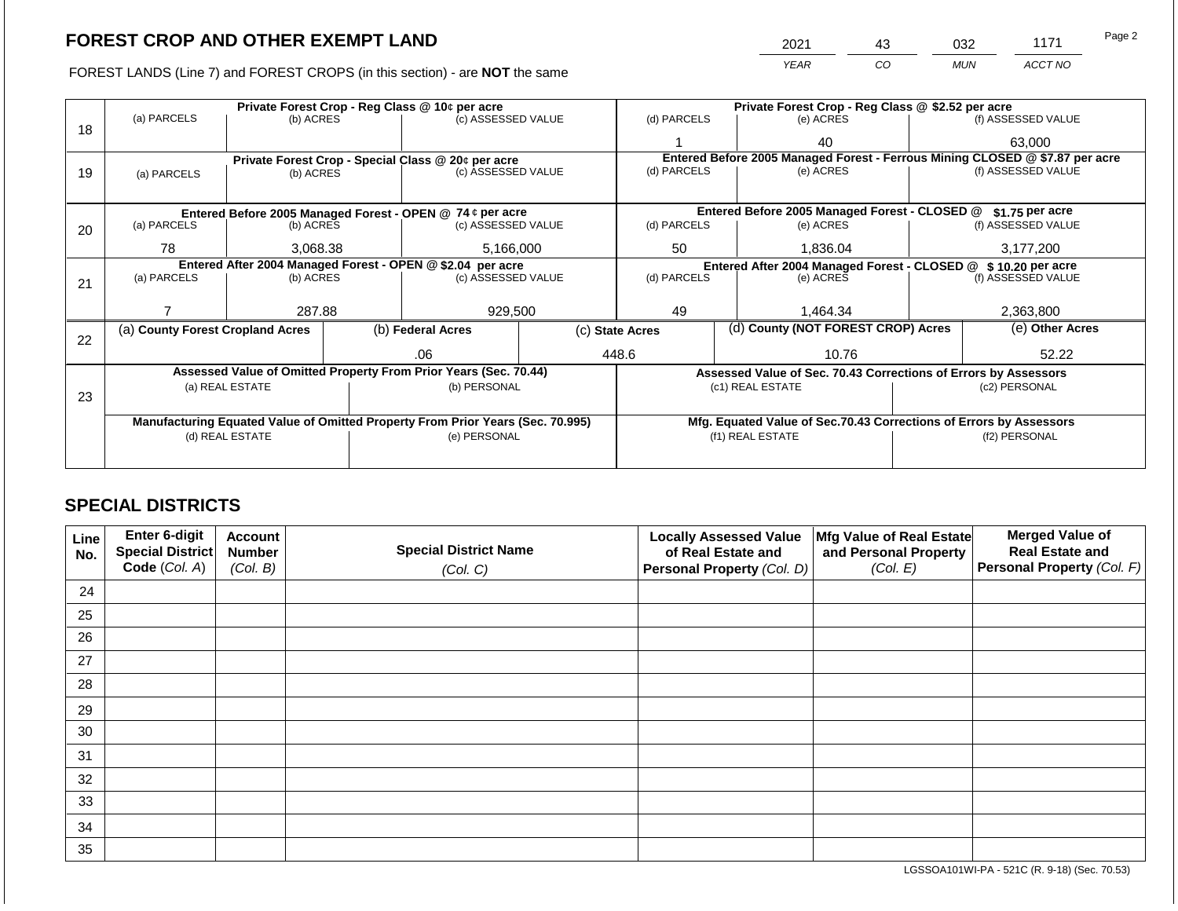# FOREST CROP AND OTHER EXEMPT LAND

FOREST LANDS (Line 7) and FOREST CROPS (in this section) - are **NOT** the same

| 2021 | 43 | 032 | 1171 |
|---|---|---|---|
| YEAR | CO | MUN | ACCT NO |

| Line | Private Forest Crop - Reg Class @ 10¢ per acre | | | Private Forest Crop - Reg Class @ $2.52 per acre | | |
|---|---|---|---|---|---|---|
| | (a) PARCELS | (b) ACRES | (c) ASSESSED VALUE | (d) PARCELS | (e) ACRES | (f) ASSESSED VALUE |
| 18 | | | | 1 | 40 | 63,000 |
| | **Private Forest Crop - Special Class @ 20¢ per acre** | | | **Entered Before 2005 Managed Forest - Ferrous Mining CLOSED @ $7.87 per acre** | | |
| 19 | (a) PARCELS | (b) ACRES | (c) ASSESSED VALUE | (d) PARCELS | (e) ACRES | (f) ASSESSED VALUE |
| | | | | | | |
| | **Entered Before 2005 Managed Forest - OPEN @ 74 ¢ per acre** | | | **Entered Before 2005 Managed Forest - CLOSED @ $1.75 per acre** | | |
| 20 | (a) PARCELS | (b) ACRES | (c) ASSESSED VALUE | (d) PARCELS | (e) ACRES | (f) ASSESSED VALUE |
| | 78 | 3,068.38 | 5,166,000 | 50 | 1,836.04 | 3,177,200 |
| | **Entered After 2004 Managed Forest - OPEN @ $2.04 per acre** | | | **Entered After 2004 Managed Forest - CLOSED @ $ 10.20 per acre** | | |
| 21 | (a) PARCELS | (b) ACRES | (c) ASSESSED VALUE | (d) PARCELS | (e) ACRES | (f) ASSESSED VALUE |
| | 7 | 287.88 | 929,500 | 49 | 1,464.34 | 2,363,800 |

| Line | (a) County Forest Cropland Acres | (b) Federal Acres | (c) State Acres | (d) County (NOT FOREST CROP) Acres | (e) Other Acres |
|---|---|---|---|---|---|
| 22 | | .06 | 448.6 | 10.76 | 52.22 |

| Line | Assessed Value of Omitted Property From Prior Years (Sec. 70.44) | | Assessed Value of Sec. 70.43 Corrections of Errors by Assessors | |
|---|---|---|---|---|
| 23 | (a) REAL ESTATE | (b) PERSONAL | (c1) REAL ESTATE | (c2) PERSONAL |
| | | | | |
| | **Manufacturing Equated Value of Omitted Property From Prior Years (Sec. 70.995)** | | **Mfg. Equated Value of Sec.70.43 Corrections of Errors by Assessors** | |
| | (d) REAL ESTATE | (e) PERSONAL | (f1) REAL ESTATE | (f2) PERSONAL |
| | | | | |

## SPECIAL DISTRICTS

| Line No. | Enter 6-digit Special District Code (Col. A) | Account Number (Col. B) | Special District Name (Col. C) | Locally Assessed Value of Real Estate and Personal Property (Col. D) | Mfg Value of Real Estate and Personal Property (Col. E) | Merged Value of Real Estate and Personal Property (Col. F) |
|---|---|---|---|---|---|---|
| 24 | | | | | | |
| 25 | | | | | | |
| 26 | | | | | | |
| 27 | | | | | | |
| 28 | | | | | | |
| 29 | | | | | | |
| 30 | | | | | | |
| 31 | | | | | | |
| 32 | | | | | | |
| 33 | | | | | | |
| 34 | | | | | | |
| 35 | | | | | | |

LGSSOA101WI-PA - 521C (R. 9-18) (Sec. 70.53)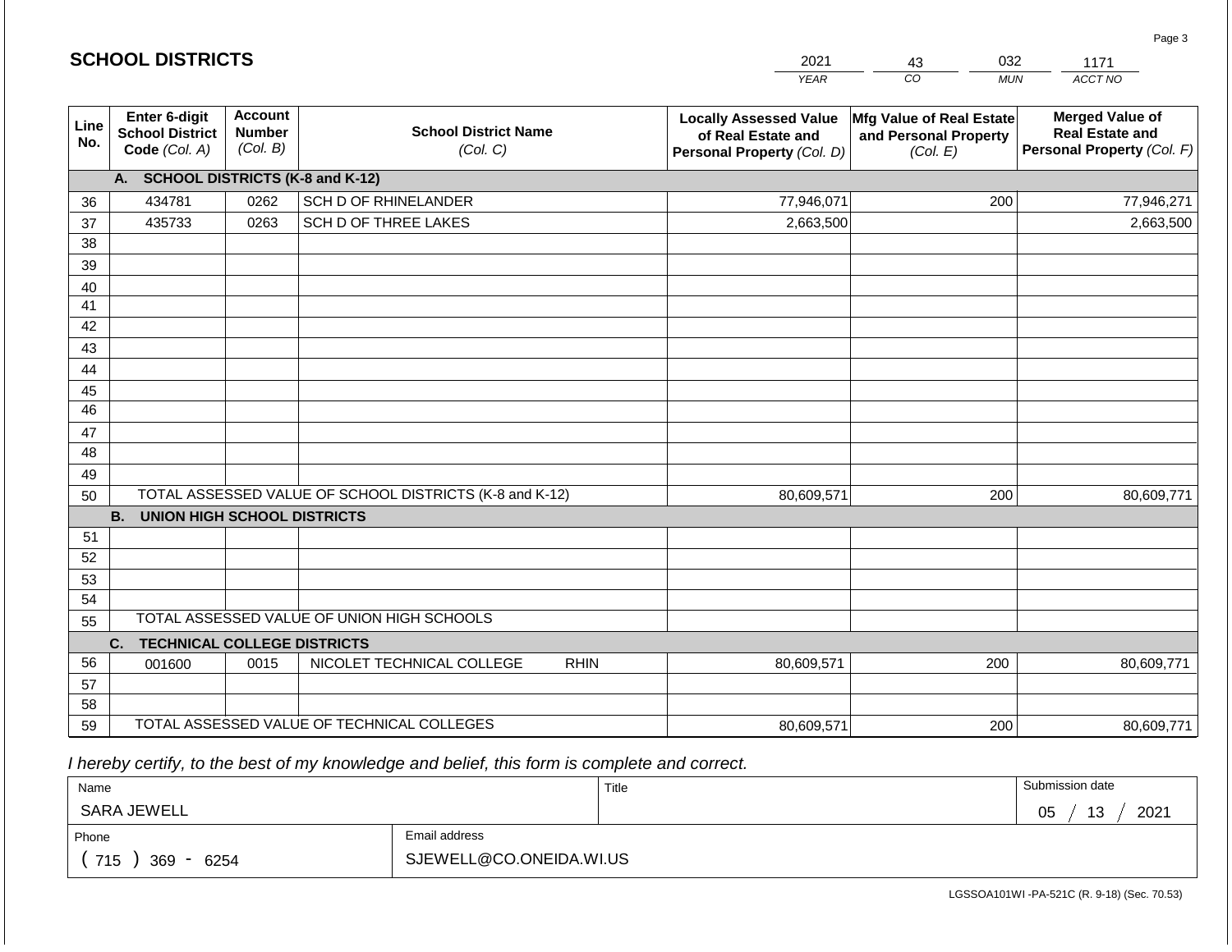## SCHOOL DISTRICTS

| 2021 | 43 | 032 | 1171 |
|---|---|---|---|
| *YEAR* | *CO* | *MUN* | *ACCT NO* |

| Line No. | Enter 6-digit School District Code *(Col. A)* | Account Number *(Col. B)* | School District Name *(Col. C)* | Locally Assessed Value of Real Estate and Personal Property *(Col. D)* | Mfg Value of Real Estate and Personal Property *(Col. E)* | Merged Value of Real Estate and Personal Property *(Col. F)* |
|---|---|---|---|---|---|---|
| | **A. SCHOOL DISTRICTS (K-8 and K-12)** | | | | | |
| 36 | 434781 | 0262 | SCH D OF RHINELANDER | 77,946,071 | 200 | 77,946,271 |
| 37 | 435733 | 0263 | SCH D OF THREE LAKES | 2,663,500 | | 2,663,500 |
| 38 | | | | | | |
| 39 | | | | | | |
| 40 | | | | | | |
| 41 | | | | | | |
| 42 | | | | | | |
| 43 | | | | | | |
| 44 | | | | | | |
| 45 | | | | | | |
| 46 | | | | | | |
| 47 | | | | | | |
| 48 | | | | | | |
| 49 | | | | | | |
| 50 | TOTAL ASSESSED VALUE OF SCHOOL DISTRICTS (K-8 and K-12) | | | 80,609,571 | 200 | 80,609,771 |
| | **B. UNION HIGH SCHOOL DISTRICTS** | | | | | |
| 51 | | | | | | |
| 52 | | | | | | |
| 53 | | | | | | |
| 54 | | | | | | |
| 55 | TOTAL ASSESSED VALUE OF UNION HIGH SCHOOLS | | | | | |
| | **C. TECHNICAL COLLEGE DISTRICTS** | | | | | |
| 56 | 001600 | 0015 | NICOLET TECHNICAL COLLEGE RHIN | 80,609,571 | 200 | 80,609,771 |
| 57 | | | | | | |
| 58 | | | | | | |
| 59 | TOTAL ASSESSED VALUE OF TECHNICAL COLLEGES | | | 80,609,571 | 200 | 80,609,771 |

*I hereby certify, to the best of my knowledge and belief, this form is complete and correct.*

| Name | Title | Submission date |
|---|---|---|
| SARA JEWELL | | 05 / 13 / 2021 |
| **Phone** | **Email address** | |
| ( 715 ) 369 - 6254 | SJEWELL@CO.ONEIDA.WI.US | |

LGSSOA101WI -PA-521C (R. 9-18) (Sec. 70.53)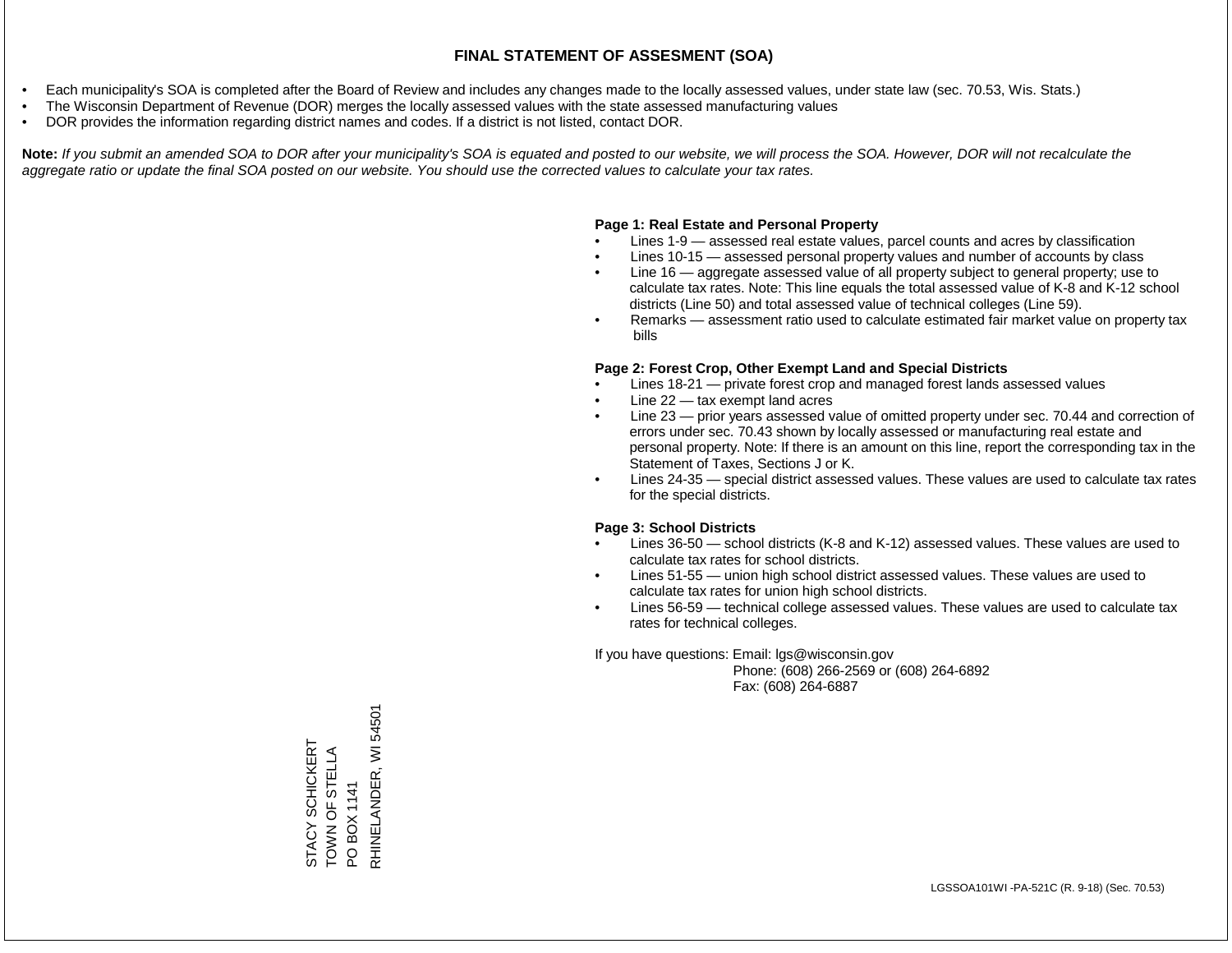# FINAL STATEMENT OF ASSESMENT (SOA)

- Each municipality's SOA is completed after the Board of Review and includes any changes made to the locally assessed values, under state law (sec. 70.53, Wis. Stats.)
- The Wisconsin Department of Revenue (DOR) merges the locally assessed values with the state assessed manufacturing values
- DOR provides the information regarding district names and codes. If a district is not listed, contact DOR.

**Note:** *If you submit an amended SOA to DOR after your municipality's SOA is equated and posted to our website, we will process the SOA. However, DOR will not recalculate the aggregate ratio or update the final SOA posted on our website. You should use the corrected values to calculate your tax rates.*

**Page 1: Real Estate and Personal Property**

- Lines 1-9 — assessed real estate values, parcel counts and acres by classification
- Lines 10-15 — assessed personal property values and number of accounts by class
- Line 16 — aggregate assessed value of all property subject to general property; use to calculate tax rates. Note: This line equals the total assessed value of K-8 and K-12 school districts (Line 50) and total assessed value of technical colleges (Line 59).
- Remarks — assessment ratio used to calculate estimated fair market value on property tax bills

**Page 2: Forest Crop, Other Exempt Land and Special Districts**

- Lines 18-21 — private forest crop and managed forest lands assessed values
- Line 22 — tax exempt land acres
- Line 23 — prior years assessed value of omitted property under sec. 70.44 and correction of errors under sec. 70.43 shown by locally assessed or manufacturing real estate and personal property. Note: If there is an amount on this line, report the corresponding tax in the Statement of Taxes, Sections J or K.
- Lines 24-35 — special district assessed values. These values are used to calculate tax rates for the special districts.

**Page 3: School Districts**

- Lines 36-50 — school districts (K-8 and K-12) assessed values. These values are used to calculate tax rates for school districts.
- Lines 51-55 — union high school district assessed values. These values are used to calculate tax rates for union high school districts.
- Lines 56-59 — technical college assessed values. These values are used to calculate tax rates for technical colleges.

If you have questions: Email: lgs@wisconsin.gov
Phone: (608) 266-2569 or (608) 264-6892
Fax: (608) 264-6887

STACY SCHICKERT
TOWN OF STELLA
PO BOX 1141
RHINELANDER, WI 54501

LGSSOA101WI -PA-521C (R. 9-18) (Sec. 70.53)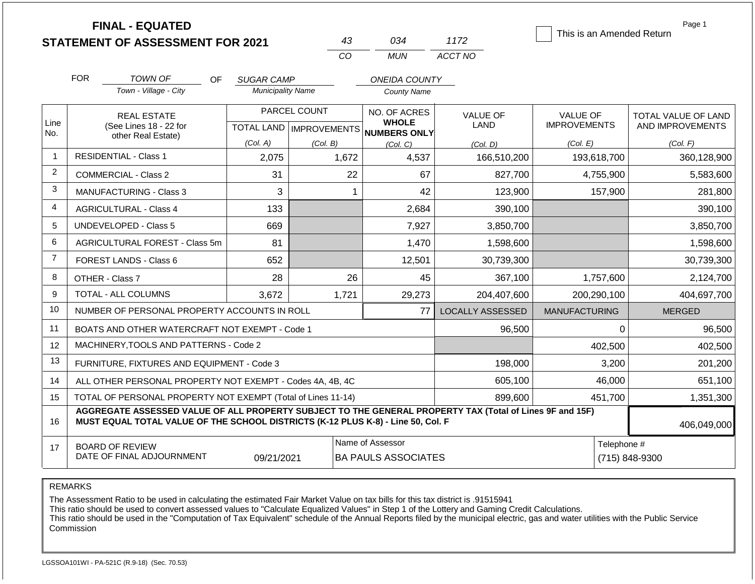# FINAL - EQUATED
## STATEMENT OF ASSESSMENT FOR 2021

| 43 | 034 | 1172 |
|---|---|---|
| CO | MUN | ACCT NO |

☐ This is an Amended Return

Page 1

FOR *TOWN OF* (Town - Village - City) OF *SUGAR CAMP* (Municipality Name) *ONEIDA COUNTY* (County Name)

| Line No. | REAL ESTATE (See Lines 18 - 22 for other Real Estate) | PARCEL COUNT TOTAL LAND (Col. A) | PARCEL COUNT IMPROVEMENTS (Col. B) | NO. OF ACRES WHOLE NUMBERS ONLY (Col. C) | VALUE OF LAND (Col. D) | VALUE OF IMPROVEMENTS (Col. E) | TOTAL VALUE OF LAND AND IMPROVEMENTS (Col. F) |
|---|---|---|---|---|---|---|---|
| 1 | RESIDENTIAL - Class 1 | 2,075 | 1,672 | 4,537 | 166,510,200 | 193,618,700 | 360,128,900 |
| 2 | COMMERCIAL - Class 2 | 31 | 22 | 67 | 827,700 | 4,755,900 | 5,583,600 |
| 3 | MANUFACTURING - Class 3 | 3 | 1 | 42 | 123,900 | 157,900 | 281,800 |
| 4 | AGRICULTURAL - Class 4 | 133 | | 2,684 | 390,100 | | 390,100 |
| 5 | UNDEVELOPED - Class 5 | 669 | | 7,927 | 3,850,700 | | 3,850,700 |
| 6 | AGRICULTURAL FOREST - Class 5m | 81 | | 1,470 | 1,598,600 | | 1,598,600 |
| 7 | FOREST LANDS - Class 6 | 652 | | 12,501 | 30,739,300 | | 30,739,300 |
| 8 | OTHER - Class 7 | 28 | 26 | 45 | 367,100 | 1,757,600 | 2,124,700 |
| 9 | TOTAL - ALL COLUMNS | 3,672 | 1,721 | 29,273 | 204,407,600 | 200,290,100 | 404,697,700 |
| 10 | NUMBER OF PERSONAL PROPERTY ACCOUNTS IN ROLL | | | 77 | LOCALLY ASSESSED | MANUFACTURING | MERGED |
| 11 | BOATS AND OTHER WATERCRAFT NOT EXEMPT - Code 1 | | | | 96,500 | 0 | 96,500 |
| 12 | MACHINERY,TOOLS AND PATTERNS - Code 2 | | | | | 402,500 | 402,500 |
| 13 | FURNITURE, FIXTURES AND EQUIPMENT - Code 3 | | | | 198,000 | 3,200 | 201,200 |
| 14 | ALL OTHER PERSONAL PROPERTY NOT EXEMPT - Codes 4A, 4B, 4C | | | | 605,100 | 46,000 | 651,100 |
| 15 | TOTAL OF PERSONAL PROPERTY NOT EXEMPT (Total of Lines 11-14) | | | | 899,600 | 451,700 | 1,351,300 |
| 16 | **AGGREGATE ASSESSED VALUE OF ALL PROPERTY SUBJECT TO THE GENERAL PROPERTY TAX (Total of Lines 9F and 15F) MUST EQUAL TOTAL VALUE OF THE SCHOOL DISTRICTS (K-12 PLUS K-8) - Line 50, Col. F** | | | | | | 406,049,000 |
| 17 | BOARD OF REVIEW DATE OF FINAL ADJOURNMENT | 09/21/2021 | | Name of Assessor: BA PAULS ASSOCIATES | | | Telephone #: (715) 848-9300 |

REMARKS

The Assessment Ratio to be used in calculating the estimated Fair Market Value on tax bills for this tax district is .91515941
This ratio should be used to convert assessed values to "Calculate Equalized Values" in Step 1 of the Lottery and Gaming Credit Calculations.
This ratio should be used in the "Computation of Tax Equivalent" schedule of the Annual Reports filed by the municipal electric, gas and water utilities with the Public Service Commission

LGSSOA101WI - PA-521C (R.9-18) (Sec. 70.53)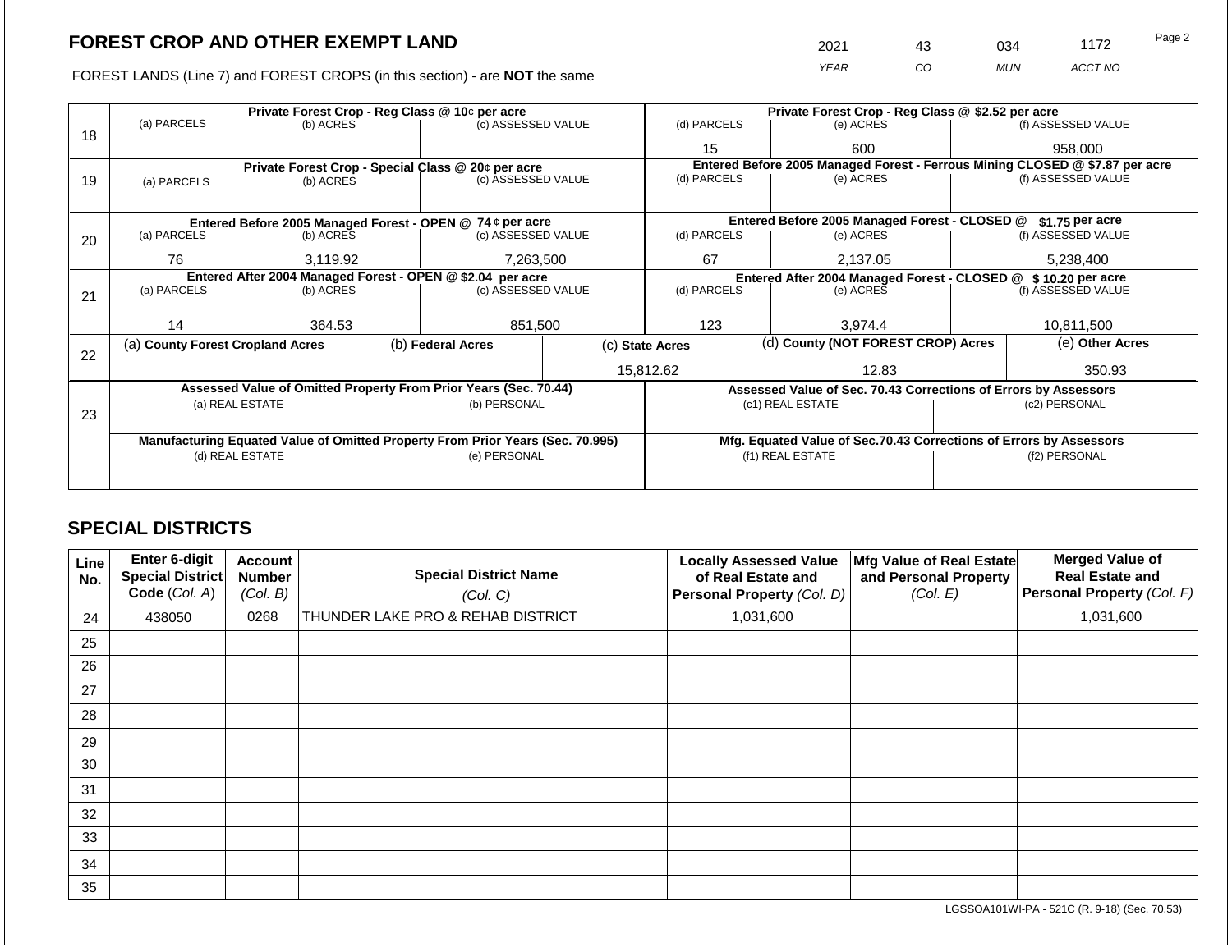# FOREST CROP AND OTHER EXEMPT LAND

FOREST LANDS (Line 7) and FOREST CROPS (in this section) - are **NOT** the same

| 2021 | 43 | 034 | 1172 |
|---|---|---|---|
| YEAR | CO | MUN | ACCT NO |

| Line | | | | | | |
|---|---|---|---|---|---|---|
| 18 | Private Forest Crop - Reg Class @ 10¢ per acre | | | Private Forest Crop - Reg Class @ $2.52 per acre | | |
| | (a) PARCELS | (b) ACRES | (c) ASSESSED VALUE | (d) PARCELS | (e) ACRES | (f) ASSESSED VALUE |
| | | | | 15 | 600 | 958,000 |
| 19 | Private Forest Crop - Special Class @ 20¢ per acre | | | Entered Before 2005 Managed Forest - Ferrous Mining CLOSED @ $7.87 per acre | | |
| | (a) PARCELS | (b) ACRES | (c) ASSESSED VALUE | (d) PARCELS | (e) ACRES | (f) ASSESSED VALUE |
| | | | | | | |
| 20 | Entered Before 2005 Managed Forest - OPEN @ 74 ¢ per acre | | | Entered Before 2005 Managed Forest - CLOSED @ $1.75 per acre | | |
| | (a) PARCELS | (b) ACRES | (c) ASSESSED VALUE | (d) PARCELS | (e) ACRES | (f) ASSESSED VALUE |
| | 76 | 3,119.92 | 7,263,500 | 67 | 2,137.05 | 5,238,400 |
| 21 | Entered After 2004 Managed Forest - OPEN @ $2.04 per acre | | | Entered After 2004 Managed Forest - CLOSED @ $ 10.20 per acre | | |
| | (a) PARCELS | (b) ACRES | (c) ASSESSED VALUE | (d) PARCELS | (e) ACRES | (f) ASSESSED VALUE |
| | 14 | 364.53 | 851,500 | 123 | 3,974.4 | 10,811,500 |

| Line | (a) County Forest Cropland Acres | (b) Federal Acres | (c) State Acres | (d) County (NOT FOREST CROP) Acres | (e) Other Acres |
|---|---|---|---|---|---|
| 22 | | | 15,812.62 | 12.83 | 350.93 |

| Line | Assessed Value of Omitted Property From Prior Years (Sec. 70.44) | | Assessed Value of Sec. 70.43 Corrections of Errors by Assessors | |
|---|---|---|---|---|
| 23 | (a) REAL ESTATE | (b) PERSONAL | (c1) REAL ESTATE | (c2) PERSONAL |
| | | | | |
| | Manufacturing Equated Value of Omitted Property From Prior Years (Sec. 70.995) | | Mfg. Equated Value of Sec.70.43 Corrections of Errors by Assessors | |
| | (d) REAL ESTATE | (e) PERSONAL | (f1) REAL ESTATE | (f2) PERSONAL |
| | | | | |

## SPECIAL DISTRICTS

| Line No. | Enter 6-digit Special District Code (Col. A) | Account Number (Col. B) | Special District Name (Col. C) | Locally Assessed Value of Real Estate and Personal Property (Col. D) | Mfg Value of Real Estate and Personal Property (Col. E) | Merged Value of Real Estate and Personal Property (Col. F) |
|---|---|---|---|---|---|---|
| 24 | 438050 | 0268 | THUNDER LAKE PRO & REHAB DISTRICT | 1,031,600 | | 1,031,600 |
| 25 | | | | | | |
| 26 | | | | | | |
| 27 | | | | | | |
| 28 | | | | | | |
| 29 | | | | | | |
| 30 | | | | | | |
| 31 | | | | | | |
| 32 | | | | | | |
| 33 | | | | | | |
| 34 | | | | | | |
| 35 | | | | | | |

LGSSOA101WI-PA - 521C (R. 9-18) (Sec. 70.53)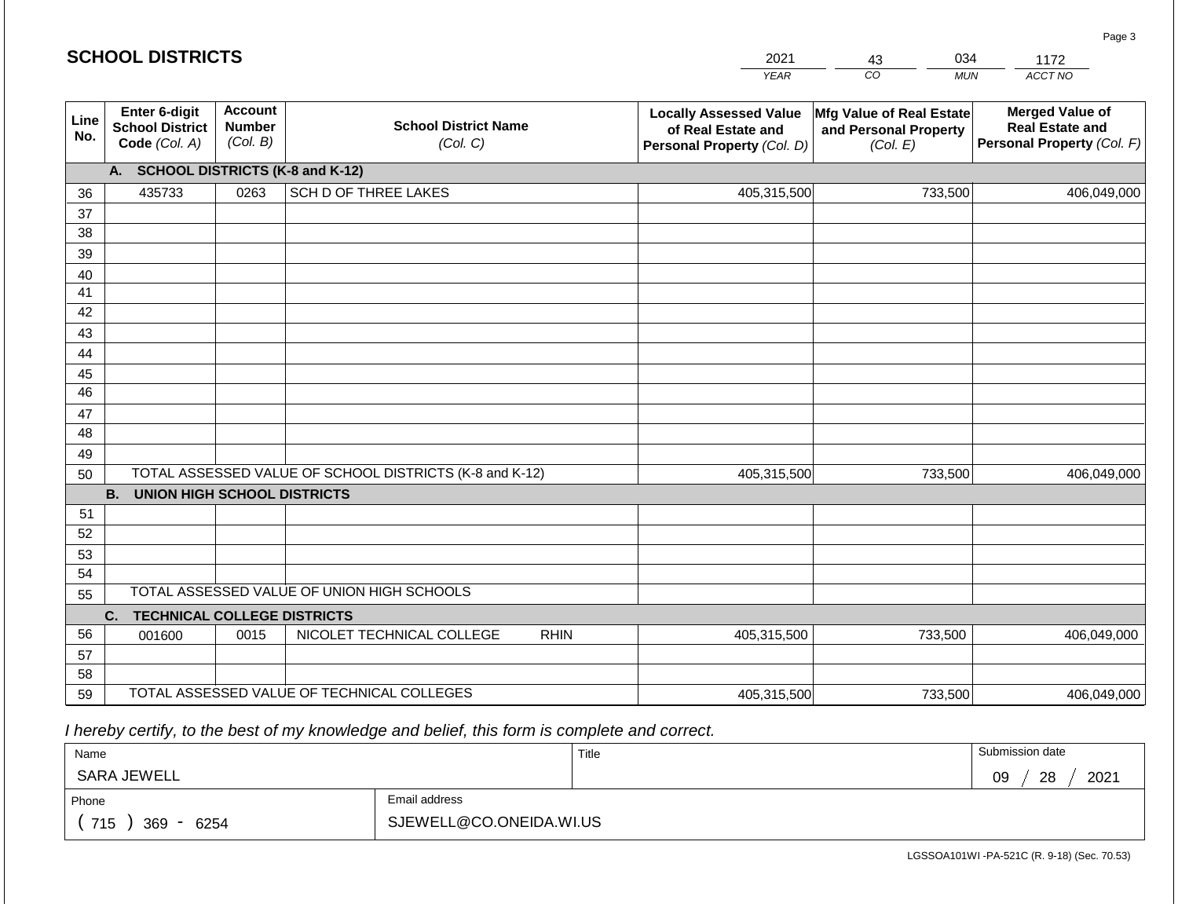# SCHOOL DISTRICTS

| 2021 | 43 | 034 | 1172 |
|---|---|---|---|
| YEAR | CO | MUN | ACCT NO |

| Line No. | Enter 6-digit School District Code (Col. A) | Account Number (Col. B) | School District Name (Col. C) | Locally Assessed Value of Real Estate and Personal Property (Col. D) | Mfg Value of Real Estate and Personal Property (Col. E) | Merged Value of Real Estate and Personal Property (Col. F) |
|---|---|---|---|---|---|---|
| | **A. SCHOOL DISTRICTS (K-8 and K-12)** | | | | | |
| 36 | 435733 | 0263 | SCH D OF THREE LAKES | 405,315,500 | 733,500 | 406,049,000 |
| 37 | | | | | | |
| 38 | | | | | | |
| 39 | | | | | | |
| 40 | | | | | | |
| 41 | | | | | | |
| 42 | | | | | | |
| 43 | | | | | | |
| 44 | | | | | | |
| 45 | | | | | | |
| 46 | | | | | | |
| 47 | | | | | | |
| 48 | | | | | | |
| 49 | | | | | | |
| 50 | TOTAL ASSESSED VALUE OF SCHOOL DISTRICTS (K-8 and K-12) | | | 405,315,500 | 733,500 | 406,049,000 |
| | **B. UNION HIGH SCHOOL DISTRICTS** | | | | | |
| 51 | | | | | | |
| 52 | | | | | | |
| 53 | | | | | | |
| 54 | | | | | | |
| 55 | TOTAL ASSESSED VALUE OF UNION HIGH SCHOOLS | | | | | |
| | **C. TECHNICAL COLLEGE DISTRICTS** | | | | | |
| 56 | 001600 | 0015 | NICOLET TECHNICAL COLLEGE RHIN | 405,315,500 | 733,500 | 406,049,000 |
| 57 | | | | | | |
| 58 | | | | | | |
| 59 | TOTAL ASSESSED VALUE OF TECHNICAL COLLEGES | | | 405,315,500 | 733,500 | 406,049,000 |

*I hereby certify, to the best of my knowledge and belief, this form is complete and correct.*

| Name | Title | Submission date |
|---|---|---|
| SARA JEWELL | | 09 / 28 / 2021 |

| Phone | Email address |
|---|---|
| ( 715 ) 369 - 6254 | SJEWELL@CO.ONEIDA.WI.US |

LGSSOA101WI -PA-521C (R. 9-18) (Sec. 70.53)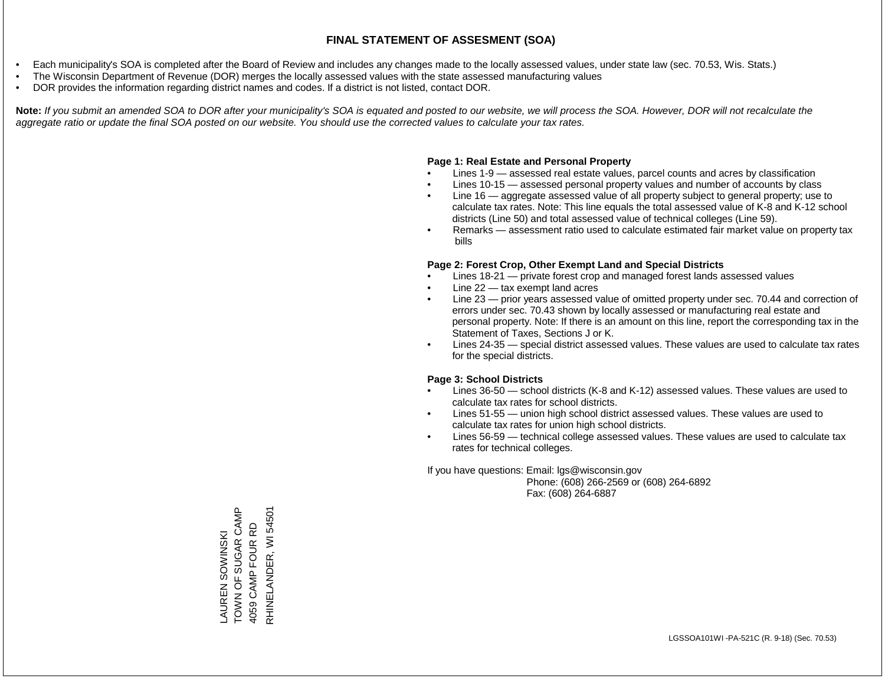# FINAL STATEMENT OF ASSESMENT (SOA)

- Each municipality's SOA is completed after the Board of Review and includes any changes made to the locally assessed values, under state law (sec. 70.53, Wis. Stats.)
- The Wisconsin Department of Revenue (DOR) merges the locally assessed values with the state assessed manufacturing values
- DOR provides the information regarding district names and codes. If a district is not listed, contact DOR.

**Note:** *If you submit an amended SOA to DOR after your municipality's SOA is equated and posted to our website, we will process the SOA. However, DOR will not recalculate the aggregate ratio or update the final SOA posted on our website. You should use the corrected values to calculate your tax rates.*

**Page 1: Real Estate and Personal Property**

- Lines 1-9 — assessed real estate values, parcel counts and acres by classification
- Lines 10-15 — assessed personal property values and number of accounts by class
- Line 16 — aggregate assessed value of all property subject to general property; use to calculate tax rates. Note: This line equals the total assessed value of K-8 and K-12 school districts (Line 50) and total assessed value of technical colleges (Line 59).
- Remarks — assessment ratio used to calculate estimated fair market value on property tax bills

**Page 2: Forest Crop, Other Exempt Land and Special Districts**

- Lines 18-21 — private forest crop and managed forest lands assessed values
- Line 22 — tax exempt land acres
- Line 23 — prior years assessed value of omitted property under sec. 70.44 and correction of errors under sec. 70.43 shown by locally assessed or manufacturing real estate and personal property. Note: If there is an amount on this line, report the corresponding tax in the Statement of Taxes, Sections J or K.
- Lines 24-35 — special district assessed values. These values are used to calculate tax rates for the special districts.

**Page 3: School Districts**

- Lines 36-50 — school districts (K-8 and K-12) assessed values. These values are used to calculate tax rates for school districts.
- Lines 51-55 — union high school district assessed values. These values are used to calculate tax rates for union high school districts.
- Lines 56-59 — technical college assessed values. These values are used to calculate tax rates for technical colleges.

If you have questions: Email: lgs@wisconsin.gov
Phone: (608) 266-2569 or (608) 264-6892
Fax: (608) 264-6887

LAUREN SOWINSKI
TOWN OF SUGAR CAMP
4059 CAMP FOUR RD
RHINELANDER, WI 54501

LGSSOA101WI -PA-521C (R. 9-18) (Sec. 70.53)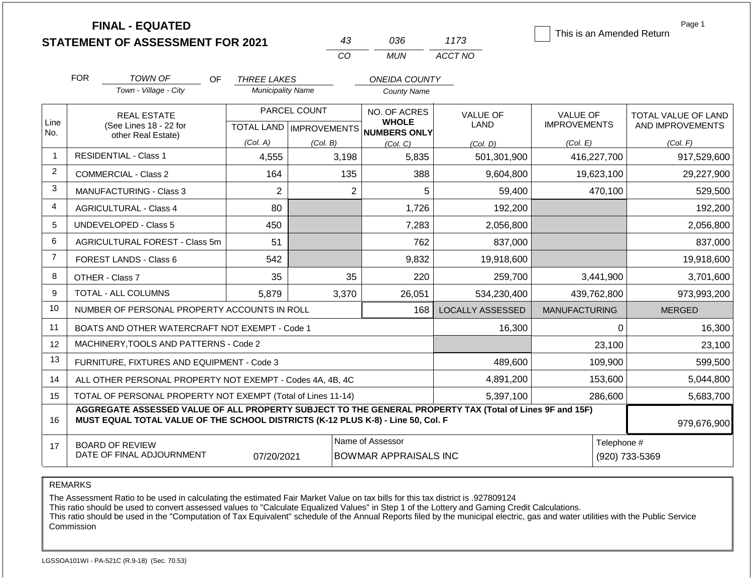# FINAL - EQUATED
## STATEMENT OF ASSESSMENT FOR 2021

| 43 | 036 | 1173 |
|---|---|---|
| CO | MUN | ACCT NO |

☐ This is an Amended Return

FOR *TOWN OF* (Town - Village - City) OF *THREE LAKES* (Municipality Name) *ONEIDA COUNTY* (County Name)

| Line No. | REAL ESTATE (See Lines 18 - 22 for other Real Estate) | PARCEL COUNT TOTAL LAND (Col. A) | PARCEL COUNT IMPROVEMENTS (Col. B) | NO. OF ACRES WHOLE NUMBERS ONLY (Col. C) | VALUE OF LAND (Col. D) | VALUE OF IMPROVEMENTS (Col. E) | TOTAL VALUE OF LAND AND IMPROVEMENTS (Col. F) |
|---|---|---|---|---|---|---|---|
| 1 | RESIDENTIAL - Class 1 | 4,555 | 3,198 | 5,835 | 501,301,900 | 416,227,700 | 917,529,600 |
| 2 | COMMERCIAL - Class 2 | 164 | 135 | 388 | 9,604,800 | 19,623,100 | 29,227,900 |
| 3 | MANUFACTURING - Class 3 | 2 | 2 | 5 | 59,400 | 470,100 | 529,500 |
| 4 | AGRICULTURAL - Class 4 | 80 | | 1,726 | 192,200 | | 192,200 |
| 5 | UNDEVELOPED - Class 5 | 450 | | 7,283 | 2,056,800 | | 2,056,800 |
| 6 | AGRICULTURAL FOREST - Class 5m | 51 | | 762 | 837,000 | | 837,000 |
| 7 | FOREST LANDS - Class 6 | 542 | | 9,832 | 19,918,600 | | 19,918,600 |
| 8 | OTHER - Class 7 | 35 | 35 | 220 | 259,700 | 3,441,900 | 3,701,600 |
| 9 | TOTAL - ALL COLUMNS | 5,879 | 3,370 | 26,051 | 534,230,400 | 439,762,800 | 973,993,200 |
| 10 | NUMBER OF PERSONAL PROPERTY ACCOUNTS IN ROLL | | | 168 | LOCALLY ASSESSED | MANUFACTURING | MERGED |
| 11 | BOATS AND OTHER WATERCRAFT NOT EXEMPT - Code 1 | | | | 16,300 | 0 | 16,300 |
| 12 | MACHINERY,TOOLS AND PATTERNS - Code 2 | | | | | 23,100 | 23,100 |
| 13 | FURNITURE, FIXTURES AND EQUIPMENT - Code 3 | | | | 489,600 | 109,900 | 599,500 |
| 14 | ALL OTHER PERSONAL PROPERTY NOT EXEMPT - Codes 4A, 4B, 4C | | | | 4,891,200 | 153,600 | 5,044,800 |
| 15 | TOTAL OF PERSONAL PROPERTY NOT EXEMPT (Total of Lines 11-14) | | | | 5,397,100 | 286,600 | 5,683,700 |
| 16 | AGGREGATE ASSESSED VALUE OF ALL PROPERTY SUBJECT TO THE GENERAL PROPERTY TAX (Total of Lines 9F and 15F) MUST EQUAL TOTAL VALUE OF THE SCHOOL DISTRICTS (K-12 PLUS K-8) - Line 50, Col. F | | | | | | 979,676,900 |
| 17 | BOARD OF REVIEW DATE OF FINAL ADJOURNMENT | 07/20/2021 | | Name of Assessor: BOWMAR APPRAISALS INC | | | Telephone #: (920) 733-5369 |

REMARKS

The Assessment Ratio to be used in calculating the estimated Fair Market Value on tax bills for this tax district is .927809124
This ratio should be used to convert assessed values to "Calculate Equalized Values" in Step 1 of the Lottery and Gaming Credit Calculations.
This ratio should be used in the "Computation of Tax Equivalent" schedule of the Annual Reports filed by the municipal electric, gas and water utilities with the Public Service Commission

LGSSOA101WI - PA-521C (R.9-18) (Sec. 70.53)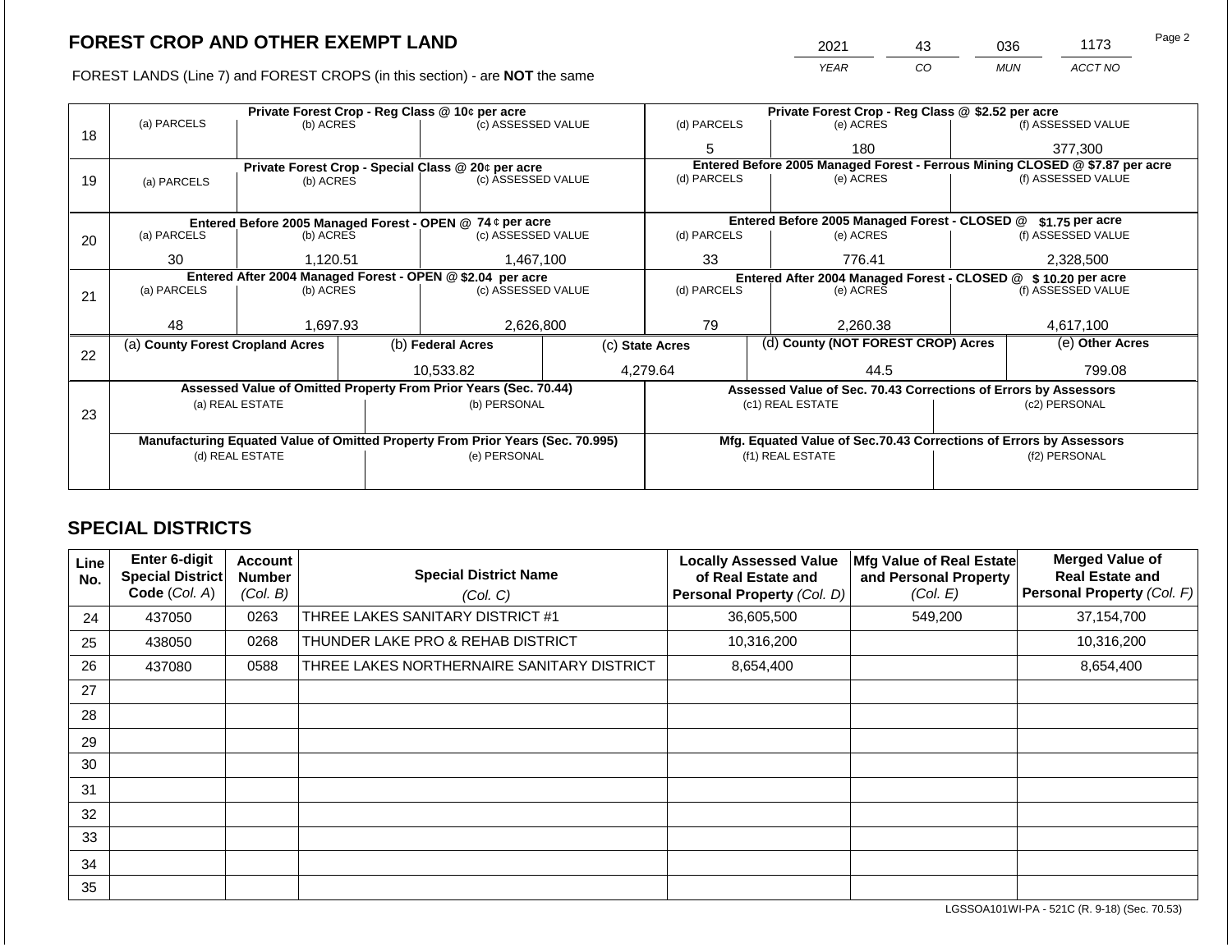# FOREST CROP AND OTHER EXEMPT LAND

FOREST LANDS (Line 7) and FOREST CROPS (in this section) - are **NOT** the same

| YEAR | CO | MUN | ACCT NO |
|---|---|---|---|
| 2021 | 43 | 036 | 1173 |

Page 2

| Line | | | | | | |
|---|---|---|---|---|---|---|
| 18 | **Private Forest Crop - Reg Class @ 10¢ per acre** | | | **Private Forest Crop - Reg Class @ $2.52 per acre** | | |
| | (a) PARCELS | (b) ACRES | (c) ASSESSED VALUE | (d) PARCELS | (e) ACRES | (f) ASSESSED VALUE |
| | | | | 5 | 180 | 377,300 |
| 19 | **Private Forest Crop - Special Class @ 20¢ per acre** | | | **Entered Before 2005 Managed Forest - Ferrous Mining CLOSED @ $7.87 per acre** | | |
| | (a) PARCELS | (b) ACRES | (c) ASSESSED VALUE | (d) PARCELS | (e) ACRES | (f) ASSESSED VALUE |
| | | | | | | |
| 20 | **Entered Before 2005 Managed Forest - OPEN @ 74 ¢ per acre** | | | **Entered Before 2005 Managed Forest - CLOSED @ $1.75 per acre** | | |
| | (a) PARCELS | (b) ACRES | (c) ASSESSED VALUE | (d) PARCELS | (e) ACRES | (f) ASSESSED VALUE |
| | 30 | 1,120.51 | 1,467,100 | 33 | 776.41 | 2,328,500 |
| 21 | **Entered After 2004 Managed Forest - OPEN @ $2.04 per acre** | | | **Entered After 2004 Managed Forest - CLOSED @ $ 10.20 per acre** | | |
| | (a) PARCELS | (b) ACRES | (c) ASSESSED VALUE | (d) PARCELS | (e) ACRES | (f) ASSESSED VALUE |
| | 48 | 1,697.93 | 2,626,800 | 79 | 2,260.38 | 4,617,100 |

| Line | (a) **County Forest Cropland Acres** | (b) **Federal Acres** | (c) **State Acres** | (d) **County (NOT FOREST CROP) Acres** | (e) **Other Acres** |
|---|---|---|---|---|---|
| 22 | | 10,533.82 | 4,279.64 | 44.5 | 799.08 |

| Line | **Assessed Value of Omitted Property From Prior Years (Sec. 70.44)** | | **Assessed Value of Sec. 70.43 Corrections of Errors by Assessors** | |
|---|---|---|---|---|
| 23 | (a) REAL ESTATE | (b) PERSONAL | (c1) REAL ESTATE | (c2) PERSONAL |
| | | | | |
| | **Manufacturing Equated Value of Omitted Property From Prior Years (Sec. 70.995)** | | **Mfg. Equated Value of Sec.70.43 Corrections of Errors by Assessors** | |
| | (d) REAL ESTATE | (e) PERSONAL | (f1) REAL ESTATE | (f2) PERSONAL |
| | | | | |

## SPECIAL DISTRICTS

| Line No. | Enter 6-digit Special District Code (Col. A) | Account Number (Col. B) | Special District Name (Col. C) | Locally Assessed Value of Real Estate and Personal Property (Col. D) | Mfg Value of Real Estate and Personal Property (Col. E) | Merged Value of Real Estate and Personal Property (Col. F) |
|---|---|---|---|---|---|---|
| 24 | 437050 | 0263 | THREE LAKES SANITARY DISTRICT #1 | 36,605,500 | 549,200 | 37,154,700 |
| 25 | 438050 | 0268 | THUNDER LAKE PRO & REHAB DISTRICT | 10,316,200 | | 10,316,200 |
| 26 | 437080 | 0588 | THREE LAKES NORTHERNAIRE SANITARY DISTRICT | 8,654,400 | | 8,654,400 |
| 27 | | | | | | |
| 28 | | | | | | |
| 29 | | | | | | |
| 30 | | | | | | |
| 31 | | | | | | |
| 32 | | | | | | |
| 33 | | | | | | |
| 34 | | | | | | |
| 35 | | | | | | |

LGSSOA101WI-PA - 521C (R. 9-18) (Sec. 70.53)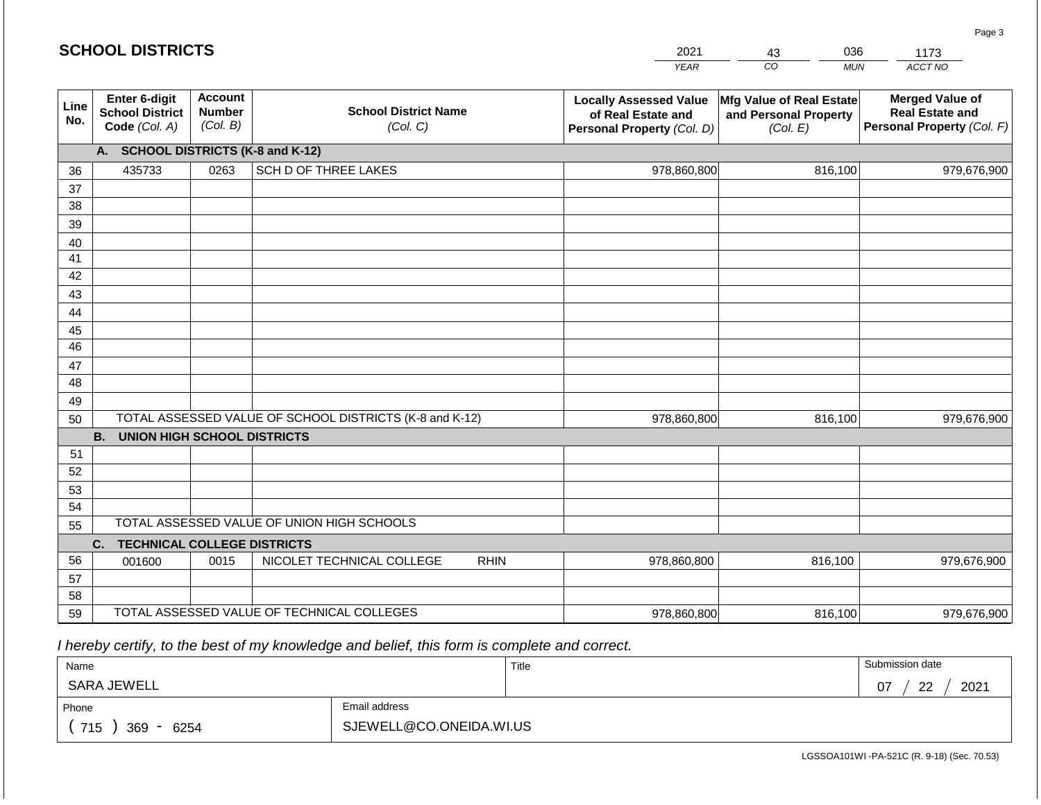## SCHOOL DISTRICTS

| 2021 | 43 | 036 | 1173 |
|---|---|---|---|
| YEAR | CO | MUN | ACCT NO |

| Line No. | Enter 6-digit School District Code (Col. A) | Account Number (Col. B) | School District Name (Col. C) | Locally Assessed Value of Real Estate and Personal Property (Col. D) | Mfg Value of Real Estate and Personal Property (Col. E) | Merged Value of Real Estate and Personal Property (Col. F) |
|---|---|---|---|---|---|---|
| | **A. SCHOOL DISTRICTS (K-8 and K-12)** | | | | | |
| 36 | 435733 | 0263 | SCH D OF THREE LAKES | 978,860,800 | 816,100 | 979,676,900 |
| 37 | | | | | | |
| 38 | | | | | | |
| 39 | | | | | | |
| 40 | | | | | | |
| 41 | | | | | | |
| 42 | | | | | | |
| 43 | | | | | | |
| 44 | | | | | | |
| 45 | | | | | | |
| 46 | | | | | | |
| 47 | | | | | | |
| 48 | | | | | | |
| 49 | | | | | | |
| 50 | TOTAL ASSESSED VALUE OF SCHOOL DISTRICTS (K-8 and K-12) | | | 978,860,800 | 816,100 | 979,676,900 |
| | **B. UNION HIGH SCHOOL DISTRICTS** | | | | | |
| 51 | | | | | | |
| 52 | | | | | | |
| 53 | | | | | | |
| 54 | | | | | | |
| 55 | TOTAL ASSESSED VALUE OF UNION HIGH SCHOOLS | | | | | |
| | **C. TECHNICAL COLLEGE DISTRICTS** | | | | | |
| 56 | 001600 | 0015 | NICOLET TECHNICAL COLLEGE RHIN | 978,860,800 | 816,100 | 979,676,900 |
| 57 | | | | | | |
| 58 | | | | | | |
| 59 | TOTAL ASSESSED VALUE OF TECHNICAL COLLEGES | | | 978,860,800 | 816,100 | 979,676,900 |

*I hereby certify, to the best of my knowledge and belief, this form is complete and correct.*

| Name | | Title | Submission date |
|---|---|---|---|
| SARA JEWELL | | | 07 / 22 / 2021 |
| Phone | Email address | | |
| ( 715 ) 369 - 6254 | SJEWELL@CO.ONEIDA.WI.US | | |

LGSSOA101WI -PA-521C (R. 9-18) (Sec. 70.53)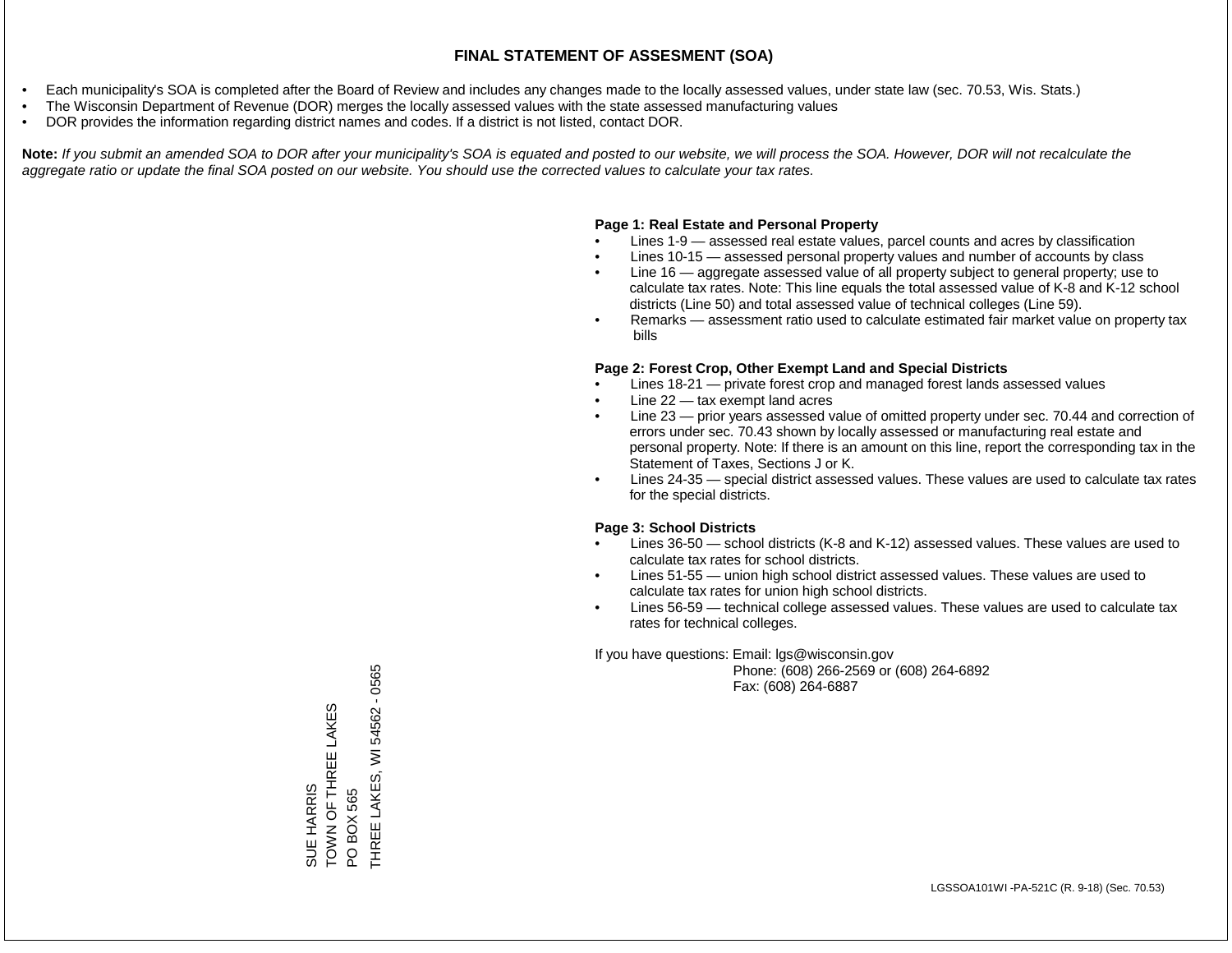# FINAL STATEMENT OF ASSESMENT (SOA)

- Each municipality's SOA is completed after the Board of Review and includes any changes made to the locally assessed values, under state law (sec. 70.53, Wis. Stats.)
- The Wisconsin Department of Revenue (DOR) merges the locally assessed values with the state assessed manufacturing values
- DOR provides the information regarding district names and codes. If a district is not listed, contact DOR.

**Note:** *If you submit an amended SOA to DOR after your municipality's SOA is equated and posted to our website, we will process the SOA. However, DOR will not recalculate the aggregate ratio or update the final SOA posted on our website. You should use the corrected values to calculate your tax rates.*

**Page 1: Real Estate and Personal Property**

- Lines 1-9 — assessed real estate values, parcel counts and acres by classification
- Lines 10-15 — assessed personal property values and number of accounts by class
- Line 16 — aggregate assessed value of all property subject to general property; use to calculate tax rates. Note: This line equals the total assessed value of K-8 and K-12 school districts (Line 50) and total assessed value of technical colleges (Line 59).
- Remarks — assessment ratio used to calculate estimated fair market value on property tax bills

**Page 2: Forest Crop, Other Exempt Land and Special Districts**

- Lines 18-21 — private forest crop and managed forest lands assessed values
- Line 22 — tax exempt land acres
- Line 23 — prior years assessed value of omitted property under sec. 70.44 and correction of errors under sec. 70.43 shown by locally assessed or manufacturing real estate and personal property. Note: If there is an amount on this line, report the corresponding tax in the Statement of Taxes, Sections J or K.
- Lines 24-35 — special district assessed values. These values are used to calculate tax rates for the special districts.

**Page 3: School Districts**

- Lines 36-50 — school districts (K-8 and K-12) assessed values. These values are used to calculate tax rates for school districts.
- Lines 51-55 — union high school district assessed values. These values are used to calculate tax rates for union high school districts.
- Lines 56-59 — technical college assessed values. These values are used to calculate tax rates for technical colleges.

If you have questions: Email: lgs@wisconsin.gov
Phone: (608) 266-2569 or (608) 264-6892
Fax: (608) 264-6887

SUE HARRIS
TOWN OF THREE LAKES
PO BOX 565
THREE LAKES, WI 54562 - 0565

LGSSOA101WI -PA-521C (R. 9-18) (Sec. 70.53)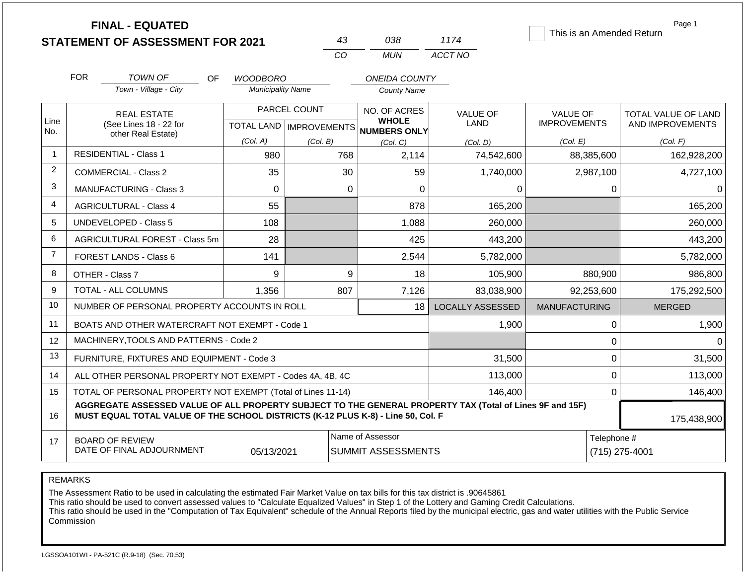# FINAL - EQUATED STATEMENT OF ASSESSMENT FOR 2021

| 43 | 038 | 1174 |
|---|---|---|
| CO | MUN | ACCT NO |

☐ This is an Amended Return

FOR *TOWN OF* (Town - Village - City) OF *WOODBORO* (Municipality Name) *ONEIDA COUNTY* (County Name)

| Line No. | REAL ESTATE (See Lines 18 - 22 for other Real Estate) | PARCEL COUNT TOTAL LAND (Col. A) | PARCEL COUNT IMPROVEMENTS (Col. B) | NO. OF ACRES WHOLE NUMBERS ONLY (Col. C) | VALUE OF LAND (Col. D) | VALUE OF IMPROVEMENTS (Col. E) | TOTAL VALUE OF LAND AND IMPROVEMENTS (Col. F) |
|---|---|---|---|---|---|---|---|
| 1 | RESIDENTIAL - Class 1 | 980 | 768 | 2,114 | 74,542,600 | 88,385,600 | 162,928,200 |
| 2 | COMMERCIAL - Class 2 | 35 | 30 | 59 | 1,740,000 | 2,987,100 | 4,727,100 |
| 3 | MANUFACTURING - Class 3 | 0 | 0 | 0 | 0 | 0 | 0 |
| 4 | AGRICULTURAL - Class 4 | 55 | | 878 | 165,200 | | 165,200 |
| 5 | UNDEVELOPED - Class 5 | 108 | | 1,088 | 260,000 | | 260,000 |
| 6 | AGRICULTURAL FOREST - Class 5m | 28 | | 425 | 443,200 | | 443,200 |
| 7 | FOREST LANDS - Class 6 | 141 | | 2,544 | 5,782,000 | | 5,782,000 |
| 8 | OTHER - Class 7 | 9 | 9 | 18 | 105,900 | 880,900 | 986,800 |
| 9 | TOTAL - ALL COLUMNS | 1,356 | 807 | 7,126 | 83,038,900 | 92,253,600 | 175,292,500 |
| 10 | NUMBER OF PERSONAL PROPERTY ACCOUNTS IN ROLL | | | 18 | LOCALLY ASSESSED | MANUFACTURING | MERGED |
| 11 | BOATS AND OTHER WATERCRAFT NOT EXEMPT - Code 1 | | | | 1,900 | 0 | 1,900 |
| 12 | MACHINERY,TOOLS AND PATTERNS - Code 2 | | | | | 0 | 0 |
| 13 | FURNITURE, FIXTURES AND EQUIPMENT - Code 3 | | | | 31,500 | 0 | 31,500 |
| 14 | ALL OTHER PERSONAL PROPERTY NOT EXEMPT - Codes 4A, 4B, 4C | | | | 113,000 | 0 | 113,000 |
| 15 | TOTAL OF PERSONAL PROPERTY NOT EXEMPT (Total of Lines 11-14) | | | | 146,400 | 0 | 146,400 |
| 16 | **AGGREGATE ASSESSED VALUE OF ALL PROPERTY SUBJECT TO THE GENERAL PROPERTY TAX (Total of Lines 9F and 15F) MUST EQUAL TOTAL VALUE OF THE SCHOOL DISTRICTS (K-12 PLUS K-8) - Line 50, Col. F** | | | | | | 175,438,900 |
| 17 | BOARD OF REVIEW DATE OF FINAL ADJOURNMENT | 05/13/2021 | Name of Assessor: SUMMIT ASSESSMENTS | | | Telephone #: (715) 275-4001 | |

REMARKS

The Assessment Ratio to be used in calculating the estimated Fair Market Value on tax bills for this tax district is .90645861
This ratio should be used to convert assessed values to "Calculate Equalized Values" in Step 1 of the Lottery and Gaming Credit Calculations.
This ratio should be used in the "Computation of Tax Equivalent" schedule of the Annual Reports filed by the municipal electric, gas and water utilities with the Public Service Commission

LGSSOA101WI - PA-521C (R.9-18) (Sec. 70.53)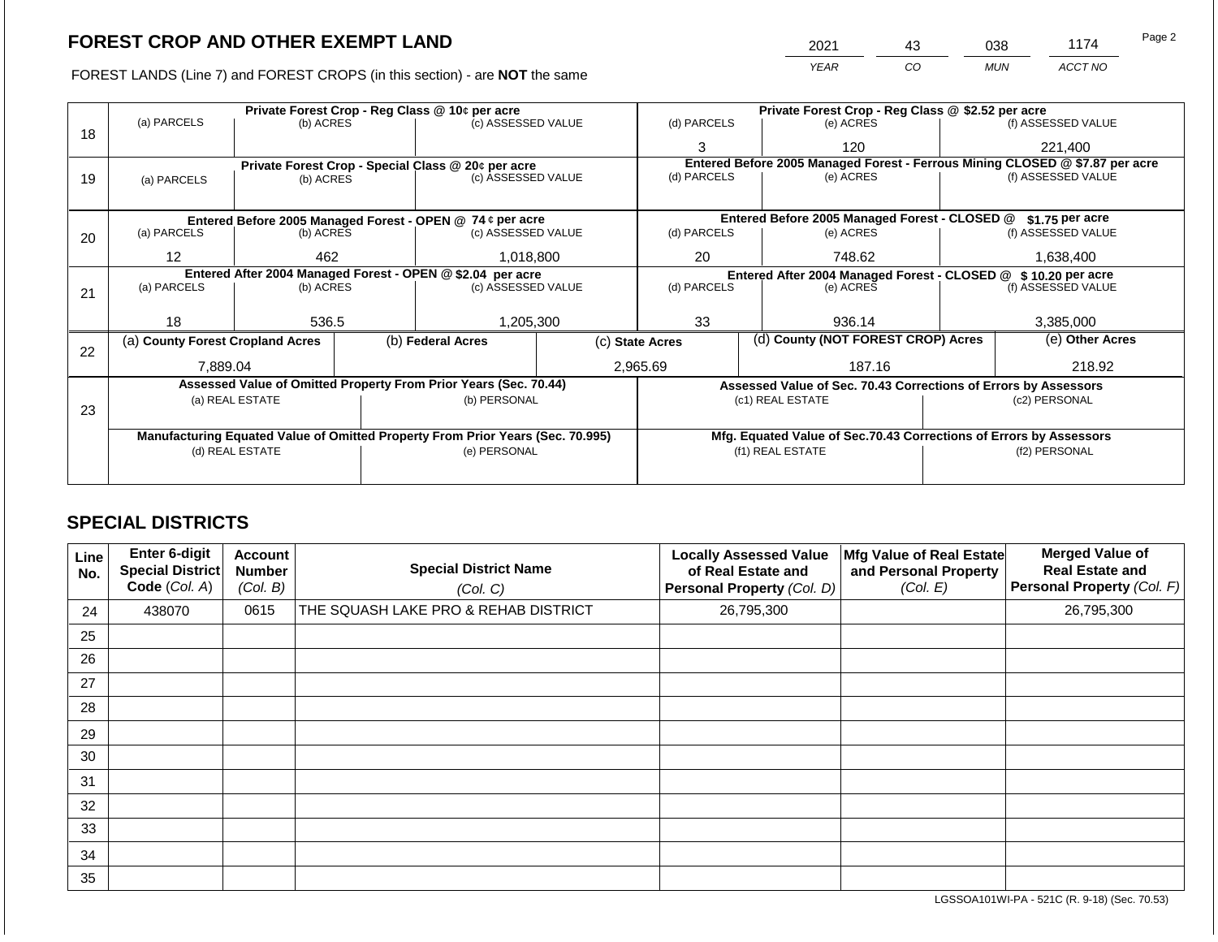# FOREST CROP AND OTHER EXEMPT LAND

FOREST LANDS (Line 7) and FOREST CROPS (in this section) - are **NOT** the same

| 2021 | 43 | 038 | 1174 |
|---|---|---|---|
| YEAR | CO | MUN | ACCT NO |

| Line | Private Forest Crop - Reg Class @ 10¢ per acre | | | Private Forest Crop - Reg Class @ $2.52 per acre | | |
|---|---|---|---|---|---|---|
| 18 | (a) PARCELS | (b) ACRES | (c) ASSESSED VALUE | (d) PARCELS | (e) ACRES | (f) ASSESSED VALUE |
| | | | | 3 | 120 | 221,400 |
| | **Private Forest Crop - Special Class @ 20¢ per acre** | | | **Entered Before 2005 Managed Forest - Ferrous Mining CLOSED @ $7.87 per acre** | | |
| 19 | (a) PARCELS | (b) ACRES | (c) ASSESSED VALUE | (d) PARCELS | (e) ACRES | (f) ASSESSED VALUE |
| | | | | | | |
| | **Entered Before 2005 Managed Forest - OPEN @ 74 ¢ per acre** | | | **Entered Before 2005 Managed Forest - CLOSED @ $1.75 per acre** | | |
| 20 | (a) PARCELS | (b) ACRES | (c) ASSESSED VALUE | (d) PARCELS | (e) ACRES | (f) ASSESSED VALUE |
| | 12 | 462 | 1,018,800 | 20 | 748.62 | 1,638,400 |
| | **Entered After 2004 Managed Forest - OPEN @ $2.04 per acre** | | | **Entered After 2004 Managed Forest - CLOSED @ $ 10.20 per acre** | | |
| 21 | (a) PARCELS | (b) ACRES | (c) ASSESSED VALUE | (d) PARCELS | (e) ACRES | (f) ASSESSED VALUE |
| | 18 | 536.5 | 1,205,300 | 33 | 936.14 | 3,385,000 |

| Line | (a) County Forest Cropland Acres | (b) Federal Acres | (c) State Acres | (d) County (NOT FOREST CROP) Acres | (e) Other Acres |
|---|---|---|---|---|---|
| 22 | 7,889.04 | | 2,965.69 | 187.16 | 218.92 |

| Line | Assessed Value of Omitted Property From Prior Years (Sec. 70.44) | | Assessed Value of Sec. 70.43 Corrections of Errors by Assessors | |
|---|---|---|---|---|
| 23 | (a) REAL ESTATE | (b) PERSONAL | (c1) REAL ESTATE | (c2) PERSONAL |
| | | | | |
| | **Manufacturing Equated Value of Omitted Property From Prior Years (Sec. 70.995)** | | **Mfg. Equated Value of Sec.70.43 Corrections of Errors by Assessors** | |
| | (d) REAL ESTATE | (e) PERSONAL | (f1) REAL ESTATE | (f2) PERSONAL |
| | | | | |

## SPECIAL DISTRICTS

| Line No. | Enter 6-digit Special District Code (Col. A) | Account Number (Col. B) | Special District Name (Col. C) | Locally Assessed Value of Real Estate and Personal Property (Col. D) | Mfg Value of Real Estate and Personal Property (Col. E) | Merged Value of Real Estate and Personal Property (Col. F) |
|---|---|---|---|---|---|---|
| 24 | 438070 | 0615 | THE SQUASH LAKE PRO & REHAB DISTRICT | 26,795,300 | | 26,795,300 |
| 25 | | | | | | |
| 26 | | | | | | |
| 27 | | | | | | |
| 28 | | | | | | |
| 29 | | | | | | |
| 30 | | | | | | |
| 31 | | | | | | |
| 32 | | | | | | |
| 33 | | | | | | |
| 34 | | | | | | |
| 35 | | | | | | |

LGSSOA101WI-PA - 521C (R. 9-18) (Sec. 70.53)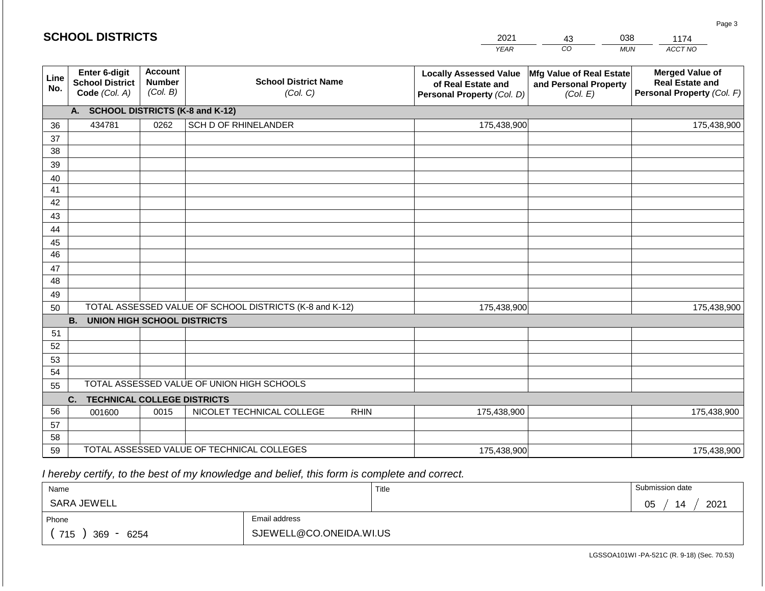## SCHOOL DISTRICTS

| 2021 | 43 | 038 | 1174 |
|---|---|---|---|
| YEAR | CO | MUN | ACCT NO |

| Line No. | Enter 6-digit School District Code (Col. A) | Account Number (Col. B) | School District Name (Col. C) | Locally Assessed Value of Real Estate and Personal Property (Col. D) | Mfg Value of Real Estate and Personal Property (Col. E) | Merged Value of Real Estate and Personal Property (Col. F) |
|---|---|---|---|---|---|---|
| | **A. SCHOOL DISTRICTS (K-8 and K-12)** | | | | | |
| 36 | 434781 | 0262 | SCH D OF RHINELANDER | 175,438,900 | | 175,438,900 |
| 37 | | | | | | |
| 38 | | | | | | |
| 39 | | | | | | |
| 40 | | | | | | |
| 41 | | | | | | |
| 42 | | | | | | |
| 43 | | | | | | |
| 44 | | | | | | |
| 45 | | | | | | |
| 46 | | | | | | |
| 47 | | | | | | |
| 48 | | | | | | |
| 49 | | | | | | |
| 50 | TOTAL ASSESSED VALUE OF SCHOOL DISTRICTS (K-8 and K-12) | | | 175,438,900 | | 175,438,900 |
| | **B. UNION HIGH SCHOOL DISTRICTS** | | | | | |
| 51 | | | | | | |
| 52 | | | | | | |
| 53 | | | | | | |
| 54 | | | | | | |
| 55 | TOTAL ASSESSED VALUE OF UNION HIGH SCHOOLS | | | | | |
| | **C. TECHNICAL COLLEGE DISTRICTS** | | | | | |
| 56 | 001600 | 0015 | NICOLET TECHNICAL COLLEGE RHIN | 175,438,900 | | 175,438,900 |
| 57 | | | | | | |
| 58 | | | | | | |
| 59 | TOTAL ASSESSED VALUE OF TECHNICAL COLLEGES | | | 175,438,900 | | 175,438,900 |

*I hereby certify, to the best of my knowledge and belief, this form is complete and correct.*

| Name | Title | Submission date |
|---|---|---|
| SARA JEWELL | | 05 / 14 / 2021 |
| **Phone** | **Email address** | |
| ( 715 ) 369 - 6254 | SJEWELL@CO.ONEIDA.WI.US | |

LGSSOA101WI -PA-521C (R. 9-18) (Sec. 70.53)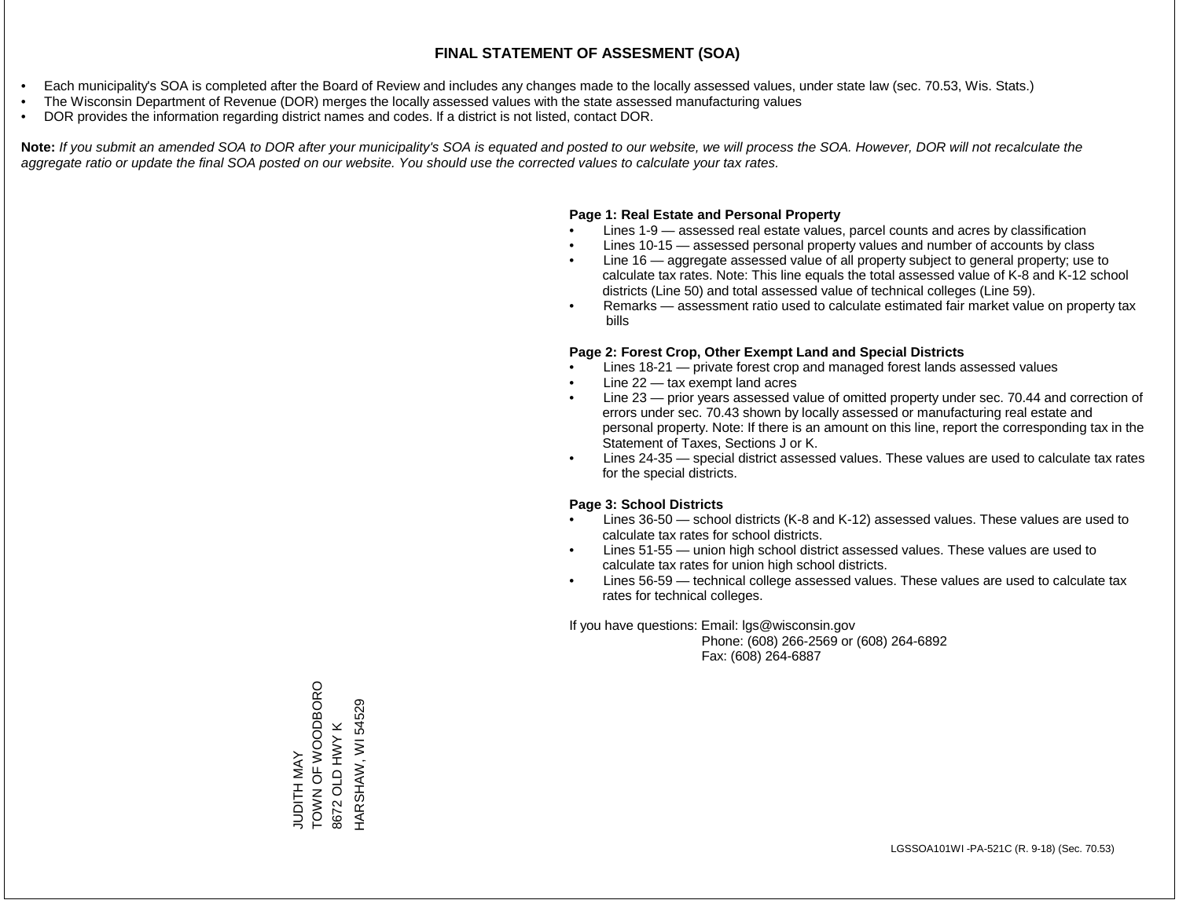# FINAL STATEMENT OF ASSESMENT (SOA)

- Each municipality's SOA is completed after the Board of Review and includes any changes made to the locally assessed values, under state law (sec. 70.53, Wis. Stats.)
- The Wisconsin Department of Revenue (DOR) merges the locally assessed values with the state assessed manufacturing values
- DOR provides the information regarding district names and codes. If a district is not listed, contact DOR.

**Note:** *If you submit an amended SOA to DOR after your municipality's SOA is equated and posted to our website, we will process the SOA. However, DOR will not recalculate the aggregate ratio or update the final SOA posted on our website. You should use the corrected values to calculate your tax rates.*

**Page 1: Real Estate and Personal Property**

- Lines 1-9 — assessed real estate values, parcel counts and acres by classification
- Lines 10-15 — assessed personal property values and number of accounts by class
- Line 16 — aggregate assessed value of all property subject to general property; use to calculate tax rates. Note: This line equals the total assessed value of K-8 and K-12 school districts (Line 50) and total assessed value of technical colleges (Line 59).
- Remarks — assessment ratio used to calculate estimated fair market value on property tax bills

**Page 2: Forest Crop, Other Exempt Land and Special Districts**

- Lines 18-21 — private forest crop and managed forest lands assessed values
- Line 22 — tax exempt land acres
- Line 23 — prior years assessed value of omitted property under sec. 70.44 and correction of errors under sec. 70.43 shown by locally assessed or manufacturing real estate and personal property. Note: If there is an amount on this line, report the corresponding tax in the Statement of Taxes, Sections J or K.
- Lines 24-35 — special district assessed values. These values are used to calculate tax rates for the special districts.

**Page 3: School Districts**

- Lines 36-50 — school districts (K-8 and K-12) assessed values. These values are used to calculate tax rates for school districts.
- Lines 51-55 — union high school district assessed values. These values are used to calculate tax rates for union high school districts.
- Lines 56-59 — technical college assessed values. These values are used to calculate tax rates for technical colleges.

If you have questions: Email: lgs@wisconsin.gov
Phone: (608) 266-2569 or (608) 264-6892
Fax: (608) 264-6887

JUDITH MAY
TOWN OF WOODBORO
8672 OLD HWY K
HARSHAW, WI 54529

LGSSOA101WI -PA-521C (R. 9-18) (Sec. 70.53)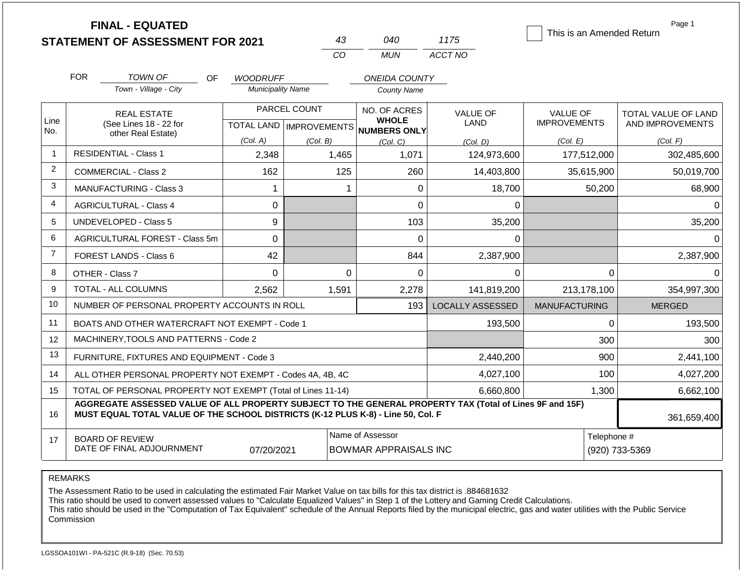# FINAL - EQUATED
# STATEMENT OF ASSESSMENT FOR 2021

| 43 | 040 | 1175 |
|---|---|---|
| CO | MUN | ACCT NO |

☐ This is an Amended Return

Page 1

FOR *TOWN OF* (Town - Village - City) OF *WOODRUFF* (Municipality Name) *ONEIDA COUNTY* (County Name)

| Line No. | REAL ESTATE (See Lines 18 - 22 for other Real Estate) | PARCEL COUNT TOTAL LAND (Col. A) | PARCEL COUNT IMPROVEMENTS (Col. B) | NO. OF ACRES WHOLE NUMBERS ONLY (Col. C) | VALUE OF LAND (Col. D) | VALUE OF IMPROVEMENTS (Col. E) | TOTAL VALUE OF LAND AND IMPROVEMENTS (Col. F) |
|---|---|---|---|---|---|---|---|
| 1 | RESIDENTIAL - Class 1 | 2,348 | 1,465 | 1,071 | 124,973,600 | 177,512,000 | 302,485,600 |
| 2 | COMMERCIAL - Class 2 | 162 | 125 | 260 | 14,403,800 | 35,615,900 | 50,019,700 |
| 3 | MANUFACTURING - Class 3 | 1 | 1 | 0 | 18,700 | 50,200 | 68,900 |
| 4 | AGRICULTURAL - Class 4 | 0 | | 0 | 0 | | 0 |
| 5 | UNDEVELOPED - Class 5 | 9 | | 103 | 35,200 | | 35,200 |
| 6 | AGRICULTURAL FOREST - Class 5m | 0 | | 0 | 0 | | 0 |
| 7 | FOREST LANDS - Class 6 | 42 | | 844 | 2,387,900 | | 2,387,900 |
| 8 | OTHER - Class 7 | 0 | 0 | 0 | 0 | 0 | 0 |
| 9 | TOTAL - ALL COLUMNS | 2,562 | 1,591 | 2,278 | 141,819,200 | 213,178,100 | 354,997,300 |
| 10 | NUMBER OF PERSONAL PROPERTY ACCOUNTS IN ROLL | | | 193 | LOCALLY ASSESSED | MANUFACTURING | MERGED |
| 11 | BOATS AND OTHER WATERCRAFT NOT EXEMPT - Code 1 | | | | 193,500 | 0 | 193,500 |
| 12 | MACHINERY,TOOLS AND PATTERNS - Code 2 | | | | | 300 | 300 |
| 13 | FURNITURE, FIXTURES AND EQUIPMENT - Code 3 | | | | 2,440,200 | 900 | 2,441,100 |
| 14 | ALL OTHER PERSONAL PROPERTY NOT EXEMPT - Codes 4A, 4B, 4C | | | | 4,027,100 | 100 | 4,027,200 |
| 15 | TOTAL OF PERSONAL PROPERTY NOT EXEMPT (Total of Lines 11-14) | | | | 6,660,800 | 1,300 | 6,662,100 |
| 16 | **AGGREGATE ASSESSED VALUE OF ALL PROPERTY SUBJECT TO THE GENERAL PROPERTY TAX (Total of Lines 9F and 15F) MUST EQUAL TOTAL VALUE OF THE SCHOOL DISTRICTS (K-12 PLUS K-8) - Line 50, Col. F** | | | | | | 361,659,400 |
| 17 | BOARD OF REVIEW DATE OF FINAL ADJOURNMENT | 07/20/2021 | | Name of Assessor: BOWMAR APPRAISALS INC | | | Telephone #: (920) 733-5369 |

REMARKS

The Assessment Ratio to be used in calculating the estimated Fair Market Value on tax bills for this tax district is .884681632
This ratio should be used to convert assessed values to "Calculate Equalized Values" in Step 1 of the Lottery and Gaming Credit Calculations.
This ratio should be used in the "Computation of Tax Equivalent" schedule of the Annual Reports filed by the municipal electric, gas and water utilities with the Public Service Commission

LGSSOA101WI - PA-521C (R.9-18) (Sec. 70.53)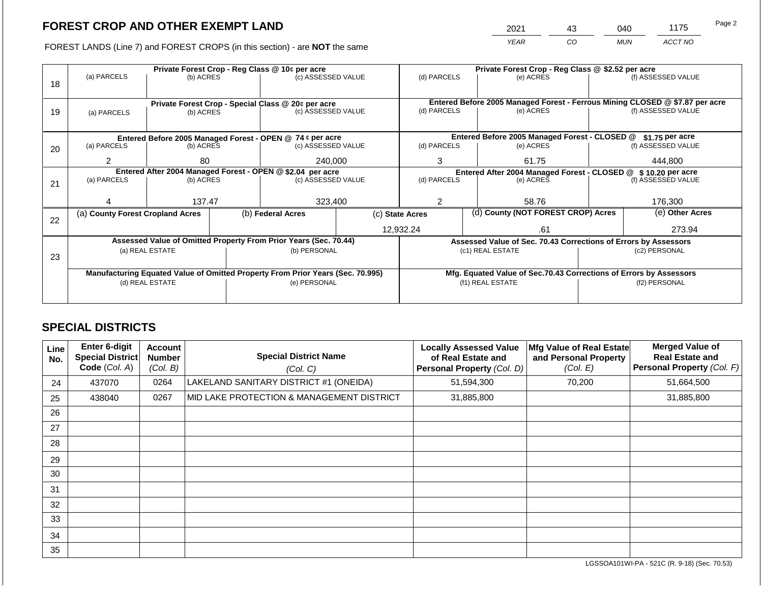## FOREST CROP AND OTHER EXEMPT LAND

| 2021 | 43 | 040 | 1175 |
|---|---|---|---|
| YEAR | CO | MUN | ACCT NO |

FOREST LANDS (Line 7) and FOREST CROPS (in this section) - are **NOT** the same

| Line | Private Forest Crop - Reg Class @ 10¢ per acre | | | Private Forest Crop - Reg Class @ $2.52 per acre | | |
|---|---|---|---|---|---|---|
| | (a) PARCELS | (b) ACRES | (c) ASSESSED VALUE | (d) PARCELS | (e) ACRES | (f) ASSESSED VALUE |
| 18 | | | | | | |
| | **Private Forest Crop - Special Class @ 20¢ per acre** | | | **Entered Before 2005 Managed Forest - Ferrous Mining CLOSED @ $7.87 per acre** | | |
| | (a) PARCELS | (b) ACRES | (c) ASSESSED VALUE | (d) PARCELS | (e) ACRES | (f) ASSESSED VALUE |
| 19 | | | | | | |
| | **Entered Before 2005 Managed Forest - OPEN @ 74 ¢ per acre** | | | **Entered Before 2005 Managed Forest - CLOSED @ $1.75 per acre** | | |
| | (a) PARCELS | (b) ACRES | (c) ASSESSED VALUE | (d) PARCELS | (e) ACRES | (f) ASSESSED VALUE |
| 20 | 2 | 80 | 240,000 | 3 | 61.75 | 444,800 |
| | **Entered After 2004 Managed Forest - OPEN @ $2.04 per acre** | | | **Entered After 2004 Managed Forest - CLOSED @ $ 10.20 per acre** | | |
| | (a) PARCELS | (b) ACRES | (c) ASSESSED VALUE | (d) PARCELS | (e) ACRES | (f) ASSESSED VALUE |
| 21 | 4 | 137.47 | 323,400 | 2 | 58.76 | 176,300 |

| Line | (a) County Forest Cropland Acres | (b) Federal Acres | (c) State Acres | (d) County (NOT FOREST CROP) Acres | (e) Other Acres |
|---|---|---|---|---|---|
| 22 | | | 12,932.24 | .61 | 273.94 |

| Line | Assessed Value of Omitted Property From Prior Years (Sec. 70.44) | | Assessed Value of Sec. 70.43 Corrections of Errors by Assessors | |
|---|---|---|---|---|
| | (a) REAL ESTATE | (b) PERSONAL | (c1) REAL ESTATE | (c2) PERSONAL |
| 23 | | | | |
| | **Manufacturing Equated Value of Omitted Property From Prior Years (Sec. 70.995)** | | **Mfg. Equated Value of Sec.70.43 Corrections of Errors by Assessors** | |
| | (d) REAL ESTATE | (e) PERSONAL | (f1) REAL ESTATE | (f2) PERSONAL |
| | | | | |

## SPECIAL DISTRICTS

| Line No. | Enter 6-digit Special District Code (Col. A) | Account Number (Col. B) | Special District Name (Col. C) | Locally Assessed Value of Real Estate and Personal Property (Col. D) | Mfg Value of Real Estate and Personal Property (Col. E) | Merged Value of Real Estate and Personal Property (Col. F) |
|---|---|---|---|---|---|---|
| 24 | 437070 | 0264 | LAKELAND SANITARY DISTRICT #1 (ONEIDA) | 51,594,300 | 70,200 | 51,664,500 |
| 25 | 438040 | 0267 | MID LAKE PROTECTION & MANAGEMENT DISTRICT | 31,885,800 | | 31,885,800 |
| 26 | | | | | | |
| 27 | | | | | | |
| 28 | | | | | | |
| 29 | | | | | | |
| 30 | | | | | | |
| 31 | | | | | | |
| 32 | | | | | | |
| 33 | | | | | | |
| 34 | | | | | | |
| 35 | | | | | | |

LGSSOA101WI-PA - 521C (R. 9-18) (Sec. 70.53)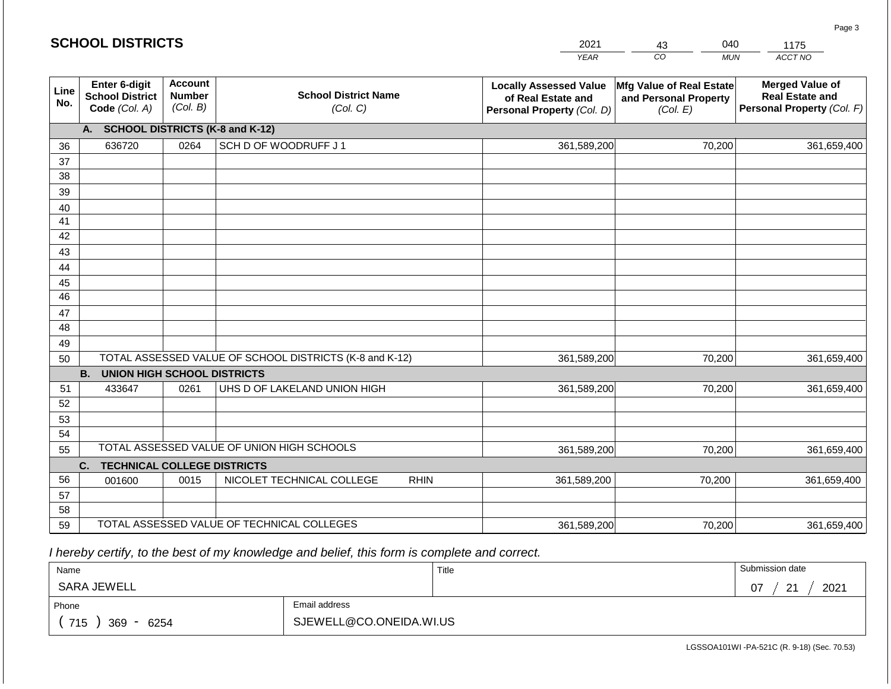## SCHOOL DISTRICTS

| 2021 | 43 | 040 | 1175 |
|---|---|---|---|
| *YEAR* | *CO* | *MUN* | *ACCT NO* |

| Line No. | Enter 6-digit School District Code *(Col. A)* | Account Number *(Col. B)* | School District Name *(Col. C)* | Locally Assessed Value of Real Estate and Personal Property *(Col. D)* | Mfg Value of Real Estate and Personal Property *(Col. E)* | Merged Value of Real Estate and Personal Property *(Col. F)* |
|---|---|---|---|---|---|---|
| | **A. SCHOOL DISTRICTS (K-8 and K-12)** | | | | | |
| 36 | 636720 | 0264 | SCH D OF WOODRUFF J 1 | 361,589,200 | 70,200 | 361,659,400 |
| 37 | | | | | | |
| 38 | | | | | | |
| 39 | | | | | | |
| 40 | | | | | | |
| 41 | | | | | | |
| 42 | | | | | | |
| 43 | | | | | | |
| 44 | | | | | | |
| 45 | | | | | | |
| 46 | | | | | | |
| 47 | | | | | | |
| 48 | | | | | | |
| 49 | | | | | | |
| 50 | TOTAL ASSESSED VALUE OF SCHOOL DISTRICTS (K-8 and K-12) | | | 361,589,200 | 70,200 | 361,659,400 |
| | **B. UNION HIGH SCHOOL DISTRICTS** | | | | | |
| 51 | 433647 | 0261 | UHS D OF LAKELAND UNION HIGH | 361,589,200 | 70,200 | 361,659,400 |
| 52 | | | | | | |
| 53 | | | | | | |
| 54 | | | | | | |
| 55 | TOTAL ASSESSED VALUE OF UNION HIGH SCHOOLS | | | 361,589,200 | 70,200 | 361,659,400 |
| | **C. TECHNICAL COLLEGE DISTRICTS** | | | | | |
| 56 | 001600 | 0015 | NICOLET TECHNICAL COLLEGE RHIN | 361,589,200 | 70,200 | 361,659,400 |
| 57 | | | | | | |
| 58 | | | | | | |
| 59 | TOTAL ASSESSED VALUE OF TECHNICAL COLLEGES | | | 361,589,200 | 70,200 | 361,659,400 |

*I hereby certify, to the best of my knowledge and belief, this form is complete and correct.*

| Name | Title | Submission date |
|---|---|---|
| SARA JEWELL | | 07 / 21 / 2021 |
| Phone | Email address | |
| ( 715 ) 369 - 6254 | SJEWELL@CO.ONEIDA.WI.US | |

LGSSOA101WI -PA-521C (R. 9-18) (Sec. 70.53)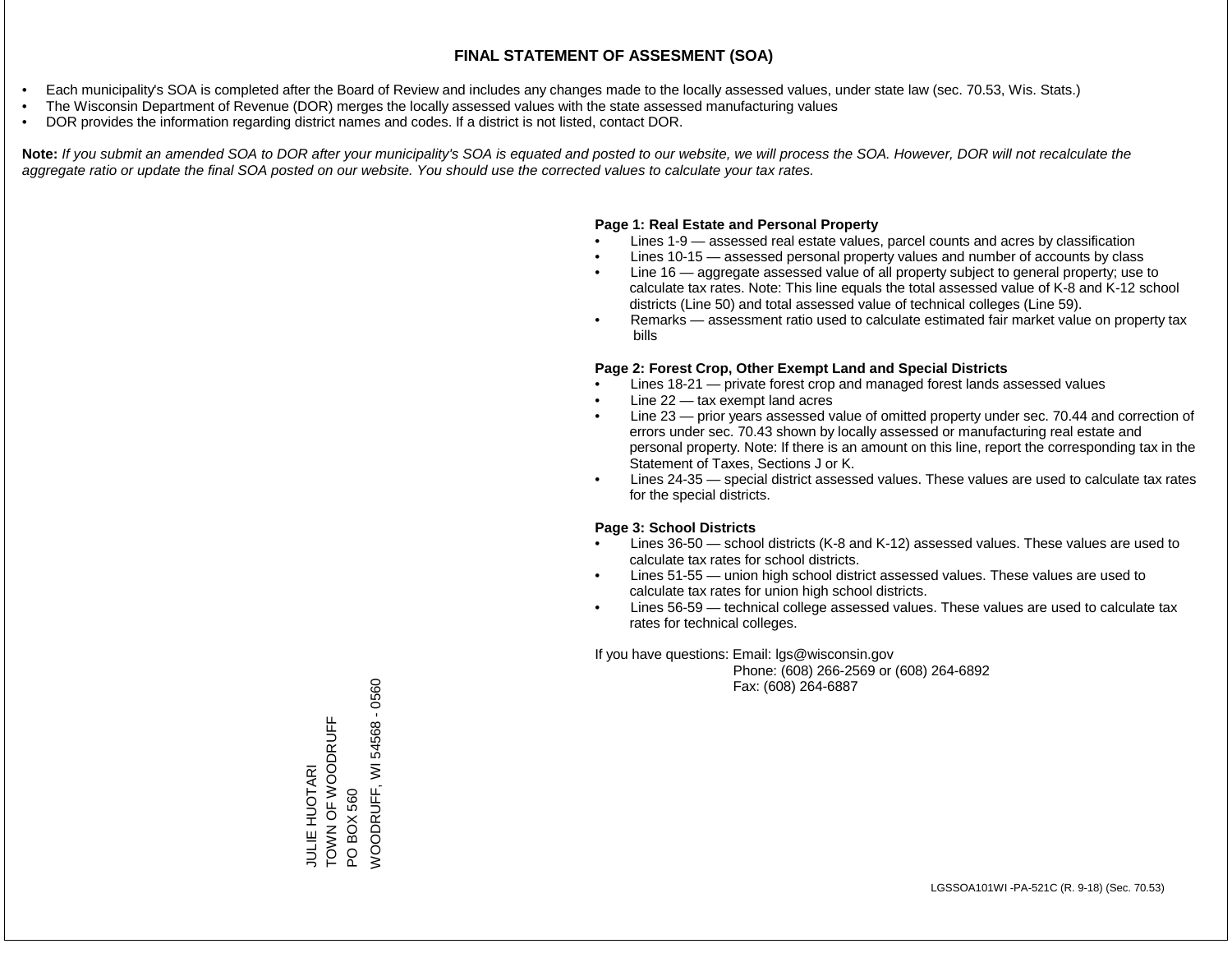# FINAL STATEMENT OF ASSESMENT (SOA)

- Each municipality's SOA is completed after the Board of Review and includes any changes made to the locally assessed values, under state law (sec. 70.53, Wis. Stats.)
- The Wisconsin Department of Revenue (DOR) merges the locally assessed values with the state assessed manufacturing values
- DOR provides the information regarding district names and codes. If a district is not listed, contact DOR.

**Note:** *If you submit an amended SOA to DOR after your municipality's SOA is equated and posted to our website, we will process the SOA. However, DOR will not recalculate the aggregate ratio or update the final SOA posted on our website. You should use the corrected values to calculate your tax rates.*

**Page 1: Real Estate and Personal Property**

- Lines 1-9 — assessed real estate values, parcel counts and acres by classification
- Lines 10-15 — assessed personal property values and number of accounts by class
- Line 16 — aggregate assessed value of all property subject to general property; use to calculate tax rates. Note: This line equals the total assessed value of K-8 and K-12 school districts (Line 50) and total assessed value of technical colleges (Line 59).
- Remarks — assessment ratio used to calculate estimated fair market value on property tax bills

**Page 2: Forest Crop, Other Exempt Land and Special Districts**

- Lines 18-21 — private forest crop and managed forest lands assessed values
- Line 22 — tax exempt land acres
- Line 23 — prior years assessed value of omitted property under sec. 70.44 and correction of errors under sec. 70.43 shown by locally assessed or manufacturing real estate and personal property. Note: If there is an amount on this line, report the corresponding tax in the Statement of Taxes, Sections J or K.
- Lines 24-35 — special district assessed values. These values are used to calculate tax rates for the special districts.

**Page 3: School Districts**

- Lines 36-50 — school districts (K-8 and K-12) assessed values. These values are used to calculate tax rates for school districts.
- Lines 51-55 — union high school district assessed values. These values are used to calculate tax rates for union high school districts.
- Lines 56-59 — technical college assessed values. These values are used to calculate tax rates for technical colleges.

If you have questions: Email: lgs@wisconsin.gov
Phone: (608) 266-2569 or (608) 264-6892
Fax: (608) 264-6887

JULIE HUOTARI
TOWN OF WOODRUFF
PO BOX 560
WOODRUFF, WI 54568 - 0560

LGSSOA101WI -PA-521C (R. 9-18) (Sec. 70.53)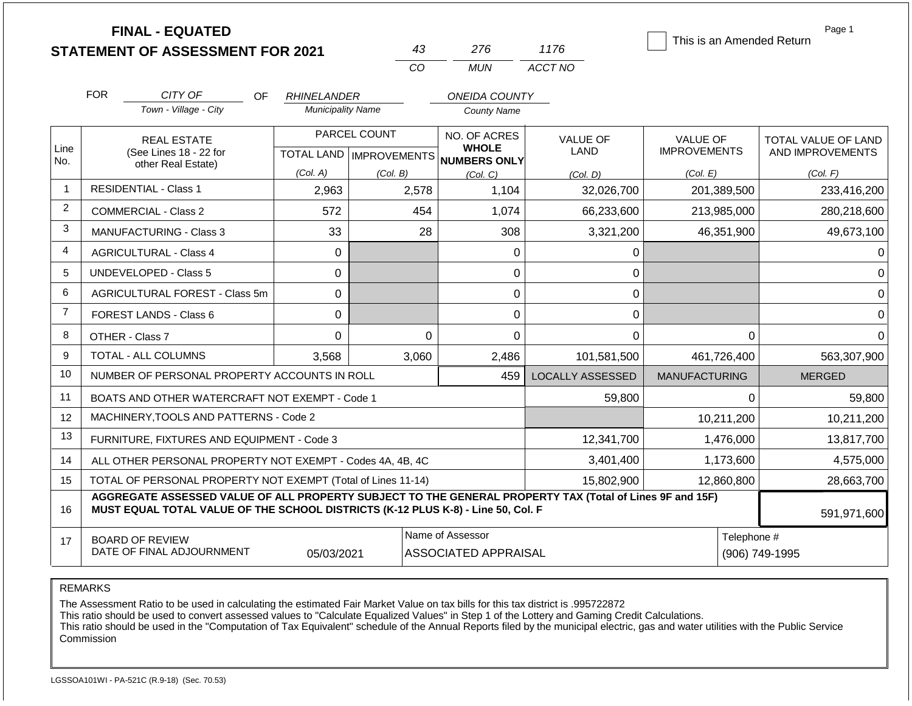# FINAL - EQUATED
# STATEMENT OF ASSESSMENT FOR 2021

| 43 | 276 | 1176 |
|---|---|---|
| CO | MUN | ACCT NO |

☐ This is an Amended Return

FOR CITY OF (Town - Village - City) OF RHINELANDER (Municipality Name) ONEIDA COUNTY (County Name)

| Line No. | REAL ESTATE (See Lines 18 - 22 for other Real Estate) | PARCEL COUNT TOTAL LAND (Col. A) | PARCEL COUNT IMPROVEMENTS (Col. B) | NO. OF ACRES WHOLE NUMBERS ONLY (Col. C) | VALUE OF LAND (Col. D) | VALUE OF IMPROVEMENTS (Col. E) | TOTAL VALUE OF LAND AND IMPROVEMENTS (Col. F) |
|---|---|---|---|---|---|---|---|
| 1 | RESIDENTIAL - Class 1 | 2,963 | 2,578 | 1,104 | 32,026,700 | 201,389,500 | 233,416,200 |
| 2 | COMMERCIAL - Class 2 | 572 | 454 | 1,074 | 66,233,600 | 213,985,000 | 280,218,600 |
| 3 | MANUFACTURING - Class 3 | 33 | 28 | 308 | 3,321,200 | 46,351,900 | 49,673,100 |
| 4 | AGRICULTURAL - Class 4 | 0 | | 0 | 0 | | 0 |
| 5 | UNDEVELOPED - Class 5 | 0 | | 0 | 0 | | 0 |
| 6 | AGRICULTURAL FOREST - Class 5m | 0 | | 0 | 0 | | 0 |
| 7 | FOREST LANDS - Class 6 | 0 | | 0 | 0 | | 0 |
| 8 | OTHER - Class 7 | 0 | 0 | 0 | 0 | 0 | 0 |
| 9 | TOTAL - ALL COLUMNS | 3,568 | 3,060 | 2,486 | 101,581,500 | 461,726,400 | 563,307,900 |
| 10 | NUMBER OF PERSONAL PROPERTY ACCOUNTS IN ROLL | | | 459 | LOCALLY ASSESSED | MANUFACTURING | MERGED |
| 11 | BOATS AND OTHER WATERCRAFT NOT EXEMPT - Code 1 | | | | 59,800 | 0 | 59,800 |
| 12 | MACHINERY,TOOLS AND PATTERNS - Code 2 | | | | | 10,211,200 | 10,211,200 |
| 13 | FURNITURE, FIXTURES AND EQUIPMENT - Code 3 | | | | 12,341,700 | 1,476,000 | 13,817,700 |
| 14 | ALL OTHER PERSONAL PROPERTY NOT EXEMPT - Codes 4A, 4B, 4C | | | | 3,401,400 | 1,173,600 | 4,575,000 |
| 15 | TOTAL OF PERSONAL PROPERTY NOT EXEMPT (Total of Lines 11-14) | | | | 15,802,900 | 12,860,800 | 28,663,700 |
| 16 | **AGGREGATE ASSESSED VALUE OF ALL PROPERTY SUBJECT TO THE GENERAL PROPERTY TAX (Total of Lines 9F and 15F) MUST EQUAL TOTAL VALUE OF THE SCHOOL DISTRICTS (K-12 PLUS K-8) - Line 50, Col. F** | | | | | | 591,971,600 |
| 17 | BOARD OF REVIEW DATE OF FINAL ADJOURNMENT | 05/03/2021 | Name of Assessor: ASSOCIATED APPRAISAL | | | Telephone #: (906) 749-1995 | |

REMARKS

The Assessment Ratio to be used in calculating the estimated Fair Market Value on tax bills for this tax district is .995722872
This ratio should be used to convert assessed values to "Calculate Equalized Values" in Step 1 of the Lottery and Gaming Credit Calculations.
This ratio should be used in the "Computation of Tax Equivalent" schedule of the Annual Reports filed by the municipal electric, gas and water utilities with the Public Service Commission

LGSSOA101WI - PA-521C (R.9-18) (Sec. 70.53)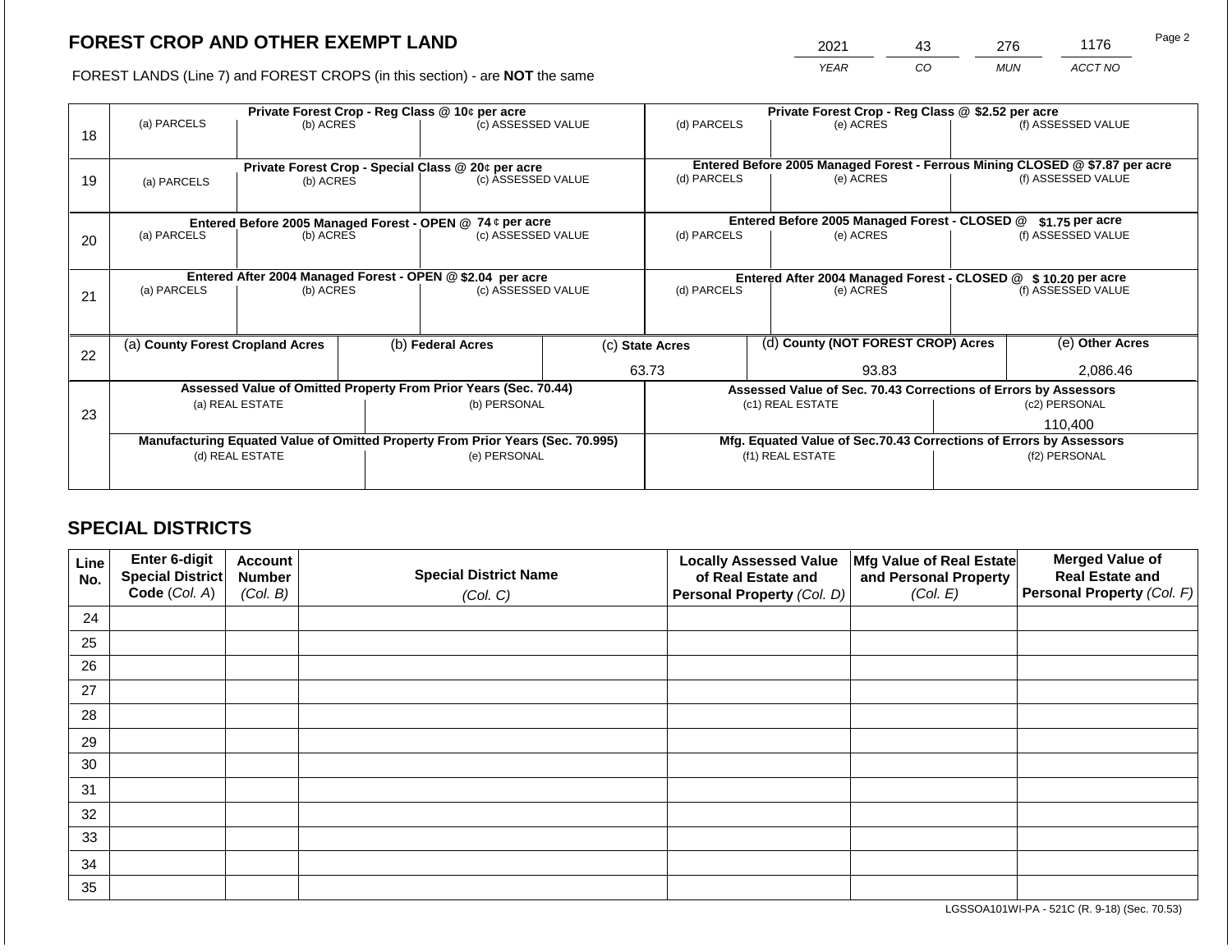# FOREST CROP AND OTHER EXEMPT LAND

FOREST LANDS (Line 7) and FOREST CROPS (in this section) - are **NOT** the same

| 2021 | 43 | 276 | 1176 |
|---|---|---|---|
| YEAR | CO | MUN | ACCT NO |

| Line | Private Forest Crop - Reg Class @ 10¢ per acre | | | Private Forest Crop - Reg Class @ $2.52 per acre | | |
|---|---|---|---|---|---|---|
| | (a) PARCELS | (b) ACRES | (c) ASSESSED VALUE | (d) PARCELS | (e) ACRES | (f) ASSESSED VALUE |
| 18 | | | | | | |
| | **Private Forest Crop - Special Class @ 20¢ per acre** | | | **Entered Before 2005 Managed Forest - Ferrous Mining CLOSED @ $7.87 per acre** | | |
| | (a) PARCELS | (b) ACRES | (c) ASSESSED VALUE | (d) PARCELS | (e) ACRES | (f) ASSESSED VALUE |
| 19 | | | | | | |
| | **Entered Before 2005 Managed Forest - OPEN @ 74 ¢ per acre** | | | **Entered Before 2005 Managed Forest - CLOSED @ $1.75 per acre** | | |
| | (a) PARCELS | (b) ACRES | (c) ASSESSED VALUE | (d) PARCELS | (e) ACRES | (f) ASSESSED VALUE |
| 20 | | | | | | |
| | **Entered After 2004 Managed Forest - OPEN @ $2.04 per acre** | | | **Entered After 2004 Managed Forest - CLOSED @ $ 10.20 per acre** | | |
| | (a) PARCELS | (b) ACRES | (c) ASSESSED VALUE | (d) PARCELS | (e) ACRES | (f) ASSESSED VALUE |
| 21 | | | | | | |

| Line | (a) County Forest Cropland Acres | (b) Federal Acres | (c) State Acres | (d) County (NOT FOREST CROP) Acres | (e) Other Acres |
|---|---|---|---|---|---|
| 22 | | | 63.73 | 93.83 | 2,086.46 |

| Line | Assessed Value of Omitted Property From Prior Years (Sec. 70.44) | | Assessed Value of Sec. 70.43 Corrections of Errors by Assessors | |
|---|---|---|---|---|
| | (a) REAL ESTATE | (b) PERSONAL | (c1) REAL ESTATE | (c2) PERSONAL |
| 23 | | | | 110,400 |
| | **Manufacturing Equated Value of Omitted Property From Prior Years (Sec. 70.995)** | | **Mfg. Equated Value of Sec.70.43 Corrections of Errors by Assessors** | |
| | (d) REAL ESTATE | (e) PERSONAL | (f1) REAL ESTATE | (f2) PERSONAL |
| | | | | |

## SPECIAL DISTRICTS

| Line No. | Enter 6-digit Special District Code (Col. A) | Account Number (Col. B) | Special District Name (Col. C) | Locally Assessed Value of Real Estate and Personal Property (Col. D) | Mfg Value of Real Estate and Personal Property (Col. E) | Merged Value of Real Estate and Personal Property (Col. F) |
|---|---|---|---|---|---|---|
| 24 | | | | | | |
| 25 | | | | | | |
| 26 | | | | | | |
| 27 | | | | | | |
| 28 | | | | | | |
| 29 | | | | | | |
| 30 | | | | | | |
| 31 | | | | | | |
| 32 | | | | | | |
| 33 | | | | | | |
| 34 | | | | | | |
| 35 | | | | | | |

LGSSOA101WI-PA - 521C (R. 9-18) (Sec. 70.53)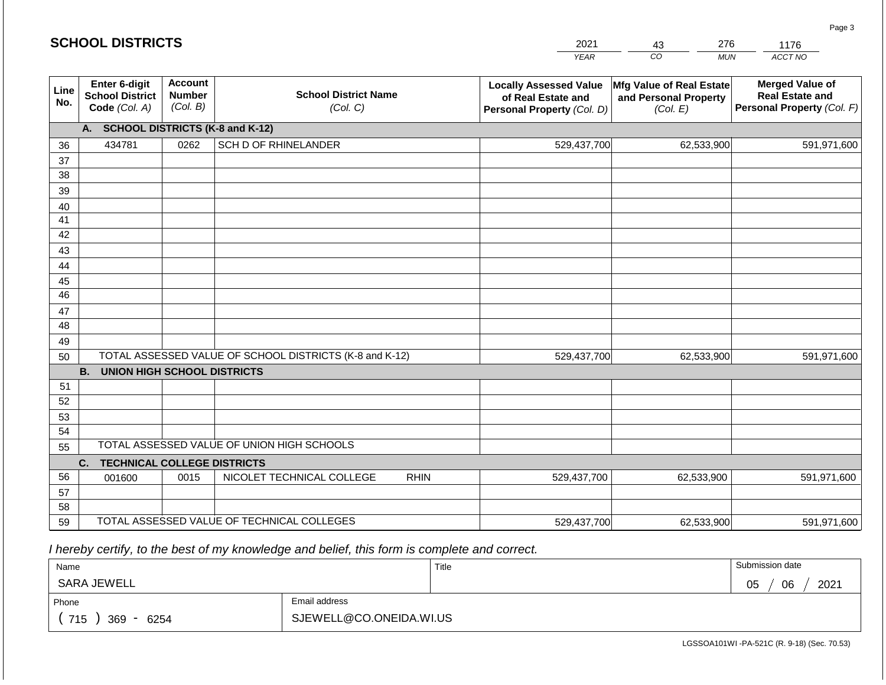## SCHOOL DISTRICTS

| 2021 | 43 | 276 | 1176 |
|---|---|---|---|
| YEAR | CO | MUN | ACCT NO |

| Line No. | Enter 6-digit School District Code (Col. A) | Account Number (Col. B) | School District Name (Col. C) | Locally Assessed Value of Real Estate and Personal Property (Col. D) | Mfg Value of Real Estate and Personal Property (Col. E) | Merged Value of Real Estate and Personal Property (Col. F) |
|---|---|---|---|---|---|---|
| | **A. SCHOOL DISTRICTS (K-8 and K-12)** | | | | | |
| 36 | 434781 | 0262 | SCH D OF RHINELANDER | 529,437,700 | 62,533,900 | 591,971,600 |
| 37 | | | | | | |
| 38 | | | | | | |
| 39 | | | | | | |
| 40 | | | | | | |
| 41 | | | | | | |
| 42 | | | | | | |
| 43 | | | | | | |
| 44 | | | | | | |
| 45 | | | | | | |
| 46 | | | | | | |
| 47 | | | | | | |
| 48 | | | | | | |
| 49 | | | | | | |
| 50 | TOTAL ASSESSED VALUE OF SCHOOL DISTRICTS (K-8 and K-12) | | | 529,437,700 | 62,533,900 | 591,971,600 |
| | **B. UNION HIGH SCHOOL DISTRICTS** | | | | | |
| 51 | | | | | | |
| 52 | | | | | | |
| 53 | | | | | | |
| 54 | | | | | | |
| 55 | TOTAL ASSESSED VALUE OF UNION HIGH SCHOOLS | | | | | |
| | **C. TECHNICAL COLLEGE DISTRICTS** | | | | | |
| 56 | 001600 | 0015 | NICOLET TECHNICAL COLLEGE RHIN | 529,437,700 | 62,533,900 | 591,971,600 |
| 57 | | | | | | |
| 58 | | | | | | |
| 59 | TOTAL ASSESSED VALUE OF TECHNICAL COLLEGES | | | 529,437,700 | 62,533,900 | 591,971,600 |

*I hereby certify, to the best of my knowledge and belief, this form is complete and correct.*

| Name | Title | Submission date |
|---|---|---|
| SARA JEWELL | | 05 / 06 / 2021 |

| Phone | Email address |
|---|---|
| ( 715 ) 369 - 6254 | SJEWELL@CO.ONEIDA.WI.US |

LGSSOA101WI -PA-521C (R. 9-18) (Sec. 70.53)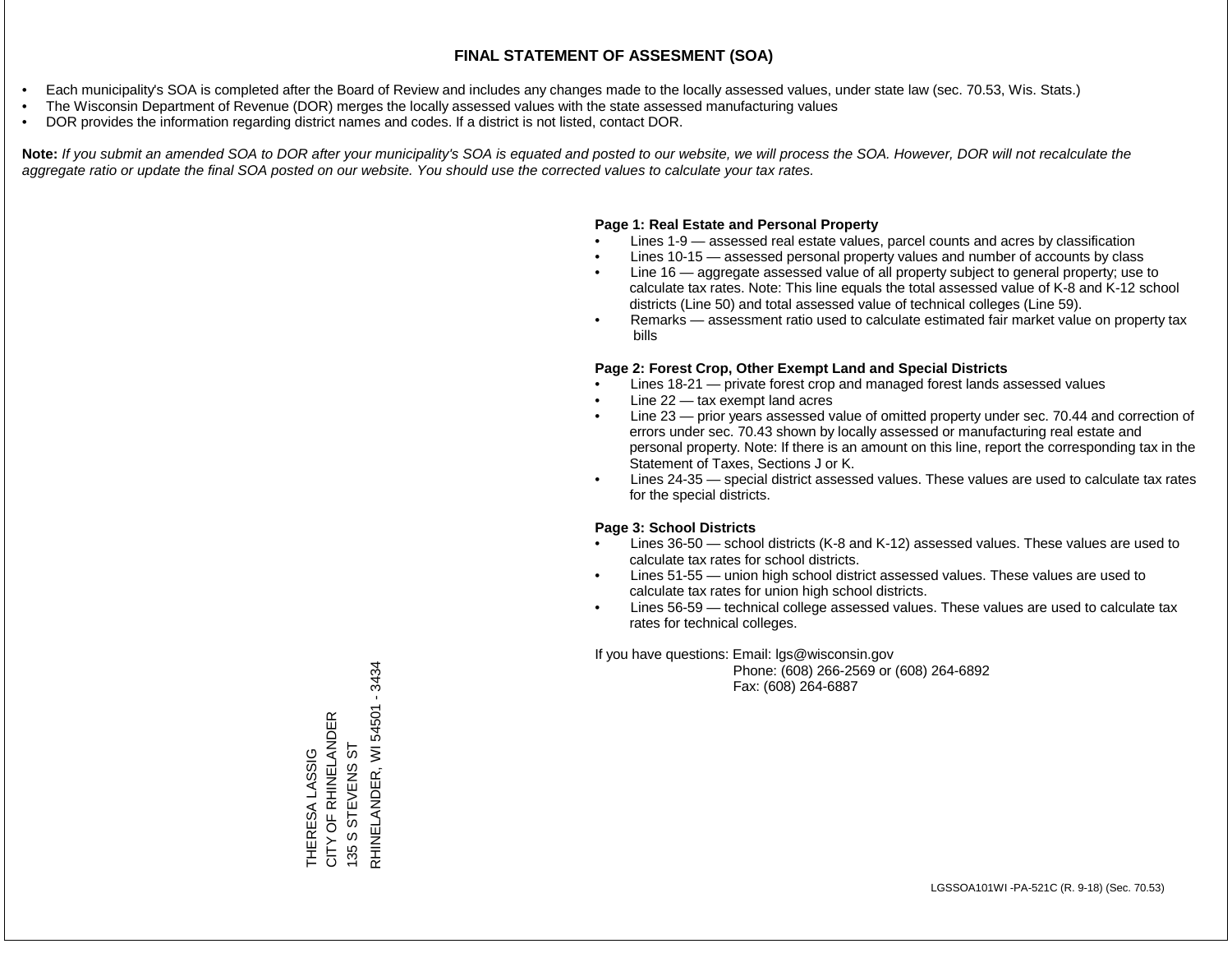# FINAL STATEMENT OF ASSESMENT (SOA)

- Each municipality's SOA is completed after the Board of Review and includes any changes made to the locally assessed values, under state law (sec. 70.53, Wis. Stats.)
- The Wisconsin Department of Revenue (DOR) merges the locally assessed values with the state assessed manufacturing values
- DOR provides the information regarding district names and codes. If a district is not listed, contact DOR.

**Note:** *If you submit an amended SOA to DOR after your municipality's SOA is equated and posted to our website, we will process the SOA. However, DOR will not recalculate the aggregate ratio or update the final SOA posted on our website. You should use the corrected values to calculate your tax rates.*

**Page 1: Real Estate and Personal Property**

- Lines 1-9 — assessed real estate values, parcel counts and acres by classification
- Lines 10-15 — assessed personal property values and number of accounts by class
- Line 16 — aggregate assessed value of all property subject to general property; use to calculate tax rates. Note: This line equals the total assessed value of K-8 and K-12 school districts (Line 50) and total assessed value of technical colleges (Line 59).
- Remarks — assessment ratio used to calculate estimated fair market value on property tax bills

**Page 2: Forest Crop, Other Exempt Land and Special Districts**

- Lines 18-21 — private forest crop and managed forest lands assessed values
- Line 22 — tax exempt land acres
- Line 23 — prior years assessed value of omitted property under sec. 70.44 and correction of errors under sec. 70.43 shown by locally assessed or manufacturing real estate and personal property. Note: If there is an amount on this line, report the corresponding tax in the Statement of Taxes, Sections J or K.
- Lines 24-35 — special district assessed values. These values are used to calculate tax rates for the special districts.

**Page 3: School Districts**

- Lines 36-50 — school districts (K-8 and K-12) assessed values. These values are used to calculate tax rates for school districts.
- Lines 51-55 — union high school district assessed values. These values are used to calculate tax rates for union high school districts.
- Lines 56-59 — technical college assessed values. These values are used to calculate tax rates for technical colleges.

If you have questions: Email: lgs@wisconsin.gov
Phone: (608) 266-2569 or (608) 264-6892
Fax: (608) 264-6887

THERESA LASSIG
CITY OF RHINELANDER
135 S STEVENS ST
RHINELANDER, WI 54501 - 3434

LGSSOA101WI -PA-521C (R. 9-18) (Sec. 70.53)